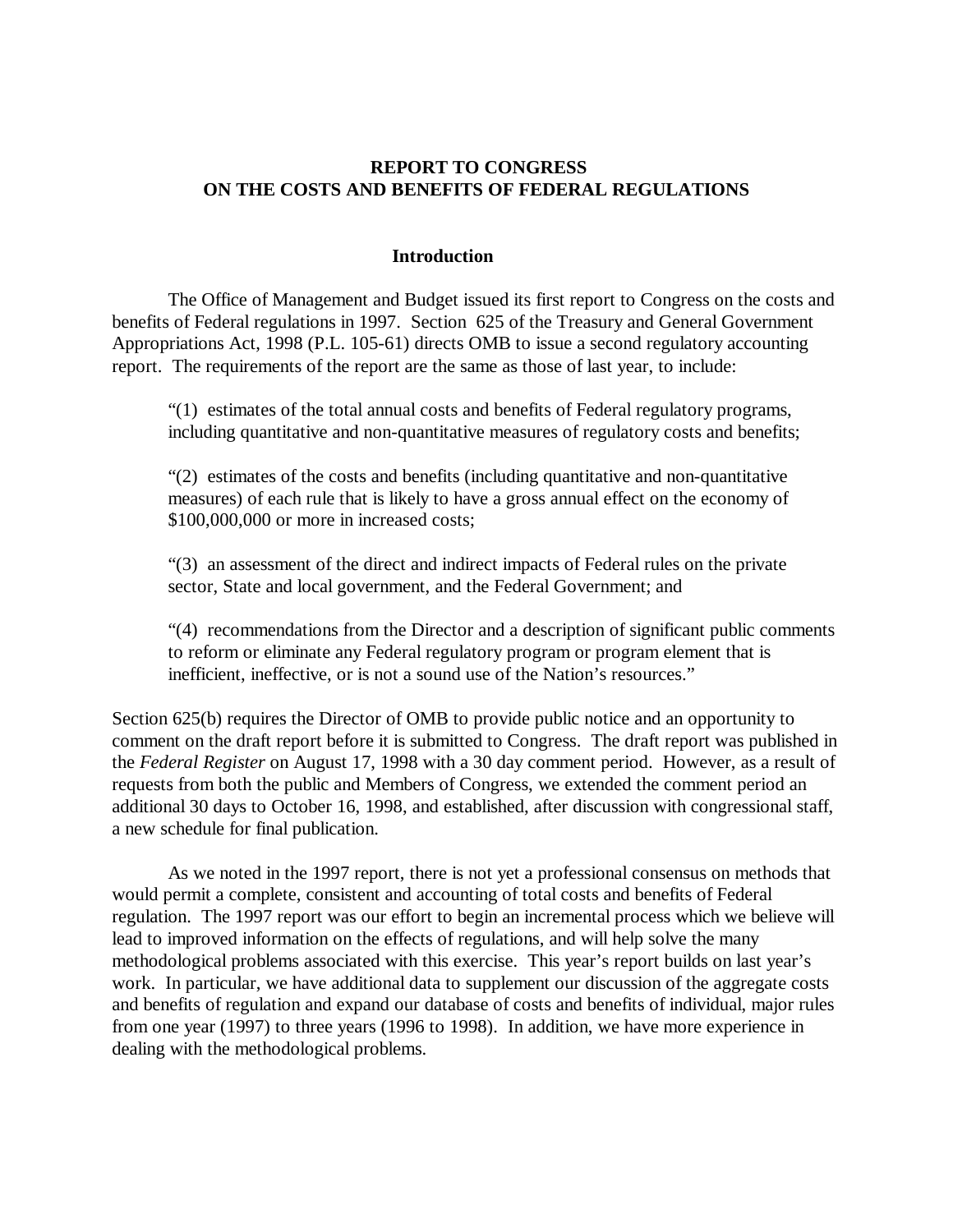# REPORT TO CONGRESS
# ON THE COSTS AND BENEFITS OF FEDERAL REGULATIONS

## Introduction

The Office of Management and Budget issued its first report to Congress on the costs and benefits of Federal regulations in 1997. Section 625 of the Treasury and General Government Appropriations Act, 1998 (P.L. 105-61) directs OMB to issue a second regulatory accounting report. The requirements of the report are the same as those of last year, to include:

> "(1) estimates of the total annual costs and benefits of Federal regulatory programs, including quantitative and non-quantitative measures of regulatory costs and benefits;
>
> "(2) estimates of the costs and benefits (including quantitative and non-quantitative measures) of each rule that is likely to have a gross annual effect on the economy of $100,000,000 or more in increased costs;
>
> "(3) an assessment of the direct and indirect impacts of Federal rules on the private sector, State and local government, and the Federal Government; and
>
> "(4) recommendations from the Director and a description of significant public comments to reform or eliminate any Federal regulatory program or program element that is inefficient, ineffective, or is not a sound use of the Nation's resources."

Section 625(b) requires the Director of OMB to provide public notice and an opportunity to comment on the draft report before it is submitted to Congress. The draft report was published in the *Federal Register* on August 17, 1998 with a 30 day comment period. However, as a result of requests from both the public and Members of Congress, we extended the comment period an additional 30 days to October 16, 1998, and established, after discussion with congressional staff, a new schedule for final publication.

As we noted in the 1997 report, there is not yet a professional consensus on methods that would permit a complete, consistent and accounting of total costs and benefits of Federal regulation. The 1997 report was our effort to begin an incremental process which we believe will lead to improved information on the effects of regulations, and will help solve the many methodological problems associated with this exercise. This year's report builds on last year's work. In particular, we have additional data to supplement our discussion of the aggregate costs and benefits of regulation and expand our database of costs and benefits of individual, major rules from one year (1997) to three years (1996 to 1998). In addition, we have more experience in dealing with the methodological problems.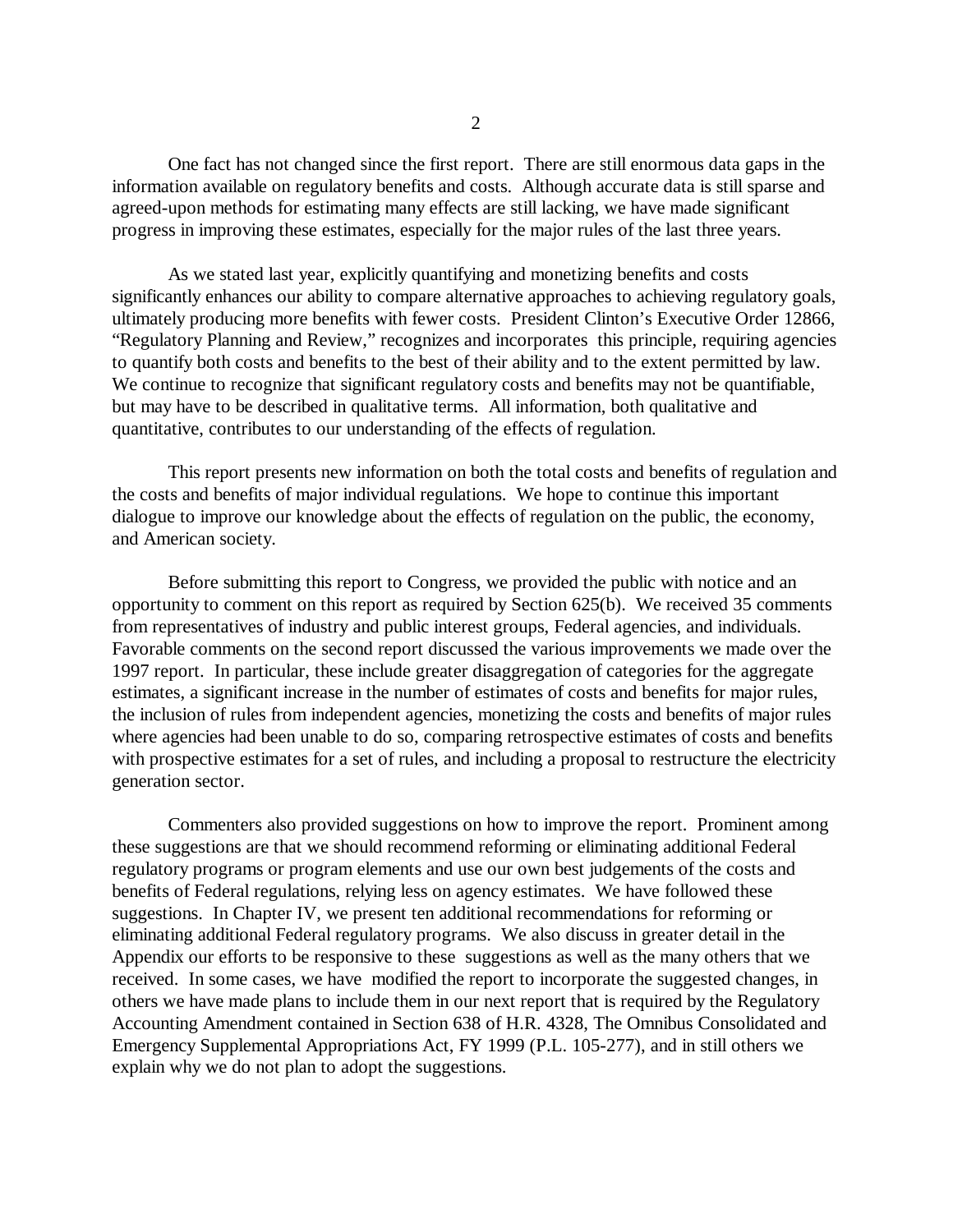One fact has not changed since the first report. There are still enormous data gaps in the information available on regulatory benefits and costs. Although accurate data is still sparse and agreed-upon methods for estimating many effects are still lacking, we have made significant progress in improving these estimates, especially for the major rules of the last three years.

As we stated last year, explicitly quantifying and monetizing benefits and costs significantly enhances our ability to compare alternative approaches to achieving regulatory goals, ultimately producing more benefits with fewer costs. President Clinton's Executive Order 12866, "Regulatory Planning and Review," recognizes and incorporates this principle, requiring agencies to quantify both costs and benefits to the best of their ability and to the extent permitted by law. We continue to recognize that significant regulatory costs and benefits may not be quantifiable, but may have to be described in qualitative terms. All information, both qualitative and quantitative, contributes to our understanding of the effects of regulation.

This report presents new information on both the total costs and benefits of regulation and the costs and benefits of major individual regulations. We hope to continue this important dialogue to improve our knowledge about the effects of regulation on the public, the economy, and American society.

Before submitting this report to Congress, we provided the public with notice and an opportunity to comment on this report as required by Section 625(b). We received 35 comments from representatives of industry and public interest groups, Federal agencies, and individuals. Favorable comments on the second report discussed the various improvements we made over the 1997 report. In particular, these include greater disaggregation of categories for the aggregate estimates, a significant increase in the number of estimates of costs and benefits for major rules, the inclusion of rules from independent agencies, monetizing the costs and benefits of major rules where agencies had been unable to do so, comparing retrospective estimates of costs and benefits with prospective estimates for a set of rules, and including a proposal to restructure the electricity generation sector.

Commenters also provided suggestions on how to improve the report. Prominent among these suggestions are that we should recommend reforming or eliminating additional Federal regulatory programs or program elements and use our own best judgements of the costs and benefits of Federal regulations, relying less on agency estimates. We have followed these suggestions. In Chapter IV, we present ten additional recommendations for reforming or eliminating additional Federal regulatory programs. We also discuss in greater detail in the Appendix our efforts to be responsive to these suggestions as well as the many others that we received. In some cases, we have modified the report to incorporate the suggested changes, in others we have made plans to include them in our next report that is required by the Regulatory Accounting Amendment contained in Section 638 of H.R. 4328, The Omnibus Consolidated and Emergency Supplemental Appropriations Act, FY 1999 (P.L. 105-277), and in still others we explain why we do not plan to adopt the suggestions.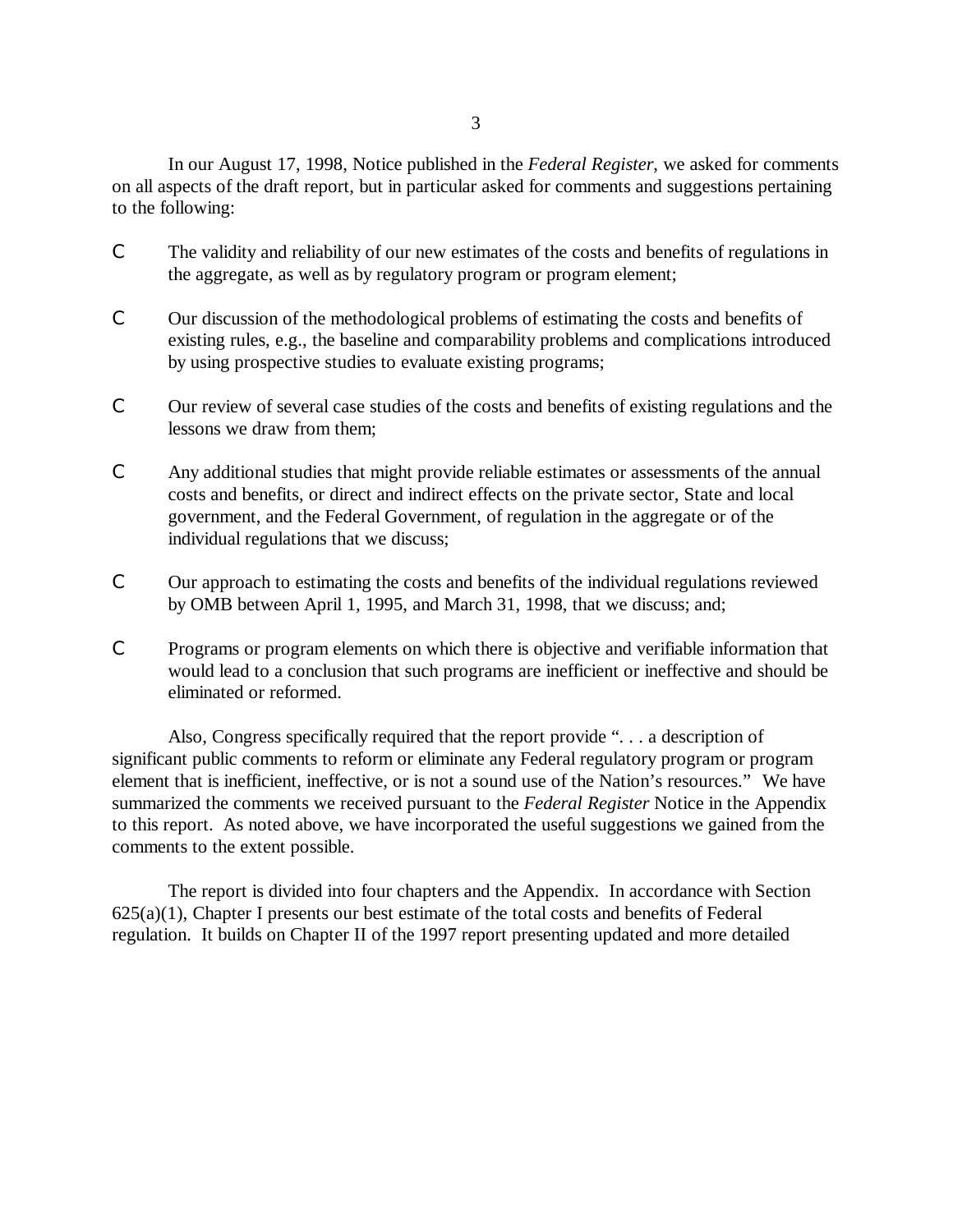In our August 17, 1998, Notice published in the *Federal Register*, we asked for comments on all aspects of the draft report, but in particular asked for comments and suggestions pertaining to the following:

- The validity and reliability of our new estimates of the costs and benefits of regulations in the aggregate, as well as by regulatory program or program element;
- Our discussion of the methodological problems of estimating the costs and benefits of existing rules, e.g., the baseline and comparability problems and complications introduced by using prospective studies to evaluate existing programs;
- Our review of several case studies of the costs and benefits of existing regulations and the lessons we draw from them;
- Any additional studies that might provide reliable estimates or assessments of the annual costs and benefits, or direct and indirect effects on the private sector, State and local government, and the Federal Government, of regulation in the aggregate or of the individual regulations that we discuss;
- Our approach to estimating the costs and benefits of the individual regulations reviewed by OMB between April 1, 1995, and March 31, 1998, that we discuss; and;
- Programs or program elements on which there is objective and verifiable information that would lead to a conclusion that such programs are inefficient or ineffective and should be eliminated or reformed.

Also, Congress specifically required that the report provide ". . . a description of significant public comments to reform or eliminate any Federal regulatory program or program element that is inefficient, ineffective, or is not a sound use of the Nation's resources." We have summarized the comments we received pursuant to the *Federal Register* Notice in the Appendix to this report. As noted above, we have incorporated the useful suggestions we gained from the comments to the extent possible.

The report is divided into four chapters and the Appendix. In accordance with Section 625(a)(1), Chapter I presents our best estimate of the total costs and benefits of Federal regulation. It builds on Chapter II of the 1997 report presenting updated and more detailed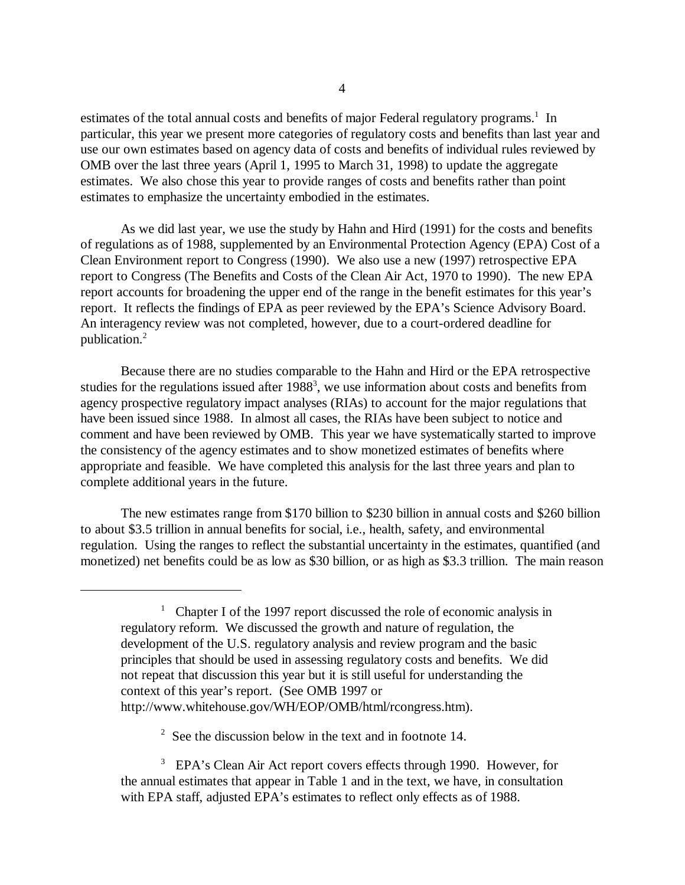estimates of the total annual costs and benefits of major Federal regulatory programs.[1] In particular, this year we present more categories of regulatory costs and benefits than last year and use our own estimates based on agency data of costs and benefits of individual rules reviewed by OMB over the last three years (April 1, 1995 to March 31, 1998) to update the aggregate estimates. We also chose this year to provide ranges of costs and benefits rather than point estimates to emphasize the uncertainty embodied in the estimates.

As we did last year, we use the study by Hahn and Hird (1991) for the costs and benefits of regulations as of 1988, supplemented by an Environmental Protection Agency (EPA) Cost of a Clean Environment report to Congress (1990). We also use a new (1997) retrospective EPA report to Congress (The Benefits and Costs of the Clean Air Act, 1970 to 1990). The new EPA report accounts for broadening the upper end of the range in the benefit estimates for this year's report. It reflects the findings of EPA as peer reviewed by the EPA's Science Advisory Board. An interagency review was not completed, however, due to a court-ordered deadline for publication.[2]

Because there are no studies comparable to the Hahn and Hird or the EPA retrospective studies for the regulations issued after 1988[3], we use information about costs and benefits from agency prospective regulatory impact analyses (RIAs) to account for the major regulations that have been issued since 1988. In almost all cases, the RIAs have been subject to notice and comment and have been reviewed by OMB. This year we have systematically started to improve the consistency of the agency estimates and to show monetized estimates of benefits where appropriate and feasible. We have completed this analysis for the last three years and plan to complete additional years in the future.

The new estimates range from $170 billion to $230 billion in annual costs and $260 billion to about $3.5 trillion in annual benefits for social, i.e., health, safety, and environmental regulation. Using the ranges to reflect the substantial uncertainty in the estimates, quantified (and monetized) net benefits could be as low as $30 billion, or as high as $3.3 trillion. The main reason

---

[1] Chapter I of the 1997 report discussed the role of economic analysis in regulatory reform. We discussed the growth and nature of regulation, the development of the U.S. regulatory analysis and review program and the basic principles that should be used in assessing regulatory costs and benefits. We did not repeat that discussion this year but it is still useful for understanding the context of this year's report. (See OMB 1997 or http://www.whitehouse.gov/WH/EOP/OMB/html/rcongress.htm).

[2] See the discussion below in the text and in footnote 14.

[3] EPA's Clean Air Act report covers effects through 1990. However, for the annual estimates that appear in Table 1 and in the text, we have, in consultation with EPA staff, adjusted EPA's estimates to reflect only effects as of 1988.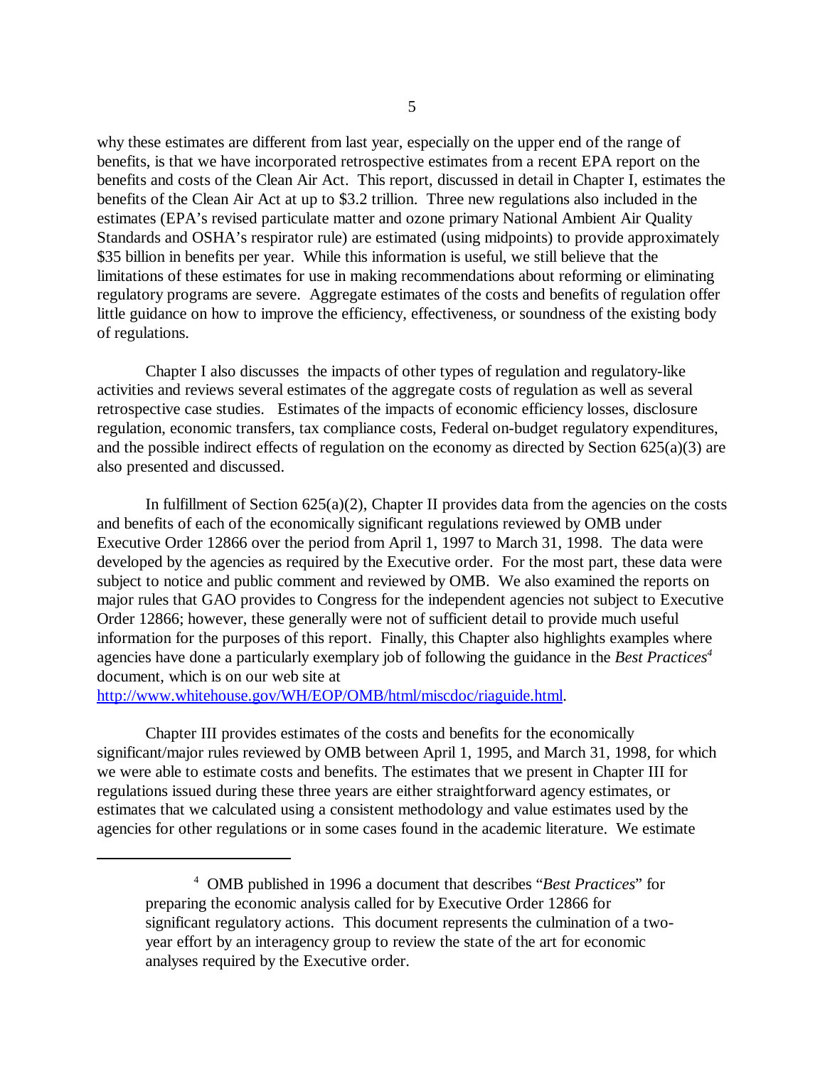why these estimates are different from last year, especially on the upper end of the range of benefits, is that we have incorporated retrospective estimates from a recent EPA report on the benefits and costs of the Clean Air Act. This report, discussed in detail in Chapter I, estimates the benefits of the Clean Air Act at up to $3.2 trillion. Three new regulations also included in the estimates (EPA's revised particulate matter and ozone primary National Ambient Air Quality Standards and OSHA's respirator rule) are estimated (using midpoints) to provide approximately $35 billion in benefits per year. While this information is useful, we still believe that the limitations of these estimates for use in making recommendations about reforming or eliminating regulatory programs are severe. Aggregate estimates of the costs and benefits of regulation offer little guidance on how to improve the efficiency, effectiveness, or soundness of the existing body of regulations.

Chapter I also discusses the impacts of other types of regulation and regulatory-like activities and reviews several estimates of the aggregate costs of regulation as well as several retrospective case studies. Estimates of the impacts of economic efficiency losses, disclosure regulation, economic transfers, tax compliance costs, Federal on-budget regulatory expenditures, and the possible indirect effects of regulation on the economy as directed by Section 625(a)(3) are also presented and discussed.

In fulfillment of Section 625(a)(2), Chapter II provides data from the agencies on the costs and benefits of each of the economically significant regulations reviewed by OMB under Executive Order 12866 over the period from April 1, 1997 to March 31, 1998. The data were developed by the agencies as required by the Executive order. For the most part, these data were subject to notice and public comment and reviewed by OMB. We also examined the reports on major rules that GAO provides to Congress for the independent agencies not subject to Executive Order 12866; however, these generally were not of sufficient detail to provide much useful information for the purposes of this report. Finally, this Chapter also highlights examples where agencies have done a particularly exemplary job of following the guidance in the *Best Practices*[4] document, which is on our web site at http://www.whitehouse.gov/WH/EOP/OMB/html/miscdoc/riaguide.html.

Chapter III provides estimates of the costs and benefits for the economically significant/major rules reviewed by OMB between April 1, 1995, and March 31, 1998, for which we were able to estimate costs and benefits. The estimates that we present in Chapter III for regulations issued during these three years are either straightforward agency estimates, or estimates that we calculated using a consistent methodology and value estimates used by the agencies for other regulations or in some cases found in the academic literature. We estimate

---

[4] OMB published in 1996 a document that describes "*Best Practices*" for preparing the economic analysis called for by Executive Order 12866 for significant regulatory actions. This document represents the culmination of a two-year effort by an interagency group to review the state of the art for economic analyses required by the Executive order.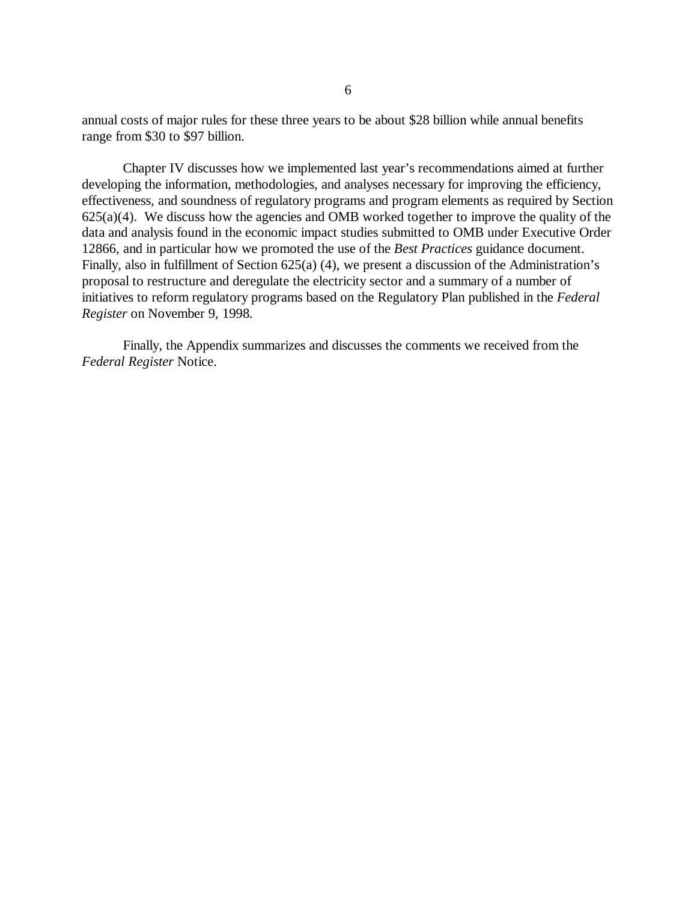annual costs of major rules for these three years to be about $28 billion while annual benefits range from $30 to $97 billion.

Chapter IV discusses how we implemented last year's recommendations aimed at further developing the information, methodologies, and analyses necessary for improving the efficiency, effectiveness, and soundness of regulatory programs and program elements as required by Section 625(a)(4). We discuss how the agencies and OMB worked together to improve the quality of the data and analysis found in the economic impact studies submitted to OMB under Executive Order 12866, and in particular how we promoted the use of the *Best Practices* guidance document. Finally, also in fulfillment of Section 625(a) (4), we present a discussion of the Administration's proposal to restructure and deregulate the electricity sector and a summary of a number of initiatives to reform regulatory programs based on the Regulatory Plan published in the *Federal Register* on November 9, 1998.

Finally, the Appendix summarizes and discusses the comments we received from the *Federal Register* Notice.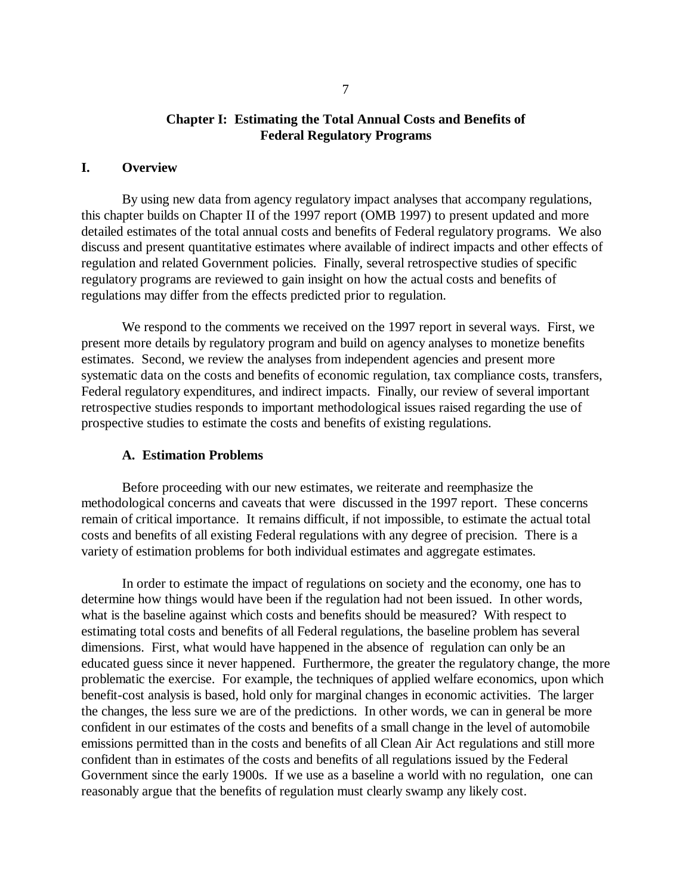# Chapter I: Estimating the Total Annual Costs and Benefits of Federal Regulatory Programs

## I. Overview

By using new data from agency regulatory impact analyses that accompany regulations, this chapter builds on Chapter II of the 1997 report (OMB 1997) to present updated and more detailed estimates of the total annual costs and benefits of Federal regulatory programs. We also discuss and present quantitative estimates where available of indirect impacts and other effects of regulation and related Government policies. Finally, several retrospective studies of specific regulatory programs are reviewed to gain insight on how the actual costs and benefits of regulations may differ from the effects predicted prior to regulation.

We respond to the comments we received on the 1997 report in several ways. First, we present more details by regulatory program and build on agency analyses to monetize benefits estimates. Second, we review the analyses from independent agencies and present more systematic data on the costs and benefits of economic regulation, tax compliance costs, transfers, Federal regulatory expenditures, and indirect impacts. Finally, our review of several important retrospective studies responds to important methodological issues raised regarding the use of prospective studies to estimate the costs and benefits of existing regulations.

### A. Estimation Problems

Before proceeding with our new estimates, we reiterate and reemphasize the methodological concerns and caveats that were discussed in the 1997 report. These concerns remain of critical importance. It remains difficult, if not impossible, to estimate the actual total costs and benefits of all existing Federal regulations with any degree of precision. There is a variety of estimation problems for both individual estimates and aggregate estimates.

In order to estimate the impact of regulations on society and the economy, one has to determine how things would have been if the regulation had not been issued. In other words, what is the baseline against which costs and benefits should be measured? With respect to estimating total costs and benefits of all Federal regulations, the baseline problem has several dimensions. First, what would have happened in the absence of regulation can only be an educated guess since it never happened. Furthermore, the greater the regulatory change, the more problematic the exercise. For example, the techniques of applied welfare economics, upon which benefit-cost analysis is based, hold only for marginal changes in economic activities. The larger the changes, the less sure we are of the predictions. In other words, we can in general be more confident in our estimates of the costs and benefits of a small change in the level of automobile emissions permitted than in the costs and benefits of all Clean Air Act regulations and still more confident than in estimates of the costs and benefits of all regulations issued by the Federal Government since the early 1900s. If we use as a baseline a world with no regulation, one can reasonably argue that the benefits of regulation must clearly swamp any likely cost.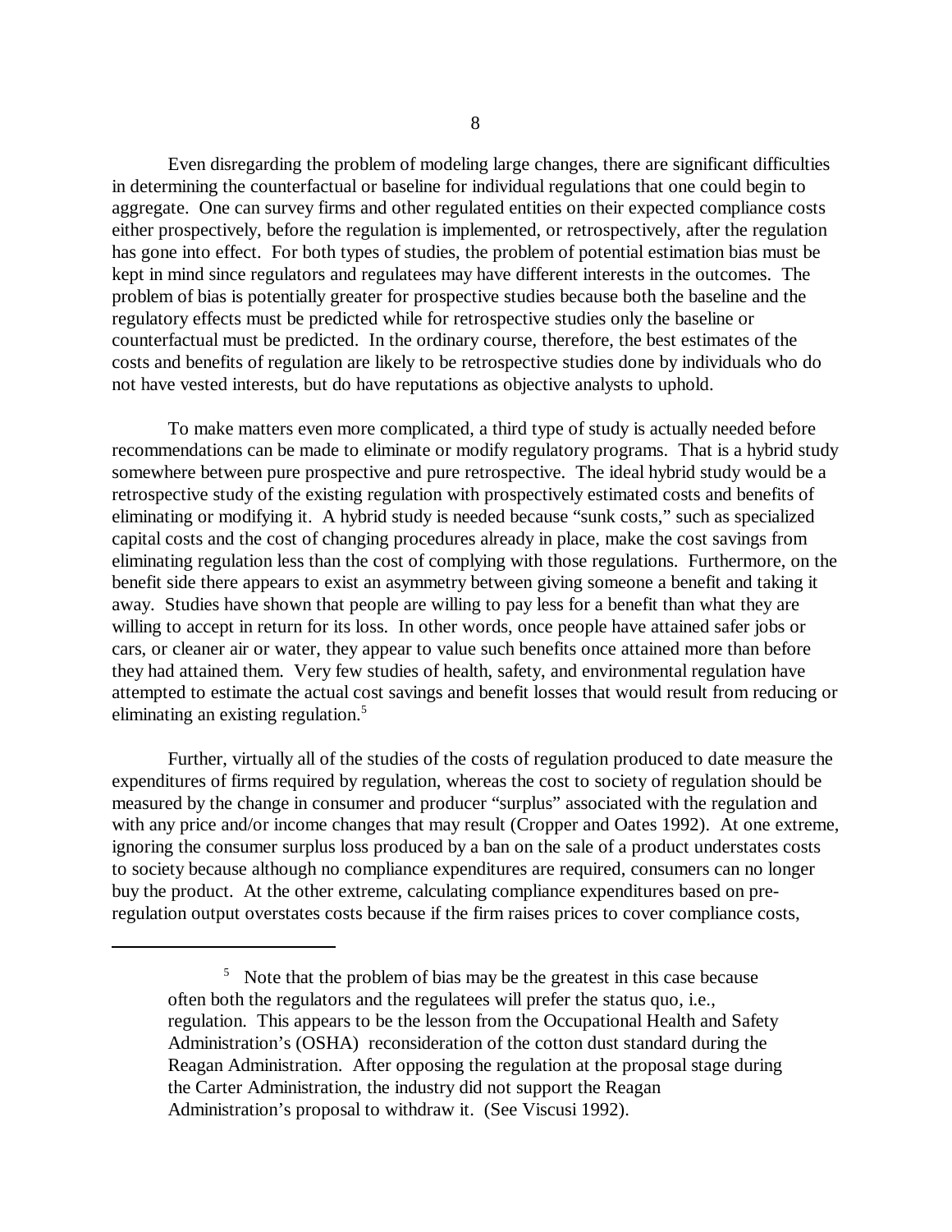Even disregarding the problem of modeling large changes, there are significant difficulties in determining the counterfactual or baseline for individual regulations that one could begin to aggregate. One can survey firms and other regulated entities on their expected compliance costs either prospectively, before the regulation is implemented, or retrospectively, after the regulation has gone into effect. For both types of studies, the problem of potential estimation bias must be kept in mind since regulators and regulatees may have different interests in the outcomes. The problem of bias is potentially greater for prospective studies because both the baseline and the regulatory effects must be predicted while for retrospective studies only the baseline or counterfactual must be predicted. In the ordinary course, therefore, the best estimates of the costs and benefits of regulation are likely to be retrospective studies done by individuals who do not have vested interests, but do have reputations as objective analysts to uphold.

To make matters even more complicated, a third type of study is actually needed before recommendations can be made to eliminate or modify regulatory programs. That is a hybrid study somewhere between pure prospective and pure retrospective. The ideal hybrid study would be a retrospective study of the existing regulation with prospectively estimated costs and benefits of eliminating or modifying it. A hybrid study is needed because "sunk costs," such as specialized capital costs and the cost of changing procedures already in place, make the cost savings from eliminating regulation less than the cost of complying with those regulations. Furthermore, on the benefit side there appears to exist an asymmetry between giving someone a benefit and taking it away. Studies have shown that people are willing to pay less for a benefit than what they are willing to accept in return for its loss. In other words, once people have attained safer jobs or cars, or cleaner air or water, they appear to value such benefits once attained more than before they had attained them. Very few studies of health, safety, and environmental regulation have attempted to estimate the actual cost savings and benefit losses that would result from reducing or eliminating an existing regulation.[5]

Further, virtually all of the studies of the costs of regulation produced to date measure the expenditures of firms required by regulation, whereas the cost to society of regulation should be measured by the change in consumer and producer "surplus" associated with the regulation and with any price and/or income changes that may result (Cropper and Oates 1992). At one extreme, ignoring the consumer surplus loss produced by a ban on the sale of a product understates costs to society because although no compliance expenditures are required, consumers can no longer buy the product. At the other extreme, calculating compliance expenditures based on pre-regulation output overstates costs because if the firm raises prices to cover compliance costs,

---

[5] Note that the problem of bias may be the greatest in this case because often both the regulators and the regulatees will prefer the status quo, i.e., regulation. This appears to be the lesson from the Occupational Health and Safety Administration's (OSHA) reconsideration of the cotton dust standard during the Reagan Administration. After opposing the regulation at the proposal stage during the Carter Administration, the industry did not support the Reagan Administration's proposal to withdraw it. (See Viscusi 1992).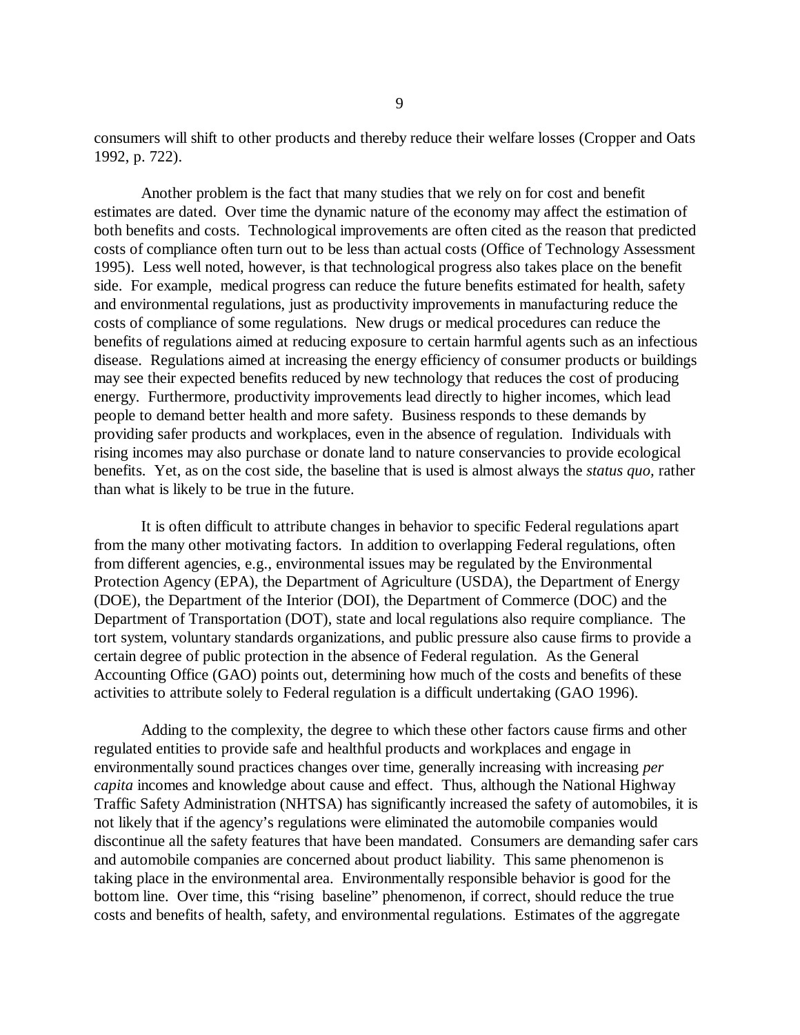consumers will shift to other products and thereby reduce their welfare losses (Cropper and Oats 1992, p. 722).

Another problem is the fact that many studies that we rely on for cost and benefit estimates are dated. Over time the dynamic nature of the economy may affect the estimation of both benefits and costs. Technological improvements are often cited as the reason that predicted costs of compliance often turn out to be less than actual costs (Office of Technology Assessment 1995). Less well noted, however, is that technological progress also takes place on the benefit side. For example, medical progress can reduce the future benefits estimated for health, safety and environmental regulations, just as productivity improvements in manufacturing reduce the costs of compliance of some regulations. New drugs or medical procedures can reduce the benefits of regulations aimed at reducing exposure to certain harmful agents such as an infectious disease. Regulations aimed at increasing the energy efficiency of consumer products or buildings may see their expected benefits reduced by new technology that reduces the cost of producing energy. Furthermore, productivity improvements lead directly to higher incomes, which lead people to demand better health and more safety. Business responds to these demands by providing safer products and workplaces, even in the absence of regulation. Individuals with rising incomes may also purchase or donate land to nature conservancies to provide ecological benefits. Yet, as on the cost side, the baseline that is used is almost always the *status quo*, rather than what is likely to be true in the future.

It is often difficult to attribute changes in behavior to specific Federal regulations apart from the many other motivating factors. In addition to overlapping Federal regulations, often from different agencies, e.g., environmental issues may be regulated by the Environmental Protection Agency (EPA), the Department of Agriculture (USDA), the Department of Energy (DOE), the Department of the Interior (DOI), the Department of Commerce (DOC) and the Department of Transportation (DOT), state and local regulations also require compliance. The tort system, voluntary standards organizations, and public pressure also cause firms to provide a certain degree of public protection in the absence of Federal regulation. As the General Accounting Office (GAO) points out, determining how much of the costs and benefits of these activities to attribute solely to Federal regulation is a difficult undertaking (GAO 1996).

Adding to the complexity, the degree to which these other factors cause firms and other regulated entities to provide safe and healthful products and workplaces and engage in environmentally sound practices changes over time, generally increasing with increasing *per capita* incomes and knowledge about cause and effect. Thus, although the National Highway Traffic Safety Administration (NHTSA) has significantly increased the safety of automobiles, it is not likely that if the agency's regulations were eliminated the automobile companies would discontinue all the safety features that have been mandated. Consumers are demanding safer cars and automobile companies are concerned about product liability. This same phenomenon is taking place in the environmental area. Environmentally responsible behavior is good for the bottom line. Over time, this "rising baseline" phenomenon, if correct, should reduce the true costs and benefits of health, safety, and environmental regulations. Estimates of the aggregate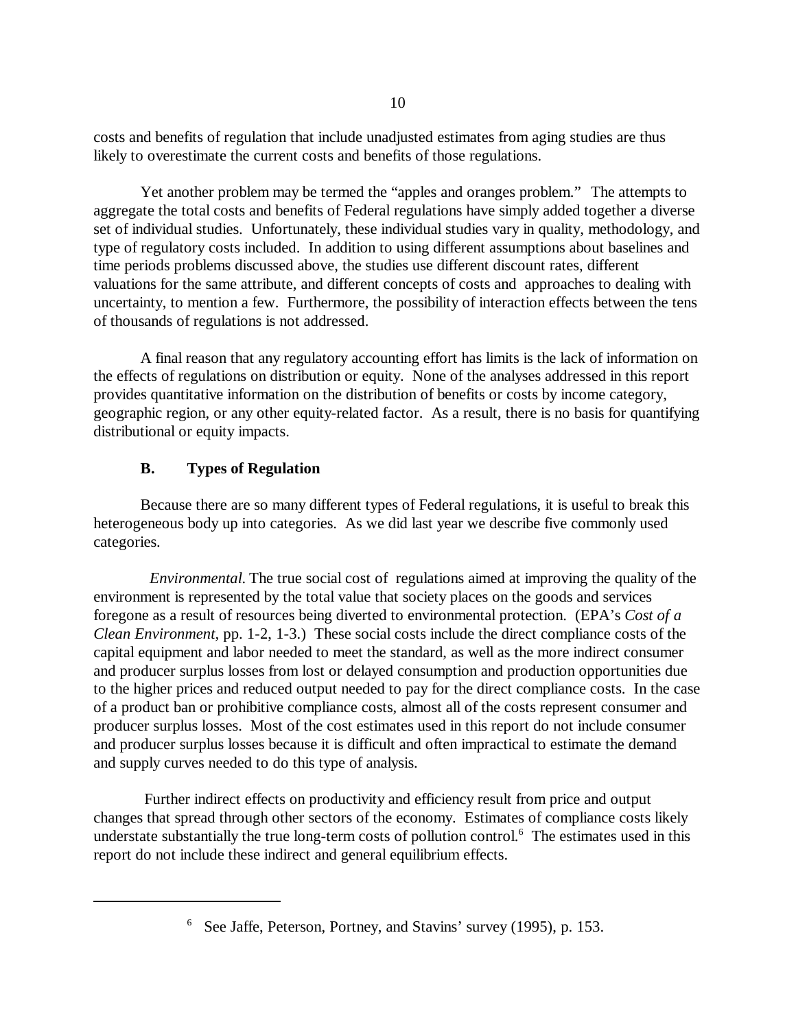costs and benefits of regulation that include unadjusted estimates from aging studies are thus likely to overestimate the current costs and benefits of those regulations.

Yet another problem may be termed the "apples and oranges problem." The attempts to aggregate the total costs and benefits of Federal regulations have simply added together a diverse set of individual studies. Unfortunately, these individual studies vary in quality, methodology, and type of regulatory costs included. In addition to using different assumptions about baselines and time periods problems discussed above, the studies use different discount rates, different valuations for the same attribute, and different concepts of costs and approaches to dealing with uncertainty, to mention a few. Furthermore, the possibility of interaction effects between the tens of thousands of regulations is not addressed.

A final reason that any regulatory accounting effort has limits is the lack of information on the effects of regulations on distribution or equity. None of the analyses addressed in this report provides quantitative information on the distribution of benefits or costs by income category, geographic region, or any other equity-related factor. As a result, there is no basis for quantifying distributional or equity impacts.

### B. Types of Regulation

Because there are so many different types of Federal regulations, it is useful to break this heterogeneous body up into categories. As we did last year we describe five commonly used categories.

*Environmental.* The true social cost of regulations aimed at improving the quality of the environment is represented by the total value that society places on the goods and services foregone as a result of resources being diverted to environmental protection. (EPA's *Cost of a Clean Environment*, pp. 1-2, 1-3.) These social costs include the direct compliance costs of the capital equipment and labor needed to meet the standard, as well as the more indirect consumer and producer surplus losses from lost or delayed consumption and production opportunities due to the higher prices and reduced output needed to pay for the direct compliance costs. In the case of a product ban or prohibitive compliance costs, almost all of the costs represent consumer and producer surplus losses. Most of the cost estimates used in this report do not include consumer and producer surplus losses because it is difficult and often impractical to estimate the demand and supply curves needed to do this type of analysis.

Further indirect effects on productivity and efficiency result from price and output changes that spread through other sectors of the economy. Estimates of compliance costs likely understate substantially the true long-term costs of pollution control.[6] The estimates used in this report do not include these indirect and general equilibrium effects.

---

[6] See Jaffe, Peterson, Portney, and Stavins' survey (1995), p. 153.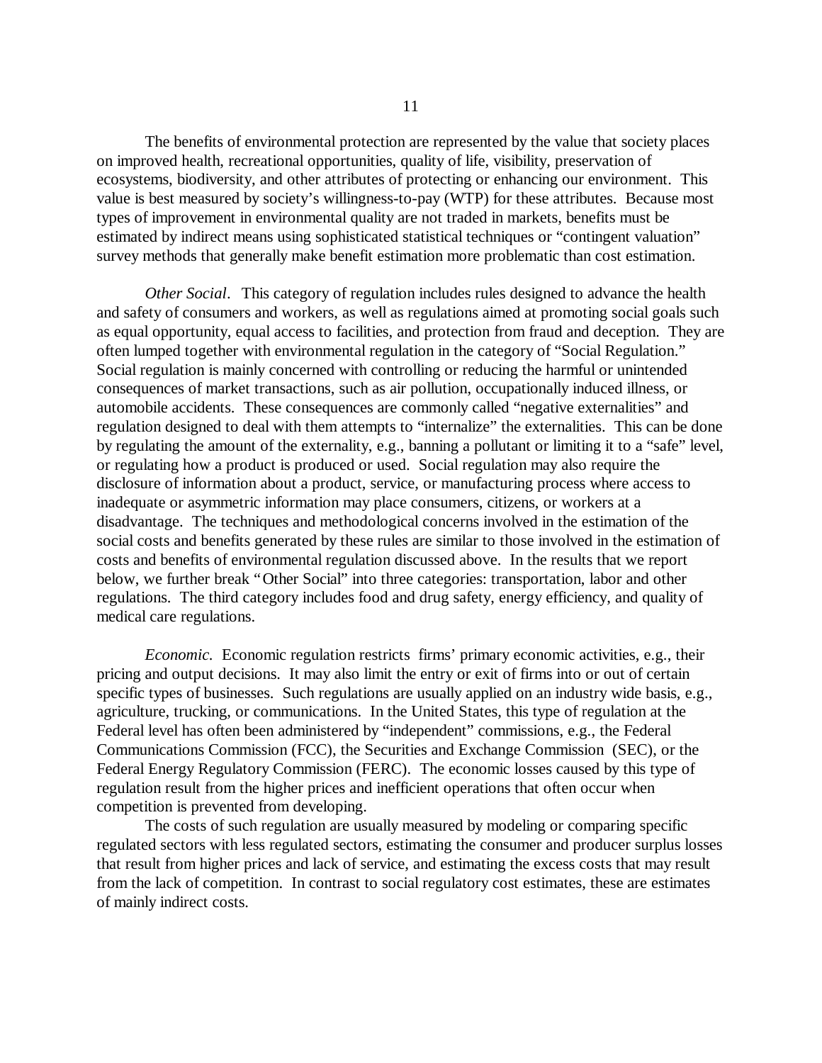The benefits of environmental protection are represented by the value that society places on improved health, recreational opportunities, quality of life, visibility, preservation of ecosystems, biodiversity, and other attributes of protecting or enhancing our environment. This value is best measured by society's willingness-to-pay (WTP) for these attributes. Because most types of improvement in environmental quality are not traded in markets, benefits must be estimated by indirect means using sophisticated statistical techniques or "contingent valuation" survey methods that generally make benefit estimation more problematic than cost estimation.

*Other Social*. This category of regulation includes rules designed to advance the health and safety of consumers and workers, as well as regulations aimed at promoting social goals such as equal opportunity, equal access to facilities, and protection from fraud and deception. They are often lumped together with environmental regulation in the category of "Social Regulation." Social regulation is mainly concerned with controlling or reducing the harmful or unintended consequences of market transactions, such as air pollution, occupationally induced illness, or automobile accidents. These consequences are commonly called "negative externalities" and regulation designed to deal with them attempts to "internalize" the externalities. This can be done by regulating the amount of the externality, e.g., banning a pollutant or limiting it to a "safe" level, or regulating how a product is produced or used. Social regulation may also require the disclosure of information about a product, service, or manufacturing process where access to inadequate or asymmetric information may place consumers, citizens, or workers at a disadvantage. The techniques and methodological concerns involved in the estimation of the social costs and benefits generated by these rules are similar to those involved in the estimation of costs and benefits of environmental regulation discussed above. In the results that we report below, we further break "Other Social" into three categories: transportation, labor and other regulations. The third category includes food and drug safety, energy efficiency, and quality of medical care regulations.

*Economic.* Economic regulation restricts firms' primary economic activities, e.g., their pricing and output decisions. It may also limit the entry or exit of firms into or out of certain specific types of businesses. Such regulations are usually applied on an industry wide basis, e.g., agriculture, trucking, or communications. In the United States, this type of regulation at the Federal level has often been administered by "independent" commissions, e.g., the Federal Communications Commission (FCC), the Securities and Exchange Commission (SEC), or the Federal Energy Regulatory Commission (FERC). The economic losses caused by this type of regulation result from the higher prices and inefficient operations that often occur when competition is prevented from developing.

The costs of such regulation are usually measured by modeling or comparing specific regulated sectors with less regulated sectors, estimating the consumer and producer surplus losses that result from higher prices and lack of service, and estimating the excess costs that may result from the lack of competition. In contrast to social regulatory cost estimates, these are estimates of mainly indirect costs.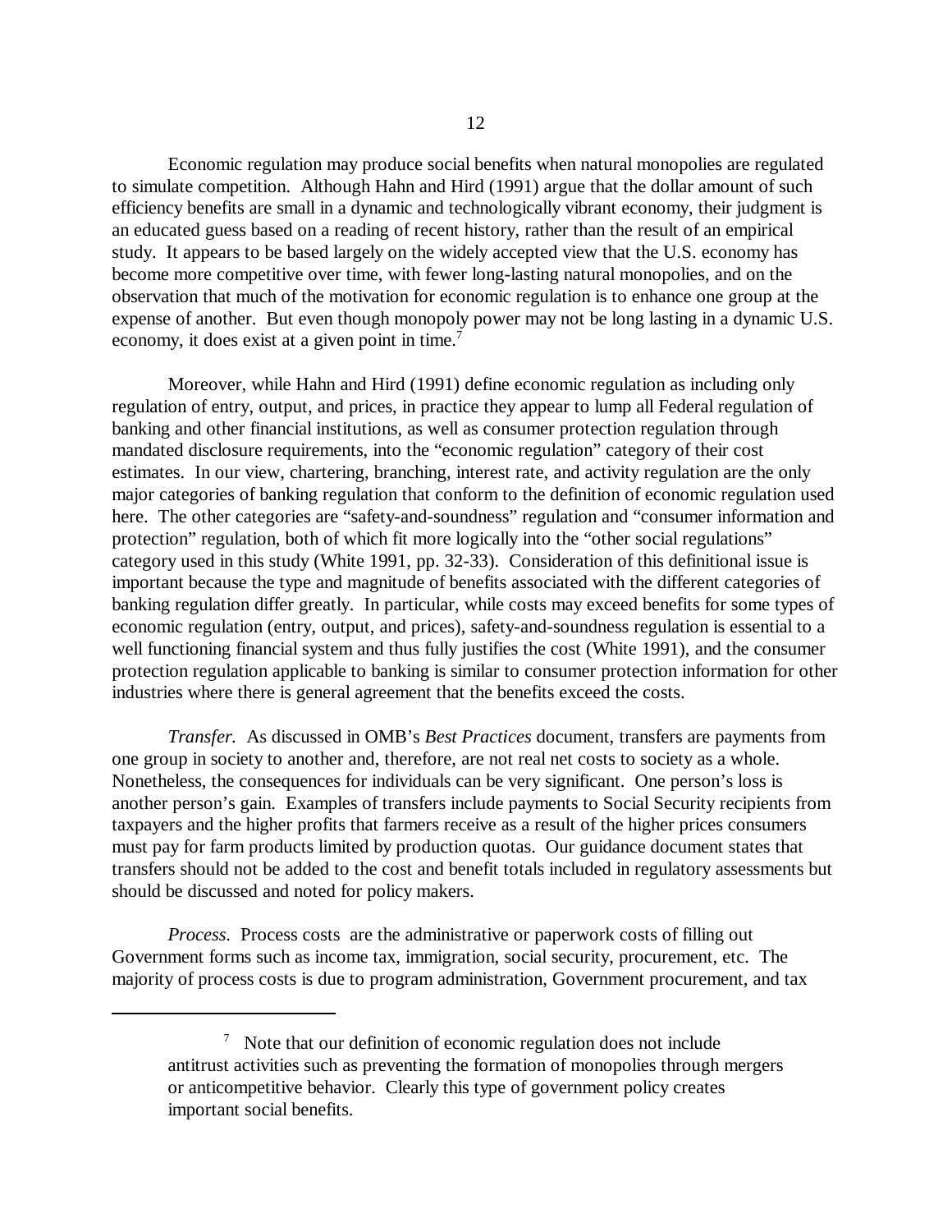Economic regulation may produce social benefits when natural monopolies are regulated to simulate competition. Although Hahn and Hird (1991) argue that the dollar amount of such efficiency benefits are small in a dynamic and technologically vibrant economy, their judgment is an educated guess based on a reading of recent history, rather than the result of an empirical study. It appears to be based largely on the widely accepted view that the U.S. economy has become more competitive over time, with fewer long-lasting natural monopolies, and on the observation that much of the motivation for economic regulation is to enhance one group at the expense of another. But even though monopoly power may not be long lasting in a dynamic U.S. economy, it does exist at a given point in time.[7]

Moreover, while Hahn and Hird (1991) define economic regulation as including only regulation of entry, output, and prices, in practice they appear to lump all Federal regulation of banking and other financial institutions, as well as consumer protection regulation through mandated disclosure requirements, into the "economic regulation" category of their cost estimates. In our view, chartering, branching, interest rate, and activity regulation are the only major categories of banking regulation that conform to the definition of economic regulation used here. The other categories are "safety-and-soundness" regulation and "consumer information and protection" regulation, both of which fit more logically into the "other social regulations" category used in this study (White 1991, pp. 32-33). Consideration of this definitional issue is important because the type and magnitude of benefits associated with the different categories of banking regulation differ greatly. In particular, while costs may exceed benefits for some types of economic regulation (entry, output, and prices), safety-and-soundness regulation is essential to a well functioning financial system and thus fully justifies the cost (White 1991), and the consumer protection regulation applicable to banking is similar to consumer protection information for other industries where there is general agreement that the benefits exceed the costs.

*Transfer.* As discussed in OMB's *Best Practices* document, transfers are payments from one group in society to another and, therefore, are not real net costs to society as a whole. Nonetheless, the consequences for individuals can be very significant. One person's loss is another person's gain. Examples of transfers include payments to Social Security recipients from taxpayers and the higher profits that farmers receive as a result of the higher prices consumers must pay for farm products limited by production quotas. Our guidance document states that transfers should not be added to the cost and benefit totals included in regulatory assessments but should be discussed and noted for policy makers.

*Process.* Process costs are the administrative or paperwork costs of filling out Government forms such as income tax, immigration, social security, procurement, etc. The majority of process costs is due to program administration, Government procurement, and tax

---

[7] Note that our definition of economic regulation does not include antitrust activities such as preventing the formation of monopolies through mergers or anticompetitive behavior. Clearly this type of government policy creates important social benefits.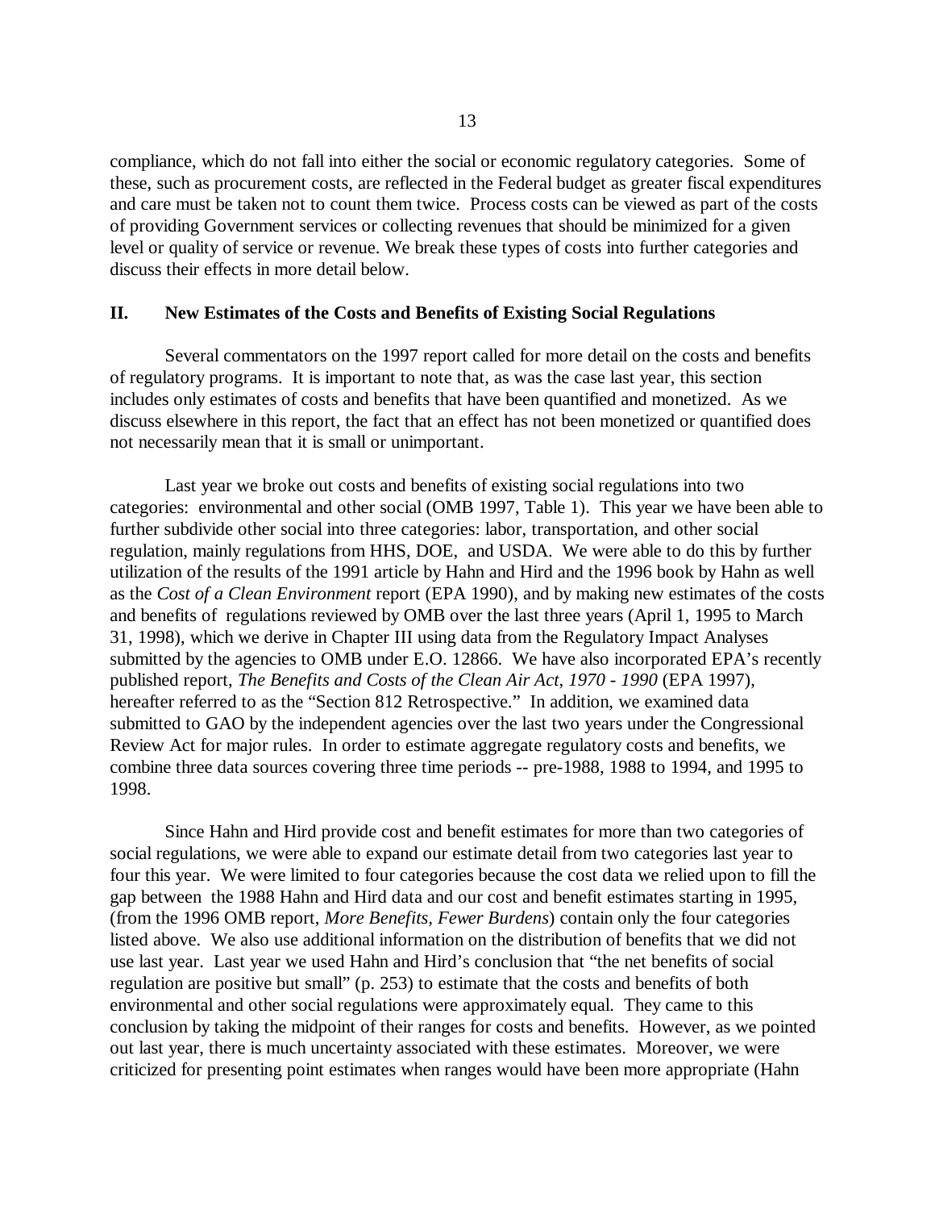compliance, which do not fall into either the social or economic regulatory categories. Some of these, such as procurement costs, are reflected in the Federal budget as greater fiscal expenditures and care must be taken not to count them twice. Process costs can be viewed as part of the costs of providing Government services or collecting revenues that should be minimized for a given level or quality of service or revenue. We break these types of costs into further categories and discuss their effects in more detail below.

## II. New Estimates of the Costs and Benefits of Existing Social Regulations

Several commentators on the 1997 report called for more detail on the costs and benefits of regulatory programs. It is important to note that, as was the case last year, this section includes only estimates of costs and benefits that have been quantified and monetized. As we discuss elsewhere in this report, the fact that an effect has not been monetized or quantified does not necessarily mean that it is small or unimportant.

Last year we broke out costs and benefits of existing social regulations into two categories: environmental and other social (OMB 1997, Table 1). This year we have been able to further subdivide other social into three categories: labor, transportation, and other social regulation, mainly regulations from HHS, DOE, and USDA. We were able to do this by further utilization of the results of the 1991 article by Hahn and Hird and the 1996 book by Hahn as well as the *Cost of a Clean Environment* report (EPA 1990), and by making new estimates of the costs and benefits of regulations reviewed by OMB over the last three years (April 1, 1995 to March 31, 1998), which we derive in Chapter III using data from the Regulatory Impact Analyses submitted by the agencies to OMB under E.O. 12866. We have also incorporated EPA's recently published report, *The Benefits and Costs of the Clean Air Act, 1970 - 1990* (EPA 1997), hereafter referred to as the "Section 812 Retrospective." In addition, we examined data submitted to GAO by the independent agencies over the last two years under the Congressional Review Act for major rules. In order to estimate aggregate regulatory costs and benefits, we combine three data sources covering three time periods -- pre-1988, 1988 to 1994, and 1995 to 1998.

Since Hahn and Hird provide cost and benefit estimates for more than two categories of social regulations, we were able to expand our estimate detail from two categories last year to four this year. We were limited to four categories because the cost data we relied upon to fill the gap between the 1988 Hahn and Hird data and our cost and benefit estimates starting in 1995, (from the 1996 OMB report, *More Benefits, Fewer Burdens*) contain only the four categories listed above. We also use additional information on the distribution of benefits that we did not use last year. Last year we used Hahn and Hird's conclusion that "the net benefits of social regulation are positive but small" (p. 253) to estimate that the costs and benefits of both environmental and other social regulations were approximately equal. They came to this conclusion by taking the midpoint of their ranges for costs and benefits. However, as we pointed out last year, there is much uncertainty associated with these estimates. Moreover, we were criticized for presenting point estimates when ranges would have been more appropriate (Hahn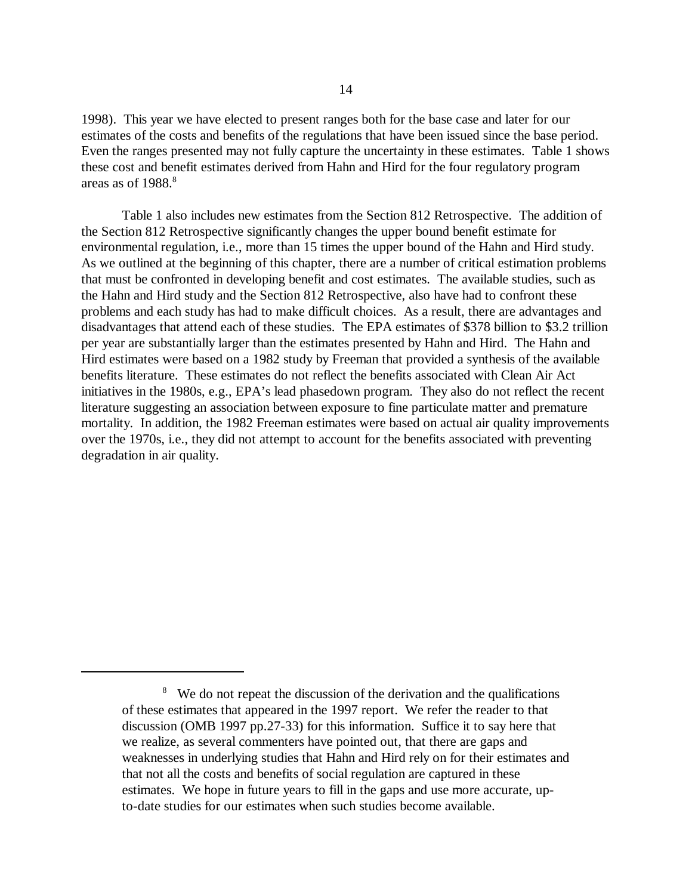1998). This year we have elected to present ranges both for the base case and later for our estimates of the costs and benefits of the regulations that have been issued since the base period. Even the ranges presented may not fully capture the uncertainty in these estimates. Table 1 shows these cost and benefit estimates derived from Hahn and Hird for the four regulatory program areas as of 1988.[8]

Table 1 also includes new estimates from the Section 812 Retrospective. The addition of the Section 812 Retrospective significantly changes the upper bound benefit estimate for environmental regulation, i.e., more than 15 times the upper bound of the Hahn and Hird study. As we outlined at the beginning of this chapter, there are a number of critical estimation problems that must be confronted in developing benefit and cost estimates. The available studies, such as the Hahn and Hird study and the Section 812 Retrospective, also have had to confront these problems and each study has had to make difficult choices. As a result, there are advantages and disadvantages that attend each of these studies. The EPA estimates of $378 billion to $3.2 trillion per year are substantially larger than the estimates presented by Hahn and Hird. The Hahn and Hird estimates were based on a 1982 study by Freeman that provided a synthesis of the available benefits literature. These estimates do not reflect the benefits associated with Clean Air Act initiatives in the 1980s, e.g., EPA's lead phasedown program. They also do not reflect the recent literature suggesting an association between exposure to fine particulate matter and premature mortality. In addition, the 1982 Freeman estimates were based on actual air quality improvements over the 1970s, i.e., they did not attempt to account for the benefits associated with preventing degradation in air quality.

---

[8] We do not repeat the discussion of the derivation and the qualifications of these estimates that appeared in the 1997 report. We refer the reader to that discussion (OMB 1997 pp.27-33) for this information. Suffice it to say here that we realize, as several commenters have pointed out, that there are gaps and weaknesses in underlying studies that Hahn and Hird rely on for their estimates and that not all the costs and benefits of social regulation are captured in these estimates. We hope in future years to fill in the gaps and use more accurate, up-to-date studies for our estimates when such studies become available.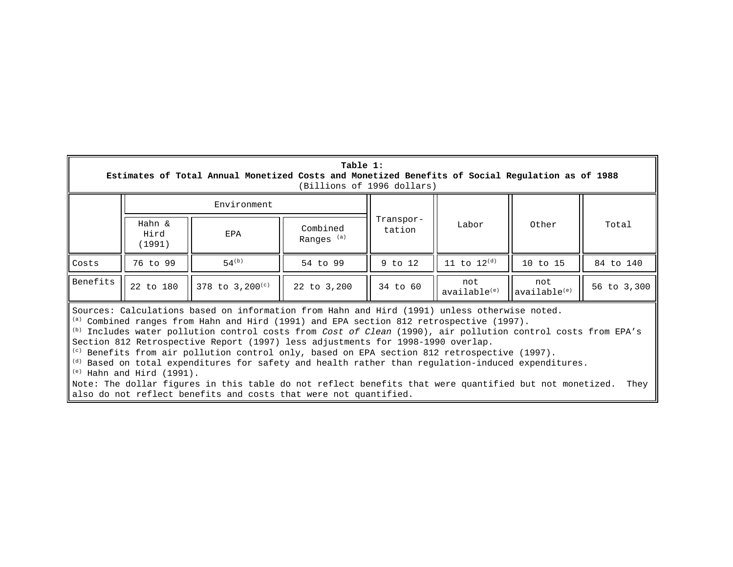**Table 1:**
**Estimates of Total Annual Monetized Costs and Monetized Benefits of Social Regulation as of 1988**
(Billions of 1996 dollars)

| | Environment | | | Transpor-tation | Labor | Other | Total |
|---|---|---|---|---|---|---|---|
| | Hahn & Hird (1991) | EPA | Combined Ranges [(a)] | | | | |
| Costs | 76 to 99 | 54[(b)] | 54 to 99 | 9 to 12 | 11 to 12[(d)] | 10 to 15 | 84 to 140 |
| Benefits | 22 to 180 | 378 to 3,200[(c)] | 22 to 3,200 | 34 to 60 | not available[(e)] | not available[(e)] | 56 to 3,300 |

Sources: Calculations based on information from Hahn and Hird (1991) unless otherwise noted.
[(a)] Combined ranges from Hahn and Hird (1991) and EPA section 812 retrospective (1997).
[(b)] Includes water pollution control costs from *Cost of Clean* (1990), air pollution control costs from EPA's Section 812 Retrospective Report (1997) less adjustments for 1998-1990 overlap.
[(c)] Benefits from air pollution control only, based on EPA section 812 retrospective (1997).
[(d)] Based on total expenditures for safety and health rather than regulation-induced expenditures.
[(e)] Hahn and Hird (1991).
Note: The dollar figures in this table do not reflect benefits that were quantified but not monetized. They also do not reflect benefits and costs that were not quantified.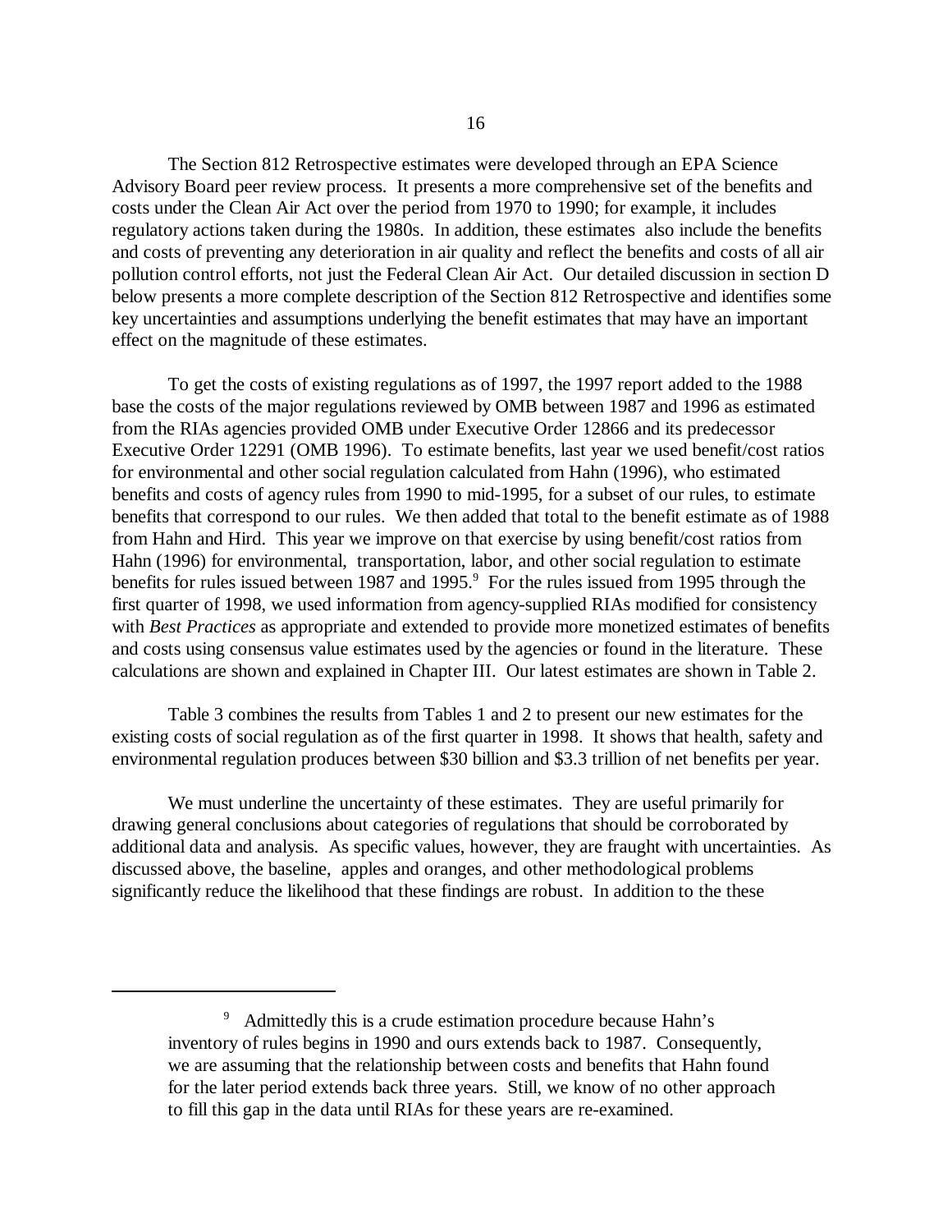The Section 812 Retrospective estimates were developed through an EPA Science Advisory Board peer review process. It presents a more comprehensive set of the benefits and costs under the Clean Air Act over the period from 1970 to 1990; for example, it includes regulatory actions taken during the 1980s. In addition, these estimates also include the benefits and costs of preventing any deterioration in air quality and reflect the benefits and costs of all air pollution control efforts, not just the Federal Clean Air Act. Our detailed discussion in section D below presents a more complete description of the Section 812 Retrospective and identifies some key uncertainties and assumptions underlying the benefit estimates that may have an important effect on the magnitude of these estimates.

To get the costs of existing regulations as of 1997, the 1997 report added to the 1988 base the costs of the major regulations reviewed by OMB between 1987 and 1996 as estimated from the RIAs agencies provided OMB under Executive Order 12866 and its predecessor Executive Order 12291 (OMB 1996). To estimate benefits, last year we used benefit/cost ratios for environmental and other social regulation calculated from Hahn (1996), who estimated benefits and costs of agency rules from 1990 to mid-1995, for a subset of our rules, to estimate benefits that correspond to our rules. We then added that total to the benefit estimate as of 1988 from Hahn and Hird. This year we improve on that exercise by using benefit/cost ratios from Hahn (1996) for environmental, transportation, labor, and other social regulation to estimate benefits for rules issued between 1987 and 1995.[9] For the rules issued from 1995 through the first quarter of 1998, we used information from agency-supplied RIAs modified for consistency with *Best Practices* as appropriate and extended to provide more monetized estimates of benefits and costs using consensus value estimates used by the agencies or found in the literature. These calculations are shown and explained in Chapter III. Our latest estimates are shown in Table 2.

Table 3 combines the results from Tables 1 and 2 to present our new estimates for the existing costs of social regulation as of the first quarter in 1998. It shows that health, safety and environmental regulation produces between $30 billion and $3.3 trillion of net benefits per year.

We must underline the uncertainty of these estimates. They are useful primarily for drawing general conclusions about categories of regulations that should be corroborated by additional data and analysis. As specific values, however, they are fraught with uncertainties. As discussed above, the baseline, apples and oranges, and other methodological problems significantly reduce the likelihood that these findings are robust. In addition to the these

---

[9] Admittedly this is a crude estimation procedure because Hahn's inventory of rules begins in 1990 and ours extends back to 1987. Consequently, we are assuming that the relationship between costs and benefits that Hahn found for the later period extends back three years. Still, we know of no other approach to fill this gap in the data until RIAs for these years are re-examined.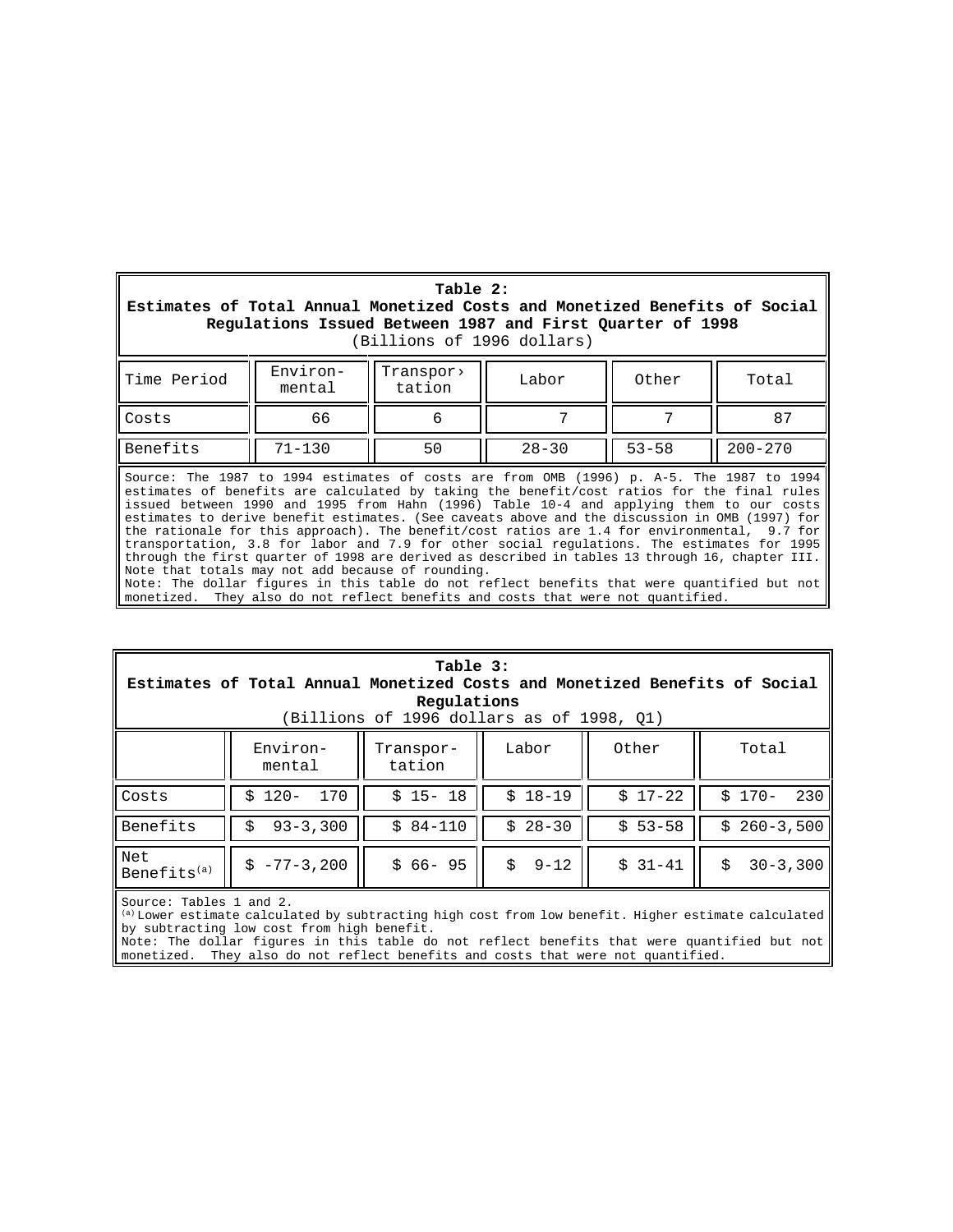**Table 2:**
**Estimates of Total Annual Monetized Costs and Monetized Benefits of Social Regulations Issued Between 1987 and First Quarter of 1998**
(Billions of 1996 dollars)

| Time Period | Environ-mental | Transpor›tation | Labor | Other | Total |
|---|---|---|---|---|---|
| Costs | 66 | 6 | 7 | 7 | 87 |
| Benefits | 71-130 | 50 | 28-30 | 53-58 | 200-270 |

Source: The 1987 to 1994 estimates of costs are from OMB (1996) p. A-5. The 1987 to 1994 estimates of benefits are calculated by taking the benefit/cost ratios for the final rules issued between 1990 and 1995 from Hahn (1996) Table 10-4 and applying them to our costs estimates to derive benefit estimates. (See caveats above and the discussion in OMB (1997) for the rationale for this approach). The benefit/cost ratios are 1.4 for environmental, 9.7 for transportation, 3.8 for labor and 7.9 for other social regulations. The estimates for 1995 through the first quarter of 1998 are derived as described in tables 13 through 16, chapter III. Note that totals may not add because of rounding.
Note: The dollar figures in this table do not reflect benefits that were quantified but not monetized. They also do not reflect benefits and costs that were not quantified.

**Table 3:**
**Estimates of Total Annual Monetized Costs and Monetized Benefits of Social Regulations**
(Billions of 1996 dollars as of 1998, Q1)

| | Environ-mental | Transpor-tation | Labor | Other | Total |
|---|---|---|---|---|---|
| Costs | $ 120- 170 | $ 15- 18 | $ 18-19 | $ 17-22 | $ 170- 230 |
| Benefits | $ 93-3,300 | $ 84-110 | $ 28-30 | $ 53-58 | $ 260-3,500 |
| Net Benefits[(a)] | $ -77-3,200 | $ 66- 95 | $ 9-12 | $ 31-41 | $ 30-3,300 |

Source: Tables 1 and 2.
[(a)] Lower estimate calculated by subtracting high cost from low benefit. Higher estimate calculated by subtracting low cost from high benefit.
Note: The dollar figures in this table do not reflect benefits that were quantified but not monetized. They also do not reflect benefits and costs that were not quantified.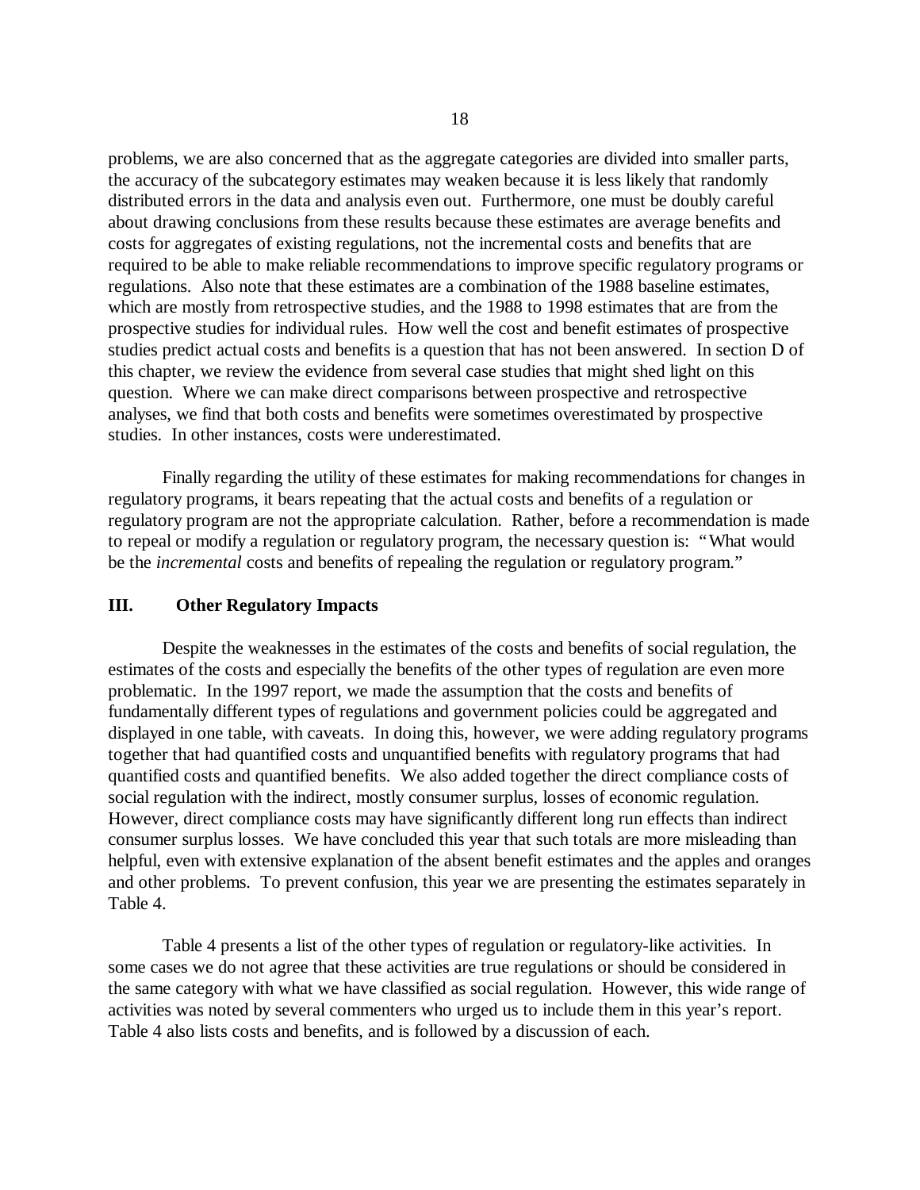problems, we are also concerned that as the aggregate categories are divided into smaller parts, the accuracy of the subcategory estimates may weaken because it is less likely that randomly distributed errors in the data and analysis even out. Furthermore, one must be doubly careful about drawing conclusions from these results because these estimates are average benefits and costs for aggregates of existing regulations, not the incremental costs and benefits that are required to be able to make reliable recommendations to improve specific regulatory programs or regulations. Also note that these estimates are a combination of the 1988 baseline estimates, which are mostly from retrospective studies, and the 1988 to 1998 estimates that are from the prospective studies for individual rules. How well the cost and benefit estimates of prospective studies predict actual costs and benefits is a question that has not been answered. In section D of this chapter, we review the evidence from several case studies that might shed light on this question. Where we can make direct comparisons between prospective and retrospective analyses, we find that both costs and benefits were sometimes overestimated by prospective studies. In other instances, costs were underestimated.

Finally regarding the utility of these estimates for making recommendations for changes in regulatory programs, it bears repeating that the actual costs and benefits of a regulation or regulatory program are not the appropriate calculation. Rather, before a recommendation is made to repeal or modify a regulation or regulatory program, the necessary question is: "What would be the *incremental* costs and benefits of repealing the regulation or regulatory program."

## III. Other Regulatory Impacts

Despite the weaknesses in the estimates of the costs and benefits of social regulation, the estimates of the costs and especially the benefits of the other types of regulation are even more problematic. In the 1997 report, we made the assumption that the costs and benefits of fundamentally different types of regulations and government policies could be aggregated and displayed in one table, with caveats. In doing this, however, we were adding regulatory programs together that had quantified costs and unquantified benefits with regulatory programs that had quantified costs and quantified benefits. We also added together the direct compliance costs of social regulation with the indirect, mostly consumer surplus, losses of economic regulation. However, direct compliance costs may have significantly different long run effects than indirect consumer surplus losses. We have concluded this year that such totals are more misleading than helpful, even with extensive explanation of the absent benefit estimates and the apples and oranges and other problems. To prevent confusion, this year we are presenting the estimates separately in Table 4.

Table 4 presents a list of the other types of regulation or regulatory-like activities. In some cases we do not agree that these activities are true regulations or should be considered in the same category with what we have classified as social regulation. However, this wide range of activities was noted by several commenters who urged us to include them in this year's report. Table 4 also lists costs and benefits, and is followed by a discussion of each.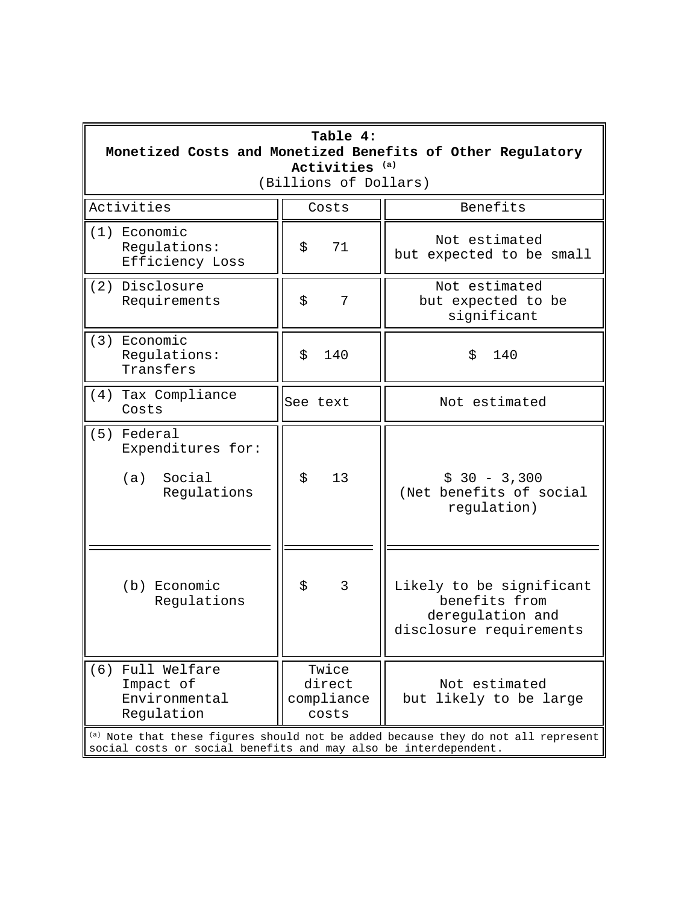**Table 4:**
**Monetized Costs and Monetized Benefits of Other Regulatory Activities [(a)]**
(Billions of Dollars)

| Activities | Costs | Benefits |
|---|---|---|
| (1) Economic Regulations: Efficiency Loss | $ 71 | Not estimated but expected to be small |
| (2) Disclosure Requirements | $ 7 | Not estimated but expected to be significant |
| (3) Economic Regulations: Transfers | $ 140 | $ 140 |
| (4) Tax Compliance Costs | See text | Not estimated |
| (5) Federal Expenditures for: (a) Social Regulations | $ 13 | $ 30 - 3,300 (Net benefits of social regulation) |
| (b) Economic Regulations | $ 3 | Likely to be significant benefits from deregulation and disclosure requirements |
| (6) Full Welfare Impact of Environmental Regulation | Twice direct compliance costs | Not estimated but likely to be large |

[(a)] Note that these figures should not be added because they do not all represent social costs or social benefits and may also be interdependent.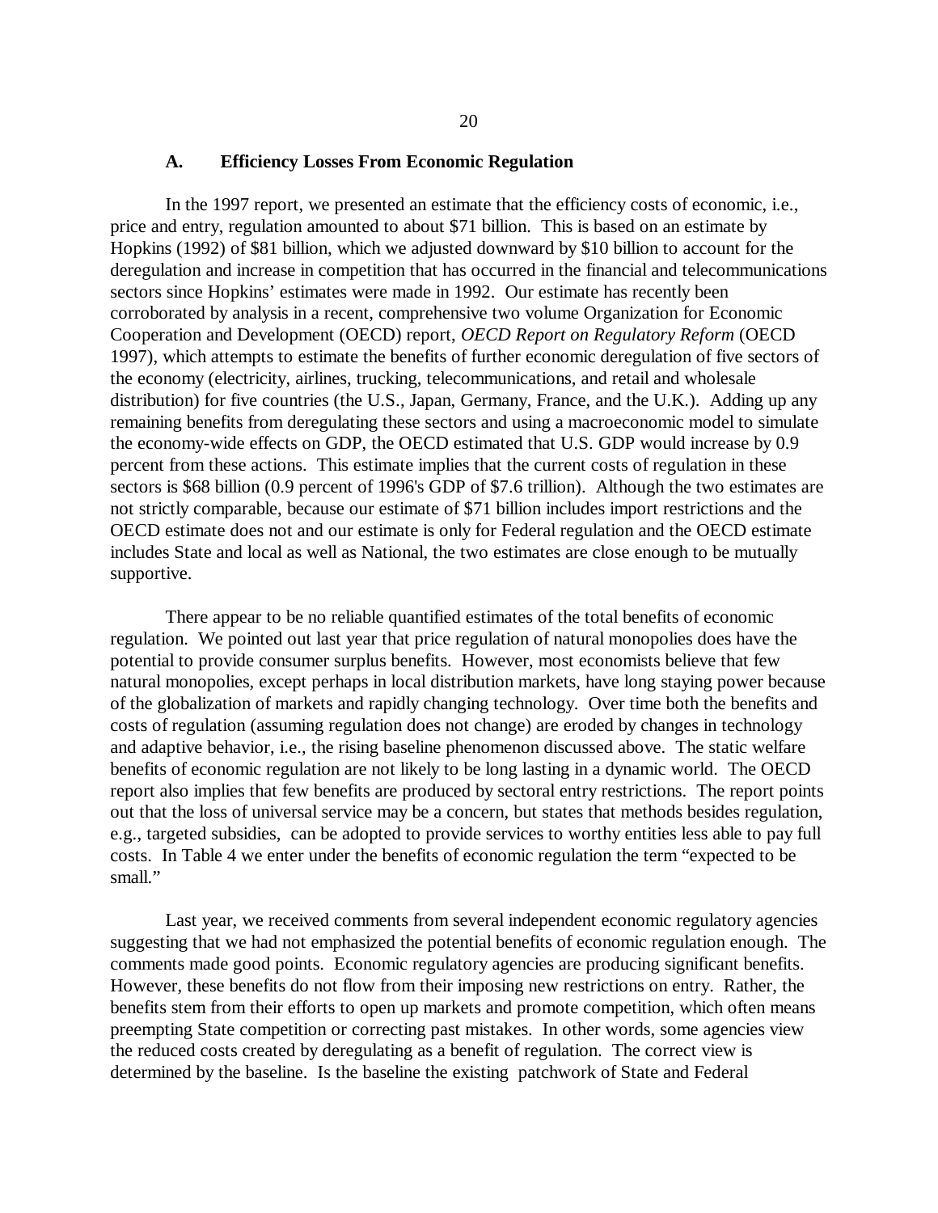### A. Efficiency Losses From Economic Regulation

In the 1997 report, we presented an estimate that the efficiency costs of economic, i.e., price and entry, regulation amounted to about $71 billion. This is based on an estimate by Hopkins (1992) of $81 billion, which we adjusted downward by $10 billion to account for the deregulation and increase in competition that has occurred in the financial and telecommunications sectors since Hopkins' estimates were made in 1992. Our estimate has recently been corroborated by analysis in a recent, comprehensive two volume Organization for Economic Cooperation and Development (OECD) report, *OECD Report on Regulatory Reform* (OECD 1997), which attempts to estimate the benefits of further economic deregulation of five sectors of the economy (electricity, airlines, trucking, telecommunications, and retail and wholesale distribution) for five countries (the U.S., Japan, Germany, France, and the U.K.). Adding up any remaining benefits from deregulating these sectors and using a macroeconomic model to simulate the economy-wide effects on GDP, the OECD estimated that U.S. GDP would increase by 0.9 percent from these actions. This estimate implies that the current costs of regulation in these sectors is $68 billion (0.9 percent of 1996's GDP of $7.6 trillion). Although the two estimates are not strictly comparable, because our estimate of $71 billion includes import restrictions and the OECD estimate does not and our estimate is only for Federal regulation and the OECD estimate includes State and local as well as National, the two estimates are close enough to be mutually supportive.

There appear to be no reliable quantified estimates of the total benefits of economic regulation. We pointed out last year that price regulation of natural monopolies does have the potential to provide consumer surplus benefits. However, most economists believe that few natural monopolies, except perhaps in local distribution markets, have long staying power because of the globalization of markets and rapidly changing technology. Over time both the benefits and costs of regulation (assuming regulation does not change) are eroded by changes in technology and adaptive behavior, i.e., the rising baseline phenomenon discussed above. The static welfare benefits of economic regulation are not likely to be long lasting in a dynamic world. The OECD report also implies that few benefits are produced by sectoral entry restrictions. The report points out that the loss of universal service may be a concern, but states that methods besides regulation, e.g., targeted subsidies, can be adopted to provide services to worthy entities less able to pay full costs. In Table 4 we enter under the benefits of economic regulation the term "expected to be small."

Last year, we received comments from several independent economic regulatory agencies suggesting that we had not emphasized the potential benefits of economic regulation enough. The comments made good points. Economic regulatory agencies are producing significant benefits. However, these benefits do not flow from their imposing new restrictions on entry. Rather, the benefits stem from their efforts to open up markets and promote competition, which often means preempting State competition or correcting past mistakes. In other words, some agencies view the reduced costs created by deregulating as a benefit of regulation. The correct view is determined by the baseline. Is the baseline the existing patchwork of State and Federal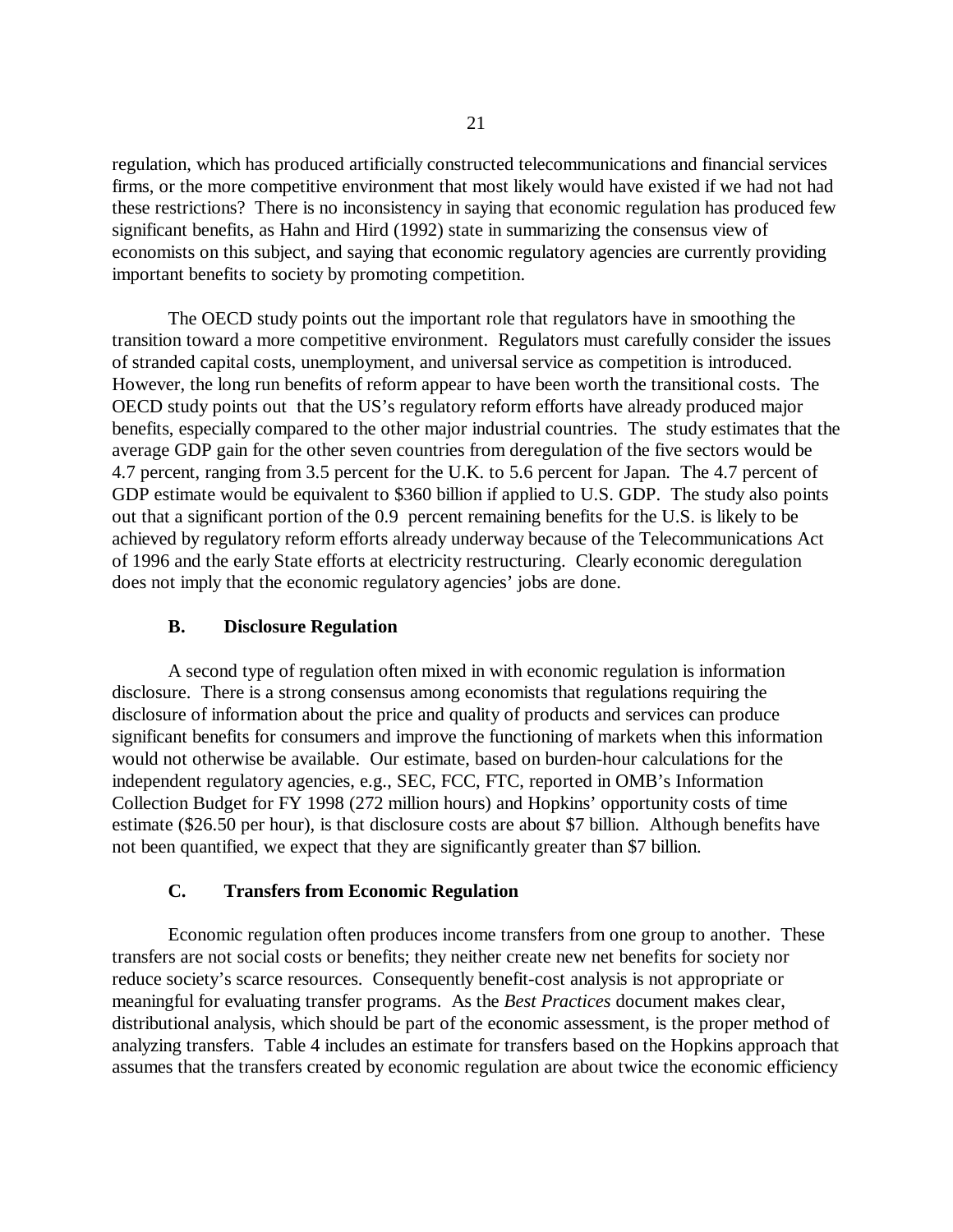regulation, which has produced artificially constructed telecommunications and financial services firms, or the more competitive environment that most likely would have existed if we had not had these restrictions? There is no inconsistency in saying that economic regulation has produced few significant benefits, as Hahn and Hird (1992) state in summarizing the consensus view of economists on this subject, and saying that economic regulatory agencies are currently providing important benefits to society by promoting competition.

The OECD study points out the important role that regulators have in smoothing the transition toward a more competitive environment. Regulators must carefully consider the issues of stranded capital costs, unemployment, and universal service as competition is introduced. However, the long run benefits of reform appear to have been worth the transitional costs. The OECD study points out that the US's regulatory reform efforts have already produced major benefits, especially compared to the other major industrial countries. The study estimates that the average GDP gain for the other seven countries from deregulation of the five sectors would be 4.7 percent, ranging from 3.5 percent for the U.K. to 5.6 percent for Japan. The 4.7 percent of GDP estimate would be equivalent to $360 billion if applied to U.S. GDP. The study also points out that a significant portion of the 0.9 percent remaining benefits for the U.S. is likely to be achieved by regulatory reform efforts already underway because of the Telecommunications Act of 1996 and the early State efforts at electricity restructuring. Clearly economic deregulation does not imply that the economic regulatory agencies' jobs are done.

### B. Disclosure Regulation

A second type of regulation often mixed in with economic regulation is information disclosure. There is a strong consensus among economists that regulations requiring the disclosure of information about the price and quality of products and services can produce significant benefits for consumers and improve the functioning of markets when this information would not otherwise be available. Our estimate, based on burden-hour calculations for the independent regulatory agencies, e.g., SEC, FCC, FTC, reported in OMB's Information Collection Budget for FY 1998 (272 million hours) and Hopkins' opportunity costs of time estimate ($26.50 per hour), is that disclosure costs are about $7 billion. Although benefits have not been quantified, we expect that they are significantly greater than $7 billion.

### C. Transfers from Economic Regulation

Economic regulation often produces income transfers from one group to another. These transfers are not social costs or benefits; they neither create new net benefits for society nor reduce society's scarce resources. Consequently benefit-cost analysis is not appropriate or meaningful for evaluating transfer programs. As the *Best Practices* document makes clear, distributional analysis, which should be part of the economic assessment, is the proper method of analyzing transfers. Table 4 includes an estimate for transfers based on the Hopkins approach that assumes that the transfers created by economic regulation are about twice the economic efficiency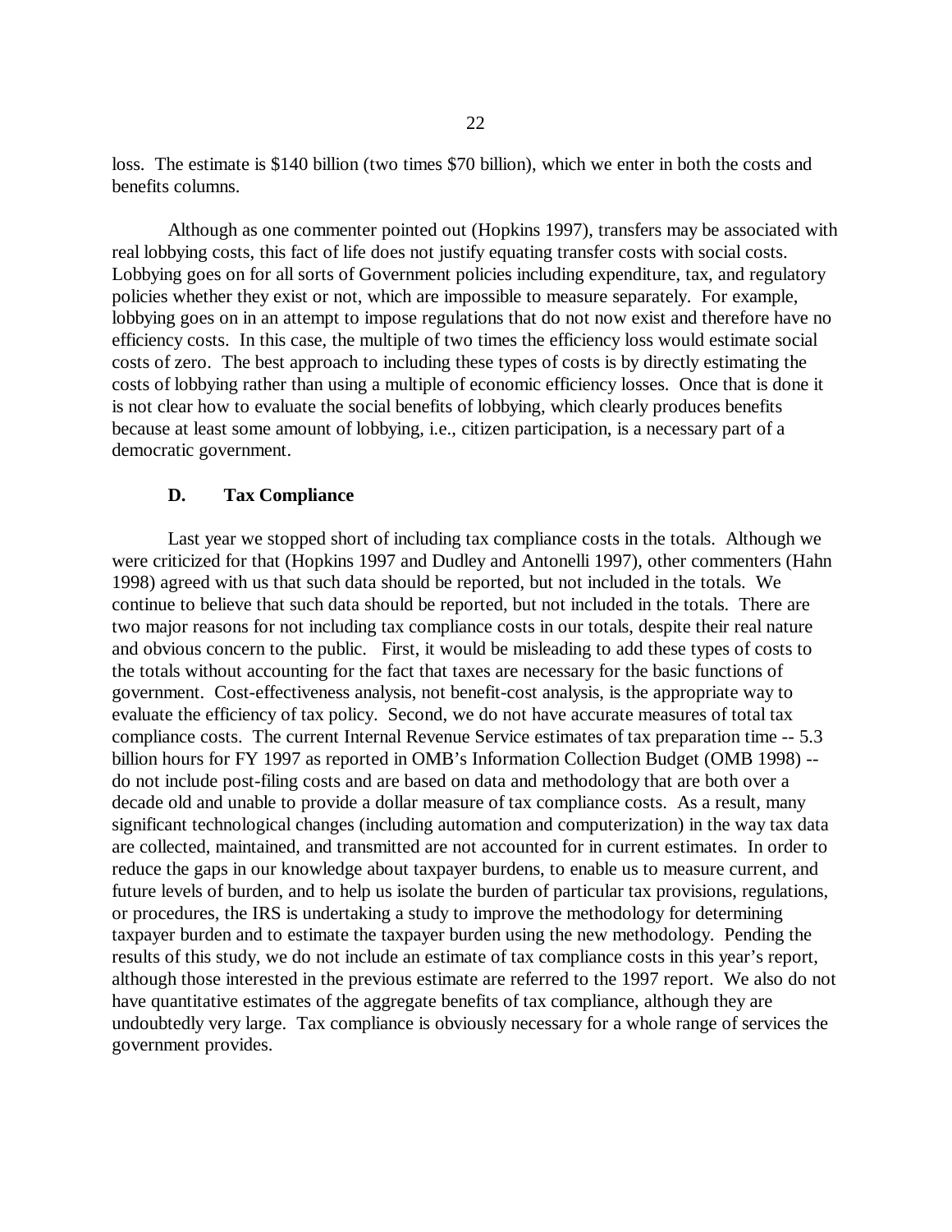loss. The estimate is $140 billion (two times $70 billion), which we enter in both the costs and benefits columns.

Although as one commenter pointed out (Hopkins 1997), transfers may be associated with real lobbying costs, this fact of life does not justify equating transfer costs with social costs. Lobbying goes on for all sorts of Government policies including expenditure, tax, and regulatory policies whether they exist or not, which are impossible to measure separately. For example, lobbying goes on in an attempt to impose regulations that do not now exist and therefore have no efficiency costs. In this case, the multiple of two times the efficiency loss would estimate social costs of zero. The best approach to including these types of costs is by directly estimating the costs of lobbying rather than using a multiple of economic efficiency losses. Once that is done it is not clear how to evaluate the social benefits of lobbying, which clearly produces benefits because at least some amount of lobbying, i.e., citizen participation, is a necessary part of a democratic government.

### D. Tax Compliance

Last year we stopped short of including tax compliance costs in the totals. Although we were criticized for that (Hopkins 1997 and Dudley and Antonelli 1997), other commenters (Hahn 1998) agreed with us that such data should be reported, but not included in the totals. We continue to believe that such data should be reported, but not included in the totals. There are two major reasons for not including tax compliance costs in our totals, despite their real nature and obvious concern to the public. First, it would be misleading to add these types of costs to the totals without accounting for the fact that taxes are necessary for the basic functions of government. Cost-effectiveness analysis, not benefit-cost analysis, is the appropriate way to evaluate the efficiency of tax policy. Second, we do not have accurate measures of total tax compliance costs. The current Internal Revenue Service estimates of tax preparation time -- 5.3 billion hours for FY 1997 as reported in OMB's Information Collection Budget (OMB 1998) -- do not include post-filing costs and are based on data and methodology that are both over a decade old and unable to provide a dollar measure of tax compliance costs. As a result, many significant technological changes (including automation and computerization) in the way tax data are collected, maintained, and transmitted are not accounted for in current estimates. In order to reduce the gaps in our knowledge about taxpayer burdens, to enable us to measure current, and future levels of burden, and to help us isolate the burden of particular tax provisions, regulations, or procedures, the IRS is undertaking a study to improve the methodology for determining taxpayer burden and to estimate the taxpayer burden using the new methodology. Pending the results of this study, we do not include an estimate of tax compliance costs in this year's report, although those interested in the previous estimate are referred to the 1997 report. We also do not have quantitative estimates of the aggregate benefits of tax compliance, although they are undoubtedly very large. Tax compliance is obviously necessary for a whole range of services the government provides.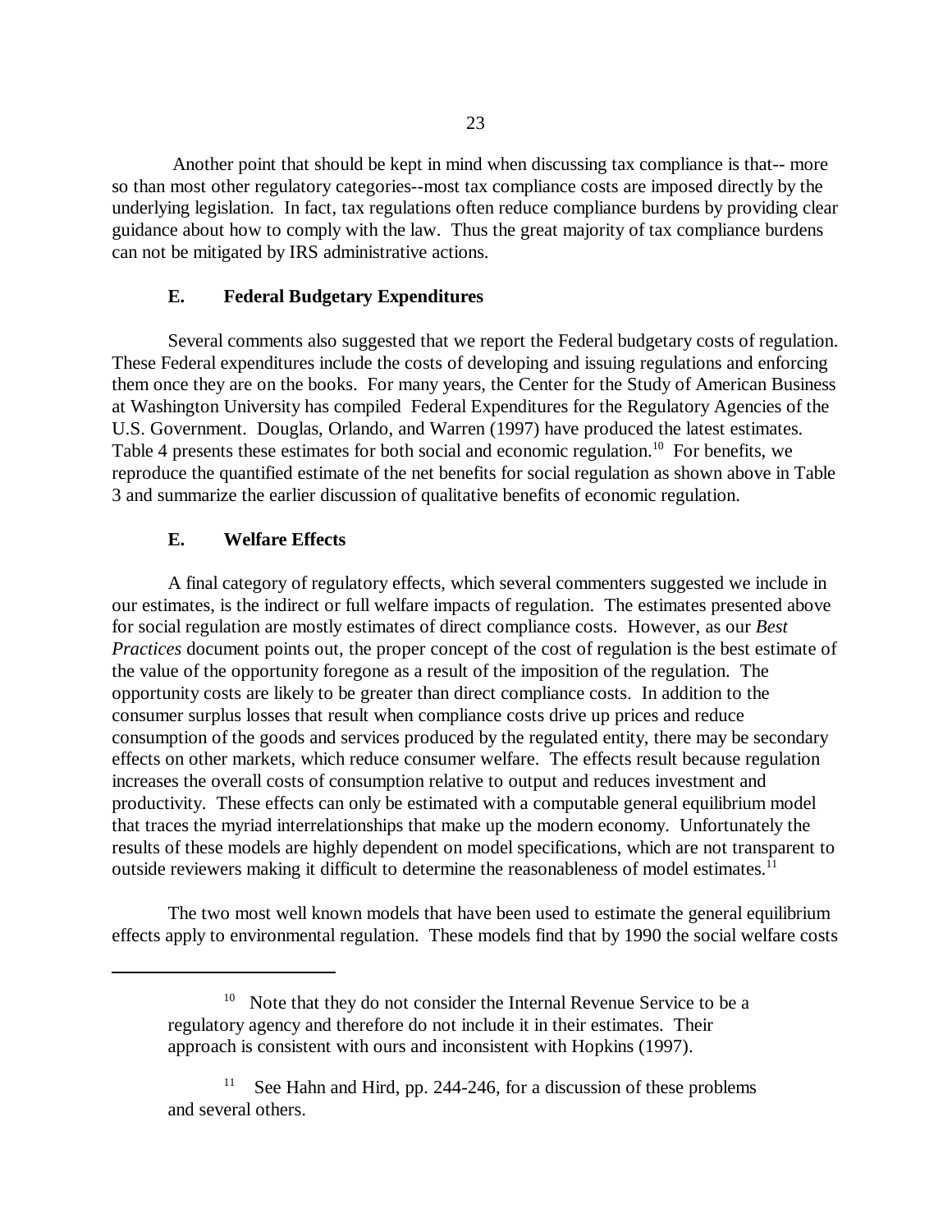Another point that should be kept in mind when discussing tax compliance is that-- more so than most other regulatory categories--most tax compliance costs are imposed directly by the underlying legislation. In fact, tax regulations often reduce compliance burdens by providing clear guidance about how to comply with the law. Thus the great majority of tax compliance burdens can not be mitigated by IRS administrative actions.

### E. Federal Budgetary Expenditures

Several comments also suggested that we report the Federal budgetary costs of regulation. These Federal expenditures include the costs of developing and issuing regulations and enforcing them once they are on the books. For many years, the Center for the Study of American Business at Washington University has compiled Federal Expenditures for the Regulatory Agencies of the U.S. Government. Douglas, Orlando, and Warren (1997) have produced the latest estimates. Table 4 presents these estimates for both social and economic regulation.[10] For benefits, we reproduce the quantified estimate of the net benefits for social regulation as shown above in Table 3 and summarize the earlier discussion of qualitative benefits of economic regulation.

### E. Welfare Effects

A final category of regulatory effects, which several commenters suggested we include in our estimates, is the indirect or full welfare impacts of regulation. The estimates presented above for social regulation are mostly estimates of direct compliance costs. However, as our *Best Practices* document points out, the proper concept of the cost of regulation is the best estimate of the value of the opportunity foregone as a result of the imposition of the regulation. The opportunity costs are likely to be greater than direct compliance costs. In addition to the consumer surplus losses that result when compliance costs drive up prices and reduce consumption of the goods and services produced by the regulated entity, there may be secondary effects on other markets, which reduce consumer welfare. The effects result because regulation increases the overall costs of consumption relative to output and reduces investment and productivity. These effects can only be estimated with a computable general equilibrium model that traces the myriad interrelationships that make up the modern economy. Unfortunately the results of these models are highly dependent on model specifications, which are not transparent to outside reviewers making it difficult to determine the reasonableness of model estimates.[11]

The two most well known models that have been used to estimate the general equilibrium effects apply to environmental regulation. These models find that by 1990 the social welfare costs

---

[10] Note that they do not consider the Internal Revenue Service to be a regulatory agency and therefore do not include it in their estimates. Their approach is consistent with ours and inconsistent with Hopkins (1997).

[11] See Hahn and Hird, pp. 244-246, for a discussion of these problems and several others.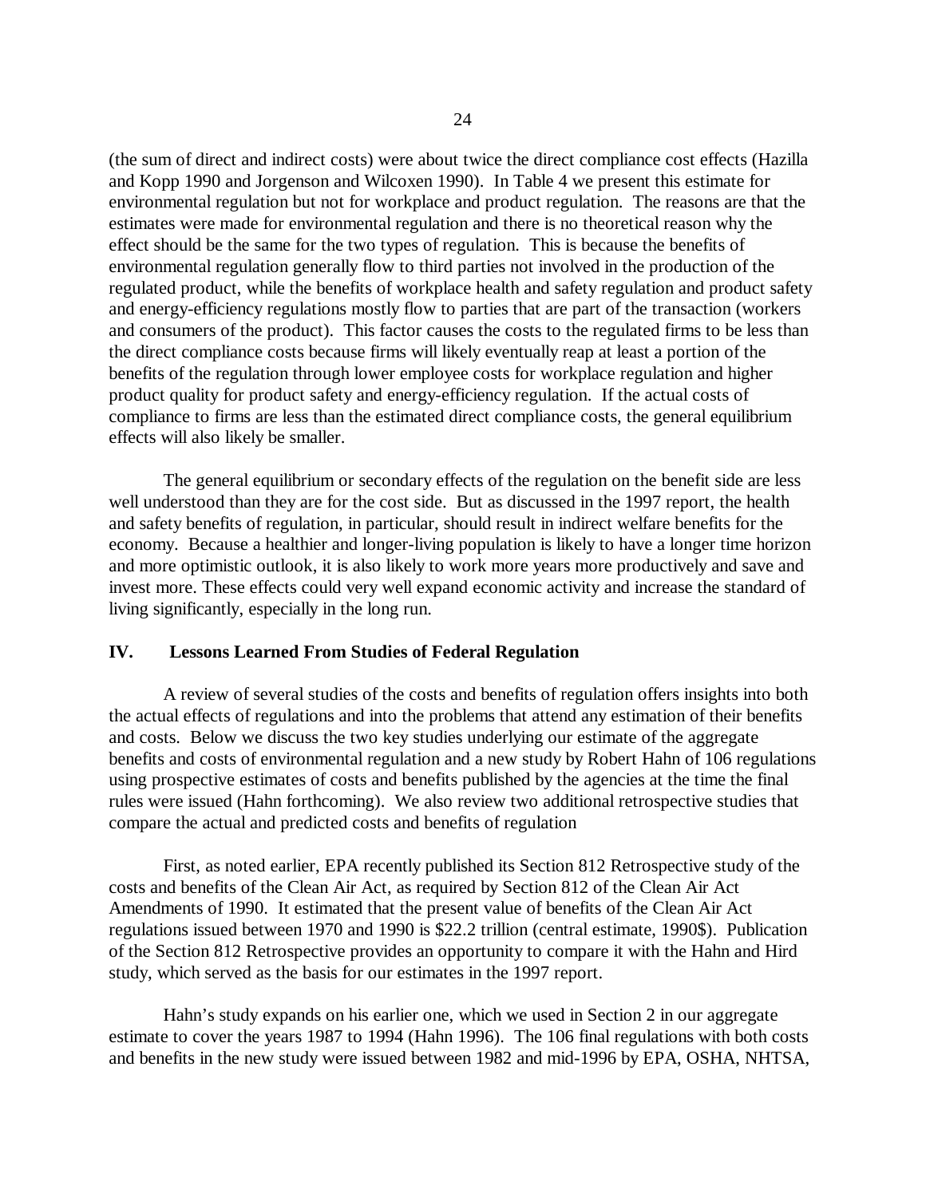(the sum of direct and indirect costs) were about twice the direct compliance cost effects (Hazilla and Kopp 1990 and Jorgenson and Wilcoxen 1990). In Table 4 we present this estimate for environmental regulation but not for workplace and product regulation. The reasons are that the estimates were made for environmental regulation and there is no theoretical reason why the effect should be the same for the two types of regulation. This is because the benefits of environmental regulation generally flow to third parties not involved in the production of the regulated product, while the benefits of workplace health and safety regulation and product safety and energy-efficiency regulations mostly flow to parties that are part of the transaction (workers and consumers of the product). This factor causes the costs to the regulated firms to be less than the direct compliance costs because firms will likely eventually reap at least a portion of the benefits of the regulation through lower employee costs for workplace regulation and higher product quality for product safety and energy-efficiency regulation. If the actual costs of compliance to firms are less than the estimated direct compliance costs, the general equilibrium effects will also likely be smaller.

The general equilibrium or secondary effects of the regulation on the benefit side are less well understood than they are for the cost side. But as discussed in the 1997 report, the health and safety benefits of regulation, in particular, should result in indirect welfare benefits for the economy. Because a healthier and longer-living population is likely to have a longer time horizon and more optimistic outlook, it is also likely to work more years more productively and save and invest more. These effects could very well expand economic activity and increase the standard of living significantly, especially in the long run.

## IV. Lessons Learned From Studies of Federal Regulation

A review of several studies of the costs and benefits of regulation offers insights into both the actual effects of regulations and into the problems that attend any estimation of their benefits and costs. Below we discuss the two key studies underlying our estimate of the aggregate benefits and costs of environmental regulation and a new study by Robert Hahn of 106 regulations using prospective estimates of costs and benefits published by the agencies at the time the final rules were issued (Hahn forthcoming). We also review two additional retrospective studies that compare the actual and predicted costs and benefits of regulation

First, as noted earlier, EPA recently published its Section 812 Retrospective study of the costs and benefits of the Clean Air Act, as required by Section 812 of the Clean Air Act Amendments of 1990. It estimated that the present value of benefits of the Clean Air Act regulations issued between 1970 and 1990 is $22.2 trillion (central estimate, 1990$). Publication of the Section 812 Retrospective provides an opportunity to compare it with the Hahn and Hird study, which served as the basis for our estimates in the 1997 report.

Hahn's study expands on his earlier one, which we used in Section 2 in our aggregate estimate to cover the years 1987 to 1994 (Hahn 1996). The 106 final regulations with both costs and benefits in the new study were issued between 1982 and mid-1996 by EPA, OSHA, NHTSA,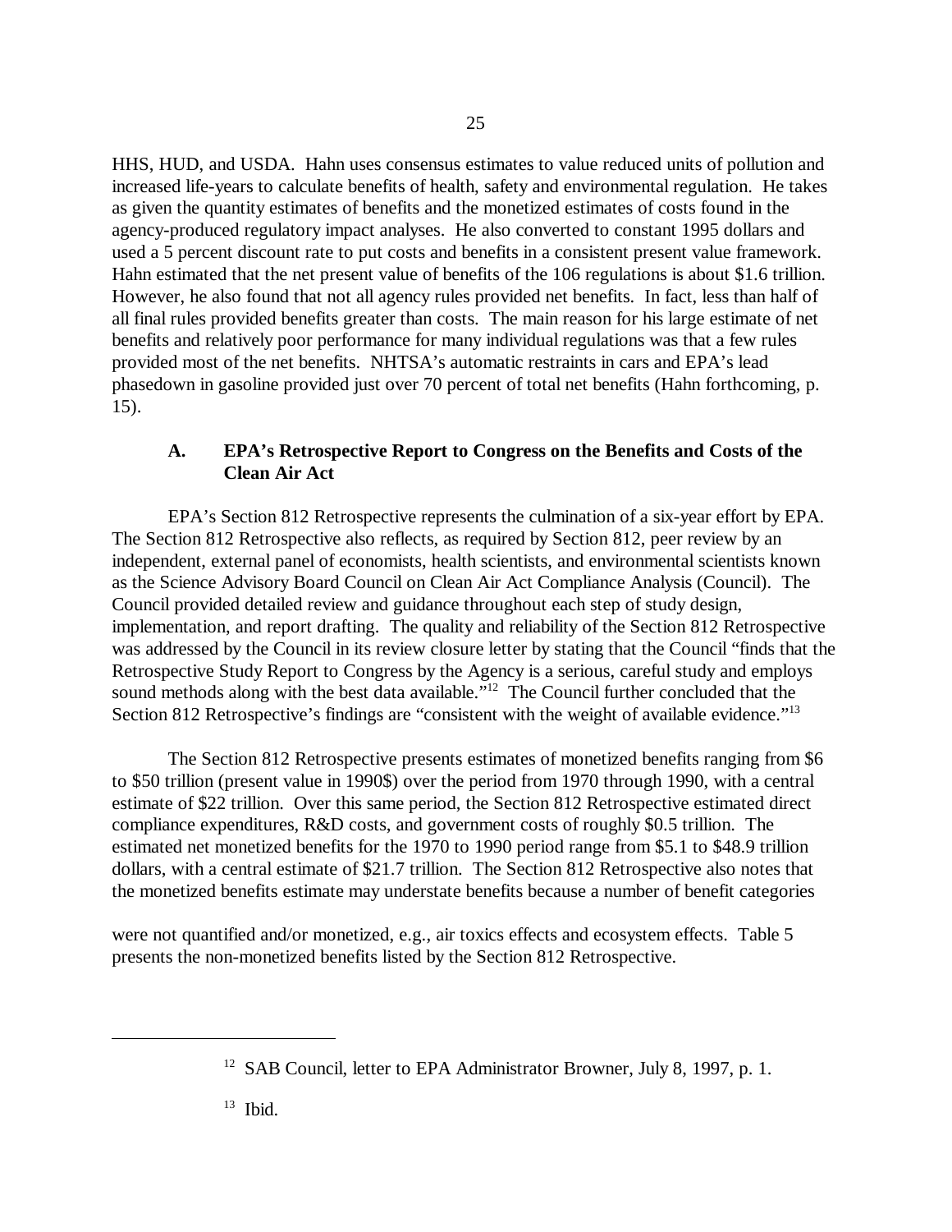HHS, HUD, and USDA. Hahn uses consensus estimates to value reduced units of pollution and increased life-years to calculate benefits of health, safety and environmental regulation. He takes as given the quantity estimates of benefits and the monetized estimates of costs found in the agency-produced regulatory impact analyses. He also converted to constant 1995 dollars and used a 5 percent discount rate to put costs and benefits in a consistent present value framework. Hahn estimated that the net present value of benefits of the 106 regulations is about $1.6 trillion. However, he also found that not all agency rules provided net benefits. In fact, less than half of all final rules provided benefits greater than costs. The main reason for his large estimate of net benefits and relatively poor performance for many individual regulations was that a few rules provided most of the net benefits. NHTSA's automatic restraints in cars and EPA's lead phasedown in gasoline provided just over 70 percent of total net benefits (Hahn forthcoming, p. 15).

### A. EPA's Retrospective Report to Congress on the Benefits and Costs of the Clean Air Act

EPA's Section 812 Retrospective represents the culmination of a six-year effort by EPA. The Section 812 Retrospective also reflects, as required by Section 812, peer review by an independent, external panel of economists, health scientists, and environmental scientists known as the Science Advisory Board Council on Clean Air Act Compliance Analysis (Council). The Council provided detailed review and guidance throughout each step of study design, implementation, and report drafting. The quality and reliability of the Section 812 Retrospective was addressed by the Council in its review closure letter by stating that the Council "finds that the Retrospective Study Report to Congress by the Agency is a serious, careful study and employs sound methods along with the best data available."[12] The Council further concluded that the Section 812 Retrospective's findings are "consistent with the weight of available evidence."[13]

The Section 812 Retrospective presents estimates of monetized benefits ranging from $6 to $50 trillion (present value in 1990$) over the period from 1970 through 1990, with a central estimate of $22 trillion. Over this same period, the Section 812 Retrospective estimated direct compliance expenditures, R&D costs, and government costs of roughly $0.5 trillion. The estimated net monetized benefits for the 1970 to 1990 period range from $5.1 to $48.9 trillion dollars, with a central estimate of $21.7 trillion. The Section 812 Retrospective also notes that the monetized benefits estimate may understate benefits because a number of benefit categories were not quantified and/or monetized, e.g., air toxics effects and ecosystem effects. Table 5 presents the non-monetized benefits listed by the Section 812 Retrospective.

---

[12] SAB Council, letter to EPA Administrator Browner, July 8, 1997, p. 1.

[13] Ibid.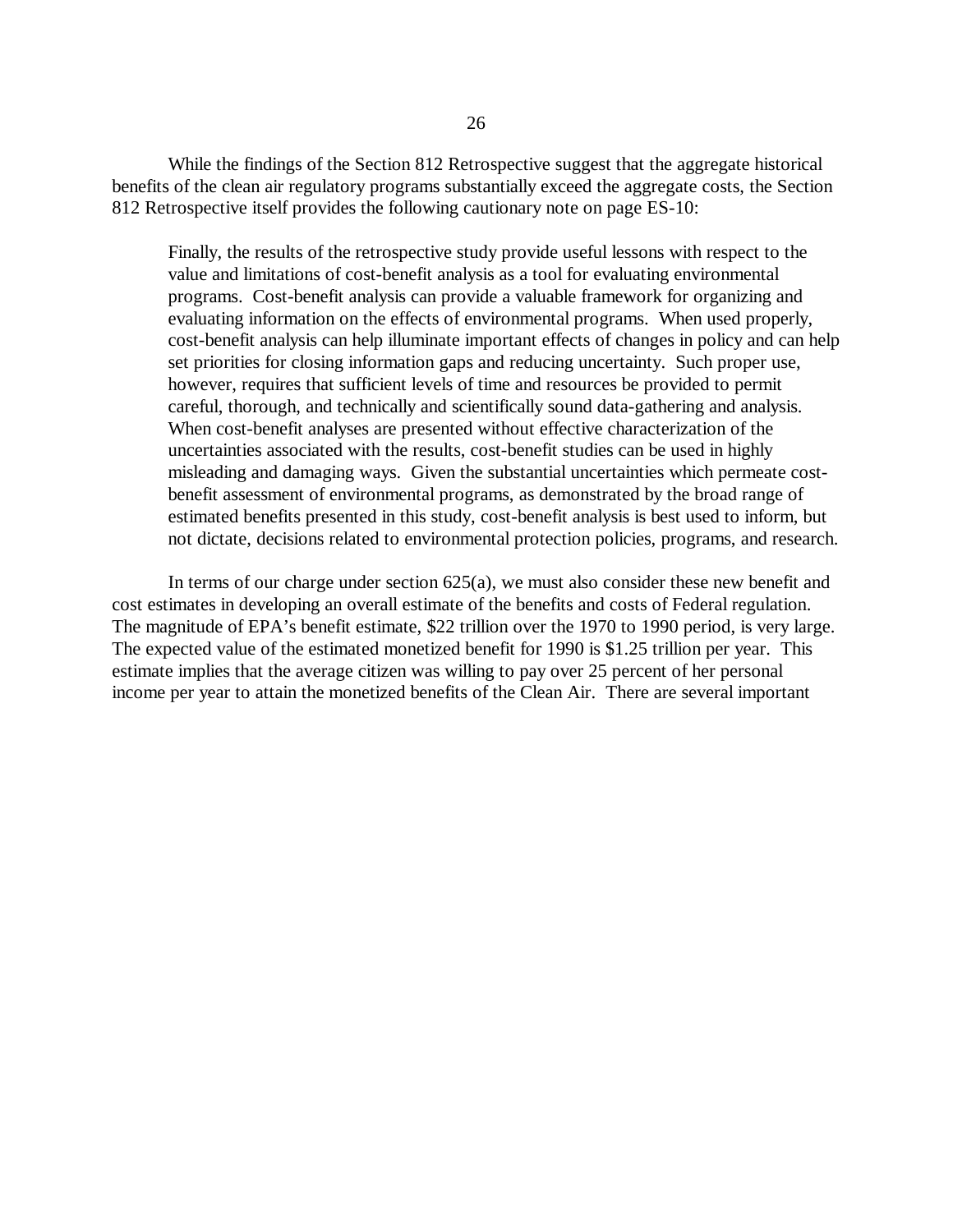While the findings of the Section 812 Retrospective suggest that the aggregate historical benefits of the clean air regulatory programs substantially exceed the aggregate costs, the Section 812 Retrospective itself provides the following cautionary note on page ES-10:

> Finally, the results of the retrospective study provide useful lessons with respect to the value and limitations of cost-benefit analysis as a tool for evaluating environmental programs. Cost-benefit analysis can provide a valuable framework for organizing and evaluating information on the effects of environmental programs. When used properly, cost-benefit analysis can help illuminate important effects of changes in policy and can help set priorities for closing information gaps and reducing uncertainty. Such proper use, however, requires that sufficient levels of time and resources be provided to permit careful, thorough, and technically and scientifically sound data-gathering and analysis. When cost-benefit analyses are presented without effective characterization of the uncertainties associated with the results, cost-benefit studies can be used in highly misleading and damaging ways. Given the substantial uncertainties which permeate cost-benefit assessment of environmental programs, as demonstrated by the broad range of estimated benefits presented in this study, cost-benefit analysis is best used to inform, but not dictate, decisions related to environmental protection policies, programs, and research.

In terms of our charge under section 625(a), we must also consider these new benefit and cost estimates in developing an overall estimate of the benefits and costs of Federal regulation. The magnitude of EPA's benefit estimate, $22 trillion over the 1970 to 1990 period, is very large. The expected value of the estimated monetized benefit for 1990 is $1.25 trillion per year. This estimate implies that the average citizen was willing to pay over 25 percent of her personal income per year to attain the monetized benefits of the Clean Air. There are several important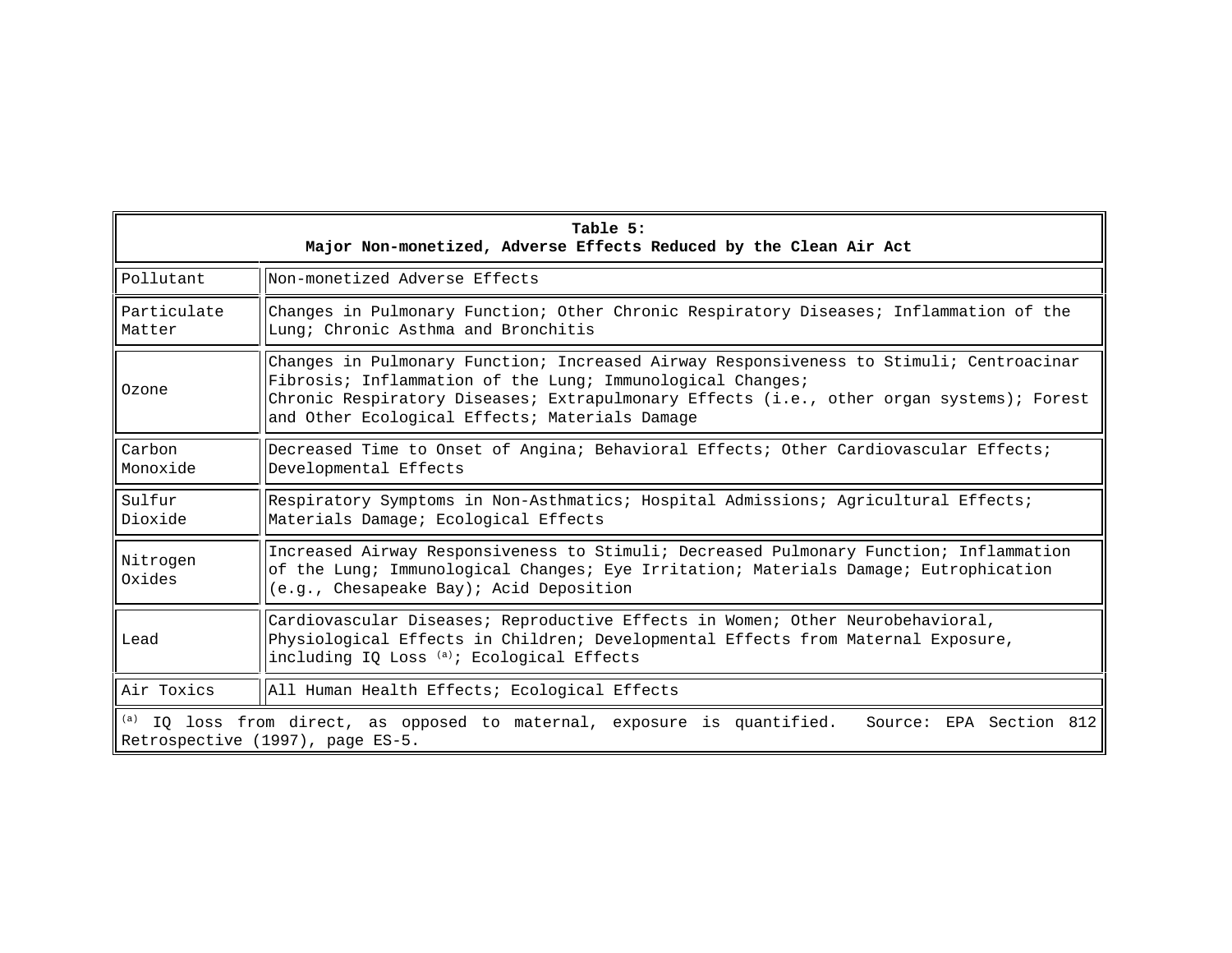**Table 5:**
**Major Non-monetized, Adverse Effects Reduced by the Clean Air Act**

| Pollutant | Non-monetized Adverse Effects |
|---|---|
| Particulate Matter | Changes in Pulmonary Function; Other Chronic Respiratory Diseases; Inflammation of the Lung; Chronic Asthma and Bronchitis |
| Ozone | Changes in Pulmonary Function; Increased Airway Responsiveness to Stimuli; Centroacinar Fibrosis; Inflammation of the Lung; Immunological Changes; Chronic Respiratory Diseases; Extrapulmonary Effects (i.e., other organ systems); Forest and Other Ecological Effects; Materials Damage |
| Carbon Monoxide | Decreased Time to Onset of Angina; Behavioral Effects; Other Cardiovascular Effects; Developmental Effects |
| Sulfur Dioxide | Respiratory Symptoms in Non-Asthmatics; Hospital Admissions; Agricultural Effects; Materials Damage; Ecological Effects |
| Nitrogen Oxides | Increased Airway Responsiveness to Stimuli; Decreased Pulmonary Function; Inflammation of the Lung; Immunological Changes; Eye Irritation; Materials Damage; Eutrophication (e.g., Chesapeake Bay); Acid Deposition |
| Lead | Cardiovascular Diseases; Reproductive Effects in Women; Other Neurobehavioral, Physiological Effects in Children; Developmental Effects from Maternal Exposure, including IQ Loss [(a)]; Ecological Effects |
| Air Toxics | All Human Health Effects; Ecological Effects |

[(a)] IQ loss from direct, as opposed to maternal, exposure is quantified. Source: EPA Section 812 Retrospective (1997), page ES-5.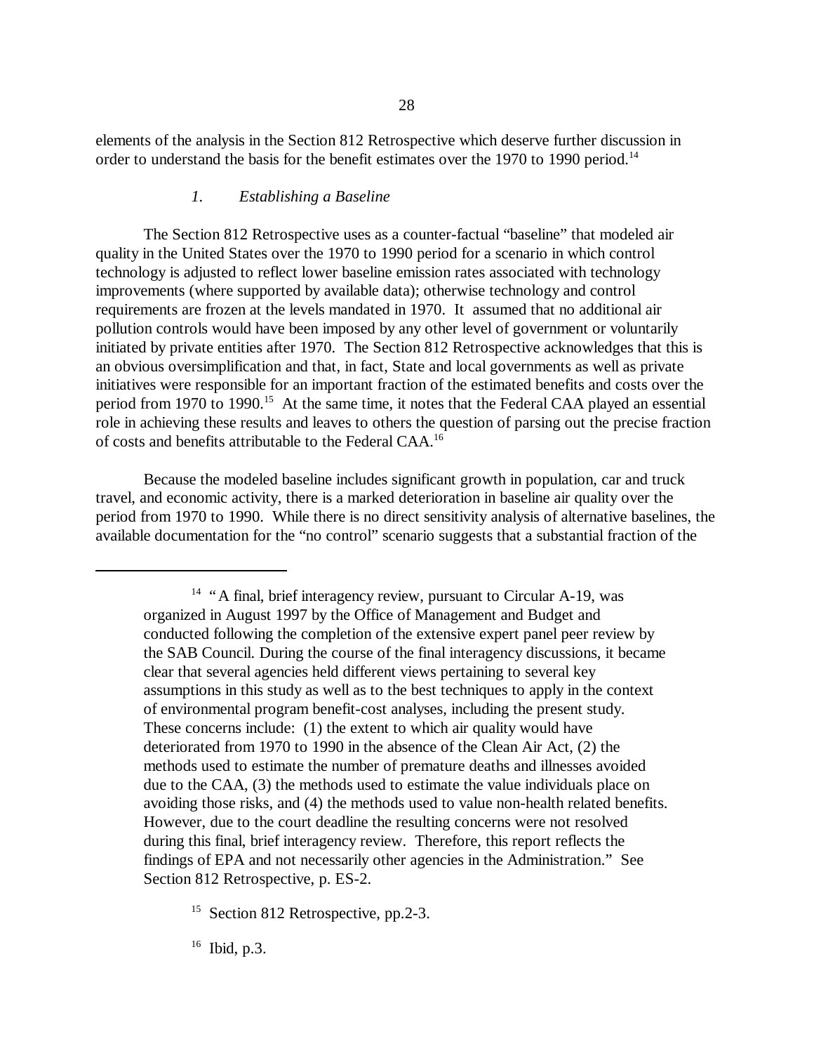elements of the analysis in the Section 812 Retrospective which deserve further discussion in order to understand the basis for the benefit estimates over the 1970 to 1990 period.[14]

### *1. Establishing a Baseline*

The Section 812 Retrospective uses as a counter-factual "baseline" that modeled air quality in the United States over the 1970 to 1990 period for a scenario in which control technology is adjusted to reflect lower baseline emission rates associated with technology improvements (where supported by available data); otherwise technology and control requirements are frozen at the levels mandated in 1970. It assumed that no additional air pollution controls would have been imposed by any other level of government or voluntarily initiated by private entities after 1970. The Section 812 Retrospective acknowledges that this is an obvious oversimplification and that, in fact, State and local governments as well as private initiatives were responsible for an important fraction of the estimated benefits and costs over the period from 1970 to 1990.[15] At the same time, it notes that the Federal CAA played an essential role in achieving these results and leaves to others the question of parsing out the precise fraction of costs and benefits attributable to the Federal CAA.[16]

Because the modeled baseline includes significant growth in population, car and truck travel, and economic activity, there is a marked deterioration in baseline air quality over the period from 1970 to 1990. While there is no direct sensitivity analysis of alternative baselines, the available documentation for the "no control" scenario suggests that a substantial fraction of the

---

[14] "A final, brief interagency review, pursuant to Circular A-19, was organized in August 1997 by the Office of Management and Budget and conducted following the completion of the extensive expert panel peer review by the SAB Council. During the course of the final interagency discussions, it became clear that several agencies held different views pertaining to several key assumptions in this study as well as to the best techniques to apply in the context of environmental program benefit-cost analyses, including the present study. These concerns include: (1) the extent to which air quality would have deteriorated from 1970 to 1990 in the absence of the Clean Air Act, (2) the methods used to estimate the number of premature deaths and illnesses avoided due to the CAA, (3) the methods used to estimate the value individuals place on avoiding those risks, and (4) the methods used to value non-health related benefits. However, due to the court deadline the resulting concerns were not resolved during this final, brief interagency review. Therefore, this report reflects the findings of EPA and not necessarily other agencies in the Administration." See Section 812 Retrospective, p. ES-2.

[15] Section 812 Retrospective, pp.2-3.

[16] Ibid, p.3.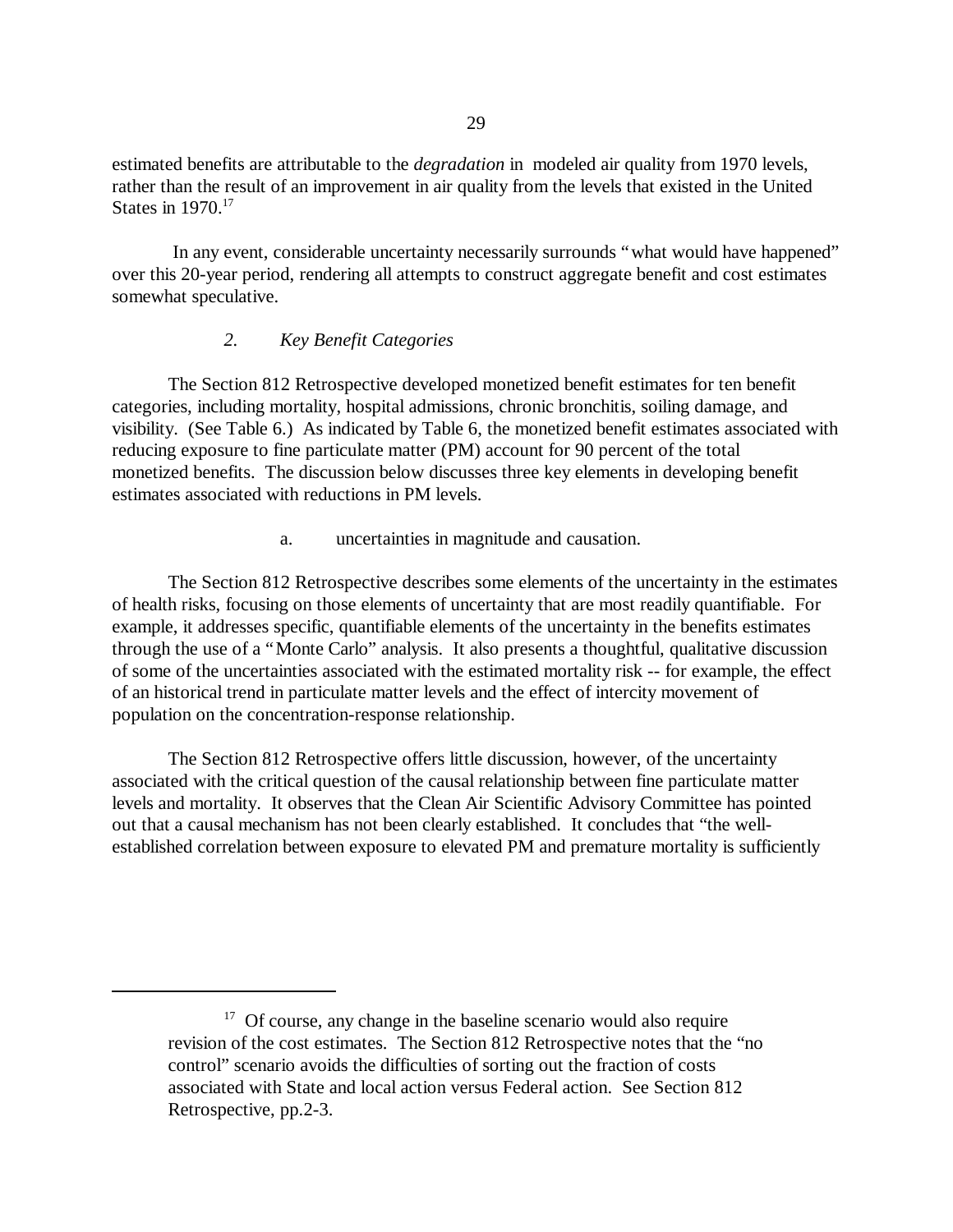estimated benefits are attributable to the *degradation* in modeled air quality from 1970 levels, rather than the result of an improvement in air quality from the levels that existed in the United States in 1970.[17]

In any event, considerable uncertainty necessarily surrounds "what would have happened" over this 20-year period, rendering all attempts to construct aggregate benefit and cost estimates somewhat speculative.

### *2. Key Benefit Categories*

The Section 812 Retrospective developed monetized benefit estimates for ten benefit categories, including mortality, hospital admissions, chronic bronchitis, soiling damage, and visibility. (See Table 6.) As indicated by Table 6, the monetized benefit estimates associated with reducing exposure to fine particulate matter (PM) account for 90 percent of the total monetized benefits. The discussion below discusses three key elements in developing benefit estimates associated with reductions in PM levels.

#### a. uncertainties in magnitude and causation.

The Section 812 Retrospective describes some elements of the uncertainty in the estimates of health risks, focusing on those elements of uncertainty that are most readily quantifiable. For example, it addresses specific, quantifiable elements of the uncertainty in the benefits estimates through the use of a "Monte Carlo" analysis. It also presents a thoughtful, qualitative discussion of some of the uncertainties associated with the estimated mortality risk -- for example, the effect of an historical trend in particulate matter levels and the effect of intercity movement of population on the concentration-response relationship.

The Section 812 Retrospective offers little discussion, however, of the uncertainty associated with the critical question of the causal relationship between fine particulate matter levels and mortality. It observes that the Clean Air Scientific Advisory Committee has pointed out that a causal mechanism has not been clearly established. It concludes that "the well-established correlation between exposure to elevated PM and premature mortality is sufficiently

---

[17] Of course, any change in the baseline scenario would also require revision of the cost estimates. The Section 812 Retrospective notes that the "no control" scenario avoids the difficulties of sorting out the fraction of costs associated with State and local action versus Federal action. See Section 812 Retrospective, pp.2-3.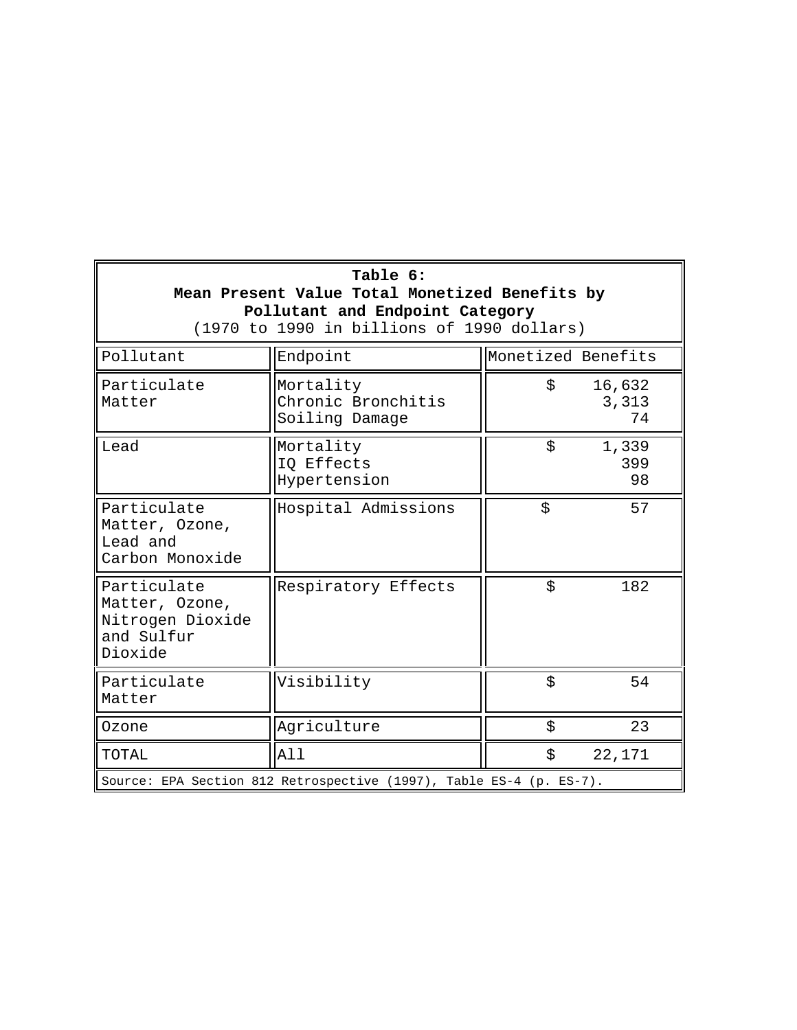**Table 6:**
**Mean Present Value Total Monetized Benefits by Pollutant and Endpoint Category**
(1970 to 1990 in billions of 1990 dollars)

| Pollutant | Endpoint | Monetized Benefits |
|---|---|---|
| Particulate Matter | Mortality<br>Chronic Bronchitis<br>Soiling Damage | $ 16,632<br>3,313<br>74 |
| Lead | Mortality<br>IQ Effects<br>Hypertension | $ 1,339<br>399<br>98 |
| Particulate Matter, Ozone, Lead and Carbon Monoxide | Hospital Admissions | $ 57 |
| Particulate Matter, Ozone, Nitrogen Dioxide and Sulfur Dioxide | Respiratory Effects | $ 182 |
| Particulate Matter | Visibility | $ 54 |
| Ozone | Agriculture | $ 23 |
| TOTAL | All | $ 22,171 |

Source: EPA Section 812 Retrospective (1997), Table ES-4 (p. ES-7).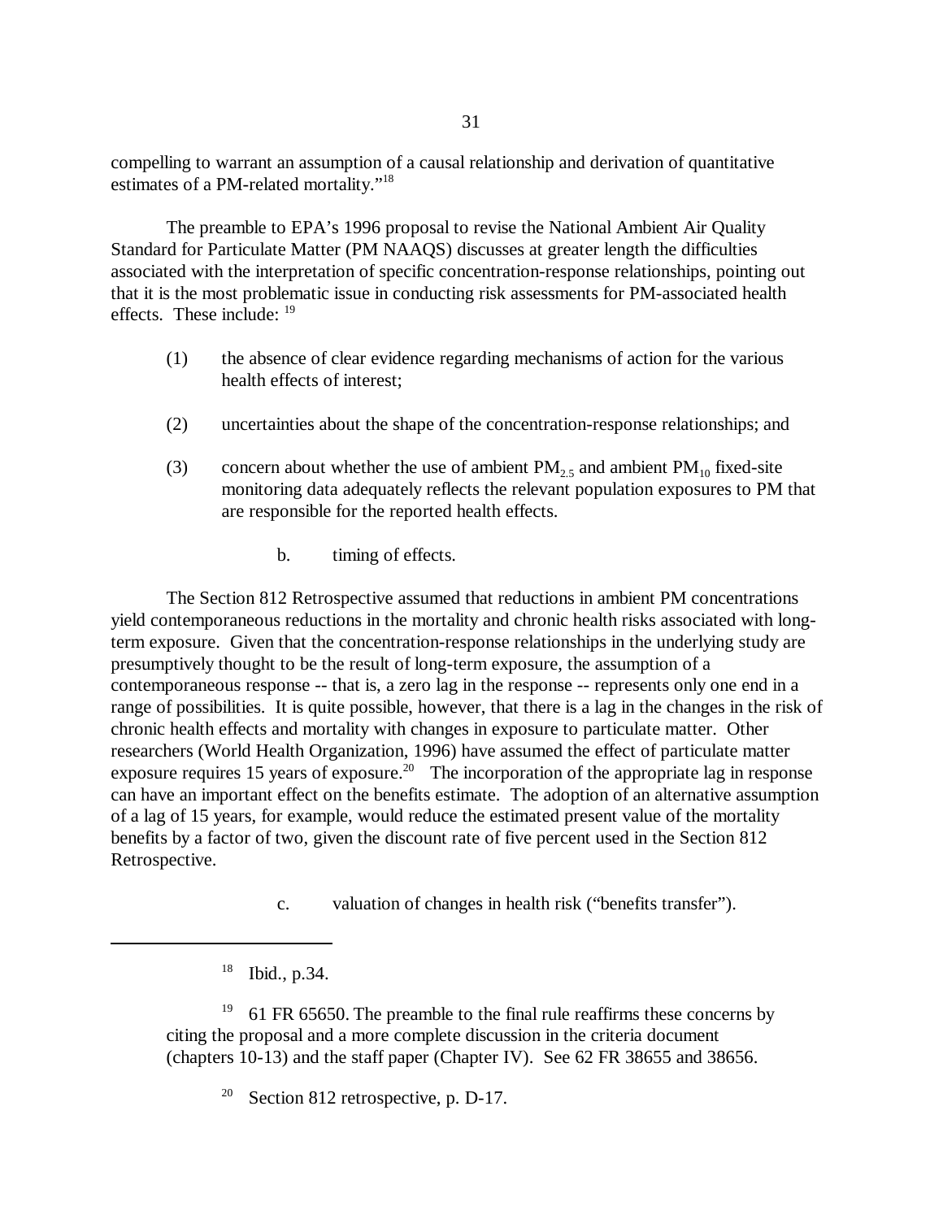compelling to warrant an assumption of a causal relationship and derivation of quantitative estimates of a PM-related mortality."[18]

The preamble to EPA's 1996 proposal to revise the National Ambient Air Quality Standard for Particulate Matter (PM NAAQS) discusses at greater length the difficulties associated with the interpretation of specific concentration-response relationships, pointing out that it is the most problematic issue in conducting risk assessments for PM-associated health effects. These include: [19]

(1) the absence of clear evidence regarding mechanisms of action for the various health effects of interest;

(2) uncertainties about the shape of the concentration-response relationships; and

(3) concern about whether the use of ambient $PM_{2.5}$ and ambient $PM_{10}$ fixed-site monitoring data adequately reflects the relevant population exposures to PM that are responsible for the reported health effects.

b. timing of effects.

The Section 812 Retrospective assumed that reductions in ambient PM concentrations yield contemporaneous reductions in the mortality and chronic health risks associated with long-term exposure. Given that the concentration-response relationships in the underlying study are presumptively thought to be the result of long-term exposure, the assumption of a contemporaneous response -- that is, a zero lag in the response -- represents only one end in a range of possibilities. It is quite possible, however, that there is a lag in the changes in the risk of chronic health effects and mortality with changes in exposure to particulate matter. Other researchers (World Health Organization, 1996) have assumed the effect of particulate matter exposure requires 15 years of exposure.[20] The incorporation of the appropriate lag in response can have an important effect on the benefits estimate. The adoption of an alternative assumption of a lag of 15 years, for example, would reduce the estimated present value of the mortality benefits by a factor of two, given the discount rate of five percent used in the Section 812 Retrospective.

c. valuation of changes in health risk ("benefits transfer").

---

[18] Ibid., p.34.

[19] 61 FR 65650. The preamble to the final rule reaffirms these concerns by citing the proposal and a more complete discussion in the criteria document (chapters 10-13) and the staff paper (Chapter IV). See 62 FR 38655 and 38656.

[20] Section 812 retrospective, p. D-17.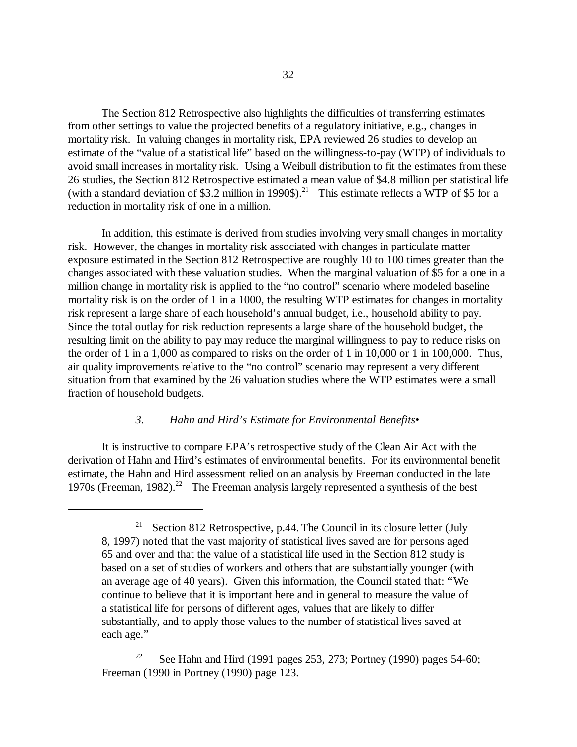The Section 812 Retrospective also highlights the difficulties of transferring estimates from other settings to value the projected benefits of a regulatory initiative, e.g., changes in mortality risk. In valuing changes in mortality risk, EPA reviewed 26 studies to develop an estimate of the "value of a statistical life" based on the willingness-to-pay (WTP) of individuals to avoid small increases in mortality risk. Using a Weibull distribution to fit the estimates from these 26 studies, the Section 812 Retrospective estimated a mean value of $4.8 million per statistical life (with a standard deviation of $3.2 million in 1990$).[21] This estimate reflects a WTP of $5 for a reduction in mortality risk of one in a million.

In addition, this estimate is derived from studies involving very small changes in mortality risk. However, the changes in mortality risk associated with changes in particulate matter exposure estimated in the Section 812 Retrospective are roughly 10 to 100 times greater than the changes associated with these valuation studies. When the marginal valuation of $5 for a one in a million change in mortality risk is applied to the "no control" scenario where modeled baseline mortality risk is on the order of 1 in a 1000, the resulting WTP estimates for changes in mortality risk represent a large share of each household's annual budget, i.e., household ability to pay. Since the total outlay for risk reduction represents a large share of the household budget, the resulting limit on the ability to pay may reduce the marginal willingness to pay to reduce risks on the order of 1 in a 1,000 as compared to risks on the order of 1 in 10,000 or 1 in 100,000. Thus, air quality improvements relative to the "no control" scenario may represent a very different situation from that examined by the 26 valuation studies where the WTP estimates were a small fraction of household budgets.

### *3. Hahn and Hird's Estimate for Environmental Benefits•*

It is instructive to compare EPA's retrospective study of the Clean Air Act with the derivation of Hahn and Hird's estimates of environmental benefits. For its environmental benefit estimate, the Hahn and Hird assessment relied on an analysis by Freeman conducted in the late 1970s (Freeman, 1982).[22] The Freeman analysis largely represented a synthesis of the best

---

[21] Section 812 Retrospective, p.44. The Council in its closure letter (July 8, 1997) noted that the vast majority of statistical lives saved are for persons aged 65 and over and that the value of a statistical life used in the Section 812 study is based on a set of studies of workers and others that are substantially younger (with an average age of 40 years). Given this information, the Council stated that: "We continue to believe that it is important here and in general to measure the value of a statistical life for persons of different ages, values that are likely to differ substantially, and to apply those values to the number of statistical lives saved at each age."

[22] See Hahn and Hird (1991 pages 253, 273; Portney (1990) pages 54-60; Freeman (1990 in Portney (1990) page 123.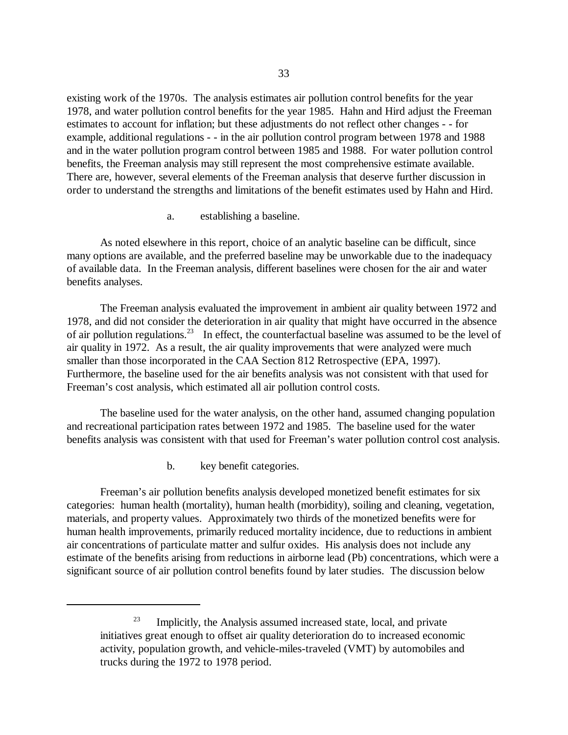existing work of the 1970s. The analysis estimates air pollution control benefits for the year 1978, and water pollution control benefits for the year 1985. Hahn and Hird adjust the Freeman estimates to account for inflation; but these adjustments do not reflect other changes - - for example, additional regulations - - in the air pollution control program between 1978 and 1988 and in the water pollution program control between 1985 and 1988. For water pollution control benefits, the Freeman analysis may still represent the most comprehensive estimate available. There are, however, several elements of the Freeman analysis that deserve further discussion in order to understand the strengths and limitations of the benefit estimates used by Hahn and Hird.

a. establishing a baseline.

As noted elsewhere in this report, choice of an analytic baseline can be difficult, since many options are available, and the preferred baseline may be unworkable due to the inadequacy of available data. In the Freeman analysis, different baselines were chosen for the air and water benefits analyses.

The Freeman analysis evaluated the improvement in ambient air quality between 1972 and 1978, and did not consider the deterioration in air quality that might have occurred in the absence of air pollution regulations.[23] In effect, the counterfactual baseline was assumed to be the level of air quality in 1972. As a result, the air quality improvements that were analyzed were much smaller than those incorporated in the CAA Section 812 Retrospective (EPA, 1997). Furthermore, the baseline used for the air benefits analysis was not consistent with that used for Freeman's cost analysis, which estimated all air pollution control costs.

The baseline used for the water analysis, on the other hand, assumed changing population and recreational participation rates between 1972 and 1985. The baseline used for the water benefits analysis was consistent with that used for Freeman's water pollution control cost analysis.

b. key benefit categories.

Freeman's air pollution benefits analysis developed monetized benefit estimates for six categories: human health (mortality), human health (morbidity), soiling and cleaning, vegetation, materials, and property values. Approximately two thirds of the monetized benefits were for human health improvements, primarily reduced mortality incidence, due to reductions in ambient air concentrations of particulate matter and sulfur oxides. His analysis does not include any estimate of the benefits arising from reductions in airborne lead (Pb) concentrations, which were a significant source of air pollution control benefits found by later studies. The discussion below

---

[23] Implicitly, the Analysis assumed increased state, local, and private initiatives great enough to offset air quality deterioration do to increased economic activity, population growth, and vehicle-miles-traveled (VMT) by automobiles and trucks during the 1972 to 1978 period.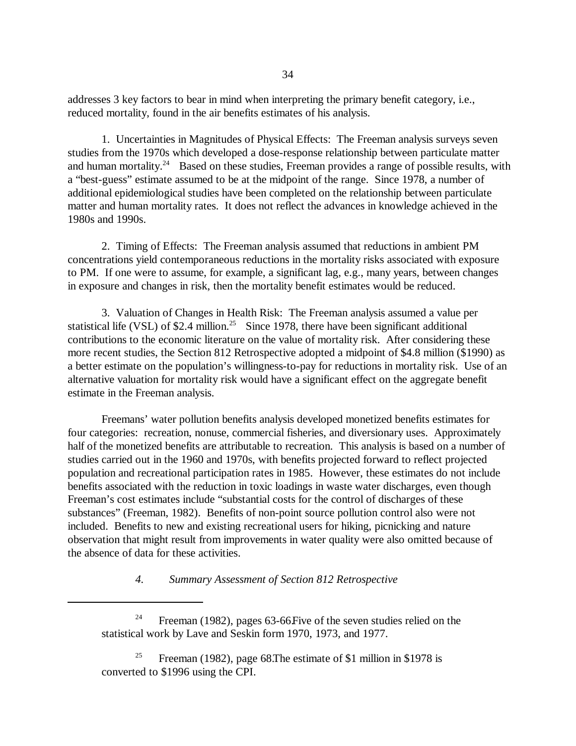addresses 3 key factors to bear in mind when interpreting the primary benefit category, i.e., reduced mortality, found in the air benefits estimates of his analysis.

1. Uncertainties in Magnitudes of Physical Effects: The Freeman analysis surveys seven studies from the 1970s which developed a dose-response relationship between particulate matter and human mortality.[24] Based on these studies, Freeman provides a range of possible results, with a "best-guess" estimate assumed to be at the midpoint of the range. Since 1978, a number of additional epidemiological studies have been completed on the relationship between particulate matter and human mortality rates. It does not reflect the advances in knowledge achieved in the 1980s and 1990s.

2. Timing of Effects: The Freeman analysis assumed that reductions in ambient PM concentrations yield contemporaneous reductions in the mortality risks associated with exposure to PM. If one were to assume, for example, a significant lag, e.g., many years, between changes in exposure and changes in risk, then the mortality benefit estimates would be reduced.

3. Valuation of Changes in Health Risk: The Freeman analysis assumed a value per statistical life (VSL) of $2.4 million.[25] Since 1978, there have been significant additional contributions to the economic literature on the value of mortality risk. After considering these more recent studies, the Section 812 Retrospective adopted a midpoint of $4.8 million ($1990) as a better estimate on the population's willingness-to-pay for reductions in mortality risk. Use of an alternative valuation for mortality risk would have a significant effect on the aggregate benefit estimate in the Freeman analysis.

Freemans' water pollution benefits analysis developed monetized benefits estimates for four categories: recreation, nonuse, commercial fisheries, and diversionary uses. Approximately half of the monetized benefits are attributable to recreation. This analysis is based on a number of studies carried out in the 1960 and 1970s, with benefits projected forward to reflect projected population and recreational participation rates in 1985. However, these estimates do not include benefits associated with the reduction in toxic loadings in waste water discharges, even though Freeman's cost estimates include "substantial costs for the control of discharges of these substances" (Freeman, 1982). Benefits of non-point source pollution control also were not included. Benefits to new and existing recreational users for hiking, picnicking and nature observation that might result from improvements in water quality were also omitted because of the absence of data for these activities.

### *4. Summary Assessment of Section 812 Retrospective*

---

[24] Freeman (1982), pages 63-66.Five of the seven studies relied on the statistical work by Lave and Seskin form 1970, 1973, and 1977.

[25] Freeman (1982), page 68.The estimate of $1 million in $1978 is converted to $1996 using the CPI.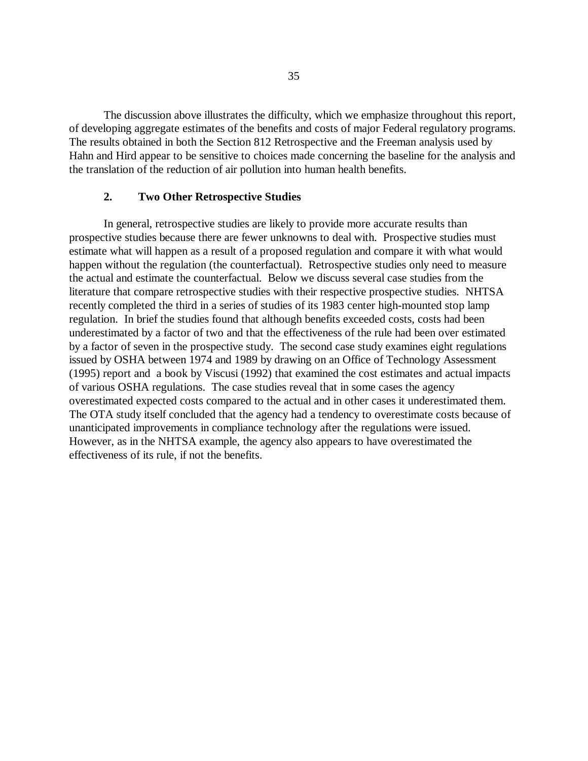The discussion above illustrates the difficulty, which we emphasize throughout this report, of developing aggregate estimates of the benefits and costs of major Federal regulatory programs. The results obtained in both the Section 812 Retrospective and the Freeman analysis used by Hahn and Hird appear to be sensitive to choices made concerning the baseline for the analysis and the translation of the reduction of air pollution into human health benefits.

### 2. Two Other Retrospective Studies

In general, retrospective studies are likely to provide more accurate results than prospective studies because there are fewer unknowns to deal with. Prospective studies must estimate what will happen as a result of a proposed regulation and compare it with what would happen without the regulation (the counterfactual). Retrospective studies only need to measure the actual and estimate the counterfactual. Below we discuss several case studies from the literature that compare retrospective studies with their respective prospective studies. NHTSA recently completed the third in a series of studies of its 1983 center high-mounted stop lamp regulation. In brief the studies found that although benefits exceeded costs, costs had been underestimated by a factor of two and that the effectiveness of the rule had been over estimated by a factor of seven in the prospective study. The second case study examines eight regulations issued by OSHA between 1974 and 1989 by drawing on an Office of Technology Assessment (1995) report and a book by Viscusi (1992) that examined the cost estimates and actual impacts of various OSHA regulations. The case studies reveal that in some cases the agency overestimated expected costs compared to the actual and in other cases it underestimated them. The OTA study itself concluded that the agency had a tendency to overestimate costs because of unanticipated improvements in compliance technology after the regulations were issued. However, as in the NHTSA example, the agency also appears to have overestimated the effectiveness of its rule, if not the benefits.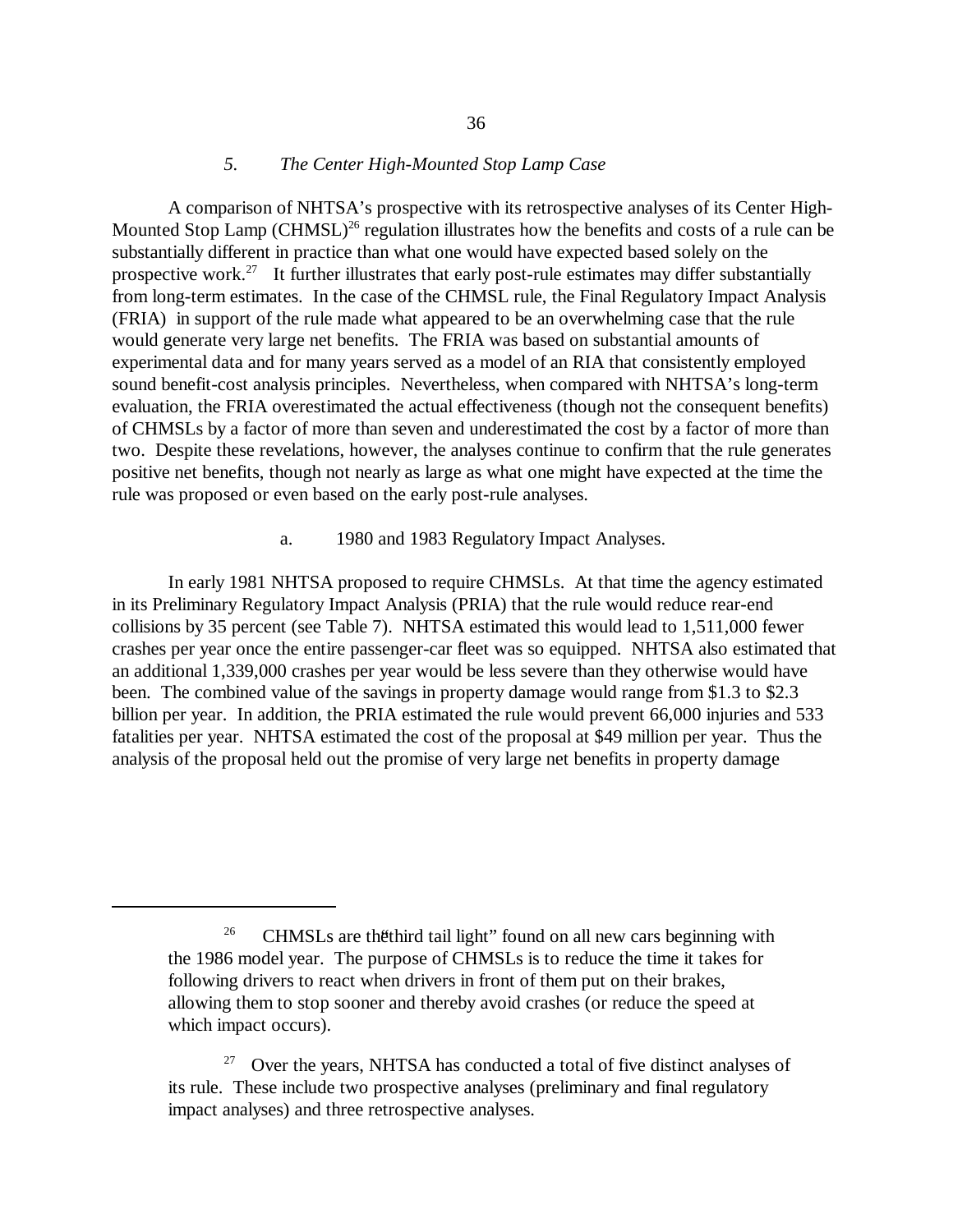### *5. The Center High-Mounted Stop Lamp Case*

A comparison of NHTSA's prospective with its retrospective analyses of its Center High-Mounted Stop Lamp (CHMSL)[26] regulation illustrates how the benefits and costs of a rule can be substantially different in practice than what one would have expected based solely on the prospective work.[27] It further illustrates that early post-rule estimates may differ substantially from long-term estimates. In the case of the CHMSL rule, the Final Regulatory Impact Analysis (FRIA) in support of the rule made what appeared to be an overwhelming case that the rule would generate very large net benefits. The FRIA was based on substantial amounts of experimental data and for many years served as a model of an RIA that consistently employed sound benefit-cost analysis principles. Nevertheless, when compared with NHTSA's long-term evaluation, the FRIA overestimated the actual effectiveness (though not the consequent benefits) of CHMSLs by a factor of more than seven and underestimated the cost by a factor of more than two. Despite these revelations, however, the analyses continue to confirm that the rule generates positive net benefits, though not nearly as large as what one might have expected at the time the rule was proposed or even based on the early post-rule analyses.

a. 1980 and 1983 Regulatory Impact Analyses.

In early 1981 NHTSA proposed to require CHMSLs. At that time the agency estimated in its Preliminary Regulatory Impact Analysis (PRIA) that the rule would reduce rear-end collisions by 35 percent (see Table 7). NHTSA estimated this would lead to 1,511,000 fewer crashes per year once the entire passenger-car fleet was so equipped. NHTSA also estimated that an additional 1,339,000 crashes per year would be less severe than they otherwise would have been. The combined value of the savings in property damage would range from \$1.3 to \$2.3 billion per year. In addition, the PRIA estimated the rule would prevent 66,000 injuries and 533 fatalities per year. NHTSA estimated the cost of the proposal at \$49 million per year. Thus the analysis of the proposal held out the promise of very large net benefits in property damage

---

[26] CHMSLs are the "third tail light" found on all new cars beginning with the 1986 model year. The purpose of CHMSLs is to reduce the time it takes for following drivers to react when drivers in front of them put on their brakes, allowing them to stop sooner and thereby avoid crashes (or reduce the speed at which impact occurs).

[27] Over the years, NHTSA has conducted a total of five distinct analyses of its rule. These include two prospective analyses (preliminary and final regulatory impact analyses) and three retrospective analyses.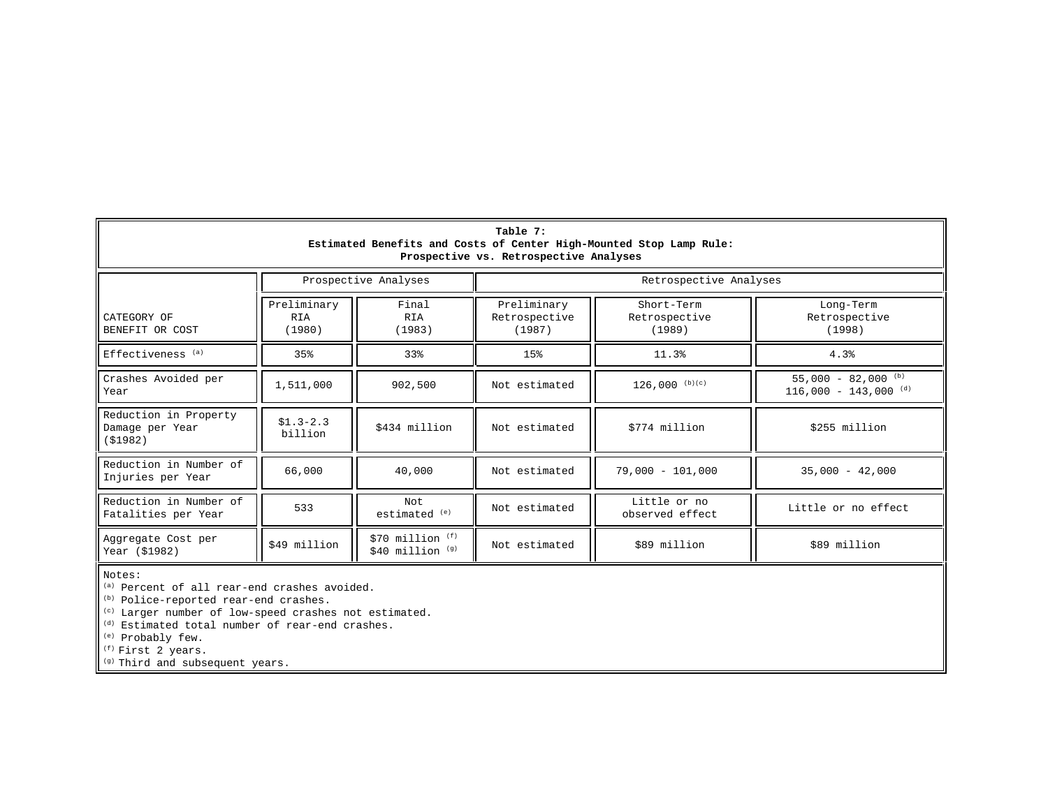**Table 7:**
**Estimated Benefits and Costs of Center High-Mounted Stop Lamp Rule:**
**Prospective vs. Retrospective Analyses**

| CATEGORY OF BENEFIT OR COST | Prospective Analyses | | Retrospective Analyses | | |
|---|---|---|---|---|---|
| | Preliminary RIA (1980) | Final RIA (1983) | Preliminary Retrospective (1987) | Short-Term Retrospective (1989) | Long-Term Retrospective (1998) |
| Effectiveness [(a)] | 35% | 33% | 15% | 11.3% | 4.3% |
| Crashes Avoided per Year | 1,511,000 | 902,500 | Not estimated | 126,000 [(b)(c)] | 55,000 - 82,000 [(b)]<br>116,000 - 143,000 [(d)] |
| Reduction in Property Damage per Year ($1982) | $1.3-2.3 billion | $434 million | Not estimated | $774 million | $255 million |
| Reduction in Number of Injuries per Year | 66,000 | 40,000 | Not estimated | 79,000 - 101,000 | 35,000 - 42,000 |
| Reduction in Number of Fatalities per Year | 533 | Not estimated [(e)] | Not estimated | Little or no observed effect | Little or no effect |
| Aggregate Cost per Year ($1982) | $49 million | $70 million [(f)]<br>$40 million [(g)] | Not estimated | $89 million | $89 million |

Notes:
[(a)] Percent of all rear-end crashes avoided.
[(b)] Police-reported rear-end crashes.
[(c)] Larger number of low-speed crashes not estimated.
[(d)] Estimated total number of rear-end crashes.
[(e)] Probably few.
[(f)] First 2 years.
[(g)] Third and subsequent years.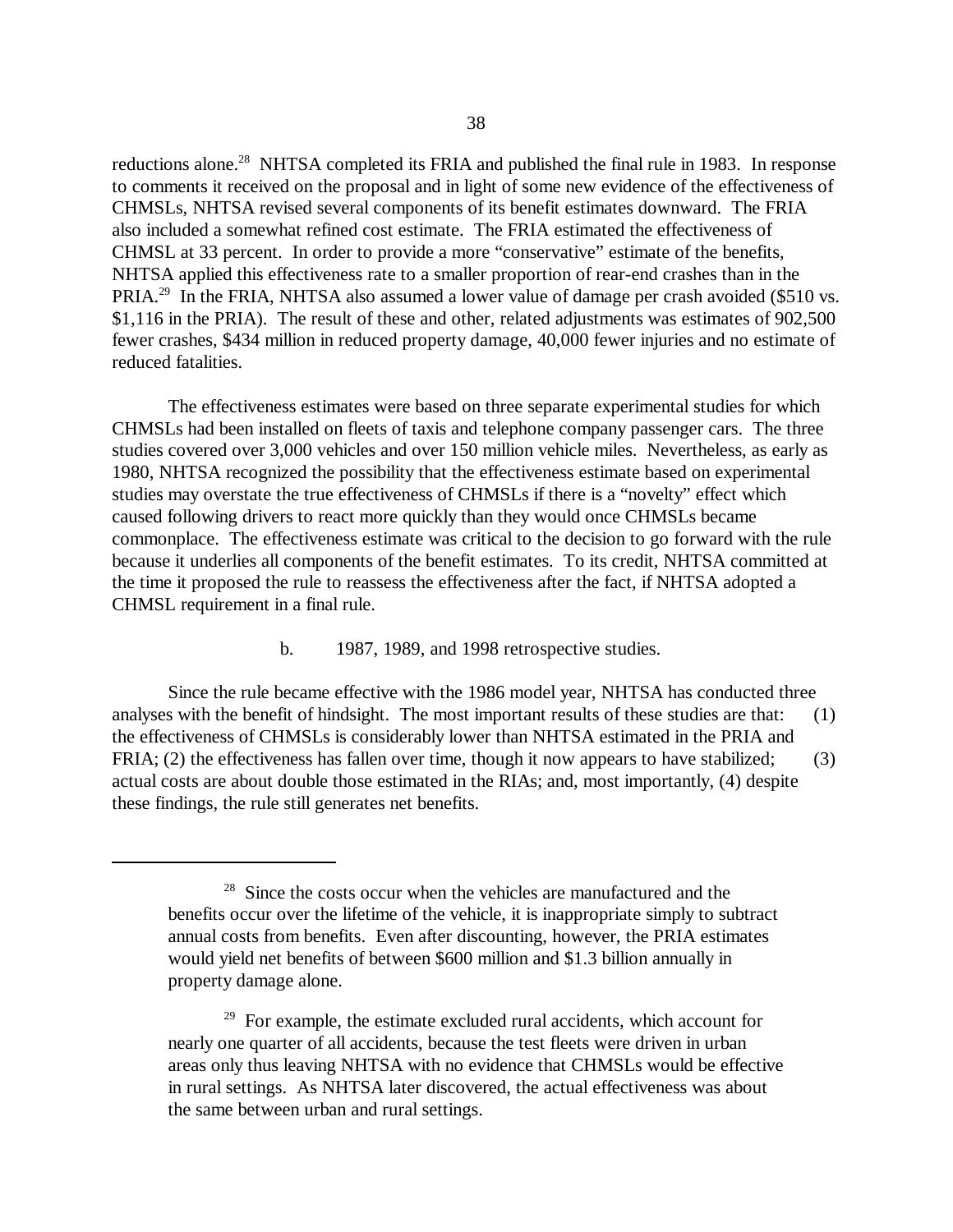reductions alone.[28] NHTSA completed its FRIA and published the final rule in 1983. In response to comments it received on the proposal and in light of some new evidence of the effectiveness of CHMSLs, NHTSA revised several components of its benefit estimates downward. The FRIA also included a somewhat refined cost estimate. The FRIA estimated the effectiveness of CHMSL at 33 percent. In order to provide a more "conservative" estimate of the benefits, NHTSA applied this effectiveness rate to a smaller proportion of rear-end crashes than in the PRIA.[29] In the FRIA, NHTSA also assumed a lower value of damage per crash avoided ($510 vs. $1,116 in the PRIA). The result of these and other, related adjustments was estimates of 902,500 fewer crashes, $434 million in reduced property damage, 40,000 fewer injuries and no estimate of reduced fatalities.

The effectiveness estimates were based on three separate experimental studies for which CHMSLs had been installed on fleets of taxis and telephone company passenger cars. The three studies covered over 3,000 vehicles and over 150 million vehicle miles. Nevertheless, as early as 1980, NHTSA recognized the possibility that the effectiveness estimate based on experimental studies may overstate the true effectiveness of CHMSLs if there is a "novelty" effect which caused following drivers to react more quickly than they would once CHMSLs became commonplace. The effectiveness estimate was critical to the decision to go forward with the rule because it underlies all components of the benefit estimates. To its credit, NHTSA committed at the time it proposed the rule to reassess the effectiveness after the fact, if NHTSA adopted a CHMSL requirement in a final rule.

b. 1987, 1989, and 1998 retrospective studies.

Since the rule became effective with the 1986 model year, NHTSA has conducted three analyses with the benefit of hindsight. The most important results of these studies are that: (1) the effectiveness of CHMSLs is considerably lower than NHTSA estimated in the PRIA and FRIA; (2) the effectiveness has fallen over time, though it now appears to have stabilized; (3) actual costs are about double those estimated in the RIAs; and, most importantly, (4) despite these findings, the rule still generates net benefits.

---

[28] Since the costs occur when the vehicles are manufactured and the benefits occur over the lifetime of the vehicle, it is inappropriate simply to subtract annual costs from benefits. Even after discounting, however, the PRIA estimates would yield net benefits of between $600 million and $1.3 billion annually in property damage alone.

[29] For example, the estimate excluded rural accidents, which account for nearly one quarter of all accidents, because the test fleets were driven in urban areas only thus leaving NHTSA with no evidence that CHMSLs would be effective in rural settings. As NHTSA later discovered, the actual effectiveness was about the same between urban and rural settings.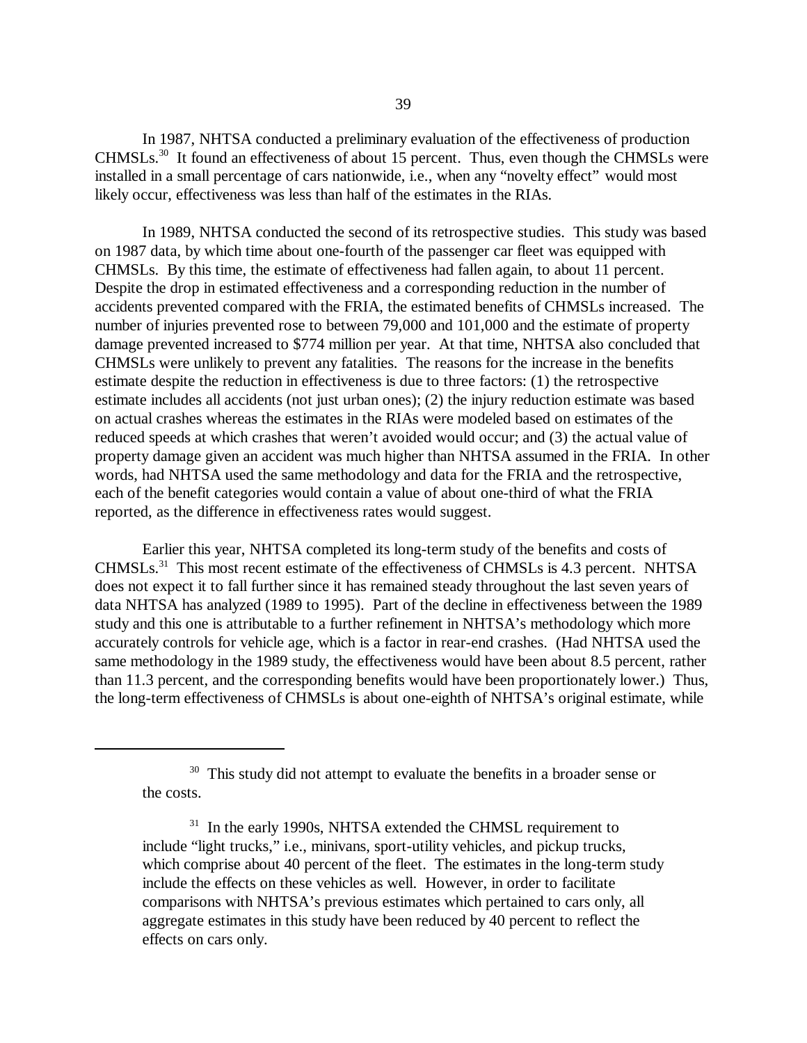In 1987, NHTSA conducted a preliminary evaluation of the effectiveness of production CHMSLs.[30] It found an effectiveness of about 15 percent. Thus, even though the CHMSLs were installed in a small percentage of cars nationwide, i.e., when any "novelty effect" would most likely occur, effectiveness was less than half of the estimates in the RIAs.

In 1989, NHTSA conducted the second of its retrospective studies. This study was based on 1987 data, by which time about one-fourth of the passenger car fleet was equipped with CHMSLs. By this time, the estimate of effectiveness had fallen again, to about 11 percent. Despite the drop in estimated effectiveness and a corresponding reduction in the number of accidents prevented compared with the FRIA, the estimated benefits of CHMSLs increased. The number of injuries prevented rose to between 79,000 and 101,000 and the estimate of property damage prevented increased to $774 million per year. At that time, NHTSA also concluded that CHMSLs were unlikely to prevent any fatalities. The reasons for the increase in the benefits estimate despite the reduction in effectiveness is due to three factors: (1) the retrospective estimate includes all accidents (not just urban ones); (2) the injury reduction estimate was based on actual crashes whereas the estimates in the RIAs were modeled based on estimates of the reduced speeds at which crashes that weren't avoided would occur; and (3) the actual value of property damage given an accident was much higher than NHTSA assumed in the FRIA. In other words, had NHTSA used the same methodology and data for the FRIA and the retrospective, each of the benefit categories would contain a value of about one-third of what the FRIA reported, as the difference in effectiveness rates would suggest.

Earlier this year, NHTSA completed its long-term study of the benefits and costs of CHMSLs.[31] This most recent estimate of the effectiveness of CHMSLs is 4.3 percent. NHTSA does not expect it to fall further since it has remained steady throughout the last seven years of data NHTSA has analyzed (1989 to 1995). Part of the decline in effectiveness between the 1989 study and this one is attributable to a further refinement in NHTSA's methodology which more accurately controls for vehicle age, which is a factor in rear-end crashes. (Had NHTSA used the same methodology in the 1989 study, the effectiveness would have been about 8.5 percent, rather than 11.3 percent, and the corresponding benefits would have been proportionately lower.) Thus, the long-term effectiveness of CHMSLs is about one-eighth of NHTSA's original estimate, while

---

[30] This study did not attempt to evaluate the benefits in a broader sense or the costs.

[31] In the early 1990s, NHTSA extended the CHMSL requirement to include "light trucks," i.e., minivans, sport-utility vehicles, and pickup trucks, which comprise about 40 percent of the fleet. The estimates in the long-term study include the effects on these vehicles as well. However, in order to facilitate comparisons with NHTSA's previous estimates which pertained to cars only, all aggregate estimates in this study have been reduced by 40 percent to reflect the effects on cars only.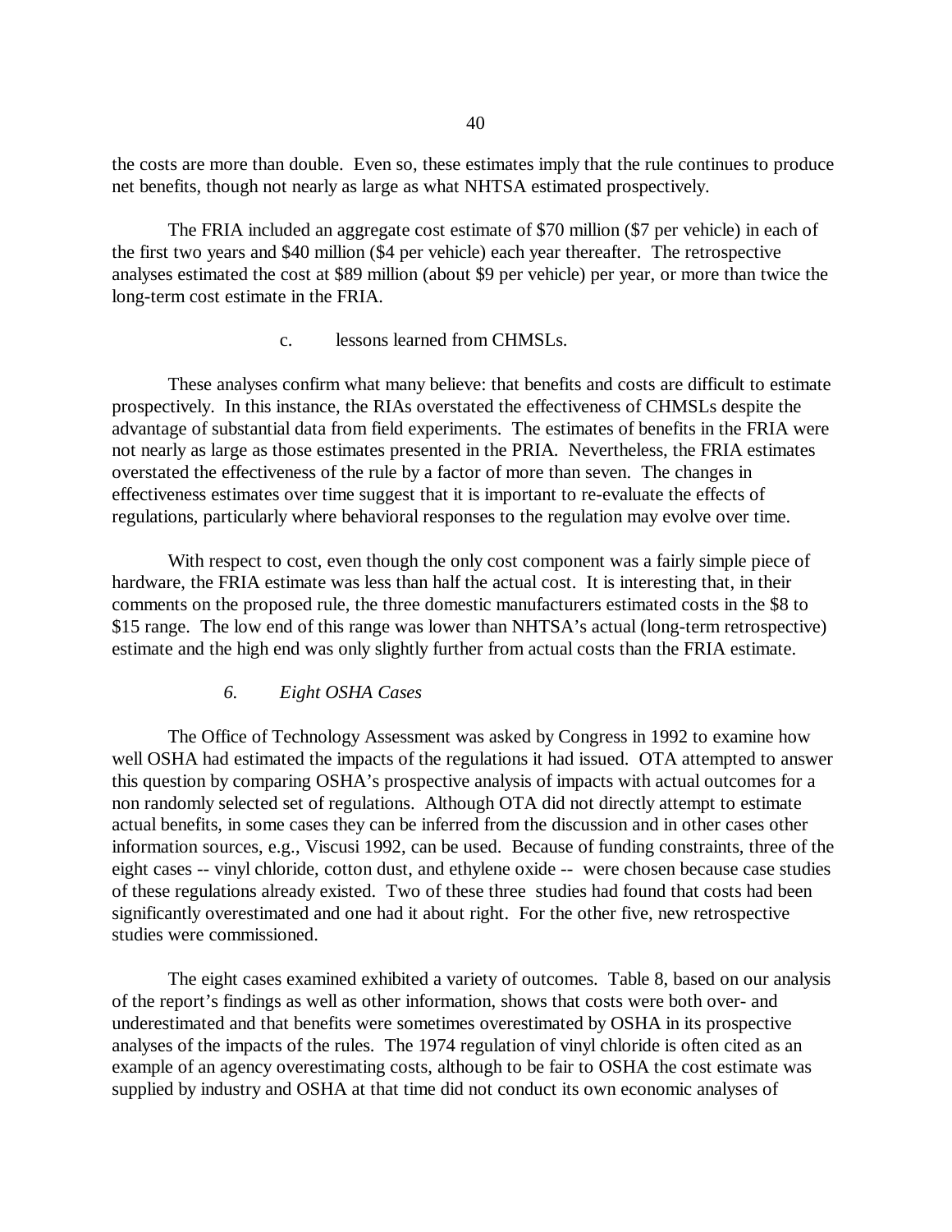the costs are more than double. Even so, these estimates imply that the rule continues to produce net benefits, though not nearly as large as what NHTSA estimated prospectively.

The FRIA included an aggregate cost estimate of $70 million ($7 per vehicle) in each of the first two years and $40 million ($4 per vehicle) each year thereafter. The retrospective analyses estimated the cost at $89 million (about $9 per vehicle) per year, or more than twice the long-term cost estimate in the FRIA.

#### c. lessons learned from CHMSLs.

These analyses confirm what many believe: that benefits and costs are difficult to estimate prospectively. In this instance, the RIAs overstated the effectiveness of CHMSLs despite the advantage of substantial data from field experiments. The estimates of benefits in the FRIA were not nearly as large as those estimates presented in the PRIA. Nevertheless, the FRIA estimates overstated the effectiveness of the rule by a factor of more than seven. The changes in effectiveness estimates over time suggest that it is important to re-evaluate the effects of regulations, particularly where behavioral responses to the regulation may evolve over time.

With respect to cost, even though the only cost component was a fairly simple piece of hardware, the FRIA estimate was less than half the actual cost. It is interesting that, in their comments on the proposed rule, the three domestic manufacturers estimated costs in the $8 to $15 range. The low end of this range was lower than NHTSA's actual (long-term retrospective) estimate and the high end was only slightly further from actual costs than the FRIA estimate.

### *6. Eight OSHA Cases*

The Office of Technology Assessment was asked by Congress in 1992 to examine how well OSHA had estimated the impacts of the regulations it had issued. OTA attempted to answer this question by comparing OSHA's prospective analysis of impacts with actual outcomes for a non randomly selected set of regulations. Although OTA did not directly attempt to estimate actual benefits, in some cases they can be inferred from the discussion and in other cases other information sources, e.g., Viscusi 1992, can be used. Because of funding constraints, three of the eight cases -- vinyl chloride, cotton dust, and ethylene oxide -- were chosen because case studies of these regulations already existed. Two of these three studies had found that costs had been significantly overestimated and one had it about right. For the other five, new retrospective studies were commissioned.

The eight cases examined exhibited a variety of outcomes. Table 8, based on our analysis of the report's findings as well as other information, shows that costs were both over- and underestimated and that benefits were sometimes overestimated by OSHA in its prospective analyses of the impacts of the rules. The 1974 regulation of vinyl chloride is often cited as an example of an agency overestimating costs, although to be fair to OSHA the cost estimate was supplied by industry and OSHA at that time did not conduct its own economic analyses of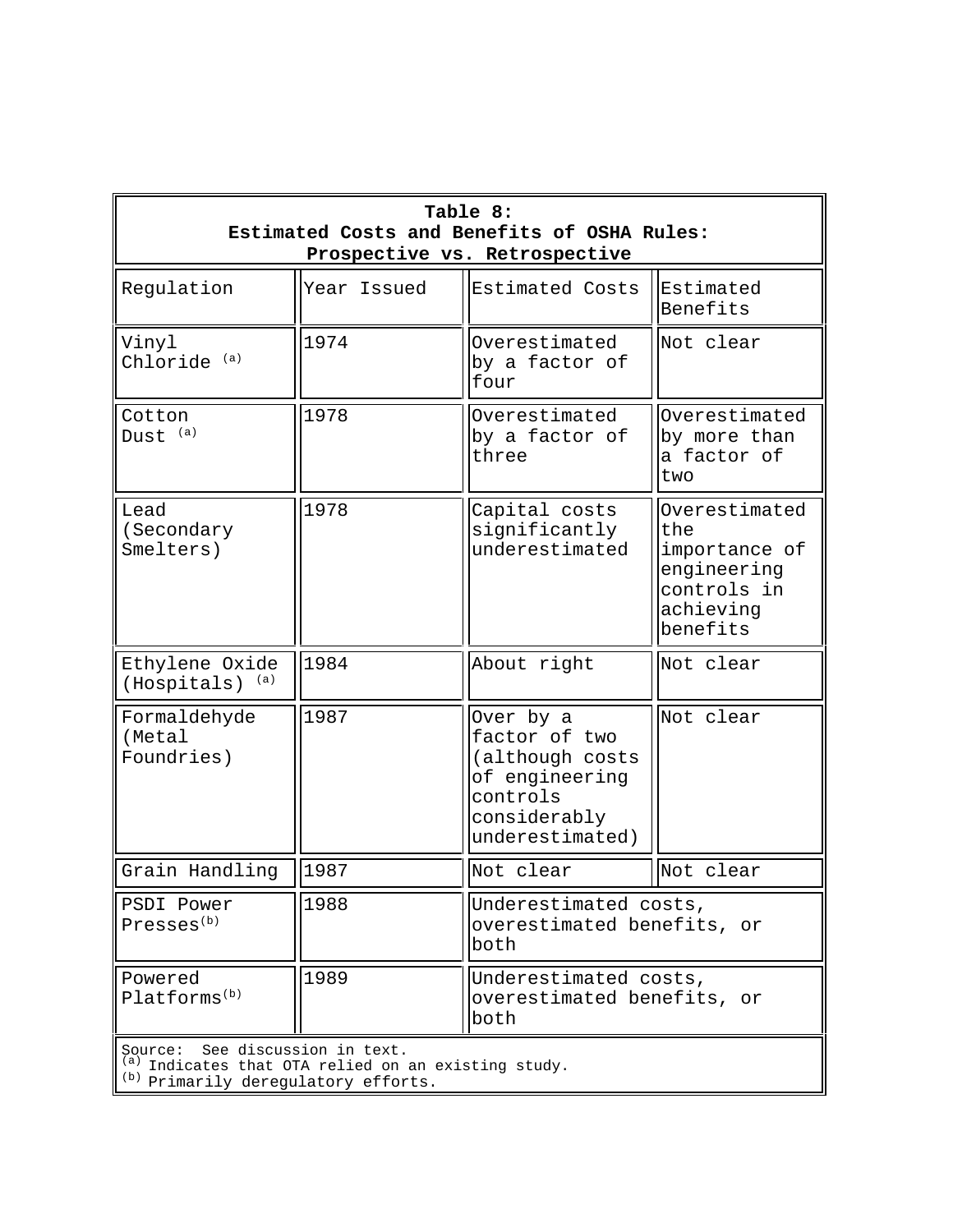**Table 8: Estimated Costs and Benefits of OSHA Rules: Prospective vs. Retrospective**

| Regulation | Year Issued | Estimated Costs | Estimated Benefits |
|---|---|---|---|
| Vinyl Chloride [a] | 1974 | Overestimated by a factor of four | Not clear |
| Cotton Dust [a] | 1978 | Overestimated by a factor of three | Overestimated by more than a factor of two |
| Lead (Secondary Smelters) | 1978 | Capital costs significantly underestimated | Overestimated the importance of engineering controls in achieving benefits |
| Ethylene Oxide (Hospitals) [a] | 1984 | About right | Not clear |
| Formaldehyde (Metal Foundries) | 1987 | Over by a factor of two (although costs of engineering controls considerably underestimated) | Not clear |
| Grain Handling | 1987 | Not clear | Not clear |
| PSDI Power Presses[b] | 1988 | Underestimated costs, overestimated benefits, or both | |
| Powered Platforms[b] | 1989 | Underestimated costs, overestimated benefits, or both | |

Source: See discussion in text.
[a] Indicates that OTA relied on an existing study.
[b] Primarily deregulatory efforts.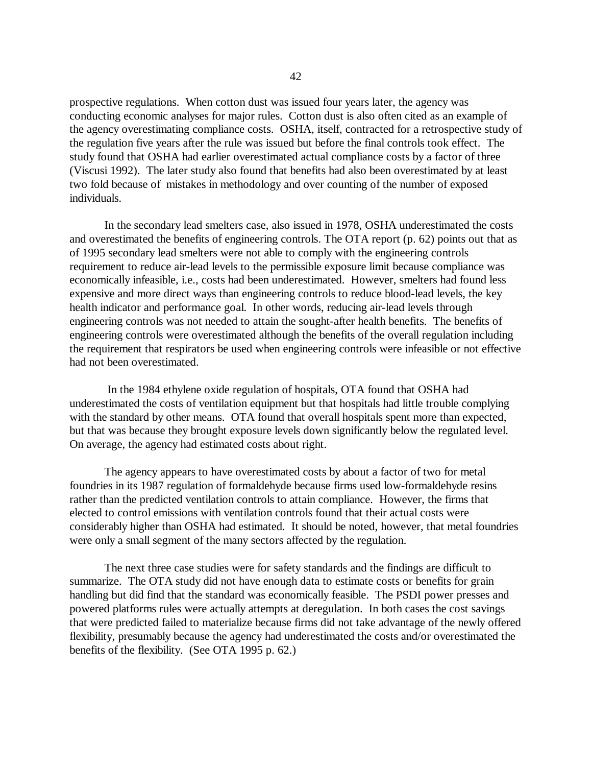prospective regulations. When cotton dust was issued four years later, the agency was conducting economic analyses for major rules. Cotton dust is also often cited as an example of the agency overestimating compliance costs. OSHA, itself, contracted for a retrospective study of the regulation five years after the rule was issued but before the final controls took effect. The study found that OSHA had earlier overestimated actual compliance costs by a factor of three (Viscusi 1992). The later study also found that benefits had also been overestimated by at least two fold because of mistakes in methodology and over counting of the number of exposed individuals.

In the secondary lead smelters case, also issued in 1978, OSHA underestimated the costs and overestimated the benefits of engineering controls. The OTA report (p. 62) points out that as of 1995 secondary lead smelters were not able to comply with the engineering controls requirement to reduce air-lead levels to the permissible exposure limit because compliance was economically infeasible, i.e., costs had been underestimated. However, smelters had found less expensive and more direct ways than engineering controls to reduce blood-lead levels, the key health indicator and performance goal. In other words, reducing air-lead levels through engineering controls was not needed to attain the sought-after health benefits. The benefits of engineering controls were overestimated although the benefits of the overall regulation including the requirement that respirators be used when engineering controls were infeasible or not effective had not been overestimated.

In the 1984 ethylene oxide regulation of hospitals, OTA found that OSHA had underestimated the costs of ventilation equipment but that hospitals had little trouble complying with the standard by other means. OTA found that overall hospitals spent more than expected, but that was because they brought exposure levels down significantly below the regulated level. On average, the agency had estimated costs about right.

The agency appears to have overestimated costs by about a factor of two for metal foundries in its 1987 regulation of formaldehyde because firms used low-formaldehyde resins rather than the predicted ventilation controls to attain compliance. However, the firms that elected to control emissions with ventilation controls found that their actual costs were considerably higher than OSHA had estimated. It should be noted, however, that metal foundries were only a small segment of the many sectors affected by the regulation.

The next three case studies were for safety standards and the findings are difficult to summarize. The OTA study did not have enough data to estimate costs or benefits for grain handling but did find that the standard was economically feasible. The PSDI power presses and powered platforms rules were actually attempts at deregulation. In both cases the cost savings that were predicted failed to materialize because firms did not take advantage of the newly offered flexibility, presumably because the agency had underestimated the costs and/or overestimated the benefits of the flexibility. (See OTA 1995 p. 62.)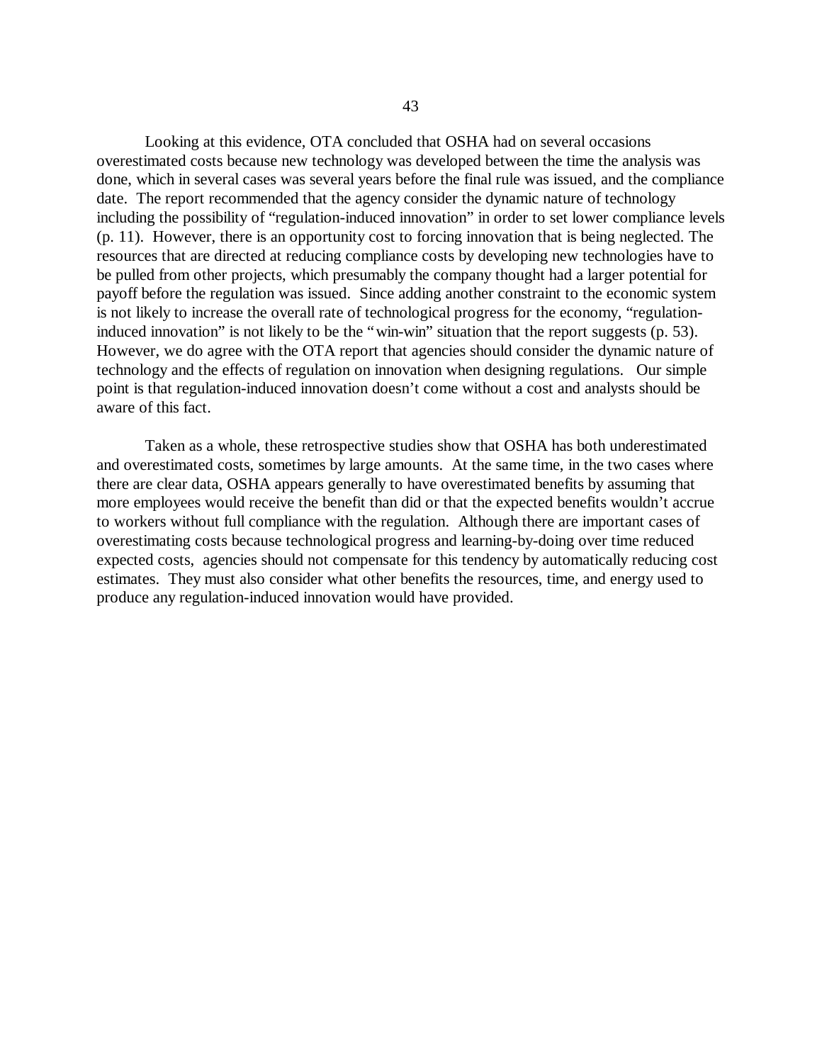Looking at this evidence, OTA concluded that OSHA had on several occasions overestimated costs because new technology was developed between the time the analysis was done, which in several cases was several years before the final rule was issued, and the compliance date. The report recommended that the agency consider the dynamic nature of technology including the possibility of "regulation-induced innovation" in order to set lower compliance levels (p. 11). However, there is an opportunity cost to forcing innovation that is being neglected. The resources that are directed at reducing compliance costs by developing new technologies have to be pulled from other projects, which presumably the company thought had a larger potential for payoff before the regulation was issued. Since adding another constraint to the economic system is not likely to increase the overall rate of technological progress for the economy, "regulation-induced innovation" is not likely to be the "win-win" situation that the report suggests (p. 53). However, we do agree with the OTA report that agencies should consider the dynamic nature of technology and the effects of regulation on innovation when designing regulations. Our simple point is that regulation-induced innovation doesn't come without a cost and analysts should be aware of this fact.

Taken as a whole, these retrospective studies show that OSHA has both underestimated and overestimated costs, sometimes by large amounts. At the same time, in the two cases where there are clear data, OSHA appears generally to have overestimated benefits by assuming that more employees would receive the benefit than did or that the expected benefits wouldn't accrue to workers without full compliance with the regulation. Although there are important cases of overestimating costs because technological progress and learning-by-doing over time reduced expected costs, agencies should not compensate for this tendency by automatically reducing cost estimates. They must also consider what other benefits the resources, time, and energy used to produce any regulation-induced innovation would have provided.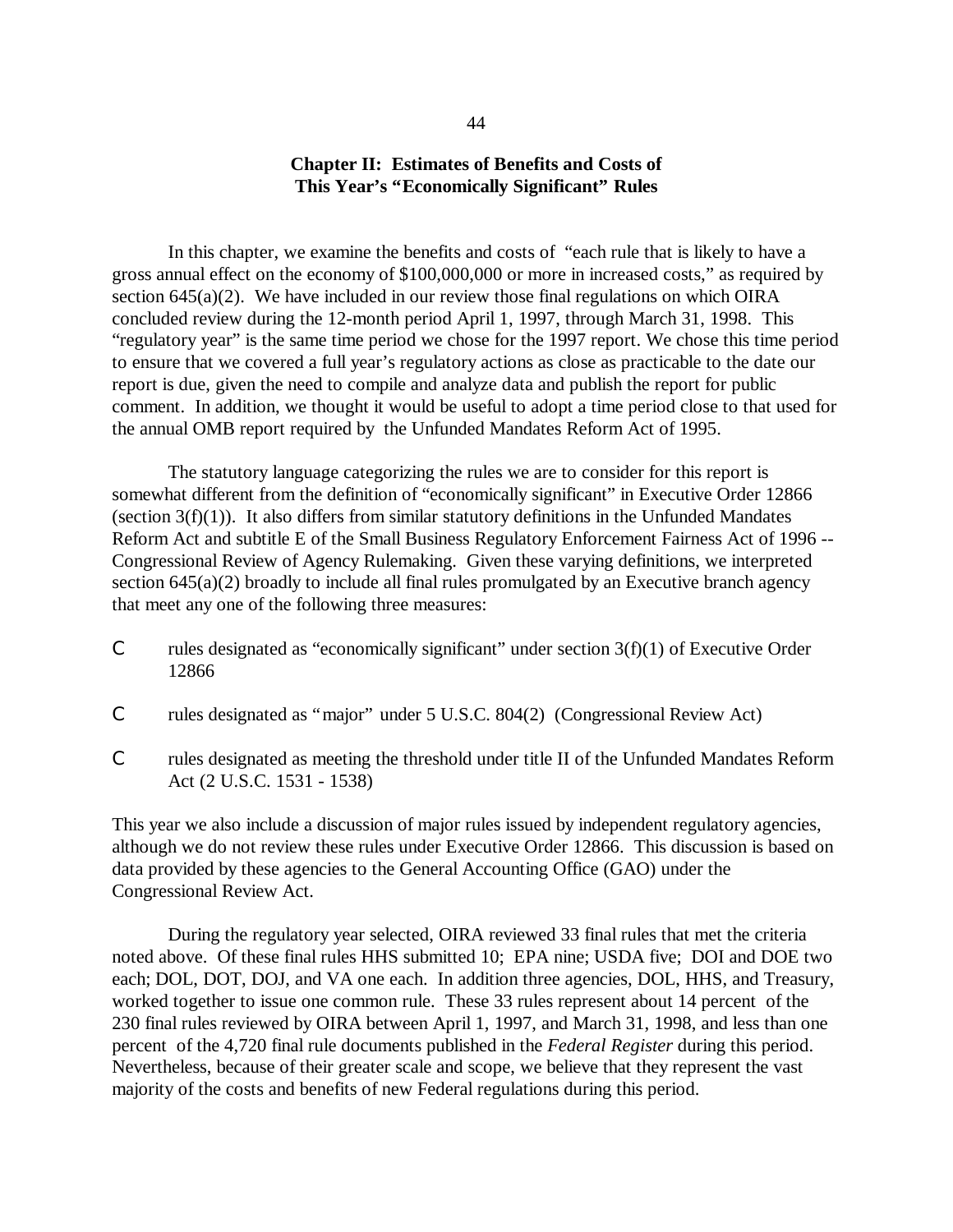## Chapter II: Estimates of Benefits and Costs of This Year's "Economically Significant" Rules

In this chapter, we examine the benefits and costs of "each rule that is likely to have a gross annual effect on the economy of $100,000,000 or more in increased costs," as required by section 645(a)(2). We have included in our review those final regulations on which OIRA concluded review during the 12-month period April 1, 1997, through March 31, 1998. This "regulatory year" is the same time period we chose for the 1997 report. We chose this time period to ensure that we covered a full year's regulatory actions as close as practicable to the date our report is due, given the need to compile and analyze data and publish the report for public comment. In addition, we thought it would be useful to adopt a time period close to that used for the annual OMB report required by the Unfunded Mandates Reform Act of 1995.

The statutory language categorizing the rules we are to consider for this report is somewhat different from the definition of "economically significant" in Executive Order 12866 (section 3(f)(1)). It also differs from similar statutory definitions in the Unfunded Mandates Reform Act and subtitle E of the Small Business Regulatory Enforcement Fairness Act of 1996 -- Congressional Review of Agency Rulemaking. Given these varying definitions, we interpreted section 645(a)(2) broadly to include all final rules promulgated by an Executive branch agency that meet any one of the following three measures:

- rules designated as "economically significant" under section 3(f)(1) of Executive Order 12866
- rules designated as "major" under 5 U.S.C. 804(2) (Congressional Review Act)
- rules designated as meeting the threshold under title II of the Unfunded Mandates Reform Act (2 U.S.C. 1531 - 1538)

This year we also include a discussion of major rules issued by independent regulatory agencies, although we do not review these rules under Executive Order 12866. This discussion is based on data provided by these agencies to the General Accounting Office (GAO) under the Congressional Review Act.

During the regulatory year selected, OIRA reviewed 33 final rules that met the criteria noted above. Of these final rules HHS submitted 10; EPA nine; USDA five; DOI and DOE two each; DOL, DOT, DOJ, and VA one each. In addition three agencies, DOL, HHS, and Treasury, worked together to issue one common rule. These 33 rules represent about 14 percent of the 230 final rules reviewed by OIRA between April 1, 1997, and March 31, 1998, and less than one percent of the 4,720 final rule documents published in the *Federal Register* during this period. Nevertheless, because of their greater scale and scope, we believe that they represent the vast majority of the costs and benefits of new Federal regulations during this period.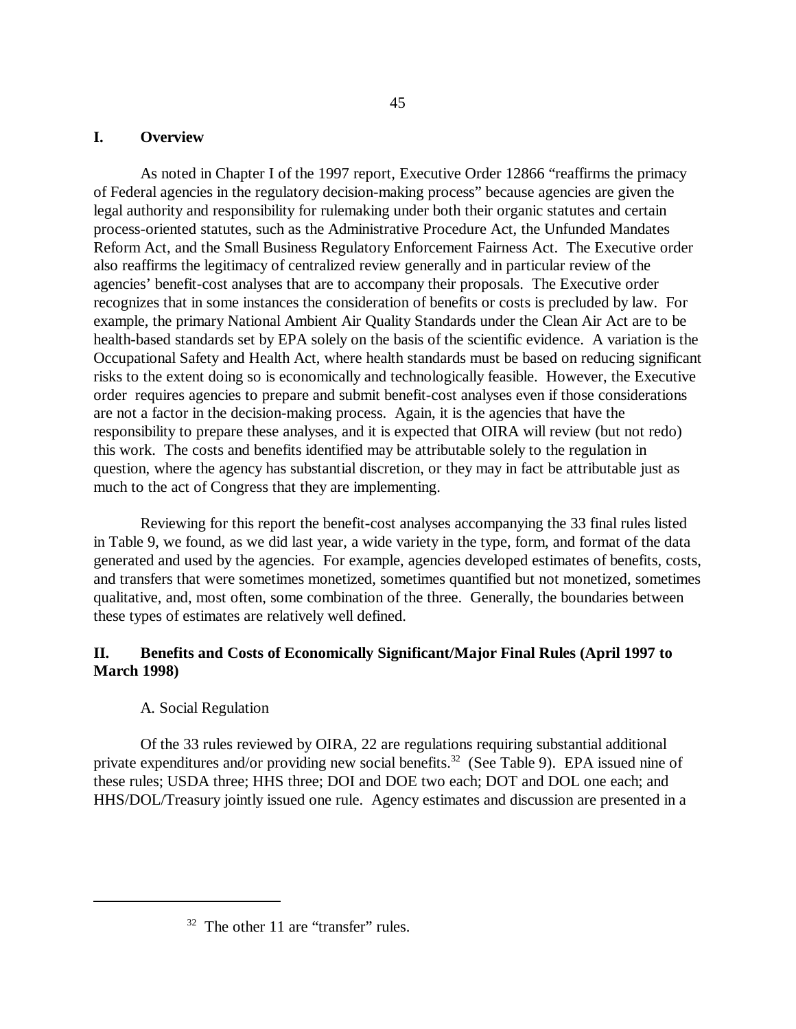## I. Overview

As noted in Chapter I of the 1997 report, Executive Order 12866 "reaffirms the primacy of Federal agencies in the regulatory decision-making process" because agencies are given the legal authority and responsibility for rulemaking under both their organic statutes and certain process-oriented statutes, such as the Administrative Procedure Act, the Unfunded Mandates Reform Act, and the Small Business Regulatory Enforcement Fairness Act. The Executive order also reaffirms the legitimacy of centralized review generally and in particular review of the agencies' benefit-cost analyses that are to accompany their proposals. The Executive order recognizes that in some instances the consideration of benefits or costs is precluded by law. For example, the primary National Ambient Air Quality Standards under the Clean Air Act are to be health-based standards set by EPA solely on the basis of the scientific evidence. A variation is the Occupational Safety and Health Act, where health standards must be based on reducing significant risks to the extent doing so is economically and technologically feasible. However, the Executive order requires agencies to prepare and submit benefit-cost analyses even if those considerations are not a factor in the decision-making process. Again, it is the agencies that have the responsibility to prepare these analyses, and it is expected that OIRA will review (but not redo) this work. The costs and benefits identified may be attributable solely to the regulation in question, where the agency has substantial discretion, or they may in fact be attributable just as much to the act of Congress that they are implementing.

Reviewing for this report the benefit-cost analyses accompanying the 33 final rules listed in Table 9, we found, as we did last year, a wide variety in the type, form, and format of the data generated and used by the agencies. For example, agencies developed estimates of benefits, costs, and transfers that were sometimes monetized, sometimes quantified but not monetized, sometimes qualitative, and, most often, some combination of the three. Generally, the boundaries between these types of estimates are relatively well defined.

## II. Benefits and Costs of Economically Significant/Major Final Rules (April 1997 to March 1998)

### A. Social Regulation

Of the 33 rules reviewed by OIRA, 22 are regulations requiring substantial additional private expenditures and/or providing new social benefits.[32] (See Table 9). EPA issued nine of these rules; USDA three; HHS three; DOI and DOE two each; DOT and DOL one each; and HHS/DOL/Treasury jointly issued one rule. Agency estimates and discussion are presented in a

[32] The other 11 are "transfer" rules.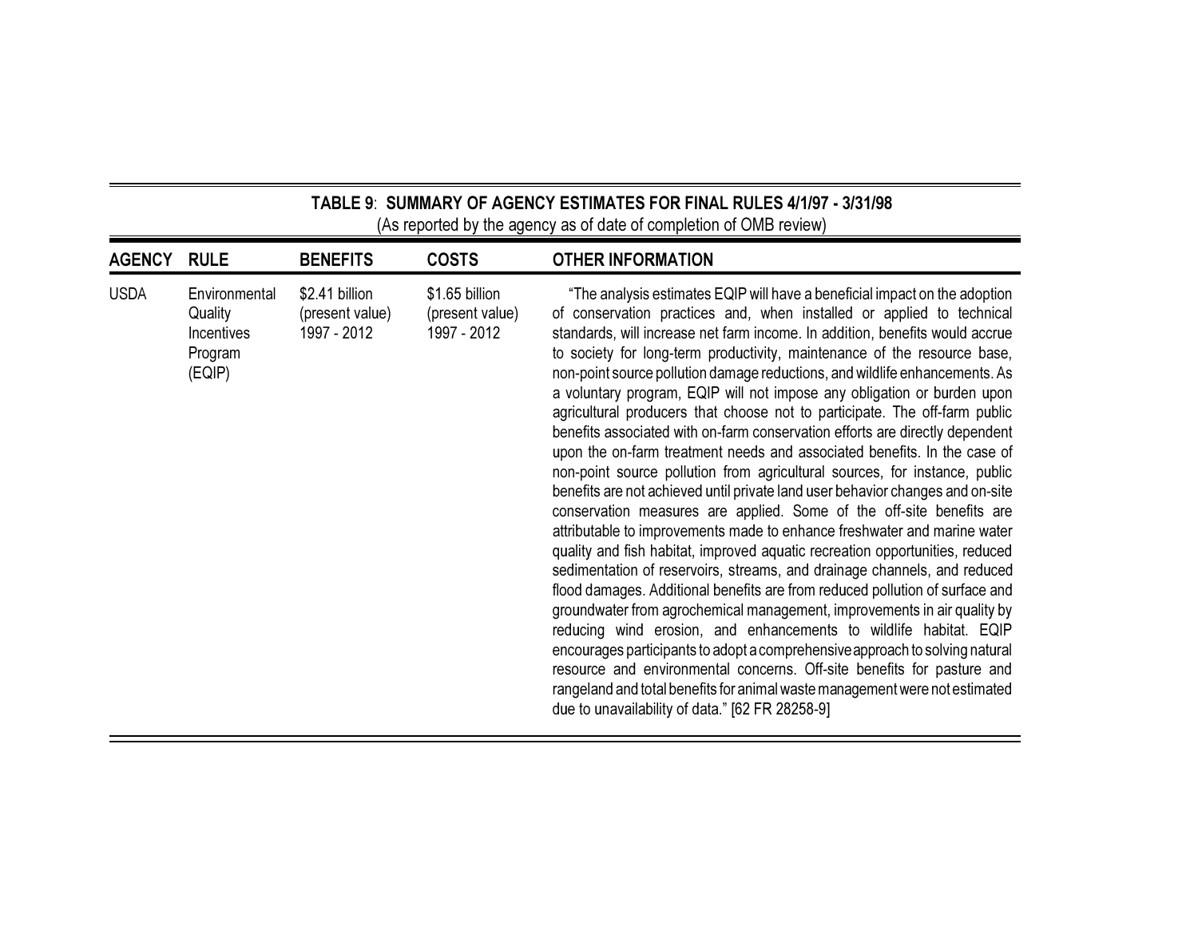**TABLE 9: SUMMARY OF AGENCY ESTIMATES FOR FINAL RULES 4/1/97 - 3/31/98**
(As reported by the agency as of date of completion of OMB review)

| AGENCY | RULE | BENEFITS | COSTS | OTHER INFORMATION |
|---|---|---|---|---|
| USDA | Environmental Quality Incentives Program (EQIP) | $2.41 billion (present value) 1997 - 2012 | $1.65 billion (present value) 1997 - 2012 | "The analysis estimates EQIP will have a beneficial impact on the adoption of conservation practices and, when installed or applied to technical standards, will increase net farm income. In addition, benefits would accrue to society for long-term productivity, maintenance of the resource base, non-point source pollution damage reductions, and wildlife enhancements. As a voluntary program, EQIP will not impose any obligation or burden upon agricultural producers that choose not to participate. The off-farm public benefits associated with on-farm conservation efforts are directly dependent upon the on-farm treatment needs and associated benefits. In the case of non-point source pollution from agricultural sources, for instance, public benefits are not achieved until private land user behavior changes and on-site conservation measures are applied. Some of the off-site benefits are attributable to improvements made to enhance freshwater and marine water quality and fish habitat, improved aquatic recreation opportunities, reduced sedimentation of reservoirs, streams, and drainage channels, and reduced flood damages. Additional benefits are from reduced pollution of surface and groundwater from agrochemical management, improvements in air quality by reducing wind erosion, and enhancements to wildlife habitat. EQIP encourages participants to adopt a comprehensive approach to solving natural resource and environmental concerns. Off-site benefits for pasture and rangeland and total benefits for animal waste management were not estimated due to unavailability of data." [62 FR 28258-9] |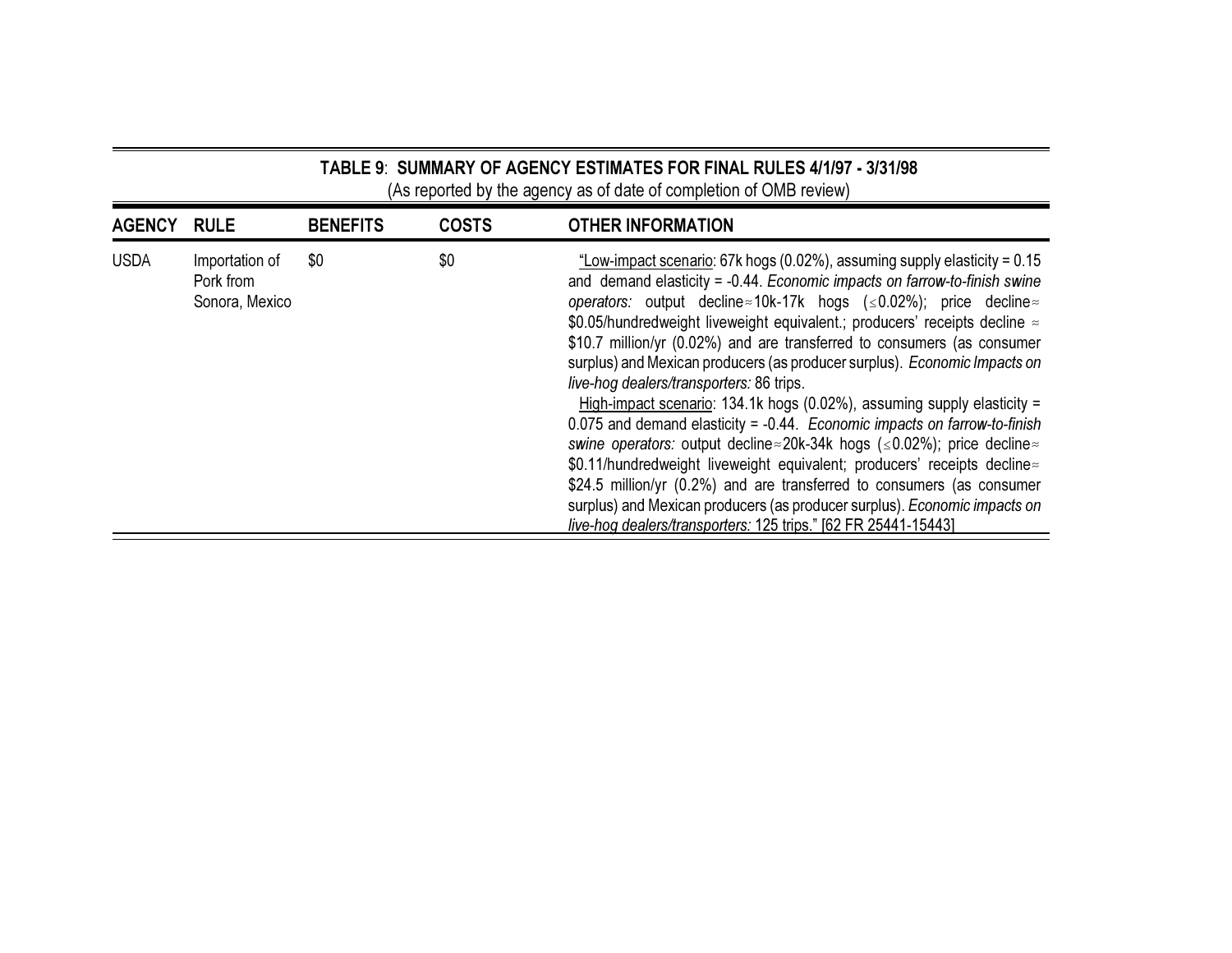**TABLE 9**: **SUMMARY OF AGENCY ESTIMATES FOR FINAL RULES 4/1/97 - 3/31/98**
(As reported by the agency as of date of completion of OMB review)

| AGENCY | RULE | BENEFITS | COSTS | OTHER INFORMATION |
|---|---|---|---|---|
| USDA | Importation of Pork from Sonora, Mexico | $0 | $0 | "Low-impact scenario: 67k hogs (0.02%), assuming supply elasticity = 0.15 and demand elasticity = -0.44. *Economic impacts on farrow-to-finish swine operators:* output decline ≈ 10k-17k hogs (≤ 0.02%); price decline ≈ $0.05/hundredweight liveweight equivalent.; producers' receipts decline ≈ $10.7 million/yr (0.02%) and are transferred to consumers (as consumer surplus) and Mexican producers (as producer surplus). *Economic Impacts on live-hog dealers/transporters:* 86 trips. <br> High-impact scenario: 134.1k hogs (0.02%), assuming supply elasticity = 0.075 and demand elasticity = -0.44. *Economic impacts on farrow-to-finish swine operators:* output decline ≈ 20k-34k hogs (≤ 0.02%); price decline ≈ $0.11/hundredweight liveweight equivalent; producers' receipts decline ≈ $24.5 million/yr (0.2%) and are transferred to consumers (as consumer surplus) and Mexican producers (as producer surplus). *Economic impacts on live-hog dealers/transporters:* 125 trips." [62 FR 25441-15443] |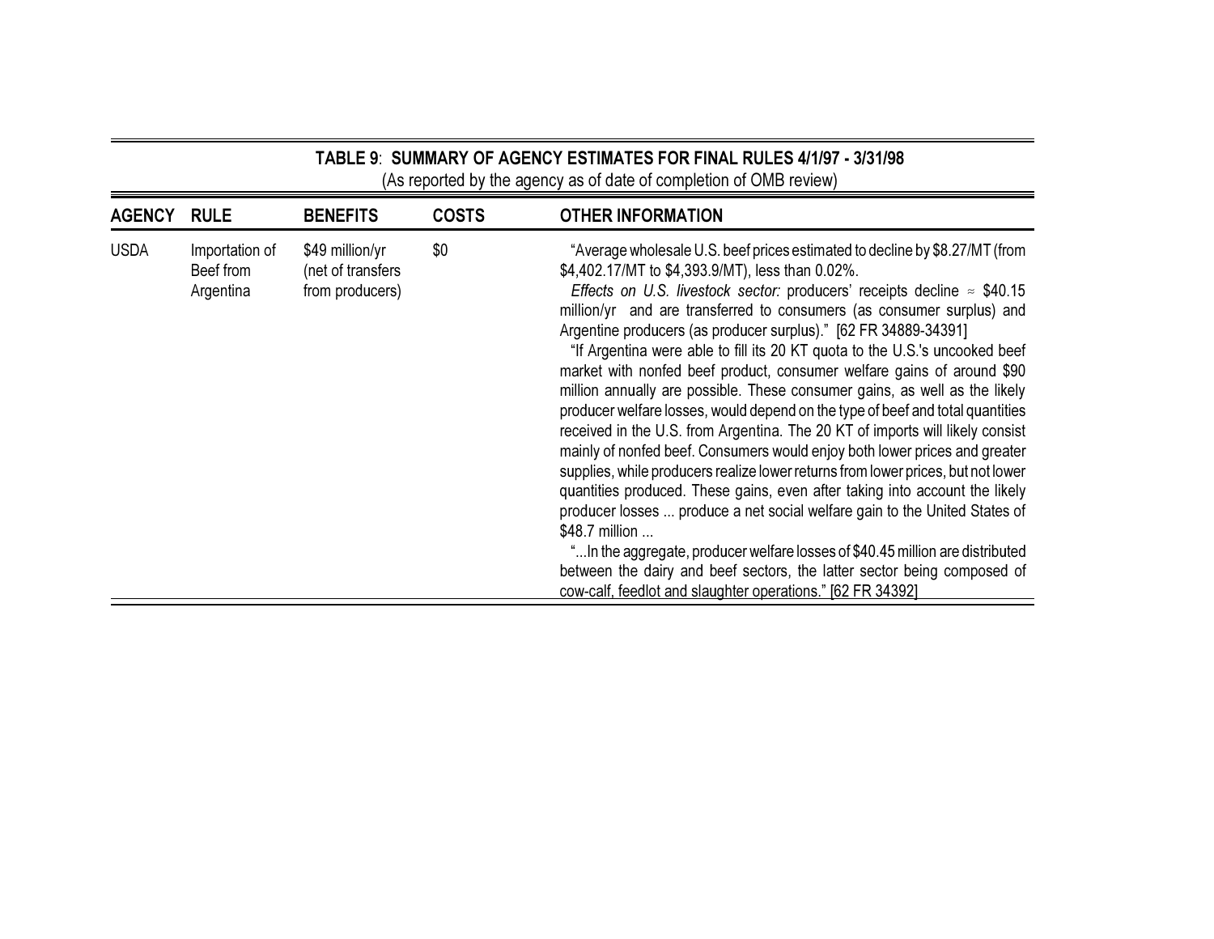**TABLE 9**: **SUMMARY OF AGENCY ESTIMATES FOR FINAL RULES 4/1/97 - 3/31/98**
(As reported by the agency as of date of completion of OMB review)

| AGENCY | RULE | BENEFITS | COSTS | OTHER INFORMATION |
|---|---|---|---|---|
| USDA | Importation of Beef from Argentina | $49 million/yr (net of transfers from producers) | $0 | "Average wholesale U.S. beef prices estimated to decline by $8.27/MT (from $4,402.17/MT to $4,393.9/MT), less than 0.02%. *Effects on U.S. livestock sector:* producers' receipts decline ≈ $40.15 million/yr and are transferred to consumers (as consumer surplus) and Argentine producers (as producer surplus)." [62 FR 34889-34391] "If Argentina were able to fill its 20 KT quota to the U.S.'s uncooked beef market with nonfed beef product, consumer welfare gains of around $90 million annually are possible. These consumer gains, as well as the likely producer welfare losses, would depend on the type of beef and total quantities received in the U.S. from Argentina. The 20 KT of imports will likely consist mainly of nonfed beef. Consumers would enjoy both lower prices and greater supplies, while producers realize lower returns from lower prices, but not lower quantities produced. These gains, even after taking into account the likely producer losses ... produce a net social welfare gain to the United States of $48.7 million ... "...In the aggregate, producer welfare losses of $40.45 million are distributed between the dairy and beef sectors, the latter sector being composed of cow-calf, feedlot and slaughter operations." [62 FR 34392] |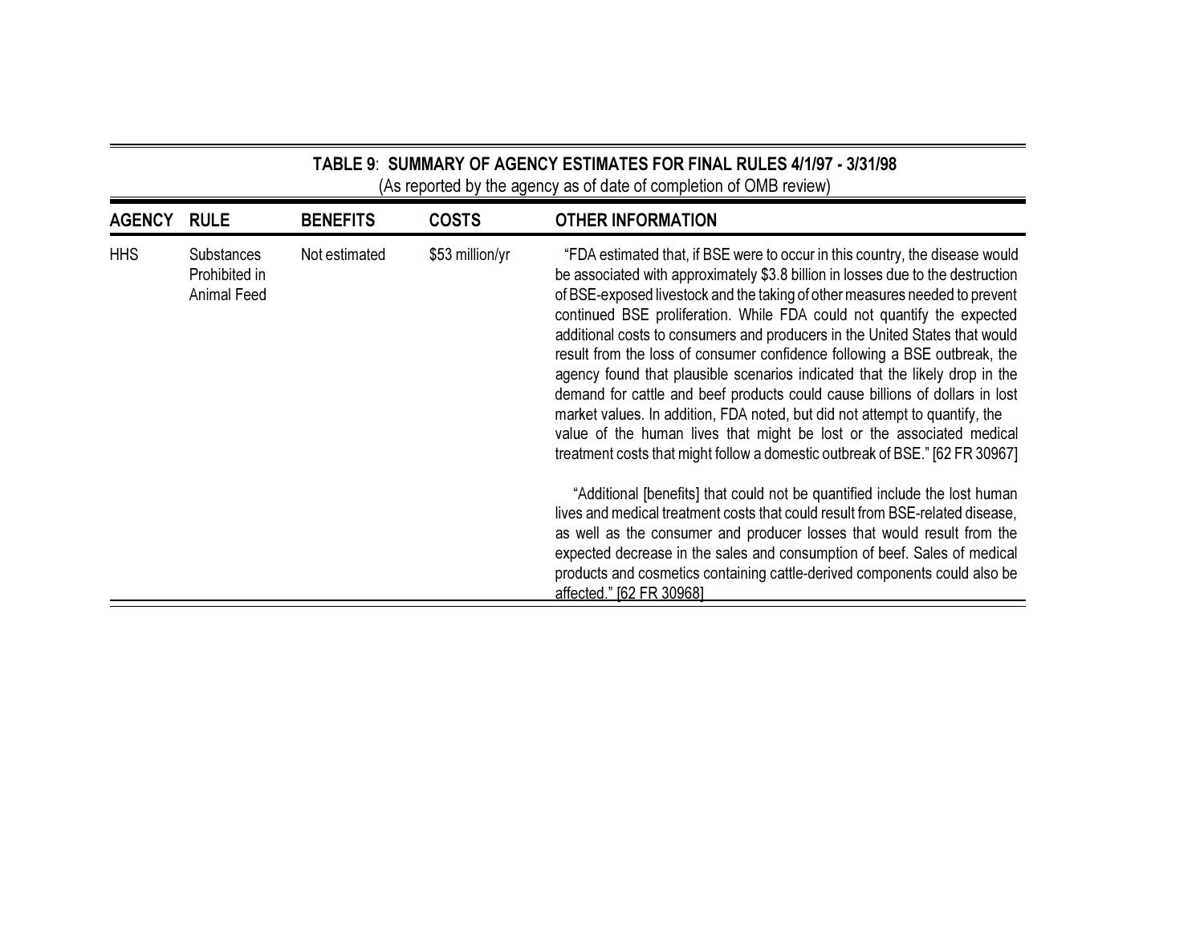**TABLE 9**: **SUMMARY OF AGENCY ESTIMATES FOR FINAL RULES 4/1/97 - 3/31/98**
(As reported by the agency as of date of completion of OMB review)

| AGENCY | RULE | BENEFITS | COSTS | OTHER INFORMATION |
|---|---|---|---|---|
| HHS | Substances Prohibited in Animal Feed | Not estimated | $53 million/yr | "FDA estimated that, if BSE were to occur in this country, the disease would be associated with approximately $3.8 billion in losses due to the destruction of BSE-exposed livestock and the taking of other measures needed to prevent continued BSE proliferation. While FDA could not quantify the expected additional costs to consumers and producers in the United States that would result from the loss of consumer confidence following a BSE outbreak, the agency found that plausible scenarios indicated that the likely drop in the demand for cattle and beef products could cause billions of dollars in lost market values. In addition, FDA noted, but did not attempt to quantify, the value of the human lives that might be lost or the associated medical treatment costs that might follow a domestic outbreak of BSE." [62 FR 30967]<br><br>"Additional [benefits] that could not be quantified include the lost human lives and medical treatment costs that could result from BSE-related disease, as well as the consumer and producer losses that would result from the expected decrease in the sales and consumption of beef. Sales of medical products and cosmetics containing cattle-derived components could also be affected." [62 FR 30968] |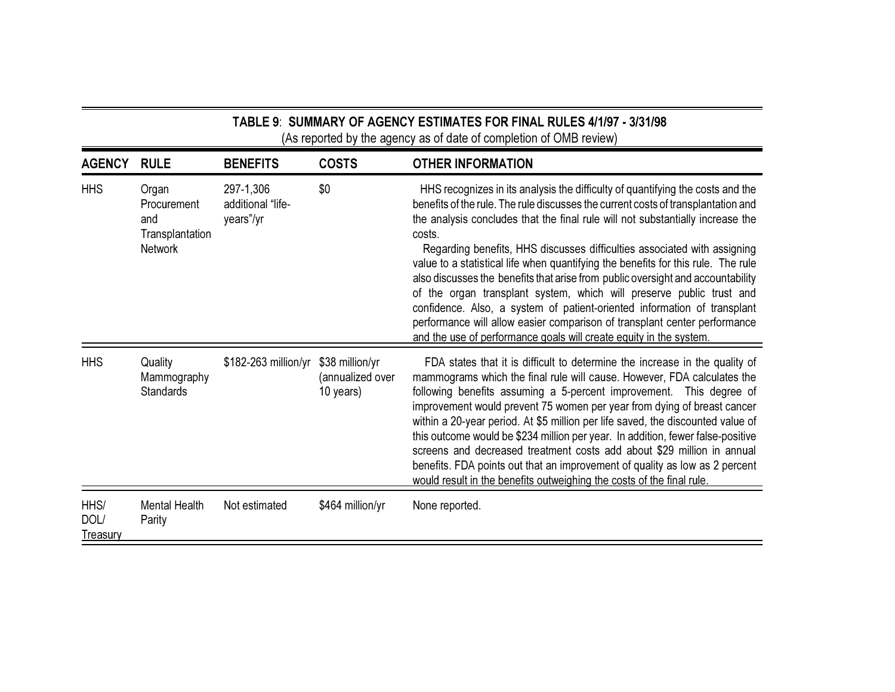**TABLE 9**: **SUMMARY OF AGENCY ESTIMATES FOR FINAL RULES 4/1/97 - 3/31/98**
(As reported by the agency as of date of completion of OMB review)

| AGENCY | RULE | BENEFITS | COSTS | OTHER INFORMATION |
|---|---|---|---|---|
| HHS | Organ Procurement and Transplantation Network | 297-1,306 additional "life-years"/yr | $0 | HHS recognizes in its analysis the difficulty of quantifying the costs and the benefits of the rule. The rule discusses the current costs of transplantation and the analysis concludes that the final rule will not substantially increase the costs. Regarding benefits, HHS discusses difficulties associated with assigning value to a statistical life when quantifying the benefits for this rule. The rule also discusses the benefits that arise from public oversight and accountability of the organ transplant system, which will preserve public trust and confidence. Also, a system of patient-oriented information of transplant performance will allow easier comparison of transplant center performance and the use of performance goals will create equity in the system. |
| HHS | Quality Mammography Standards | $182-263 million/yr | $38 million/yr (annualized over 10 years) | FDA states that it is difficult to determine the increase in the quality of mammograms which the final rule will cause. However, FDA calculates the following benefits assuming a 5-percent improvement. This degree of improvement would prevent 75 women per year from dying of breast cancer within a 20-year period. At $5 million per life saved, the discounted value of this outcome would be $234 million per year. In addition, fewer false-positive screens and decreased treatment costs add about $29 million in annual benefits. FDA points out that an improvement of quality as low as 2 percent would result in the benefits outweighing the costs of the final rule. |
| HHS/ DOL/ Treasury | Mental Health Parity | Not estimated | $464 million/yr | None reported. |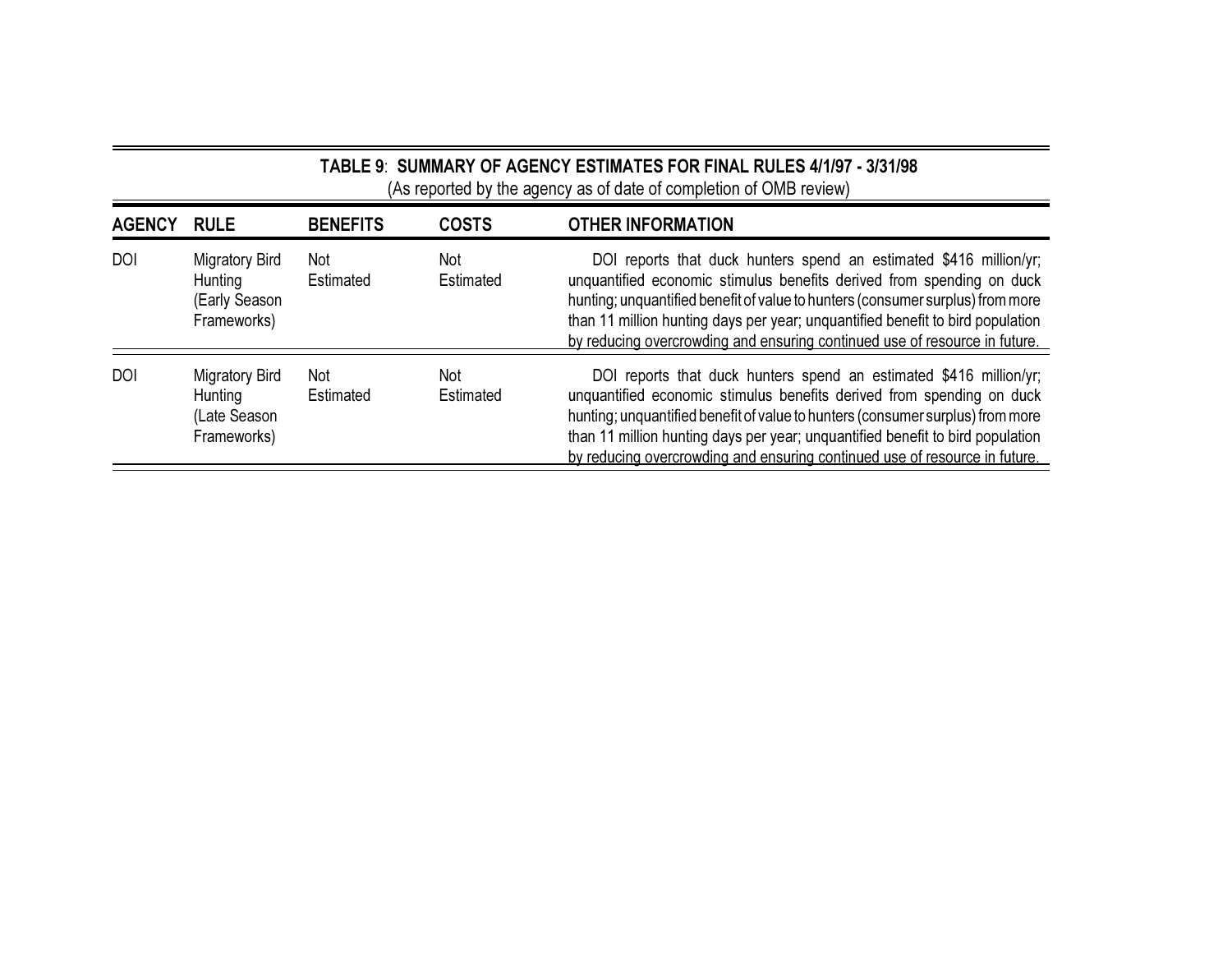**TABLE 9**: **SUMMARY OF AGENCY ESTIMATES FOR FINAL RULES 4/1/97 - 3/31/98**
(As reported by the agency as of date of completion of OMB review)

| AGENCY | RULE | BENEFITS | COSTS | OTHER INFORMATION |
|---|---|---|---|---|
| DOI | Migratory Bird Hunting (Early Season Frameworks) | Not Estimated | Not Estimated | DOI reports that duck hunters spend an estimated $416 million/yr; unquantified economic stimulus benefits derived from spending on duck hunting; unquantified benefit of value to hunters (consumer surplus) from more than 11 million hunting days per year; unquantified benefit to bird population by reducing overcrowding and ensuring continued use of resource in future. |
| DOI | Migratory Bird Hunting (Late Season Frameworks) | Not Estimated | Not Estimated | DOI reports that duck hunters spend an estimated $416 million/yr; unquantified economic stimulus benefits derived from spending on duck hunting; unquantified benefit of value to hunters (consumer surplus) from more than 11 million hunting days per year; unquantified benefit to bird population by reducing overcrowding and ensuring continued use of resource in future. |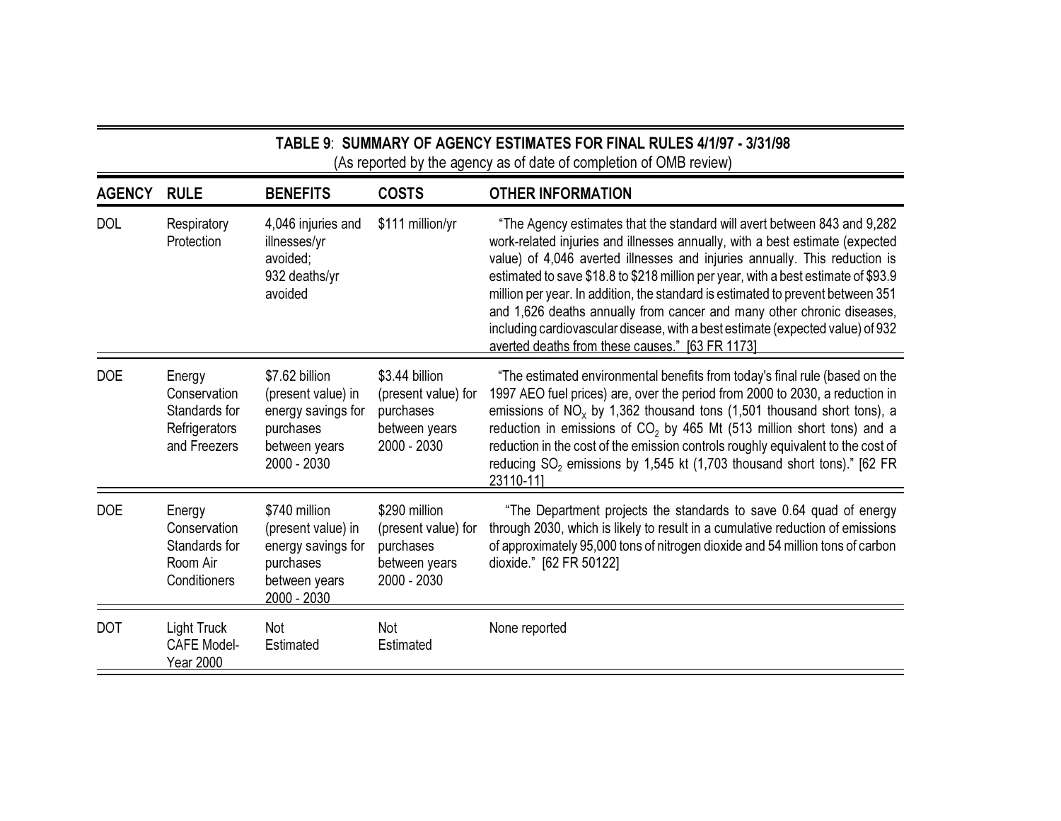**TABLE 9**: **SUMMARY OF AGENCY ESTIMATES FOR FINAL RULES 4/1/97 - 3/31/98**
(As reported by the agency as of date of completion of OMB review)

| AGENCY | RULE | BENEFITS | COSTS | OTHER INFORMATION |
|---|---|---|---|---|
| DOL | Respiratory Protection | 4,046 injuries and illnesses/yr avoided; 932 deaths/yr avoided | $111 million/yr | "The Agency estimates that the standard will avert between 843 and 9,282 work-related injuries and illnesses annually, with a best estimate (expected value) of 4,046 averted illnesses and injuries annually. This reduction is estimated to save $18.8 to $218 million per year, with a best estimate of $93.9 million per year. In addition, the standard is estimated to prevent between 351 and 1,626 deaths annually from cancer and many other chronic diseases, including cardiovascular disease, with a best estimate (expected value) of 932 averted deaths from these causes." [63 FR 1173] |
| DOE | Energy Conservation Standards for Refrigerators and Freezers | $7.62 billion (present value) in energy savings for purchases between years 2000 - 2030 | $3.44 billion (present value) for purchases between years 2000 - 2030 | "The estimated environmental benefits from today's final rule (based on the 1997 AEO fuel prices) are, over the period from 2000 to 2030, a reduction in emissions of $NO_X$ by 1,362 thousand tons (1,501 thousand short tons), a reduction in emissions of $CO_2$ by 465 Mt (513 million short tons) and a reduction in the cost of the emission controls roughly equivalent to the cost of reducing $SO_2$ emissions by 1,545 kt (1,703 thousand short tons)." [62 FR 23110-11] |
| DOE | Energy Conservation Standards for Room Air Conditioners | $740 million (present value) in energy savings for purchases between years 2000 - 2030 | $290 million (present value) for purchases between years 2000 - 2030 | "The Department projects the standards to save 0.64 quad of energy through 2030, which is likely to result in a cumulative reduction of emissions of approximately 95,000 tons of nitrogen dioxide and 54 million tons of carbon dioxide." [62 FR 50122] |
| DOT | Light Truck CAFE Model-Year 2000 | Not Estimated | Not Estimated | None reported |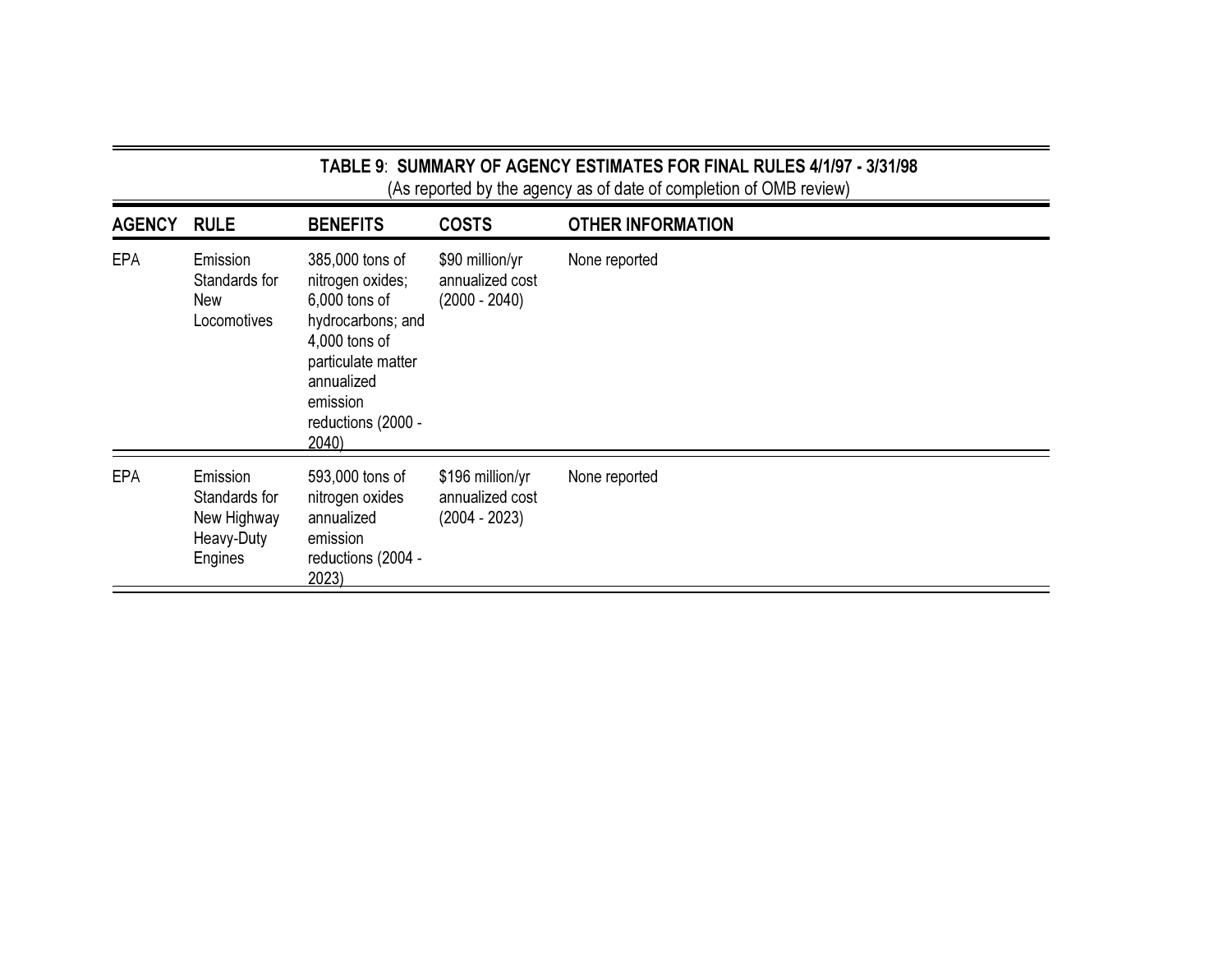**TABLE 9**: **SUMMARY OF AGENCY ESTIMATES FOR FINAL RULES 4/1/97 - 3/31/98**
(As reported by the agency as of date of completion of OMB review)

| AGENCY | RULE | BENEFITS | COSTS | OTHER INFORMATION |
|---|---|---|---|---|
| EPA | Emission Standards for New Locomotives | 385,000 tons of nitrogen oxides; 6,000 tons of hydrocarbons; and 4,000 tons of particulate matter annualized emission reductions (2000 - 2040) | \$90 million/yr annualized cost (2000 - 2040) | None reported |
| EPA | Emission Standards for New Highway Heavy-Duty Engines | 593,000 tons of nitrogen oxides annualized emission reductions (2004 - 2023) | \$196 million/yr annualized cost (2004 - 2023) | None reported |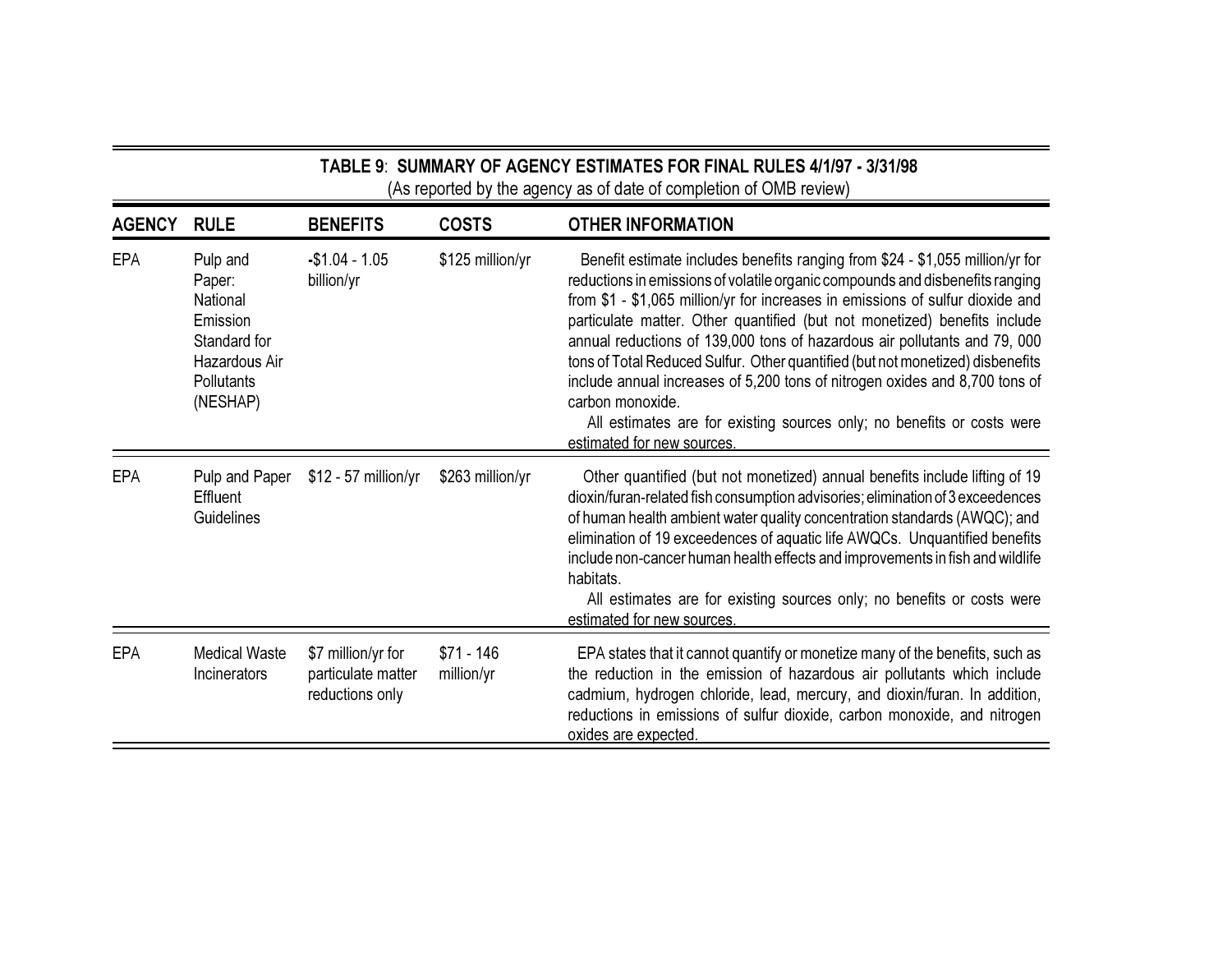**TABLE 9**: **SUMMARY OF AGENCY ESTIMATES FOR FINAL RULES 4/1/97 - 3/31/98**

(As reported by the agency as of date of completion of OMB review)

| AGENCY | RULE | BENEFITS | COSTS | OTHER INFORMATION |
|---|---|---|---|---|
| EPA | Pulp and Paper: National Emission Standard for Hazardous Air Pollutants (NESHAP) | -$1.04 - 1.05 billion/yr | $125 million/yr | Benefit estimate includes benefits ranging from $24 - $1,055 million/yr for reductions in emissions of volatile organic compounds and disbenefits ranging from $1 - $1,065 million/yr for increases in emissions of sulfur dioxide and particulate matter. Other quantified (but not monetized) benefits include annual reductions of 139,000 tons of hazardous air pollutants and 79, 000 tons of Total Reduced Sulfur. Other quantified (but not monetized) disbenefits include annual increases of 5,200 tons of nitrogen oxides and 8,700 tons of carbon monoxide. All estimates are for existing sources only; no benefits or costs were estimated for new sources. |
| EPA | Pulp and Paper Effluent Guidelines | $12 - 57 million/yr | $263 million/yr | Other quantified (but not monetized) annual benefits include lifting of 19 dioxin/furan-related fish consumption advisories; elimination of 3 exceedences of human health ambient water quality concentration standards (AWQC); and elimination of 19 exceedences of aquatic life AWQCs. Unquantified benefits include non-cancer human health effects and improvements in fish and wildlife habitats. All estimates are for existing sources only; no benefits or costs were estimated for new sources. |
| EPA | Medical Waste Incinerators | $7 million/yr for particulate matter reductions only | $71 - 146 million/yr | EPA states that it cannot quantify or monetize many of the benefits, such as the reduction in the emission of hazardous air pollutants which include cadmium, hydrogen chloride, lead, mercury, and dioxin/furan. In addition, reductions in emissions of sulfur dioxide, carbon monoxide, and nitrogen oxides are expected. |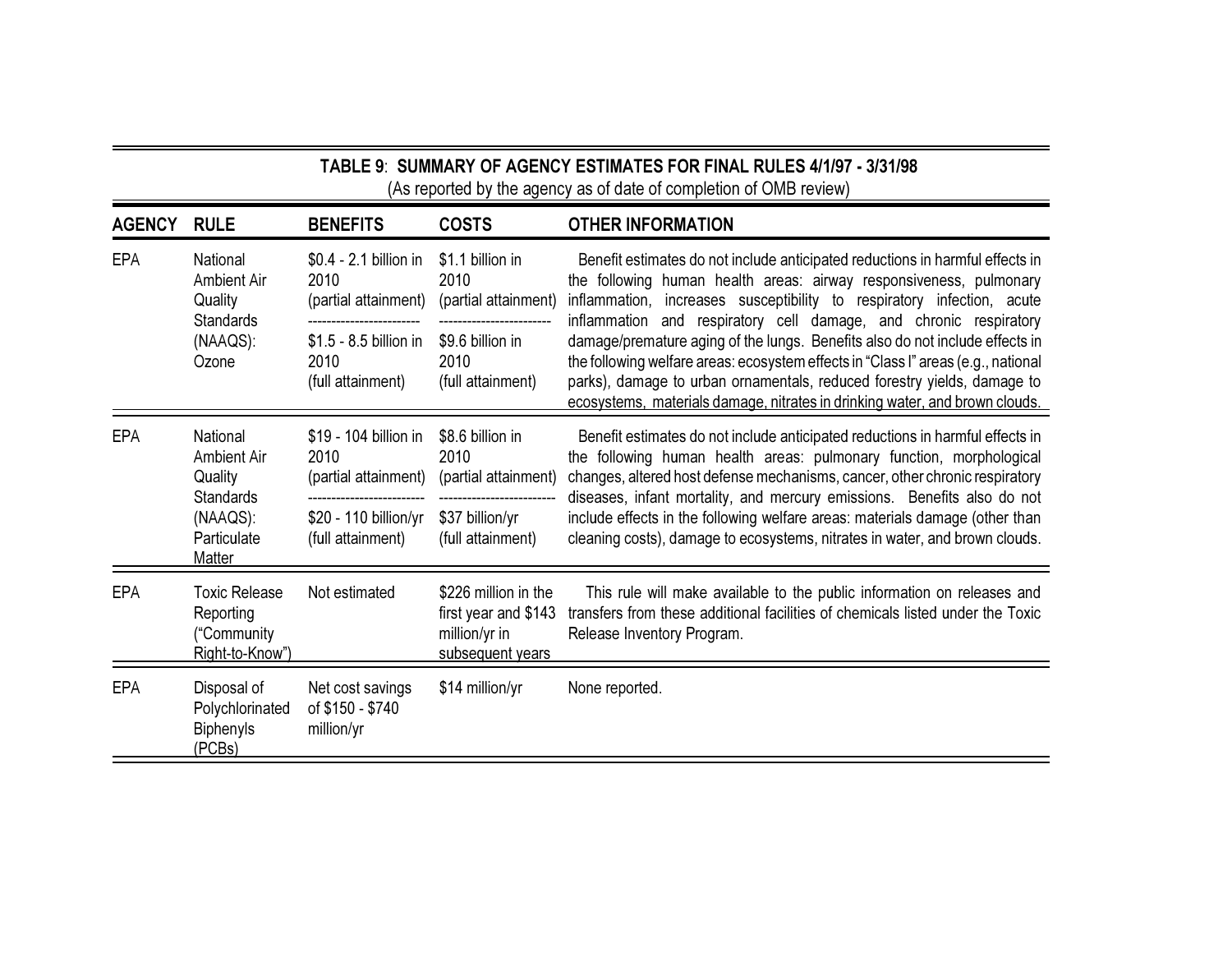**TABLE 9**: **SUMMARY OF AGENCY ESTIMATES FOR FINAL RULES 4/1/97 - 3/31/98**
(As reported by the agency as of date of completion of OMB review)

| AGENCY | RULE | BENEFITS | COSTS | OTHER INFORMATION |
|---|---|---|---|---|
| EPA | National Ambient Air Quality Standards (NAAQS): Ozone | $0.4 - 2.1 billion in 2010 (partial attainment)<br>------------------------<br>$1.5 - 8.5 billion in 2010 (full attainment) | $1.1 billion in 2010 (partial attainment)<br>------------------------<br>$9.6 billion in 2010 (full attainment) | Benefit estimates do not include anticipated reductions in harmful effects in the following human health areas: airway responsiveness, pulmonary inflammation, increases susceptibility to respiratory infection, acute inflammation and respiratory cell damage, and chronic respiratory damage/premature aging of the lungs. Benefits also do not include effects in the following welfare areas: ecosystem effects in "Class I" areas (e.g., national parks), damage to urban ornamentals, reduced forestry yields, damage to ecosystems, materials damage, nitrates in drinking water, and brown clouds. |
| EPA | National Ambient Air Quality Standards (NAAQS): Particulate Matter | $19 - 104 billion in 2010 (partial attainment)<br>------------------------<br>$20 - 110 billion/yr (full attainment) | $8.6 billion in 2010 (partial attainment)<br>------------------------<br>$37 billion/yr (full attainment) | Benefit estimates do not include anticipated reductions in harmful effects in the following human health areas: pulmonary function, morphological changes, altered host defense mechanisms, cancer, other chronic respiratory diseases, infant mortality, and mercury emissions. Benefits also do not include effects in the following welfare areas: materials damage (other than cleaning costs), damage to ecosystems, nitrates in water, and brown clouds. |
| EPA | Toxic Release Reporting ("Community Right-to-Know") | Not estimated | $226 million in the first year and $143 million/yr in subsequent years | This rule will make available to the public information on releases and transfers from these additional facilities of chemicals listed under the Toxic Release Inventory Program. |
| EPA | Disposal of Polychlorinated Biphenyls (PCBs) | Net cost savings of $150 - $740 million/yr | $14 million/yr | None reported. |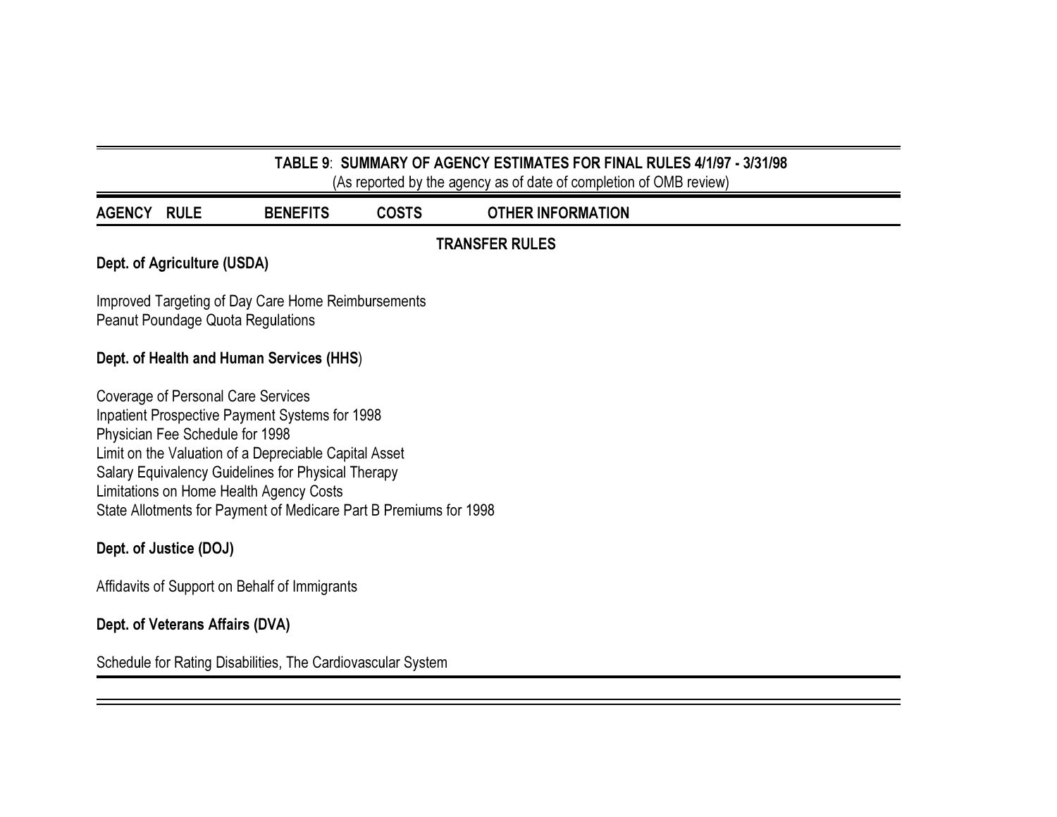**TABLE 9: SUMMARY OF AGENCY ESTIMATES FOR FINAL RULES 4/1/97 - 3/31/98**
(As reported by the agency as of date of completion of OMB review)

| AGENCY RULE | BENEFITS | COSTS | OTHER INFORMATION |
|---|---|---|---|
| **TRANSFER RULES** | | | |
| **Dept. of Agriculture (USDA)** | | | |
| Improved Targeting of Day Care Home Reimbursements | | | |
| Peanut Poundage Quota Regulations | | | |
| **Dept. of Health and Human Services (HHS)** | | | |
| Coverage of Personal Care Services | | | |
| Inpatient Prospective Payment Systems for 1998 | | | |
| Physician Fee Schedule for 1998 | | | |
| Limit on the Valuation of a Depreciable Capital Asset | | | |
| Salary Equivalency Guidelines for Physical Therapy | | | |
| Limitations on Home Health Agency Costs | | | |
| State Allotments for Payment of Medicare Part B Premiums for 1998 | | | |
| **Dept. of Justice (DOJ)** | | | |
| Affidavits of Support on Behalf of Immigrants | | | |
| **Dept. of Veterans Affairs (DVA)** | | | |
| Schedule for Rating Disabilities, The Cardiovascular System | | | |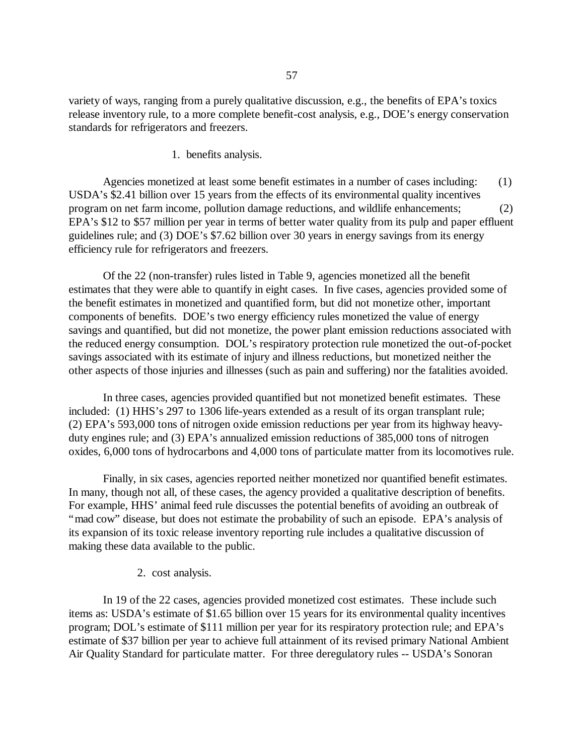variety of ways, ranging from a purely qualitative discussion, e.g., the benefits of EPA's toxics release inventory rule, to a more complete benefit-cost analysis, e.g., DOE's energy conservation standards for refrigerators and freezers.

1. benefits analysis.

Agencies monetized at least some benefit estimates in a number of cases including: (1) USDA's $2.41 billion over 15 years from the effects of its environmental quality incentives program on net farm income, pollution damage reductions, and wildlife enhancements; (2) EPA's $12 to $57 million per year in terms of better water quality from its pulp and paper effluent guidelines rule; and (3) DOE's $7.62 billion over 30 years in energy savings from its energy efficiency rule for refrigerators and freezers.

Of the 22 (non-transfer) rules listed in Table 9, agencies monetized all the benefit estimates that they were able to quantify in eight cases. In five cases, agencies provided some of the benefit estimates in monetized and quantified form, but did not monetize other, important components of benefits. DOE's two energy efficiency rules monetized the value of energy savings and quantified, but did not monetize, the power plant emission reductions associated with the reduced energy consumption. DOL's respiratory protection rule monetized the out-of-pocket savings associated with its estimate of injury and illness reductions, but monetized neither the other aspects of those injuries and illnesses (such as pain and suffering) nor the fatalities avoided.

In three cases, agencies provided quantified but not monetized benefit estimates. These included: (1) HHS's 297 to 1306 life-years extended as a result of its organ transplant rule; (2) EPA's 593,000 tons of nitrogen oxide emission reductions per year from its highway heavy-duty engines rule; and (3) EPA's annualized emission reductions of 385,000 tons of nitrogen oxides, 6,000 tons of hydrocarbons and 4,000 tons of particulate matter from its locomotives rule.

Finally, in six cases, agencies reported neither monetized nor quantified benefit estimates. In many, though not all, of these cases, the agency provided a qualitative description of benefits. For example, HHS' animal feed rule discusses the potential benefits of avoiding an outbreak of "mad cow" disease, but does not estimate the probability of such an episode. EPA's analysis of its expansion of its toxic release inventory reporting rule includes a qualitative discussion of making these data available to the public.

2. cost analysis.

In 19 of the 22 cases, agencies provided monetized cost estimates. These include such items as: USDA's estimate of $1.65 billion over 15 years for its environmental quality incentives program; DOL's estimate of $111 million per year for its respiratory protection rule; and EPA's estimate of $37 billion per year to achieve full attainment of its revised primary National Ambient Air Quality Standard for particulate matter. For three deregulatory rules -- USDA's Sonoran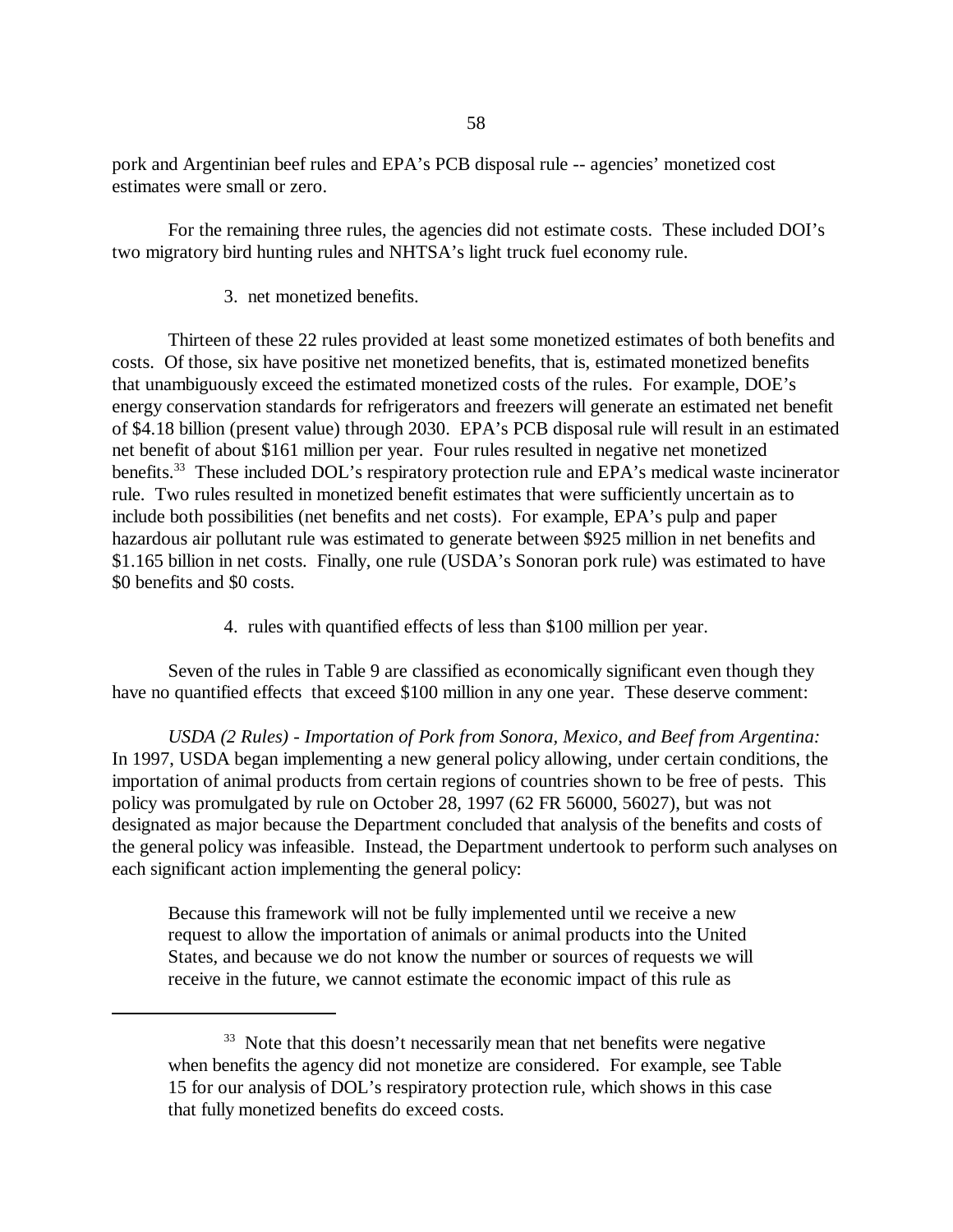pork and Argentinian beef rules and EPA's PCB disposal rule -- agencies' monetized cost estimates were small or zero.

For the remaining three rules, the agencies did not estimate costs. These included DOI's two migratory bird hunting rules and NHTSA's light truck fuel economy rule.

3. net monetized benefits.

Thirteen of these 22 rules provided at least some monetized estimates of both benefits and costs. Of those, six have positive net monetized benefits, that is, estimated monetized benefits that unambiguously exceed the estimated monetized costs of the rules. For example, DOE's energy conservation standards for refrigerators and freezers will generate an estimated net benefit of \$4.18 billion (present value) through 2030. EPA's PCB disposal rule will result in an estimated net benefit of about \$161 million per year. Four rules resulted in negative net monetized benefits.[33] These included DOL's respiratory protection rule and EPA's medical waste incinerator rule. Two rules resulted in monetized benefit estimates that were sufficiently uncertain as to include both possibilities (net benefits and net costs). For example, EPA's pulp and paper hazardous air pollutant rule was estimated to generate between \$925 million in net benefits and \$1.165 billion in net costs. Finally, one rule (USDA's Sonoran pork rule) was estimated to have \$0 benefits and \$0 costs.

4. rules with quantified effects of less than \$100 million per year.

Seven of the rules in Table 9 are classified as economically significant even though they have no quantified effects that exceed \$100 million in any one year. These deserve comment:

*USDA (2 Rules) - Importation of Pork from Sonora, Mexico, and Beef from Argentina:* In 1997, USDA began implementing a new general policy allowing, under certain conditions, the importation of animal products from certain regions of countries shown to be free of pests. This policy was promulgated by rule on October 28, 1997 (62 FR 56000, 56027), but was not designated as major because the Department concluded that analysis of the benefits and costs of the general policy was infeasible. Instead, the Department undertook to perform such analyses on each significant action implementing the general policy:

> Because this framework will not be fully implemented until we receive a new request to allow the importation of animals or animal products into the United States, and because we do not know the number or sources of requests we will receive in the future, we cannot estimate the economic impact of this rule as

---

[33] Note that this doesn't necessarily mean that net benefits were negative when benefits the agency did not monetize are considered. For example, see Table 15 for our analysis of DOL's respiratory protection rule, which shows in this case that fully monetized benefits do exceed costs.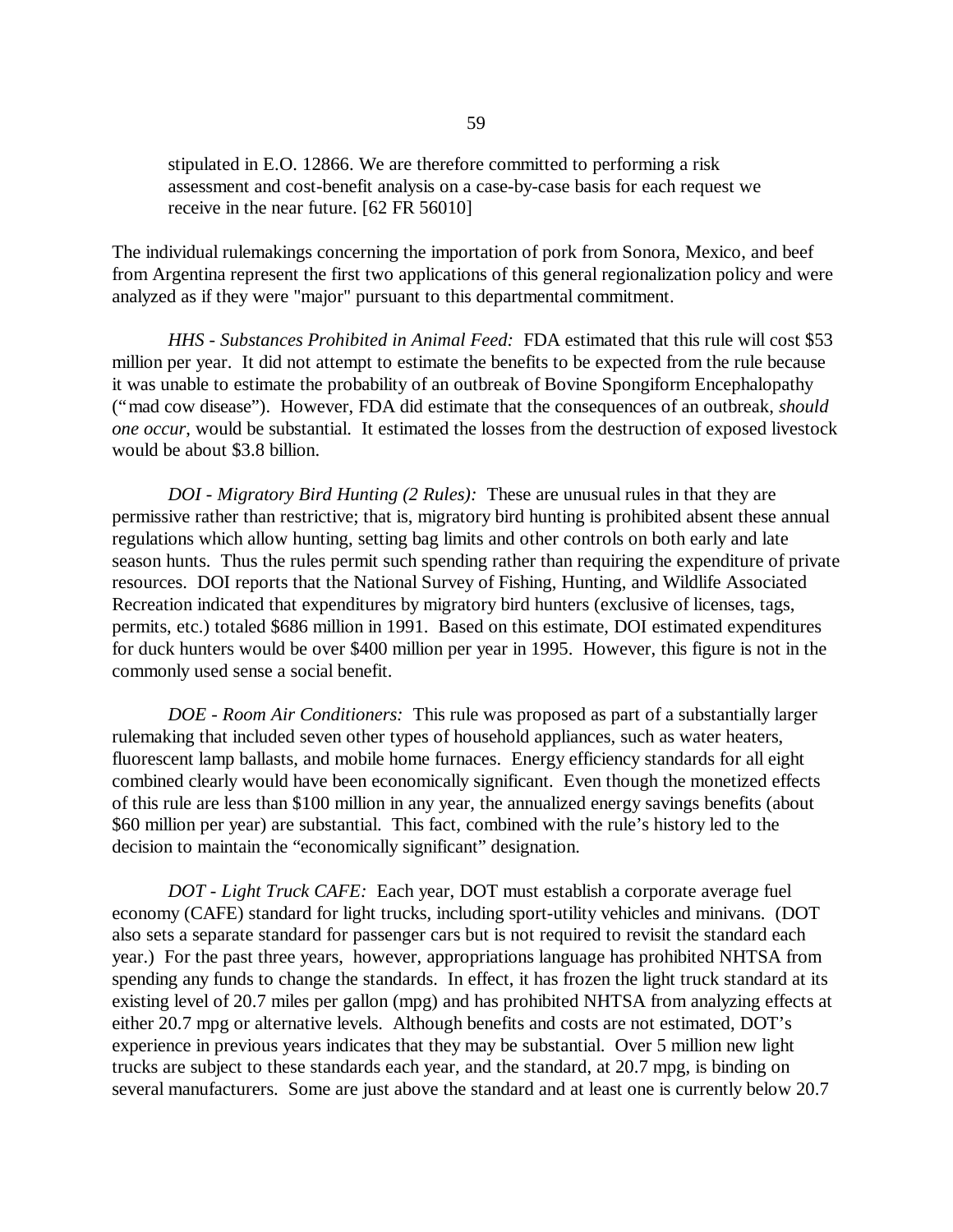> stipulated in E.O. 12866. We are therefore committed to performing a risk assessment and cost-benefit analysis on a case-by-case basis for each request we receive in the near future. [62 FR 56010]

The individual rulemakings concerning the importation of pork from Sonora, Mexico, and beef from Argentina represent the first two applications of this general regionalization policy and were analyzed as if they were "major" pursuant to this departmental commitment.

*HHS - Substances Prohibited in Animal Feed:* FDA estimated that this rule will cost $53 million per year. It did not attempt to estimate the benefits to be expected from the rule because it was unable to estimate the probability of an outbreak of Bovine Spongiform Encephalopathy ("mad cow disease"). However, FDA did estimate that the consequences of an outbreak, *should one occur*, would be substantial. It estimated the losses from the destruction of exposed livestock would be about $3.8 billion.

*DOI - Migratory Bird Hunting (2 Rules):* These are unusual rules in that they are permissive rather than restrictive; that is, migratory bird hunting is prohibited absent these annual regulations which allow hunting, setting bag limits and other controls on both early and late season hunts. Thus the rules permit such spending rather than requiring the expenditure of private resources. DOI reports that the National Survey of Fishing, Hunting, and Wildlife Associated Recreation indicated that expenditures by migratory bird hunters (exclusive of licenses, tags, permits, etc.) totaled $686 million in 1991. Based on this estimate, DOI estimated expenditures for duck hunters would be over $400 million per year in 1995. However, this figure is not in the commonly used sense a social benefit.

*DOE - Room Air Conditioners:* This rule was proposed as part of a substantially larger rulemaking that included seven other types of household appliances, such as water heaters, fluorescent lamp ballasts, and mobile home furnaces. Energy efficiency standards for all eight combined clearly would have been economically significant. Even though the monetized effects of this rule are less than $100 million in any year, the annualized energy savings benefits (about $60 million per year) are substantial. This fact, combined with the rule's history led to the decision to maintain the "economically significant" designation.

*DOT - Light Truck CAFE:* Each year, DOT must establish a corporate average fuel economy (CAFE) standard for light trucks, including sport-utility vehicles and minivans. (DOT also sets a separate standard for passenger cars but is not required to revisit the standard each year.) For the past three years, however, appropriations language has prohibited NHTSA from spending any funds to change the standards. In effect, it has frozen the light truck standard at its existing level of 20.7 miles per gallon (mpg) and has prohibited NHTSA from analyzing effects at either 20.7 mpg or alternative levels. Although benefits and costs are not estimated, DOT's experience in previous years indicates that they may be substantial. Over 5 million new light trucks are subject to these standards each year, and the standard, at 20.7 mpg, is binding on several manufacturers. Some are just above the standard and at least one is currently below 20.7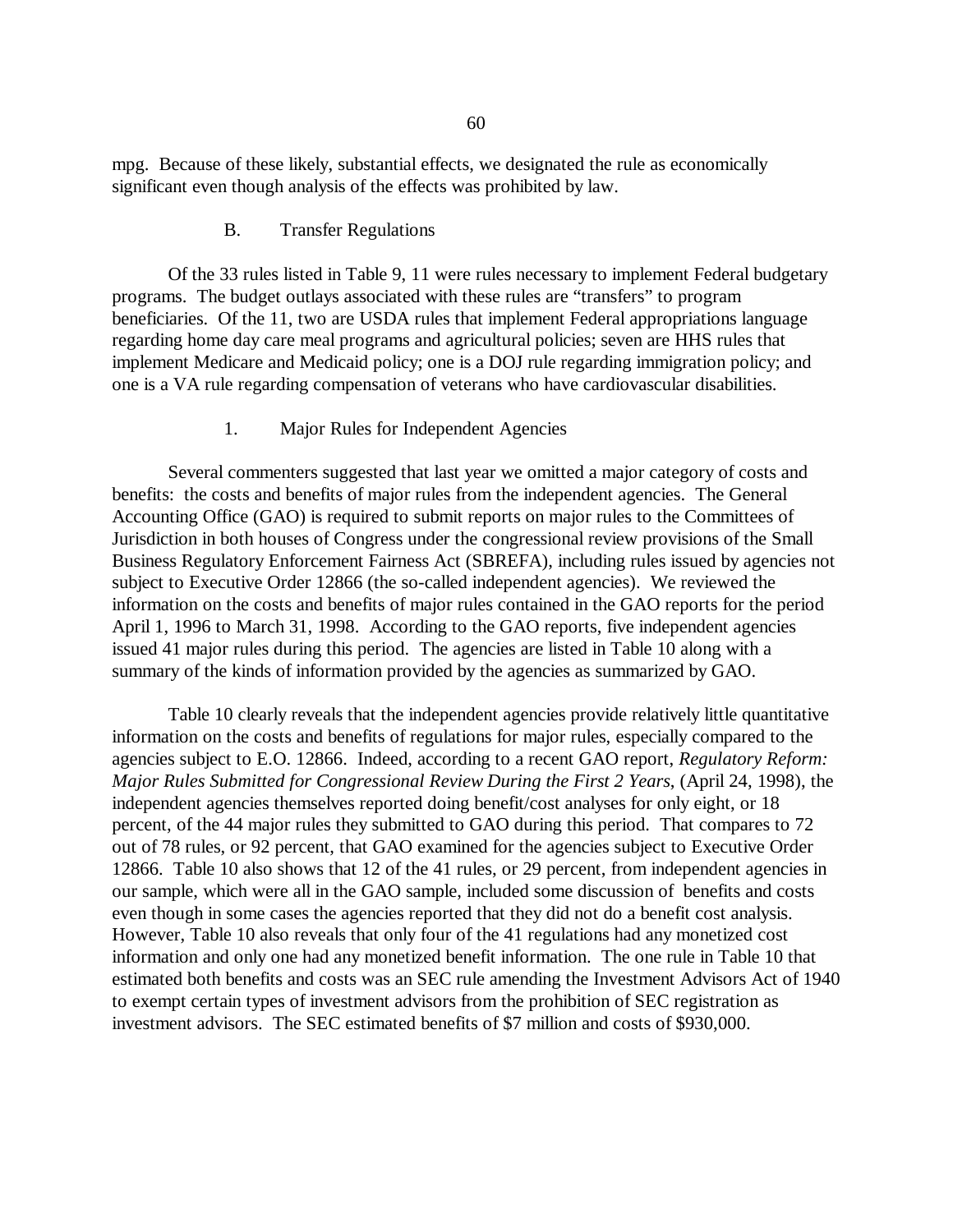mpg. Because of these likely, substantial effects, we designated the rule as economically significant even though analysis of the effects was prohibited by law.

### B. Transfer Regulations

Of the 33 rules listed in Table 9, 11 were rules necessary to implement Federal budgetary programs. The budget outlays associated with these rules are "transfers" to program beneficiaries. Of the 11, two are USDA rules that implement Federal appropriations language regarding home day care meal programs and agricultural policies; seven are HHS rules that implement Medicare and Medicaid policy; one is a DOJ rule regarding immigration policy; and one is a VA rule regarding compensation of veterans who have cardiovascular disabilities.

#### 1. Major Rules for Independent Agencies

Several commenters suggested that last year we omitted a major category of costs and benefits: the costs and benefits of major rules from the independent agencies. The General Accounting Office (GAO) is required to submit reports on major rules to the Committees of Jurisdiction in both houses of Congress under the congressional review provisions of the Small Business Regulatory Enforcement Fairness Act (SBREFA), including rules issued by agencies not subject to Executive Order 12866 (the so-called independent agencies). We reviewed the information on the costs and benefits of major rules contained in the GAO reports for the period April 1, 1996 to March 31, 1998. According to the GAO reports, five independent agencies issued 41 major rules during this period. The agencies are listed in Table 10 along with a summary of the kinds of information provided by the agencies as summarized by GAO.

Table 10 clearly reveals that the independent agencies provide relatively little quantitative information on the costs and benefits of regulations for major rules, especially compared to the agencies subject to E.O. 12866. Indeed, according to a recent GAO report, *Regulatory Reform: Major Rules Submitted for Congressional Review During the First 2 Years*, (April 24, 1998), the independent agencies themselves reported doing benefit/cost analyses for only eight, or 18 percent, of the 44 major rules they submitted to GAO during this period. That compares to 72 out of 78 rules, or 92 percent, that GAO examined for the agencies subject to Executive Order 12866. Table 10 also shows that 12 of the 41 rules, or 29 percent, from independent agencies in our sample, which were all in the GAO sample, included some discussion of benefits and costs even though in some cases the agencies reported that they did not do a benefit cost analysis. However, Table 10 also reveals that only four of the 41 regulations had any monetized cost information and only one had any monetized benefit information. The one rule in Table 10 that estimated both benefits and costs was an SEC rule amending the Investment Advisors Act of 1940 to exempt certain types of investment advisors from the prohibition of SEC registration as investment advisors. The SEC estimated benefits of $7 million and costs of $930,000.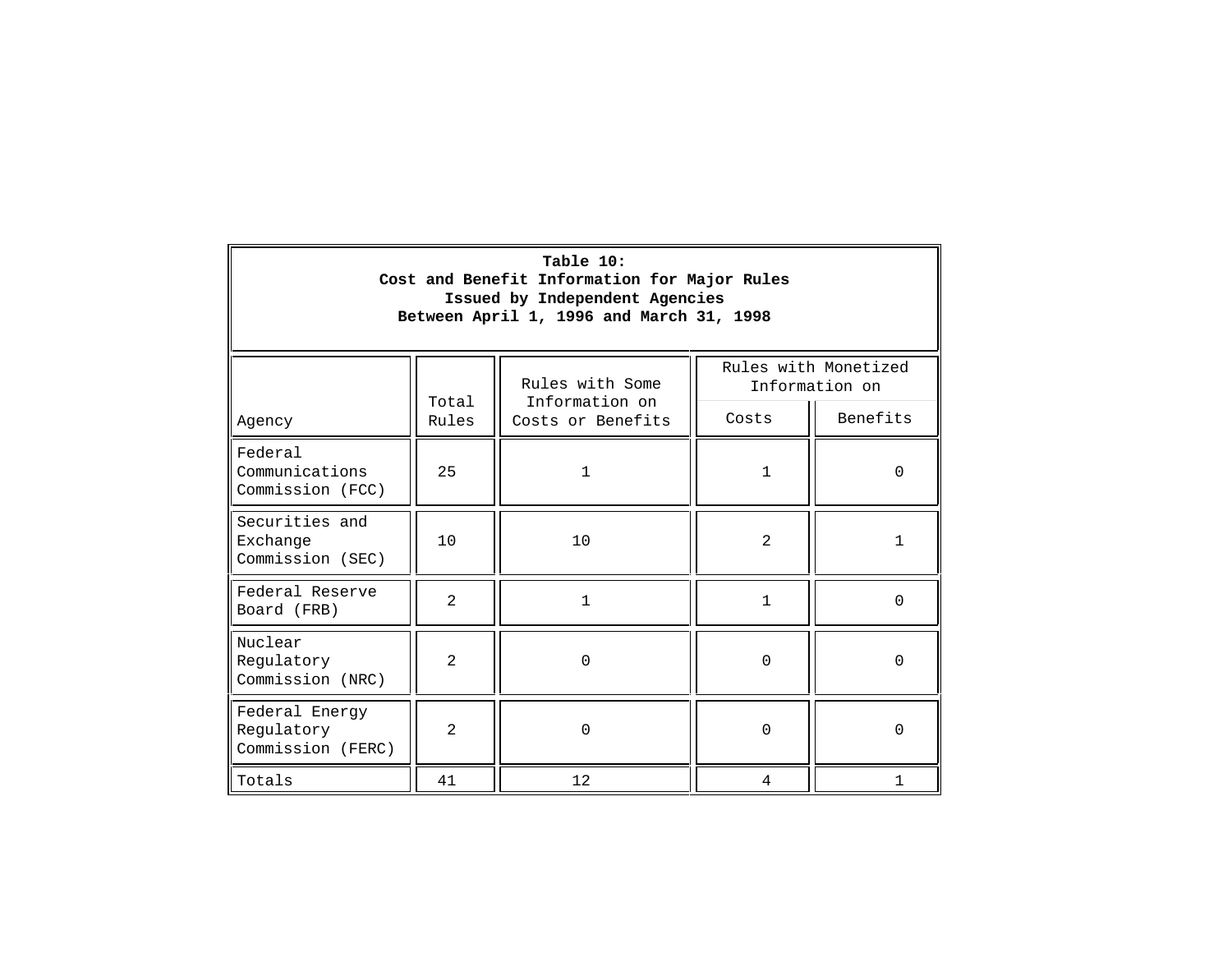**Table 10:**
**Cost and Benefit Information for Major Rules**
**Issued by Independent Agencies**
**Between April 1, 1996 and March 31, 1998**

| Agency | Total Rules | Rules with Some Information on Costs or Benefits | Rules with Monetized Information on | |
|---|---|---|---|---|
| | | | Costs | Benefits |
| Federal Communications Commission (FCC) | 25 | 1 | 1 | 0 |
| Securities and Exchange Commission (SEC) | 10 | 10 | 2 | 1 |
| Federal Reserve Board (FRB) | 2 | 1 | 1 | 0 |
| Nuclear Regulatory Commission (NRC) | 2 | 0 | 0 | 0 |
| Federal Energy Regulatory Commission (FERC) | 2 | 0 | 0 | 0 |
| Totals | 41 | 12 | 4 | 1 |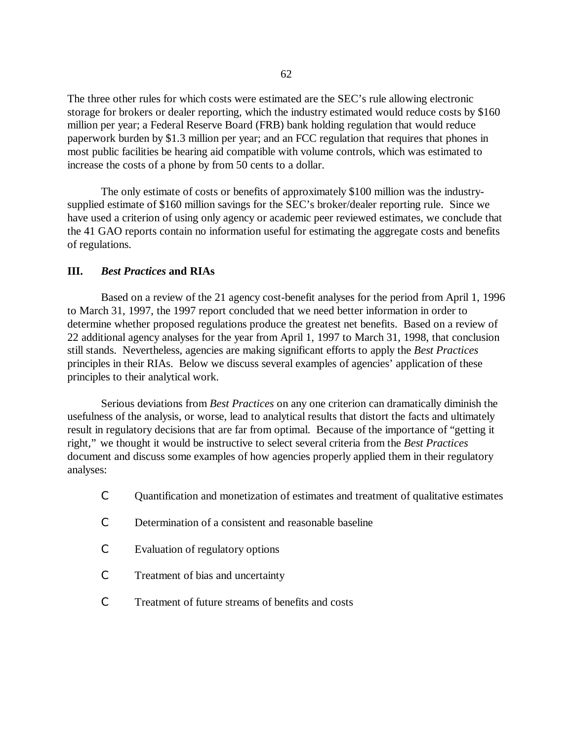The three other rules for which costs were estimated are the SEC's rule allowing electronic storage for brokers or dealer reporting, which the industry estimated would reduce costs by $160 million per year; a Federal Reserve Board (FRB) bank holding regulation that would reduce paperwork burden by $1.3 million per year; and an FCC regulation that requires that phones in most public facilities be hearing aid compatible with volume controls, which was estimated to increase the costs of a phone by from 50 cents to a dollar.

The only estimate of costs or benefits of approximately $100 million was the industry-supplied estimate of $160 million savings for the SEC's broker/dealer reporting rule. Since we have used a criterion of using only agency or academic peer reviewed estimates, we conclude that the 41 GAO reports contain no information useful for estimating the aggregate costs and benefits of regulations.

## III. *Best Practices* and RIAs

Based on a review of the 21 agency cost-benefit analyses for the period from April 1, 1996 to March 31, 1997, the 1997 report concluded that we need better information in order to determine whether proposed regulations produce the greatest net benefits. Based on a review of 22 additional agency analyses for the year from April 1, 1997 to March 31, 1998, that conclusion still stands. Nevertheless, agencies are making significant efforts to apply the *Best Practices* principles in their RIAs. Below we discuss several examples of agencies' application of these principles to their analytical work.

Serious deviations from *Best Practices* on any one criterion can dramatically diminish the usefulness of the analysis, or worse, lead to analytical results that distort the facts and ultimately result in regulatory decisions that are far from optimal. Because of the importance of "getting it right," we thought it would be instructive to select several criteria from the *Best Practices* document and discuss some examples of how agencies properly applied them in their regulatory analyses:

- Quantification and monetization of estimates and treatment of qualitative estimates
- Determination of a consistent and reasonable baseline
- Evaluation of regulatory options
- Treatment of bias and uncertainty
- Treatment of future streams of benefits and costs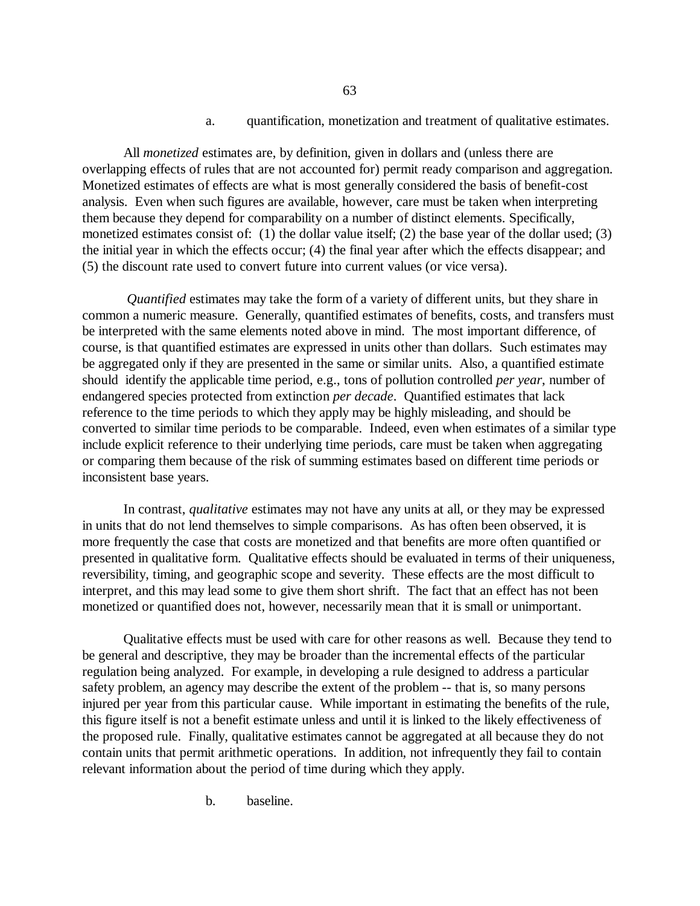a. quantification, monetization and treatment of qualitative estimates.

All *monetized* estimates are, by definition, given in dollars and (unless there are overlapping effects of rules that are not accounted for) permit ready comparison and aggregation. Monetized estimates of effects are what is most generally considered the basis of benefit-cost analysis. Even when such figures are available, however, care must be taken when interpreting them because they depend for comparability on a number of distinct elements. Specifically, monetized estimates consist of: (1) the dollar value itself; (2) the base year of the dollar used; (3) the initial year in which the effects occur; (4) the final year after which the effects disappear; and (5) the discount rate used to convert future into current values (or vice versa).

*Quantified* estimates may take the form of a variety of different units, but they share in common a numeric measure. Generally, quantified estimates of benefits, costs, and transfers must be interpreted with the same elements noted above in mind. The most important difference, of course, is that quantified estimates are expressed in units other than dollars. Such estimates may be aggregated only if they are presented in the same or similar units. Also, a quantified estimate should identify the applicable time period, e.g., tons of pollution controlled *per year*, number of endangered species protected from extinction *per decade*. Quantified estimates that lack reference to the time periods to which they apply may be highly misleading, and should be converted to similar time periods to be comparable. Indeed, even when estimates of a similar type include explicit reference to their underlying time periods, care must be taken when aggregating or comparing them because of the risk of summing estimates based on different time periods or inconsistent base years.

In contrast, *qualitative* estimates may not have any units at all, or they may be expressed in units that do not lend themselves to simple comparisons. As has often been observed, it is more frequently the case that costs are monetized and that benefits are more often quantified or presented in qualitative form. Qualitative effects should be evaluated in terms of their uniqueness, reversibility, timing, and geographic scope and severity. These effects are the most difficult to interpret, and this may lead some to give them short shrift. The fact that an effect has not been monetized or quantified does not, however, necessarily mean that it is small or unimportant.

Qualitative effects must be used with care for other reasons as well. Because they tend to be general and descriptive, they may be broader than the incremental effects of the particular regulation being analyzed. For example, in developing a rule designed to address a particular safety problem, an agency may describe the extent of the problem -- that is, so many persons injured per year from this particular cause. While important in estimating the benefits of the rule, this figure itself is not a benefit estimate unless and until it is linked to the likely effectiveness of the proposed rule. Finally, qualitative estimates cannot be aggregated at all because they do not contain units that permit arithmetic operations. In addition, not infrequently they fail to contain relevant information about the period of time during which they apply.

b. baseline.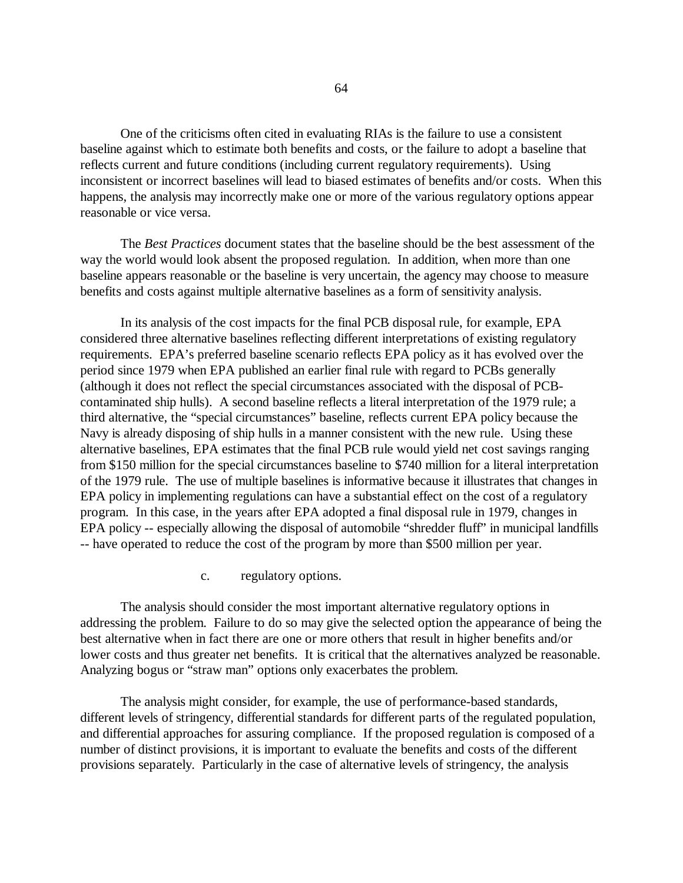One of the criticisms often cited in evaluating RIAs is the failure to use a consistent baseline against which to estimate both benefits and costs, or the failure to adopt a baseline that reflects current and future conditions (including current regulatory requirements). Using inconsistent or incorrect baselines will lead to biased estimates of benefits and/or costs. When this happens, the analysis may incorrectly make one or more of the various regulatory options appear reasonable or vice versa.

The *Best Practices* document states that the baseline should be the best assessment of the way the world would look absent the proposed regulation. In addition, when more than one baseline appears reasonable or the baseline is very uncertain, the agency may choose to measure benefits and costs against multiple alternative baselines as a form of sensitivity analysis.

In its analysis of the cost impacts for the final PCB disposal rule, for example, EPA considered three alternative baselines reflecting different interpretations of existing regulatory requirements. EPA's preferred baseline scenario reflects EPA policy as it has evolved over the period since 1979 when EPA published an earlier final rule with regard to PCBs generally (although it does not reflect the special circumstances associated with the disposal of PCB-contaminated ship hulls). A second baseline reflects a literal interpretation of the 1979 rule; a third alternative, the "special circumstances" baseline, reflects current EPA policy because the Navy is already disposing of ship hulls in a manner consistent with the new rule. Using these alternative baselines, EPA estimates that the final PCB rule would yield net cost savings ranging from \$150 million for the special circumstances baseline to \$740 million for a literal interpretation of the 1979 rule. The use of multiple baselines is informative because it illustrates that changes in EPA policy in implementing regulations can have a substantial effect on the cost of a regulatory program. In this case, in the years after EPA adopted a final disposal rule in 1979, changes in EPA policy -- especially allowing the disposal of automobile "shredder fluff" in municipal landfills -- have operated to reduce the cost of the program by more than \$500 million per year.

c. regulatory options.

The analysis should consider the most important alternative regulatory options in addressing the problem. Failure to do so may give the selected option the appearance of being the best alternative when in fact there are one or more others that result in higher benefits and/or lower costs and thus greater net benefits. It is critical that the alternatives analyzed be reasonable. Analyzing bogus or "straw man" options only exacerbates the problem.

The analysis might consider, for example, the use of performance-based standards, different levels of stringency, differential standards for different parts of the regulated population, and differential approaches for assuring compliance. If the proposed regulation is composed of a number of distinct provisions, it is important to evaluate the benefits and costs of the different provisions separately. Particularly in the case of alternative levels of stringency, the analysis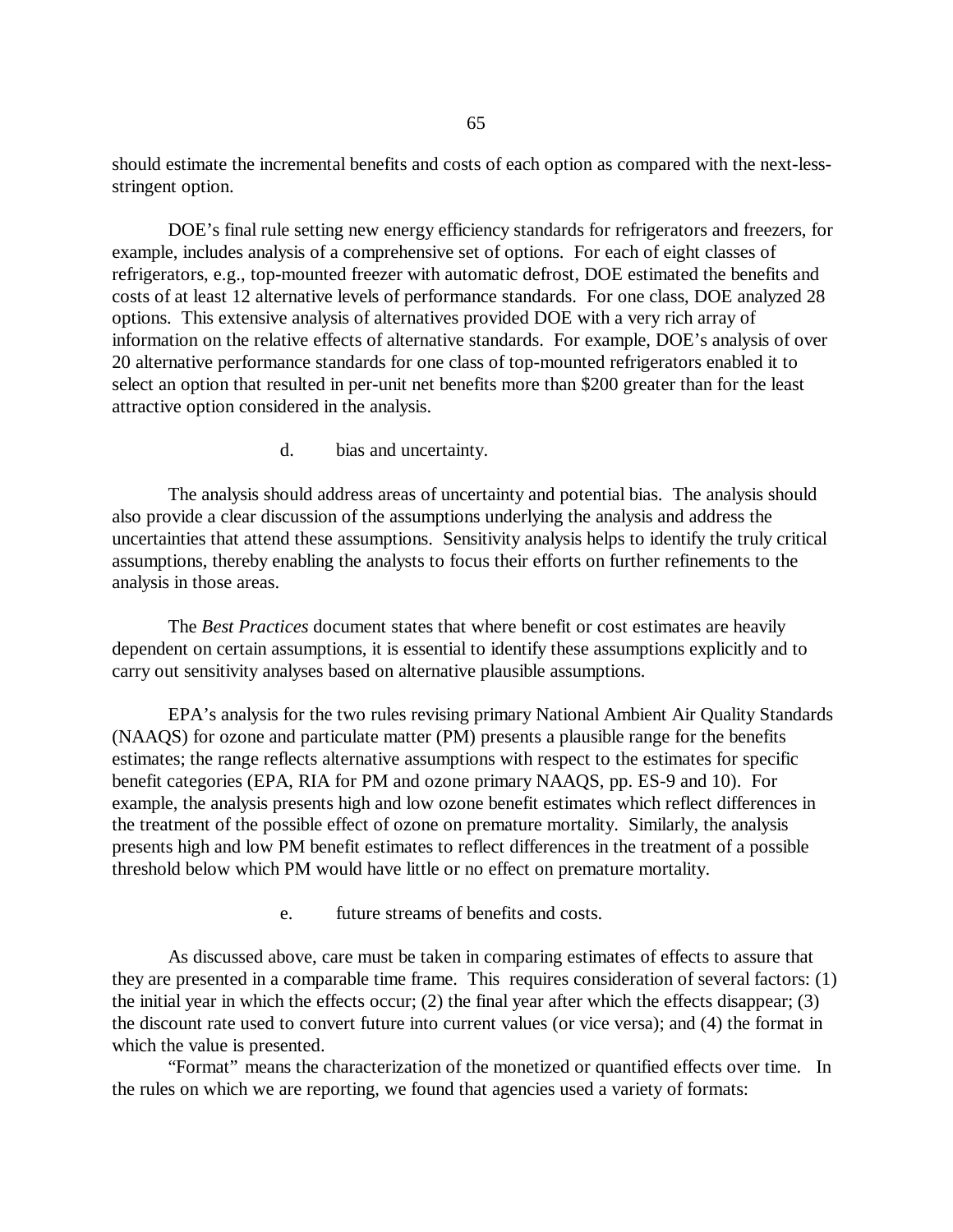should estimate the incremental benefits and costs of each option as compared with the next-less-stringent option.

DOE's final rule setting new energy efficiency standards for refrigerators and freezers, for example, includes analysis of a comprehensive set of options. For each of eight classes of refrigerators, e.g., top-mounted freezer with automatic defrost, DOE estimated the benefits and costs of at least 12 alternative levels of performance standards. For one class, DOE analyzed 28 options. This extensive analysis of alternatives provided DOE with a very rich array of information on the relative effects of alternative standards. For example, DOE's analysis of over 20 alternative performance standards for one class of top-mounted refrigerators enabled it to select an option that resulted in per-unit net benefits more than $200 greater than for the least attractive option considered in the analysis.

d. bias and uncertainty.

The analysis should address areas of uncertainty and potential bias. The analysis should also provide a clear discussion of the assumptions underlying the analysis and address the uncertainties that attend these assumptions. Sensitivity analysis helps to identify the truly critical assumptions, thereby enabling the analysts to focus their efforts on further refinements to the analysis in those areas.

The *Best Practices* document states that where benefit or cost estimates are heavily dependent on certain assumptions, it is essential to identify these assumptions explicitly and to carry out sensitivity analyses based on alternative plausible assumptions.

EPA's analysis for the two rules revising primary National Ambient Air Quality Standards (NAAQS) for ozone and particulate matter (PM) presents a plausible range for the benefits estimates; the range reflects alternative assumptions with respect to the estimates for specific benefit categories (EPA, RIA for PM and ozone primary NAAQS, pp. ES-9 and 10). For example, the analysis presents high and low ozone benefit estimates which reflect differences in the treatment of the possible effect of ozone on premature mortality. Similarly, the analysis presents high and low PM benefit estimates to reflect differences in the treatment of a possible threshold below which PM would have little or no effect on premature mortality.

e. future streams of benefits and costs.

As discussed above, care must be taken in comparing estimates of effects to assure that they are presented in a comparable time frame. This requires consideration of several factors: (1) the initial year in which the effects occur; (2) the final year after which the effects disappear; (3) the discount rate used to convert future into current values (or vice versa); and (4) the format in which the value is presented.

"Format" means the characterization of the monetized or quantified effects over time. In the rules on which we are reporting, we found that agencies used a variety of formats: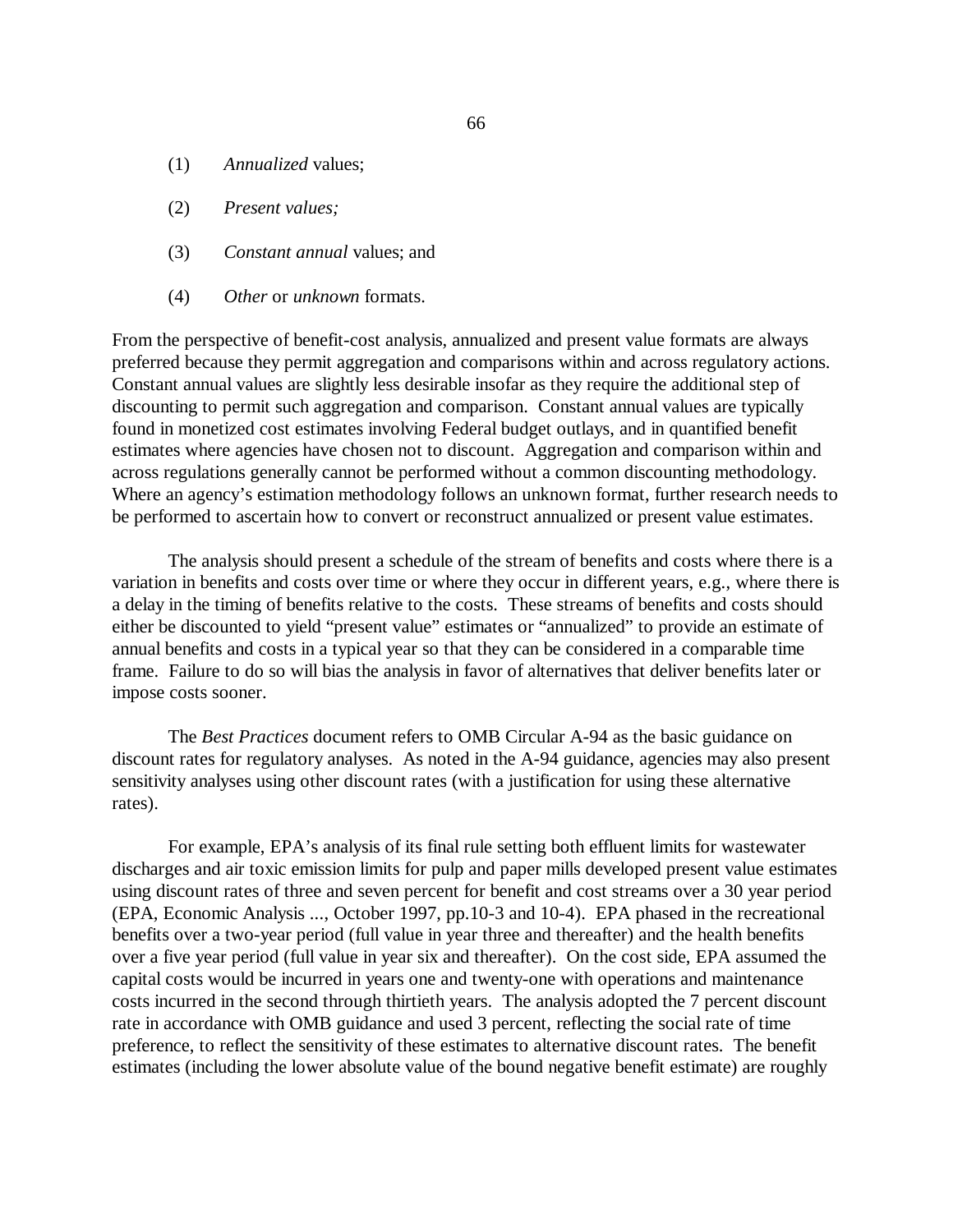(1) *Annualized* values;

(2) *Present values;*

(3) *Constant annual* values; and

(4) *Other* or *unknown* formats.

From the perspective of benefit-cost analysis, annualized and present value formats are always preferred because they permit aggregation and comparisons within and across regulatory actions. Constant annual values are slightly less desirable insofar as they require the additional step of discounting to permit such aggregation and comparison. Constant annual values are typically found in monetized cost estimates involving Federal budget outlays, and in quantified benefit estimates where agencies have chosen not to discount. Aggregation and comparison within and across regulations generally cannot be performed without a common discounting methodology. Where an agency's estimation methodology follows an unknown format, further research needs to be performed to ascertain how to convert or reconstruct annualized or present value estimates.

The analysis should present a schedule of the stream of benefits and costs where there is a variation in benefits and costs over time or where they occur in different years, e.g., where there is a delay in the timing of benefits relative to the costs. These streams of benefits and costs should either be discounted to yield "present value" estimates or "annualized" to provide an estimate of annual benefits and costs in a typical year so that they can be considered in a comparable time frame. Failure to do so will bias the analysis in favor of alternatives that deliver benefits later or impose costs sooner.

The *Best Practices* document refers to OMB Circular A-94 as the basic guidance on discount rates for regulatory analyses. As noted in the A-94 guidance, agencies may also present sensitivity analyses using other discount rates (with a justification for using these alternative rates).

For example, EPA's analysis of its final rule setting both effluent limits for wastewater discharges and air toxic emission limits for pulp and paper mills developed present value estimates using discount rates of three and seven percent for benefit and cost streams over a 30 year period (EPA, Economic Analysis ..., October 1997, pp.10-3 and 10-4). EPA phased in the recreational benefits over a two-year period (full value in year three and thereafter) and the health benefits over a five year period (full value in year six and thereafter). On the cost side, EPA assumed the capital costs would be incurred in years one and twenty-one with operations and maintenance costs incurred in the second through thirtieth years. The analysis adopted the 7 percent discount rate in accordance with OMB guidance and used 3 percent, reflecting the social rate of time preference, to reflect the sensitivity of these estimates to alternative discount rates. The benefit estimates (including the lower absolute value of the bound negative benefit estimate) are roughly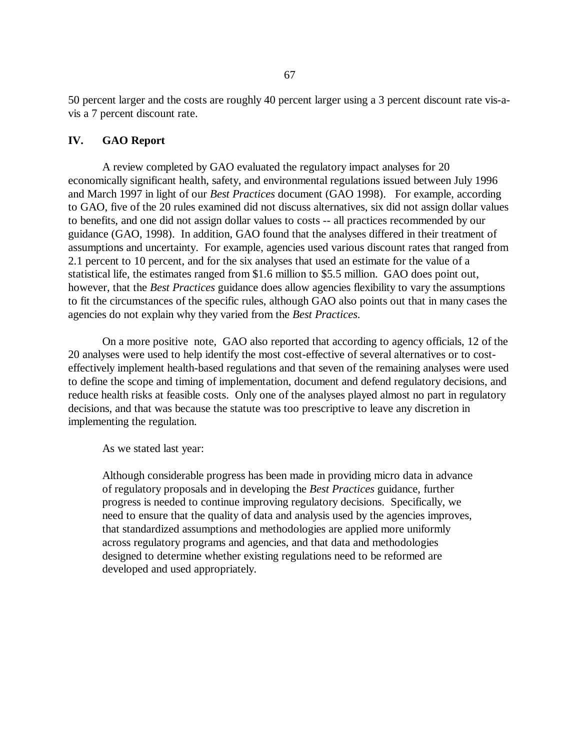50 percent larger and the costs are roughly 40 percent larger using a 3 percent discount rate vis-a-vis a 7 percent discount rate.

## IV. GAO Report

A review completed by GAO evaluated the regulatory impact analyses for 20 economically significant health, safety, and environmental regulations issued between July 1996 and March 1997 in light of our *Best Practices* document (GAO 1998). For example, according to GAO, five of the 20 rules examined did not discuss alternatives, six did not assign dollar values to benefits, and one did not assign dollar values to costs -- all practices recommended by our guidance (GAO, 1998). In addition, GAO found that the analyses differed in their treatment of assumptions and uncertainty. For example, agencies used various discount rates that ranged from 2.1 percent to 10 percent, and for the six analyses that used an estimate for the value of a statistical life, the estimates ranged from $1.6 million to $5.5 million. GAO does point out, however, that the *Best Practices* guidance does allow agencies flexibility to vary the assumptions to fit the circumstances of the specific rules, although GAO also points out that in many cases the agencies do not explain why they varied from the *Best Practices*.

On a more positive note, GAO also reported that according to agency officials, 12 of the 20 analyses were used to help identify the most cost-effective of several alternatives or to cost-effectively implement health-based regulations and that seven of the remaining analyses were used to define the scope and timing of implementation, document and defend regulatory decisions, and reduce health risks at feasible costs. Only one of the analyses played almost no part in regulatory decisions, and that was because the statute was too prescriptive to leave any discretion in implementing the regulation.

As we stated last year:

> Although considerable progress has been made in providing micro data in advance of regulatory proposals and in developing the *Best Practices* guidance, further progress is needed to continue improving regulatory decisions. Specifically, we need to ensure that the quality of data and analysis used by the agencies improves, that standardized assumptions and methodologies are applied more uniformly across regulatory programs and agencies, and that data and methodologies designed to determine whether existing regulations need to be reformed are developed and used appropriately.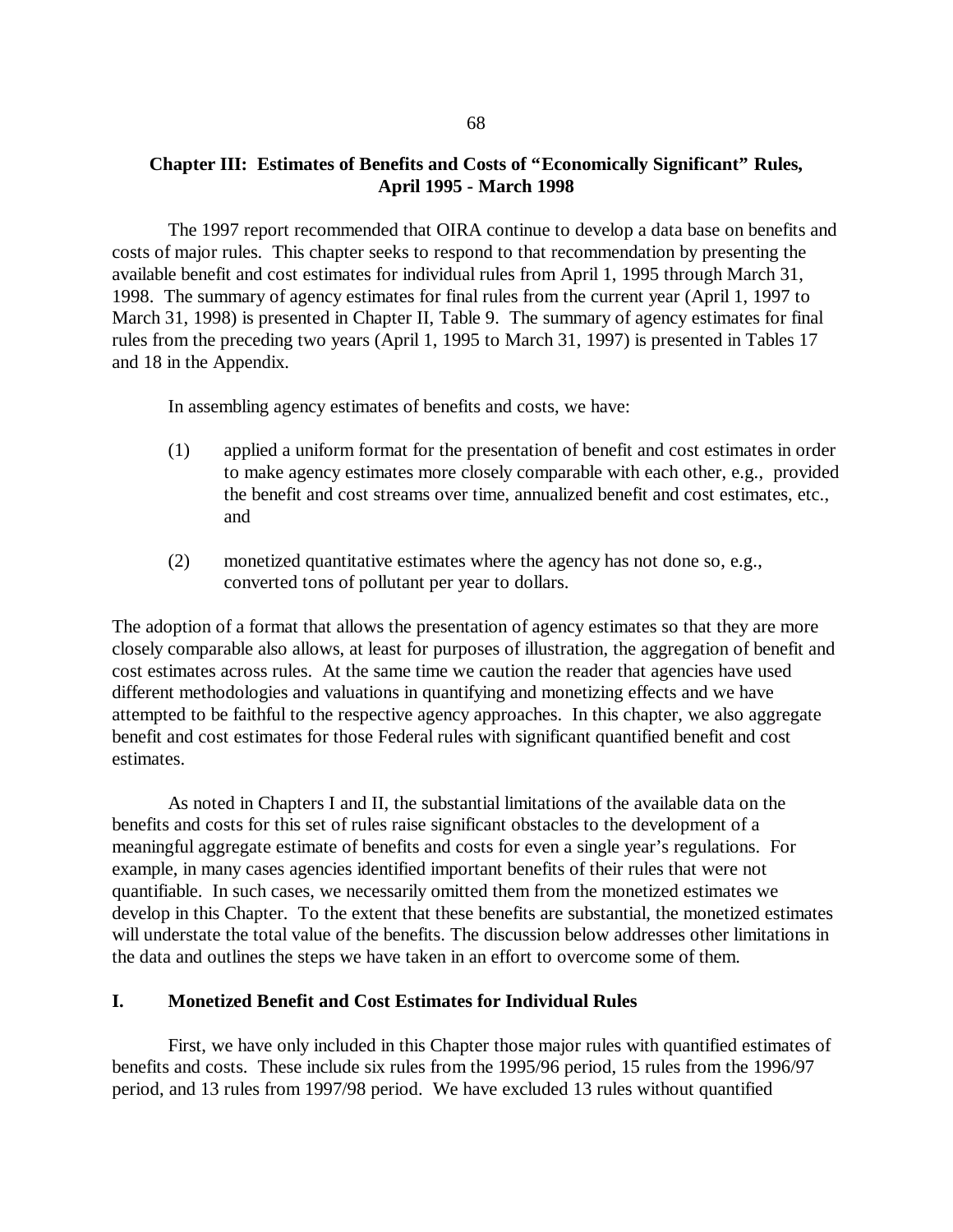## Chapter III: Estimates of Benefits and Costs of "Economically Significant" Rules, April 1995 - March 1998

The 1997 report recommended that OIRA continue to develop a data base on benefits and costs of major rules. This chapter seeks to respond to that recommendation by presenting the available benefit and cost estimates for individual rules from April 1, 1995 through March 31, 1998. The summary of agency estimates for final rules from the current year (April 1, 1997 to March 31, 1998) is presented in Chapter II, Table 9. The summary of agency estimates for final rules from the preceding two years (April 1, 1995 to March 31, 1997) is presented in Tables 17 and 18 in the Appendix.

In assembling agency estimates of benefits and costs, we have:

(1) applied a uniform format for the presentation of benefit and cost estimates in order to make agency estimates more closely comparable with each other, e.g., provided the benefit and cost streams over time, annualized benefit and cost estimates, etc., and

(2) monetized quantitative estimates where the agency has not done so, e.g., converted tons of pollutant per year to dollars.

The adoption of a format that allows the presentation of agency estimates so that they are more closely comparable also allows, at least for purposes of illustration, the aggregation of benefit and cost estimates across rules. At the same time we caution the reader that agencies have used different methodologies and valuations in quantifying and monetizing effects and we have attempted to be faithful to the respective agency approaches. In this chapter, we also aggregate benefit and cost estimates for those Federal rules with significant quantified benefit and cost estimates.

As noted in Chapters I and II, the substantial limitations of the available data on the benefits and costs for this set of rules raise significant obstacles to the development of a meaningful aggregate estimate of benefits and costs for even a single year's regulations. For example, in many cases agencies identified important benefits of their rules that were not quantifiable. In such cases, we necessarily omitted them from the monetized estimates we develop in this Chapter. To the extent that these benefits are substantial, the monetized estimates will understate the total value of the benefits. The discussion below addresses other limitations in the data and outlines the steps we have taken in an effort to overcome some of them.

### I. Monetized Benefit and Cost Estimates for Individual Rules

First, we have only included in this Chapter those major rules with quantified estimates of benefits and costs. These include six rules from the 1995/96 period, 15 rules from the 1996/97 period, and 13 rules from 1997/98 period. We have excluded 13 rules without quantified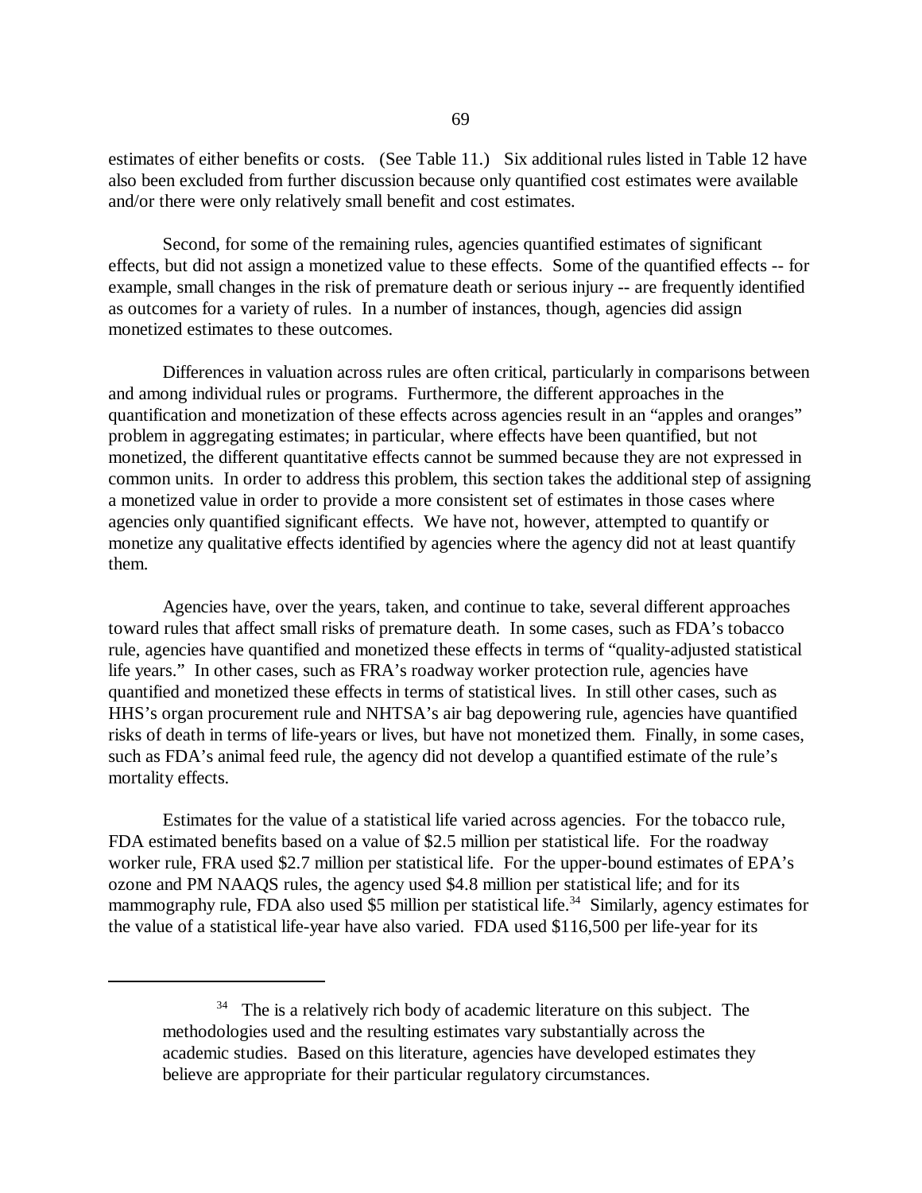estimates of either benefits or costs. (See Table 11.) Six additional rules listed in Table 12 have also been excluded from further discussion because only quantified cost estimates were available and/or there were only relatively small benefit and cost estimates.

Second, for some of the remaining rules, agencies quantified estimates of significant effects, but did not assign a monetized value to these effects. Some of the quantified effects -- for example, small changes in the risk of premature death or serious injury -- are frequently identified as outcomes for a variety of rules. In a number of instances, though, agencies did assign monetized estimates to these outcomes.

Differences in valuation across rules are often critical, particularly in comparisons between and among individual rules or programs. Furthermore, the different approaches in the quantification and monetization of these effects across agencies result in an "apples and oranges" problem in aggregating estimates; in particular, where effects have been quantified, but not monetized, the different quantitative effects cannot be summed because they are not expressed in common units. In order to address this problem, this section takes the additional step of assigning a monetized value in order to provide a more consistent set of estimates in those cases where agencies only quantified significant effects. We have not, however, attempted to quantify or monetize any qualitative effects identified by agencies where the agency did not at least quantify them.

Agencies have, over the years, taken, and continue to take, several different approaches toward rules that affect small risks of premature death. In some cases, such as FDA's tobacco rule, agencies have quantified and monetized these effects in terms of "quality-adjusted statistical life years." In other cases, such as FRA's roadway worker protection rule, agencies have quantified and monetized these effects in terms of statistical lives. In still other cases, such as HHS's organ procurement rule and NHTSA's air bag depowering rule, agencies have quantified risks of death in terms of life-years or lives, but have not monetized them. Finally, in some cases, such as FDA's animal feed rule, the agency did not develop a quantified estimate of the rule's mortality effects.

Estimates for the value of a statistical life varied across agencies. For the tobacco rule, FDA estimated benefits based on a value of $2.5 million per statistical life. For the roadway worker rule, FRA used $2.7 million per statistical life. For the upper-bound estimates of EPA's ozone and PM NAAQS rules, the agency used $4.8 million per statistical life; and for its mammography rule, FDA also used $5 million per statistical life.[34] Similarly, agency estimates for the value of a statistical life-year have also varied. FDA used $116,500 per life-year for its

---

[34] The is a relatively rich body of academic literature on this subject. The methodologies used and the resulting estimates vary substantially across the academic studies. Based on this literature, agencies have developed estimates they believe are appropriate for their particular regulatory circumstances.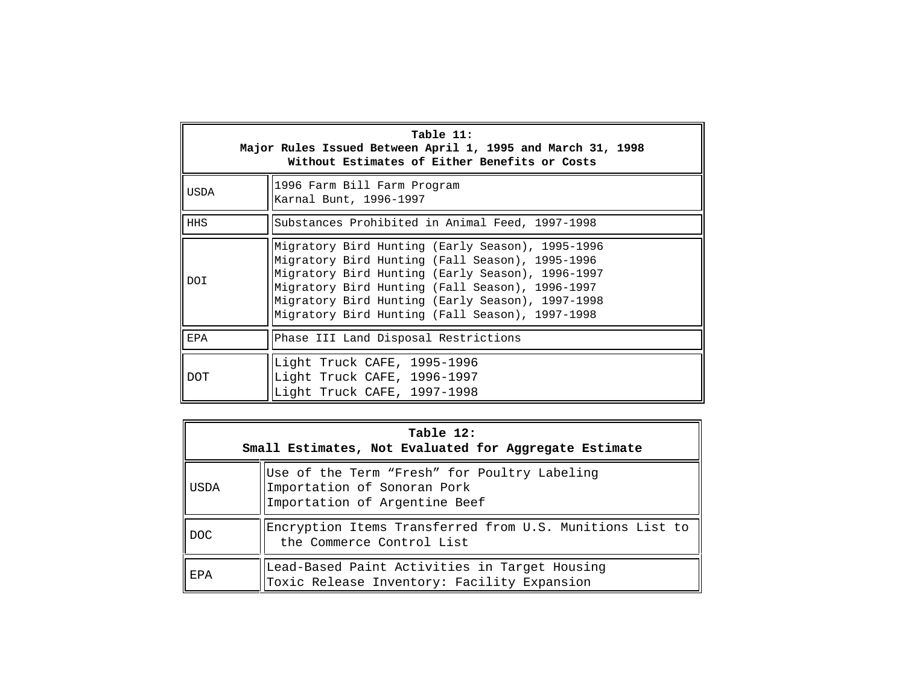**Table 11:**
**Major Rules Issued Between April 1, 1995 and March 31, 1998**
**Without Estimates of Either Benefits or Costs**

| Agency | Rule |
|---|---|
| USDA | 1996 Farm Bill Farm Program<br>Karnal Bunt, 1996-1997 |
| HHS | Substances Prohibited in Animal Feed, 1997-1998 |
| DOI | Migratory Bird Hunting (Early Season), 1995-1996<br>Migratory Bird Hunting (Fall Season), 1995-1996<br>Migratory Bird Hunting (Early Season), 1996-1997<br>Migratory Bird Hunting (Fall Season), 1996-1997<br>Migratory Bird Hunting (Early Season), 1997-1998<br>Migratory Bird Hunting (Fall Season), 1997-1998 |
| EPA | Phase III Land Disposal Restrictions |
| DOT | Light Truck CAFE, 1995-1996<br>Light Truck CAFE, 1996-1997<br>Light Truck CAFE, 1997-1998 |

**Table 12:**
**Small Estimates, Not Evaluated for Aggregate Estimate**

| Agency | Rule |
|---|---|
| USDA | Use of the Term "Fresh" for Poultry Labeling<br>Importation of Sonoran Pork<br>Importation of Argentine Beef |
| DOC | Encryption Items Transferred from U.S. Munitions List to the Commerce Control List |
| EPA | Lead-Based Paint Activities in Target Housing<br>Toxic Release Inventory: Facility Expansion |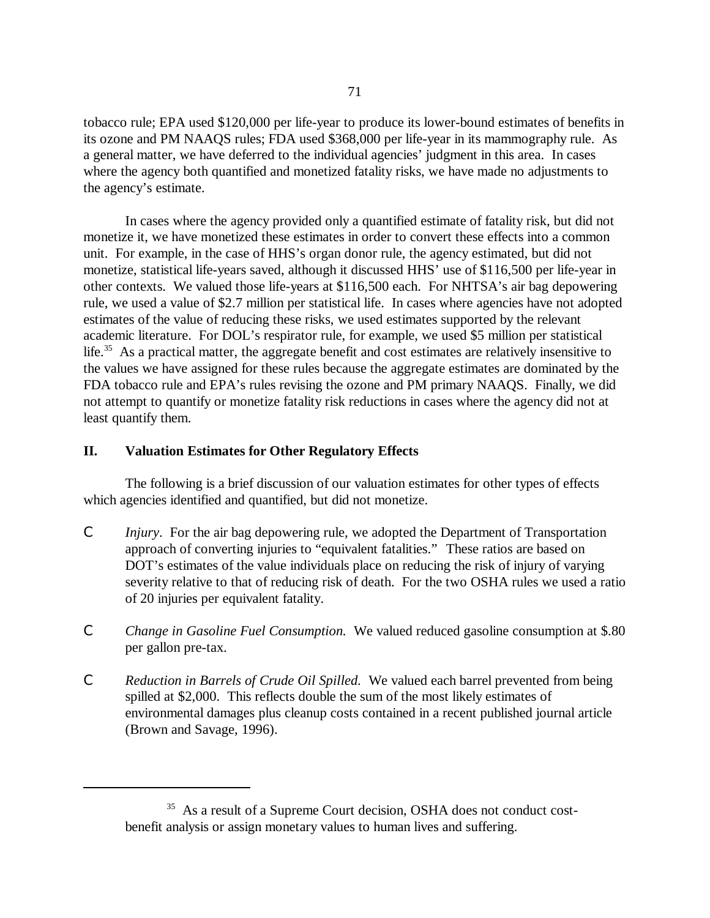tobacco rule; EPA used $120,000 per life-year to produce its lower-bound estimates of benefits in its ozone and PM NAAQS rules; FDA used $368,000 per life-year in its mammography rule. As a general matter, we have deferred to the individual agencies' judgment in this area. In cases where the agency both quantified and monetized fatality risks, we have made no adjustments to the agency's estimate.

In cases where the agency provided only a quantified estimate of fatality risk, but did not monetize it, we have monetized these estimates in order to convert these effects into a common unit. For example, in the case of HHS's organ donor rule, the agency estimated, but did not monetize, statistical life-years saved, although it discussed HHS' use of $116,500 per life-year in other contexts. We valued those life-years at $116,500 each. For NHTSA's air bag depowering rule, we used a value of $2.7 million per statistical life. In cases where agencies have not adopted estimates of the value of reducing these risks, we used estimates supported by the relevant academic literature. For DOL's respirator rule, for example, we used $5 million per statistical life.[35] As a practical matter, the aggregate benefit and cost estimates are relatively insensitive to the values we have assigned for these rules because the aggregate estimates are dominated by the FDA tobacco rule and EPA's rules revising the ozone and PM primary NAAQS. Finally, we did not attempt to quantify or monetize fatality risk reductions in cases where the agency did not at least quantify them.

## II. Valuation Estimates for Other Regulatory Effects

The following is a brief discussion of our valuation estimates for other types of effects which agencies identified and quantified, but did not monetize.

- *Injury*. For the air bag depowering rule, we adopted the Department of Transportation approach of converting injuries to "equivalent fatalities." These ratios are based on DOT's estimates of the value individuals place on reducing the risk of injury of varying severity relative to that of reducing risk of death. For the two OSHA rules we used a ratio of 20 injuries per equivalent fatality.

- *Change in Gasoline Fuel Consumption.* We valued reduced gasoline consumption at $.80 per gallon pre-tax.

- *Reduction in Barrels of Crude Oil Spilled.* We valued each barrel prevented from being spilled at $2,000. This reflects double the sum of the most likely estimates of environmental damages plus cleanup costs contained in a recent published journal article (Brown and Savage, 1996).

---

[35] As a result of a Supreme Court decision, OSHA does not conduct cost-benefit analysis or assign monetary values to human lives and suffering.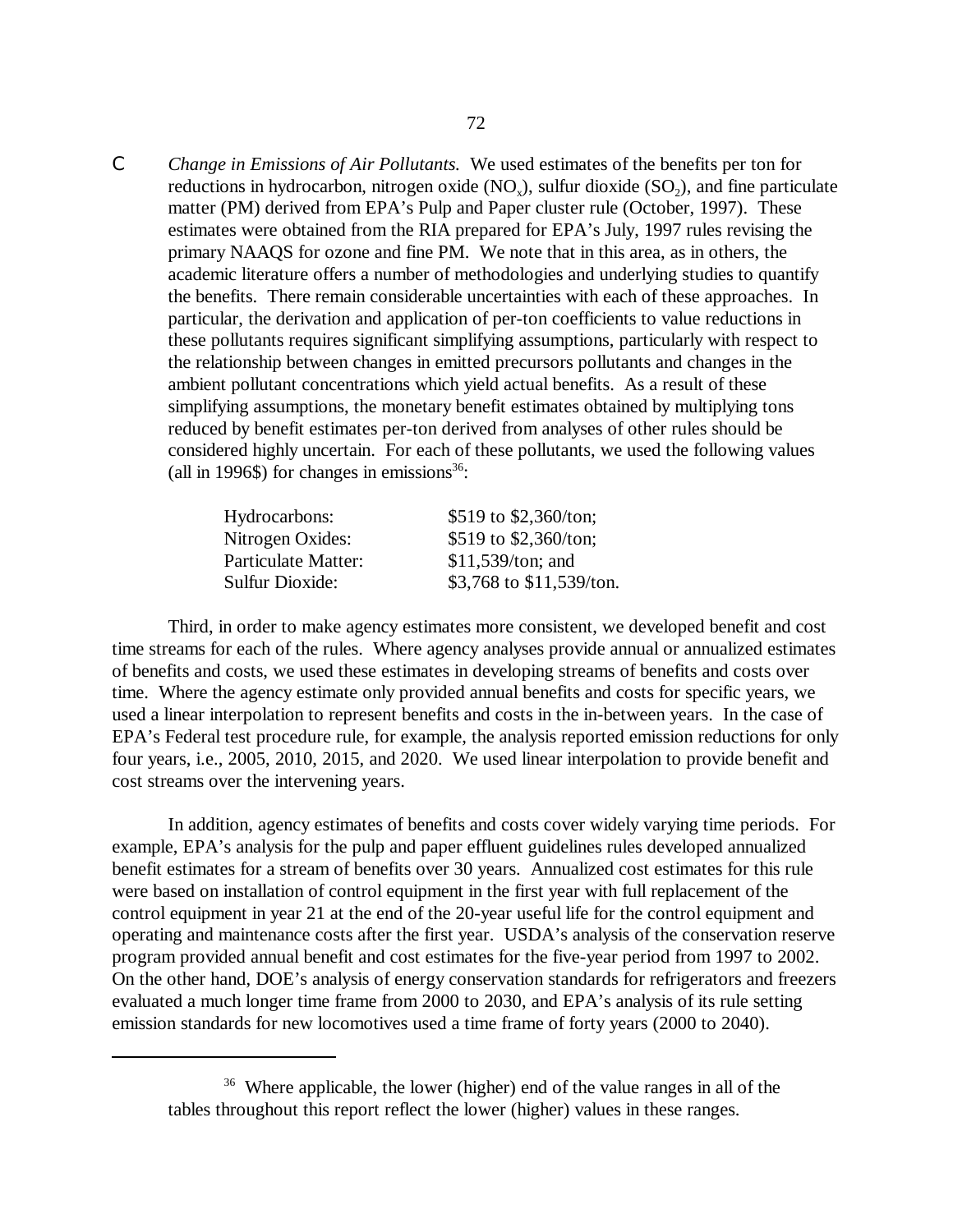- *Change in Emissions of Air Pollutants.* We used estimates of the benefits per ton for reductions in hydrocarbon, nitrogen oxide ($NO_x$), sulfur dioxide ($SO_2$), and fine particulate matter (PM) derived from EPA's Pulp and Paper cluster rule (October, 1997). These estimates were obtained from the RIA prepared for EPA's July, 1997 rules revising the primary NAAQS for ozone and fine PM. We note that in this area, as in others, the academic literature offers a number of methodologies and underlying studies to quantify the benefits. There remain considerable uncertainties with each of these approaches. In particular, the derivation and application of per-ton coefficients to value reductions in these pollutants requires significant simplifying assumptions, particularly with respect to the relationship between changes in emitted precursors pollutants and changes in the ambient pollutant concentrations which yield actual benefits. As a result of these simplifying assumptions, the monetary benefit estimates obtained by multiplying tons reduced by benefit estimates per-ton derived from analyses of other rules should be considered highly uncertain. For each of these pollutants, we used the following values (all in 1996$) for changes in emissions[36]:

| | |
|---|---|
| Hydrocarbons: | $519 to $2,360/ton; |
| Nitrogen Oxides: | $519 to $2,360/ton; |
| Particulate Matter: | $11,539/ton; and |
| Sulfur Dioxide: | $3,768 to $11,539/ton. |

Third, in order to make agency estimates more consistent, we developed benefit and cost time streams for each of the rules. Where agency analyses provide annual or annualized estimates of benefits and costs, we used these estimates in developing streams of benefits and costs over time. Where the agency estimate only provided annual benefits and costs for specific years, we used a linear interpolation to represent benefits and costs in the in-between years. In the case of EPA's Federal test procedure rule, for example, the analysis reported emission reductions for only four years, i.e., 2005, 2010, 2015, and 2020. We used linear interpolation to provide benefit and cost streams over the intervening years.

In addition, agency estimates of benefits and costs cover widely varying time periods. For example, EPA's analysis for the pulp and paper effluent guidelines rules developed annualized benefit estimates for a stream of benefits over 30 years. Annualized cost estimates for this rule were based on installation of control equipment in the first year with full replacement of the control equipment in year 21 at the end of the 20-year useful life for the control equipment and operating and maintenance costs after the first year. USDA's analysis of the conservation reserve program provided annual benefit and cost estimates for the five-year period from 1997 to 2002. On the other hand, DOE's analysis of energy conservation standards for refrigerators and freezers evaluated a much longer time frame from 2000 to 2030, and EPA's analysis of its rule setting emission standards for new locomotives used a time frame of forty years (2000 to 2040).

---

[36] Where applicable, the lower (higher) end of the value ranges in all of the tables throughout this report reflect the lower (higher) values in these ranges.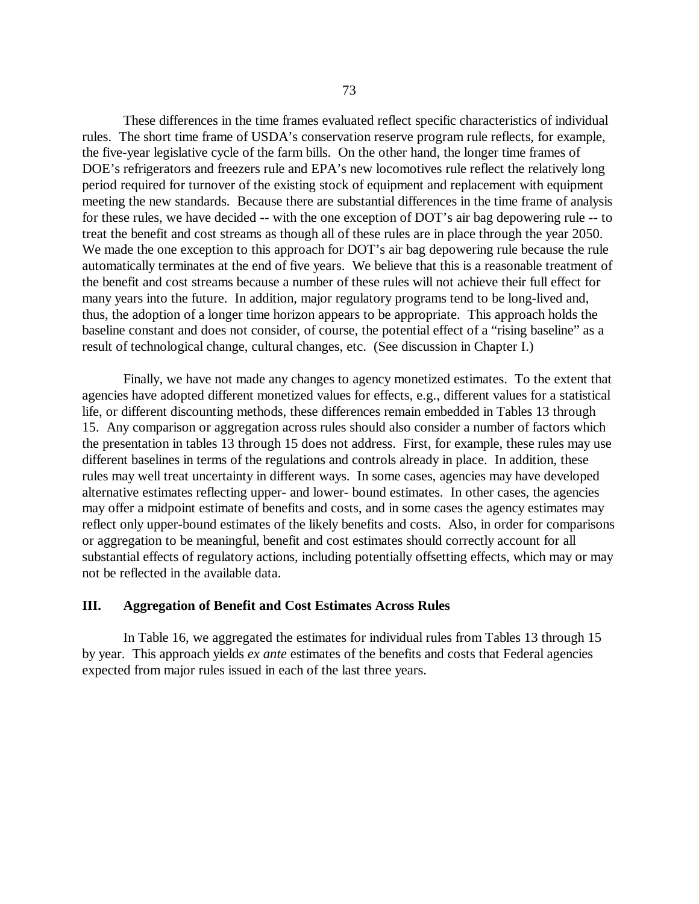These differences in the time frames evaluated reflect specific characteristics of individual rules. The short time frame of USDA's conservation reserve program rule reflects, for example, the five-year legislative cycle of the farm bills. On the other hand, the longer time frames of DOE's refrigerators and freezers rule and EPA's new locomotives rule reflect the relatively long period required for turnover of the existing stock of equipment and replacement with equipment meeting the new standards. Because there are substantial differences in the time frame of analysis for these rules, we have decided -- with the one exception of DOT's air bag depowering rule -- to treat the benefit and cost streams as though all of these rules are in place through the year 2050. We made the one exception to this approach for DOT's air bag depowering rule because the rule automatically terminates at the end of five years. We believe that this is a reasonable treatment of the benefit and cost streams because a number of these rules will not achieve their full effect for many years into the future. In addition, major regulatory programs tend to be long-lived and, thus, the adoption of a longer time horizon appears to be appropriate. This approach holds the baseline constant and does not consider, of course, the potential effect of a "rising baseline" as a result of technological change, cultural changes, etc. (See discussion in Chapter I.)

Finally, we have not made any changes to agency monetized estimates. To the extent that agencies have adopted different monetized values for effects, e.g., different values for a statistical life, or different discounting methods, these differences remain embedded in Tables 13 through 15. Any comparison or aggregation across rules should also consider a number of factors which the presentation in tables 13 through 15 does not address. First, for example, these rules may use different baselines in terms of the regulations and controls already in place. In addition, these rules may well treat uncertainty in different ways. In some cases, agencies may have developed alternative estimates reflecting upper- and lower- bound estimates. In other cases, the agencies may offer a midpoint estimate of benefits and costs, and in some cases the agency estimates may reflect only upper-bound estimates of the likely benefits and costs. Also, in order for comparisons or aggregation to be meaningful, benefit and cost estimates should correctly account for all substantial effects of regulatory actions, including potentially offsetting effects, which may or may not be reflected in the available data.

## III. Aggregation of Benefit and Cost Estimates Across Rules

In Table 16, we aggregated the estimates for individual rules from Tables 13 through 15 by year. This approach yields *ex ante* estimates of the benefits and costs that Federal agencies expected from major rules issued in each of the last three years.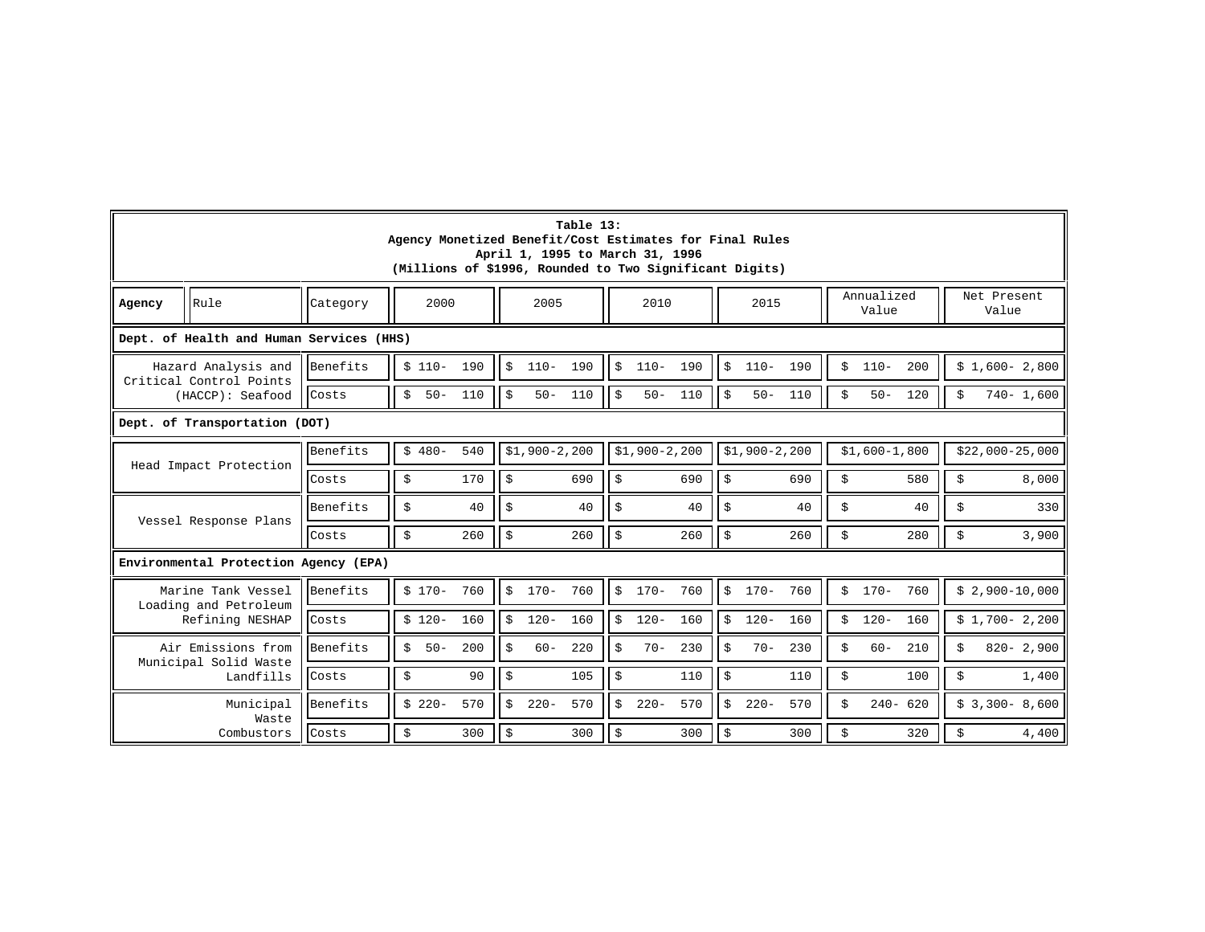**Table 13:**
**Agency Monetized Benefit/Cost Estimates for Final Rules**
**April 1, 1995 to March 31, 1996**
**(Millions of $1996, Rounded to Two Significant Digits)**

| Agency | Rule | Category | 2000 | 2005 | 2010 | 2015 | Annualized Value | Net Present Value |
|---|---|---|---|---|---|---|---|---|
| **Dept. of Health and Human Services (HHS)** | | | | | | | | |
| | Hazard Analysis and Critical Control Points (HACCP): Seafood | Benefits | $ 110- 190 | $ 110- 190 | $ 110- 190 | $ 110- 190 | $ 110- 200 | $ 1,600- 2,800 |
| | | Costs | $ 50- 110 | $ 50- 110 | $ 50- 110 | $ 50- 110 | $ 50- 120 | $ 740- 1,600 |
| **Dept. of Transportation (DOT)** | | | | | | | | |
| | Head Impact Protection | Benefits | $ 480- 540 | $1,900-2,200 | $1,900-2,200 | $1,900-2,200 | $1,600-1,800 | $22,000-25,000 |
| | | Costs | $ 170 | $ 690 | $ 690 | $ 690 | $ 580 | $ 8,000 |
| | Vessel Response Plans | Benefits | $ 40 | $ 40 | $ 40 | $ 40 | $ 40 | $ 330 |
| | | Costs | $ 260 | $ 260 | $ 260 | $ 260 | $ 280 | $ 3,900 |
| **Environmental Protection Agency (EPA)** | | | | | | | | |
| | Marine Tank Vessel Loading and Petroleum Refining NESHAP | Benefits | $ 170- 760 | $ 170- 760 | $ 170- 760 | $ 170- 760 | $ 170- 760 | $ 2,900-10,000 |
| | | Costs | $ 120- 160 | $ 120- 160 | $ 120- 160 | $ 120- 160 | $ 120- 160 | $ 1,700- 2,200 |
| | Air Emissions from Municipal Solid Waste Landfills | Benefits | $ 50- 200 | $ 60- 220 | $ 70- 230 | $ 70- 230 | $ 60- 210 | $ 820- 2,900 |
| | | Costs | $ 90 | $ 105 | $ 110 | $ 110 | $ 100 | $ 1,400 |
| | Municipal Waste Combustors | Benefits | $ 220- 570 | $ 220- 570 | $ 220- 570 | $ 220- 570 | $ 240- 620 | $ 3,300- 8,600 |
| | | Costs | $ 300 | $ 300 | $ 300 | $ 300 | $ 320 | $ 4,400 |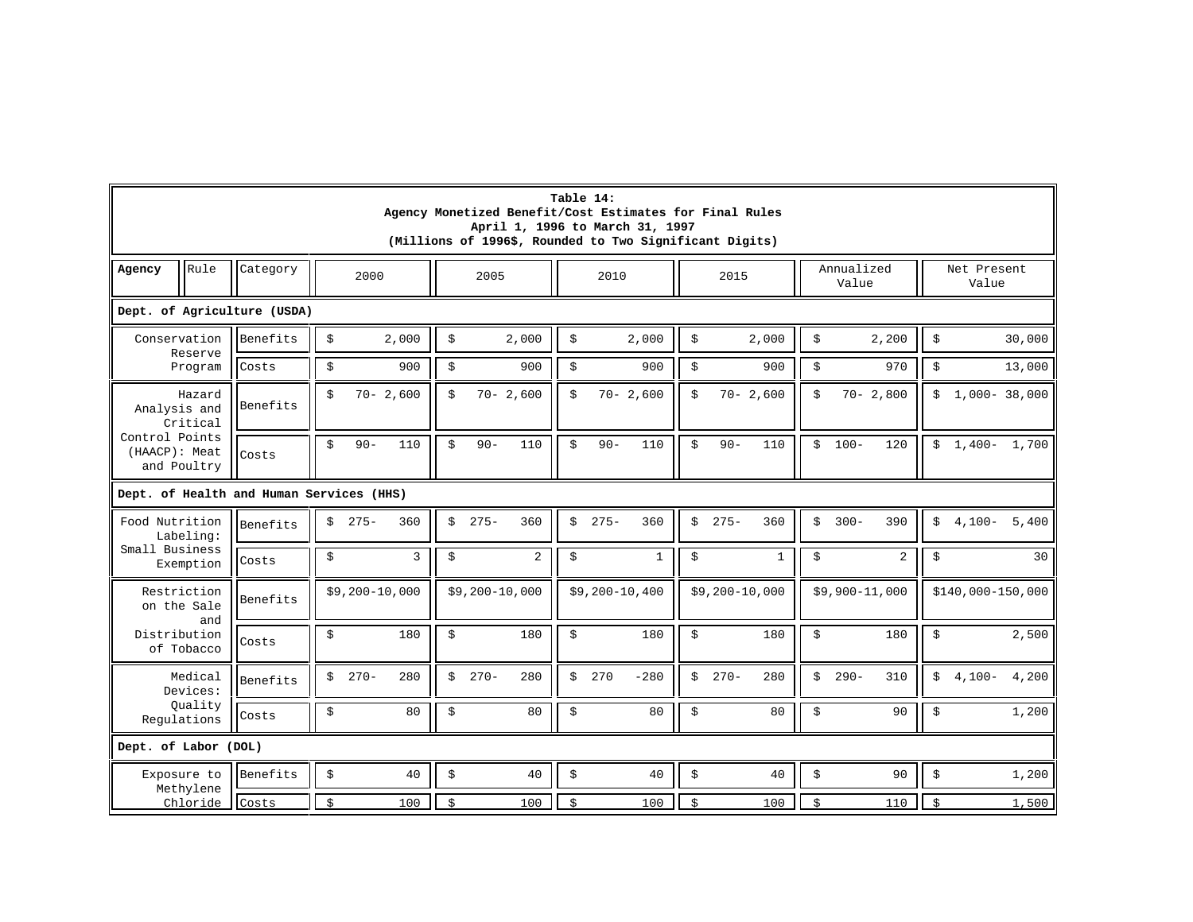**Table 14:**
**Agency Monetized Benefit/Cost Estimates for Final Rules**
**April 1, 1996 to March 31, 1997**
**(Millions of 1996$, Rounded to Two Significant Digits)**

| Agency / Rule | Category | 2000 | 2005 | 2010 | 2015 | Annualized Value | Net Present Value |
|---|---|---|---|---|---|---|---|
| **Dept. of Agriculture (USDA)** | | | | | | | |
| Conservation Reserve Program | Benefits | $ 2,000 | $ 2,000 | $ 2,000 | $ 2,000 | $ 2,200 | $ 30,000 |
| | Costs | $ 900 | $ 900 | $ 900 | $ 900 | $ 970 | $ 13,000 |
| Hazard Analysis and Critical Control Points (HAACP): Meat and Poultry | Benefits | $ 70- 2,600 | $ 70- 2,600 | $ 70- 2,600 | $ 70- 2,600 | $ 70- 2,800 | $ 1,000- 38,000 |
| | Costs | $ 90- 110 | $ 90- 110 | $ 90- 110 | $ 90- 110 | $ 100- 120 | $ 1,400- 1,700 |
| **Dept. of Health and Human Services (HHS)** | | | | | | | |
| Food Nutrition Labeling: Small Business Exemption | Benefits | $ 275- 360 | $ 275- 360 | $ 275- 360 | $ 275- 360 | $ 300- 390 | $ 4,100- 5,400 |
| | Costs | $ 3 | $ 2 | $ 1 | $ 1 | $ 2 | $ 30 |
| Restriction on the Sale and Distribution of Tobacco | Benefits | $9,200-10,000 | $9,200-10,000 | $9,200-10,400 | $9,200-10,000 | $9,900-11,000 | $140,000-150,000 |
| | Costs | $ 180 | $ 180 | $ 180 | $ 180 | $ 180 | $ 2,500 |
| Medical Devices: Quality Regulations | Benefits | $ 270- 280 | $ 270- 280 | $ 270 -280 | $ 270- 280 | $ 290- 310 | $ 4,100- 4,200 |
| | Costs | $ 80 | $ 80 | $ 80 | $ 80 | $ 90 | $ 1,200 |
| **Dept. of Labor (DOL)** | | | | | | | |
| Exposure to Methylene Chloride | Benefits | $ 40 | $ 40 | $ 40 | $ 40 | $ 90 | $ 1,200 |
| | Costs | $ 100 | $ 100 | $ 100 | $ 100 | $ 110 | $ 1,500 |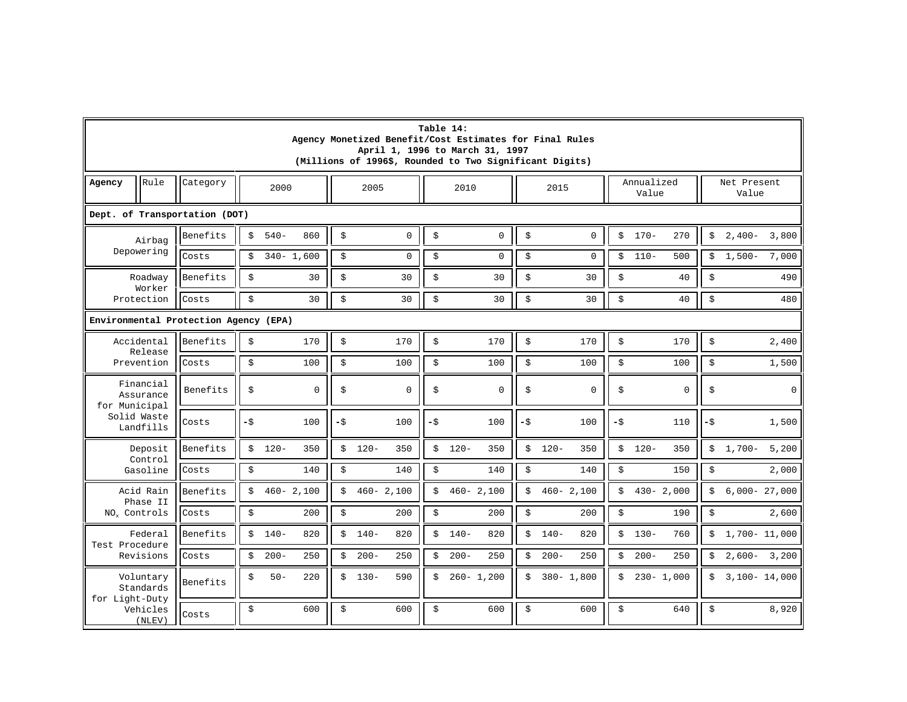**Table 14:**
**Agency Monetized Benefit/Cost Estimates for Final Rules**
**April 1, 1996 to March 31, 1997**
**(Millions of 1996$, Rounded to Two Significant Digits)**

| Agency | Rule | Category | 2000 | 2005 | 2010 | 2015 | Annualized Value | Net Present Value |
|---|---|---|---|---|---|---|---|---|
| **Dept. of Transportation (DOT)** | | | | | | | | |
| | Airbag Depowering | Benefits | $ 540- 860 | $ 0 | $ 0 | $ 0 | $ 170- 270 | $ 2,400- 3,800 |
| | | Costs | $ 340- 1,600 | $ 0 | $ 0 | $ 0 | $ 110- 500 | $ 1,500- 7,000 |
| | Roadway Worker Protection | Benefits | $ 30 | $ 30 | $ 30 | $ 30 | $ 40 | $ 490 |
| | | Costs | $ 30 | $ 30 | $ 30 | $ 30 | $ 40 | $ 480 |
| **Environmental Protection Agency (EPA)** | | | | | | | | |
| | Accidental Release Prevention | Benefits | $ 170 | $ 170 | $ 170 | $ 170 | $ 170 | $ 2,400 |
| | | Costs | $ 100 | $ 100 | $ 100 | $ 100 | $ 100 | $ 1,500 |
| | Financial Assurance for Municipal Solid Waste Landfills | Benefits | $ 0 | $ 0 | $ 0 | $ 0 | $ 0 | $ 0 |
| | | Costs | -$ 100 | -$ 100 | -$ 100 | -$ 100 | -$ 110 | -$ 1,500 |
| | Deposit Control Gasoline | Benefits | $ 120- 350 | $ 120- 350 | $ 120- 350 | $ 120- 350 | $ 120- 350 | $ 1,700- 5,200 |
| | | Costs | $ 140 | $ 140 | $ 140 | $ 140 | $ 150 | $ 2,000 |
| | Acid Rain Phase II $NO_x$ Controls | Benefits | $ 460- 2,100 | $ 460- 2,100 | $ 460- 2,100 | $ 460- 2,100 | $ 430- 2,000 | $ 6,000- 27,000 |
| | | Costs | $ 200 | $ 200 | $ 200 | $ 200 | $ 190 | $ 2,600 |
| | Federal Test Procedure Revisions | Benefits | $ 140- 820 | $ 140- 820 | $ 140- 820 | $ 140- 820 | $ 130- 760 | $ 1,700- 11,000 |
| | | Costs | $ 200- 250 | $ 200- 250 | $ 200- 250 | $ 200- 250 | $ 200- 250 | $ 2,600- 3,200 |
| | Voluntary Standards for Light-Duty Vehicles (NLEV) | Benefits | $ 50- 220 | $ 130- 590 | $ 260- 1,200 | $ 380- 1,800 | $ 230- 1,000 | $ 3,100- 14,000 |
| | | Costs | $ 600 | $ 600 | $ 600 | $ 600 | $ 640 | $ 8,920 |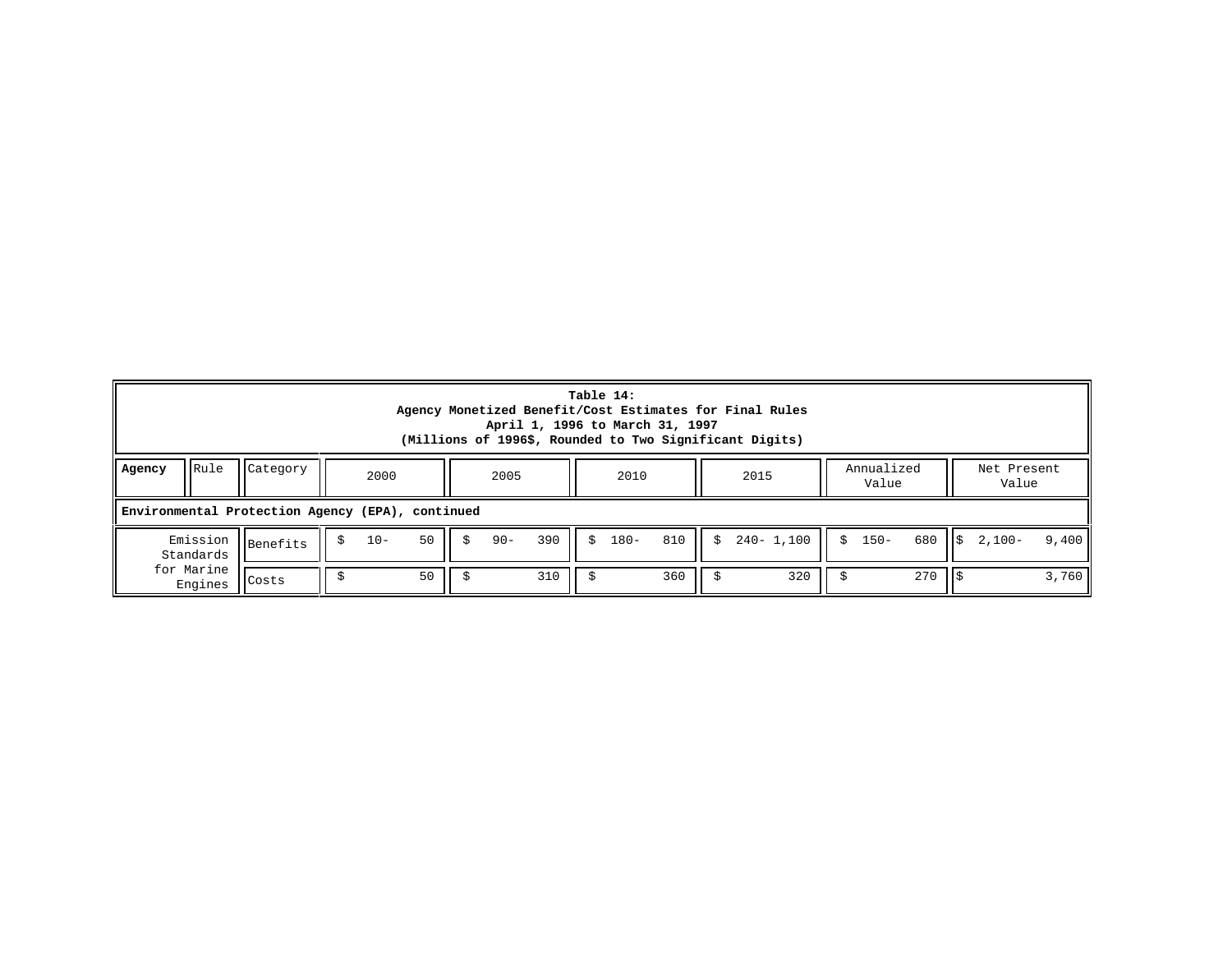**Table 14:**
**Agency Monetized Benefit/Cost Estimates for Final Rules**
**April 1, 1996 to March 31, 1997**
**(Millions of 1996$, Rounded to Two Significant Digits)**

| **Agency** | Rule | Category | 2000 | 2005 | 2010 | 2015 | Annualized Value | Net Present Value |
|---|---|---|---|---|---|---|---|---|
| **Environmental Protection Agency (EPA), continued** | | | | | | | | |
| Emission Standards for Marine Engines | | Benefits | $ 10- 50 | $ 90- 390 | $ 180- 810 | $ 240- 1,100 | $ 150- 680 | $ 2,100- 9,400 |
| | | Costs | $ 50 | $ 310 | $ 360 | $ 320 | $ 270 | $ 3,760 |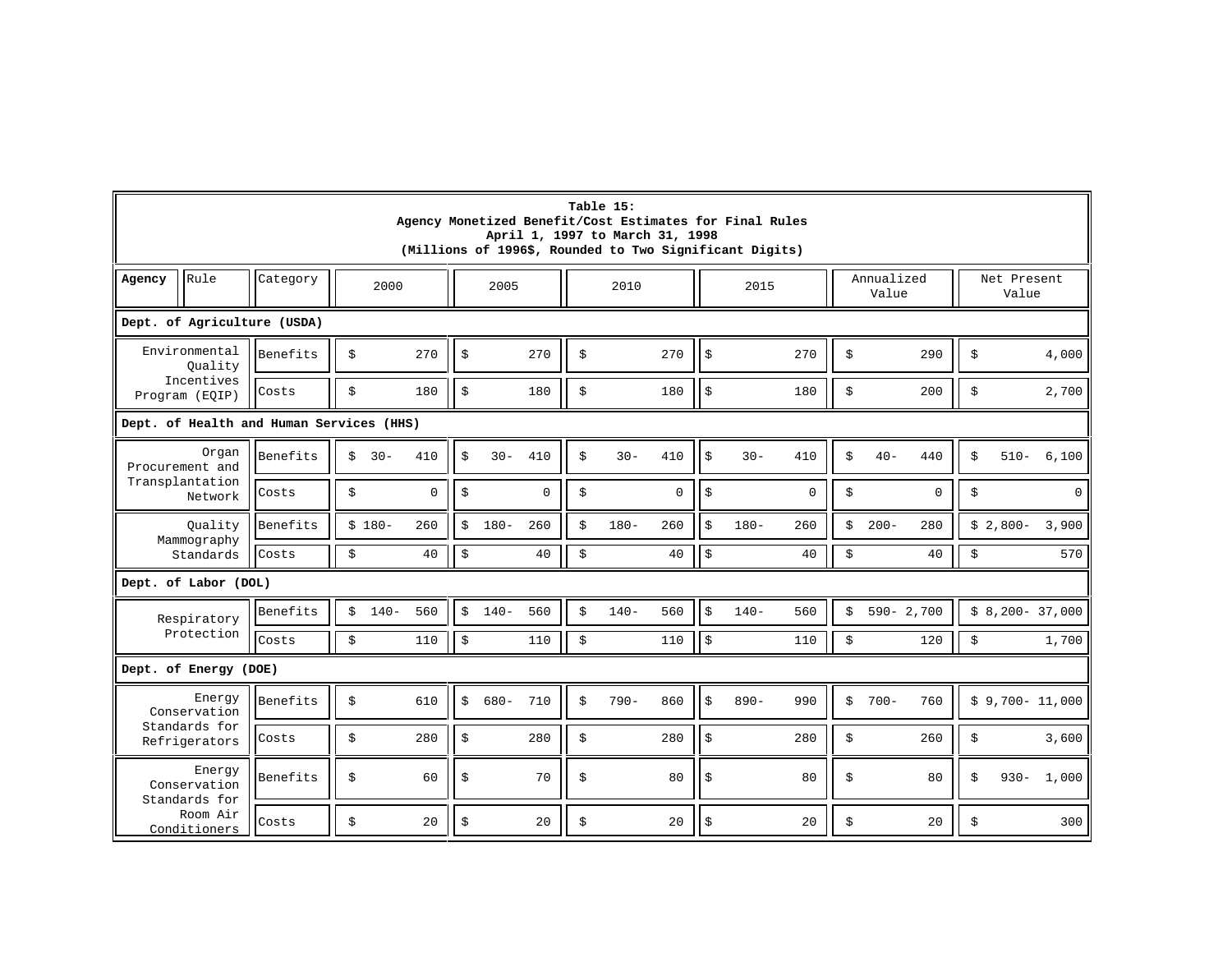**Table 15:**
**Agency Monetized Benefit/Cost Estimates for Final Rules**
**April 1, 1997 to March 31, 1998**
**(Millions of 1996$, Rounded to Two Significant Digits)**

| Agency | Rule | Category | 2000 | 2005 | 2010 | 2015 | Annualized Value | Net Present Value |
|---|---|---|---|---|---|---|---|---|
| **Dept. of Agriculture (USDA)** | | | | | | | | |
| | Environmental Quality Incentives Program (EQIP) | Benefits | $ 270 | $ 270 | $ 270 | $ 270 | $ 290 | $ 4,000 |
| | | Costs | $ 180 | $ 180 | $ 180 | $ 180 | $ 200 | $ 2,700 |
| **Dept. of Health and Human Services (HHS)** | | | | | | | | |
| | Organ Procurement and Transplantation Network | Benefits | $ 30- 410 | $ 30- 410 | $ 30- 410 | $ 30- 410 | $ 40- 440 | $ 510- 6,100 |
| | | Costs | $ 0 | $ 0 | $ 0 | $ 0 | $ 0 | $ 0 |
| | Quality Mammography Standards | Benefits | $ 180- 260 | $ 180- 260 | $ 180- 260 | $ 180- 260 | $ 200- 280 | $ 2,800- 3,900 |
| | | Costs | $ 40 | $ 40 | $ 40 | $ 40 | $ 40 | $ 570 |
| **Dept. of Labor (DOL)** | | | | | | | | |
| | Respiratory Protection | Benefits | $ 140- 560 | $ 140- 560 | $ 140- 560 | $ 140- 560 | $ 590- 2,700 | $ 8,200- 37,000 |
| | | Costs | $ 110 | $ 110 | $ 110 | $ 110 | $ 120 | $ 1,700 |
| **Dept. of Energy (DOE)** | | | | | | | | |
| | Energy Conservation Standards for Refrigerators | Benefits | $ 610 | $ 680- 710 | $ 790- 860 | $ 890- 990 | $ 700- 760 | $ 9,700- 11,000 |
| | | Costs | $ 280 | $ 280 | $ 280 | $ 280 | $ 260 | $ 3,600 |
| | Energy Conservation Standards for Room Air Conditioners | Benefits | $ 60 | $ 70 | $ 80 | $ 80 | $ 80 | $ 930- 1,000 |
| | | Costs | $ 20 | $ 20 | $ 20 | $ 20 | $ 20 | $ 300 |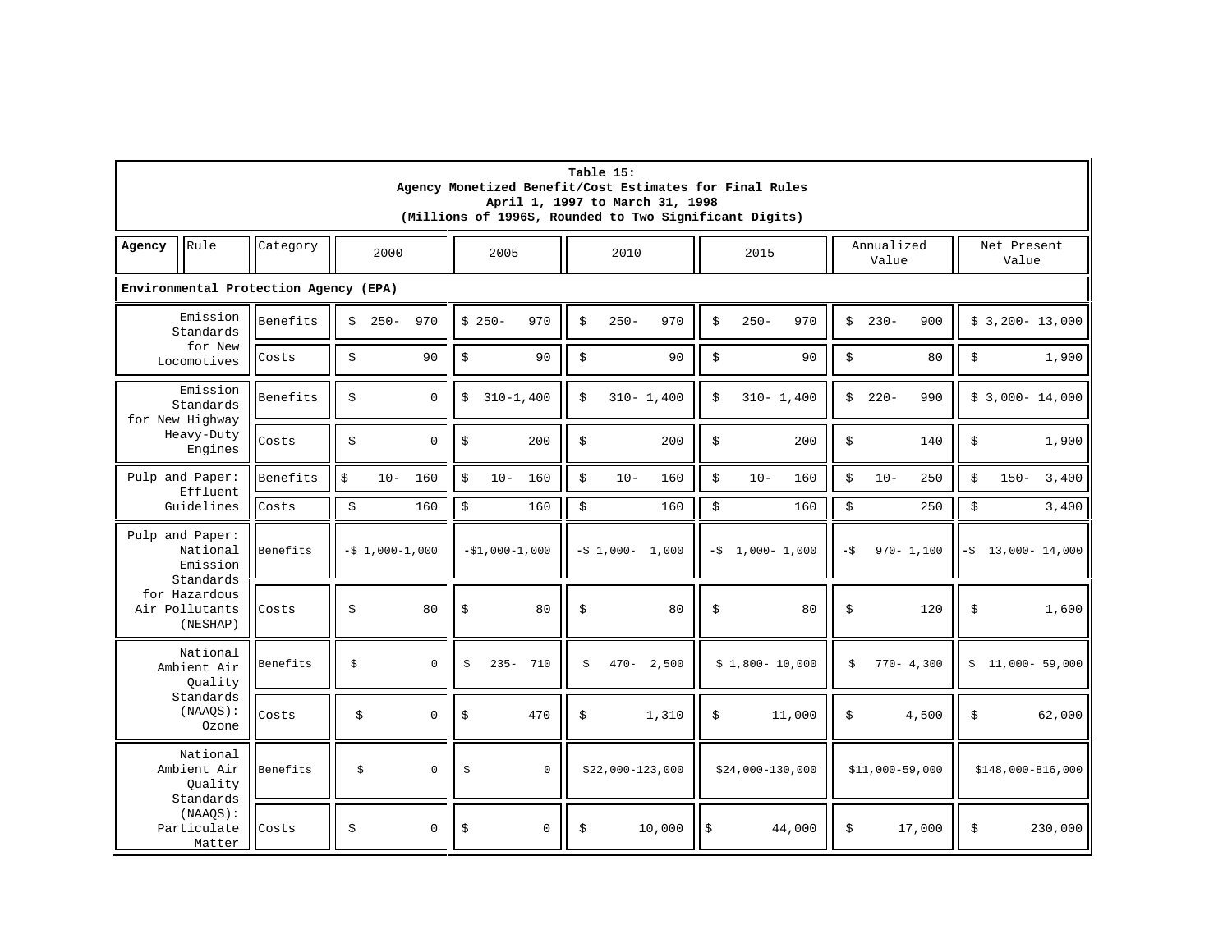**Table 15:**
**Agency Monetized Benefit/Cost Estimates for Final Rules**
**April 1, 1997 to March 31, 1998**
**(Millions of 1996$, Rounded to Two Significant Digits)**

| Agency | Rule | Category | 2000 | 2005 | 2010 | 2015 | Annualized Value | Net Present Value |
|---|---|---|---|---|---|---|---|---|
| **Environmental Protection Agency (EPA)** | | | | | | | | |
| | Emission Standards for New Locomotives | Benefits | $ 250- 970 | $ 250- 970 | $ 250- 970 | $ 250- 970 | $ 230- 900 | $ 3,200- 13,000 |
| | | Costs | $ 90 | $ 90 | $ 90 | $ 90 | $ 80 | $ 1,900 |
| | Emission Standards for New Highway Heavy-Duty Engines | Benefits | $ 0 | $ 310-1,400 | $ 310- 1,400 | $ 310- 1,400 | $ 220- 990 | $ 3,000- 14,000 |
| | | Costs | $ 0 | $ 200 | $ 200 | $ 200 | $ 140 | $ 1,900 |
| | Pulp and Paper: Effluent Guidelines | Benefits | $ 10- 160 | $ 10- 160 | $ 10- 160 | $ 10- 160 | $ 10- 250 | $ 150- 3,400 |
| | | Costs | $ 160 | $ 160 | $ 160 | $ 160 | $ 250 | $ 3,400 |
| | Pulp and Paper: National Emission Standards for Hazardous Air Pollutants (NESHAP) | Benefits | -$ 1,000-1,000 | -$1,000-1,000 | -$ 1,000- 1,000 | -$ 1,000- 1,000 | -$ 970- 1,100 | -$ 13,000- 14,000 |
| | | Costs | $ 80 | $ 80 | $ 80 | $ 80 | $ 120 | $ 1,600 |
| | National Ambient Air Quality Standards (NAAQS): Ozone | Benefits | $ 0 | $ 235- 710 | $ 470- 2,500 | $ 1,800- 10,000 | $ 770- 4,300 | $ 11,000- 59,000 |
| | | Costs | $ 0 | $ 470 | $ 1,310 | $ 11,000 | $ 4,500 | $ 62,000 |
| | National Ambient Air Quality Standards (NAAQS): Particulate Matter | Benefits | $ 0 | $ 0 | $22,000-123,000 | $24,000-130,000 | $11,000-59,000 | $148,000-816,000 |
| | | Costs | $ 0 | $ 0 | $ 10,000 | $ 44,000 | $ 17,000 | $ 230,000 |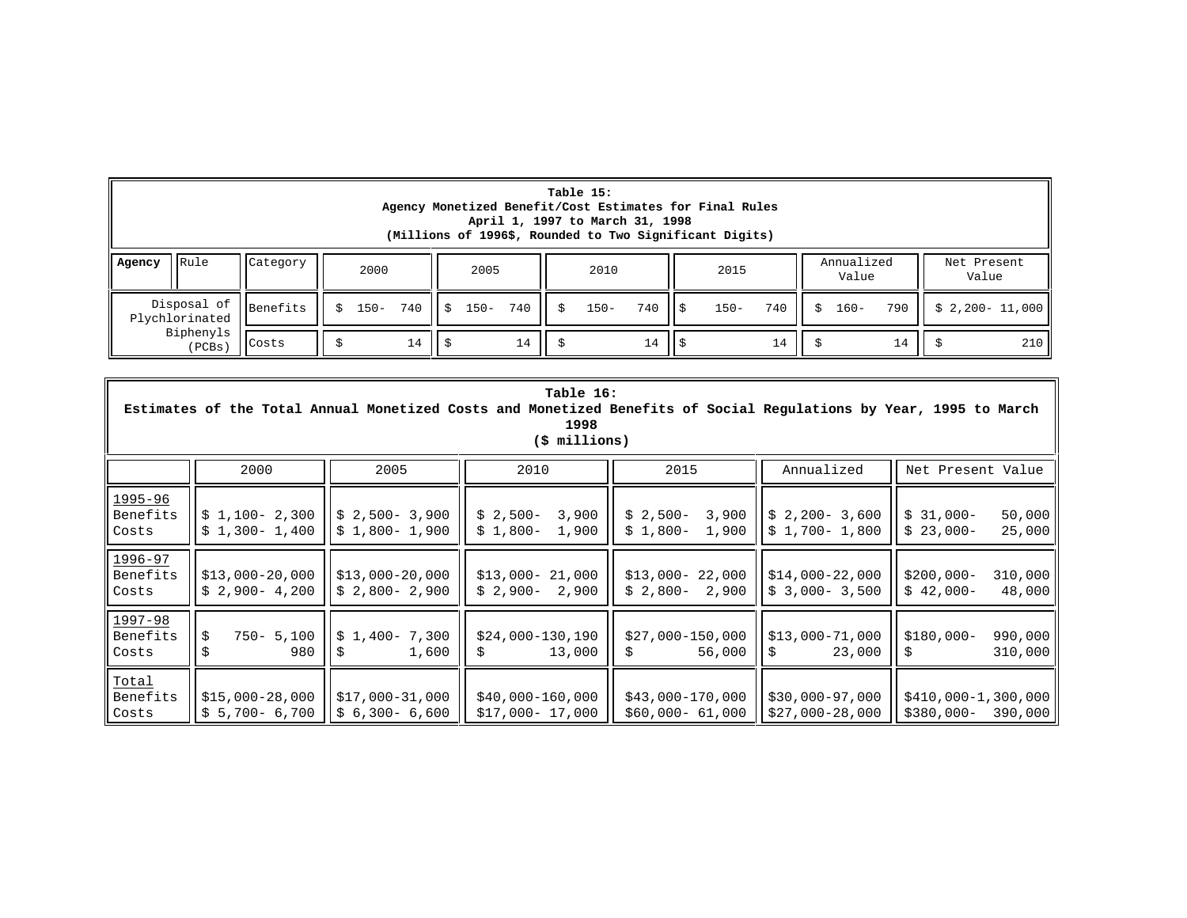**Table 15:**
**Agency Monetized Benefit/Cost Estimates for Final Rules**
**April 1, 1997 to March 31, 1998**
**(Millions of 1996$, Rounded to Two Significant Digits)**

| Agency | Rule | Category | 2000 | 2005 | 2010 | 2015 | Annualized Value | Net Present Value |
|---|---|---|---|---|---|---|---|---|
| Disposal of Plychlorinated Biphenyls (PCBs) | | Benefits | $ 150- 740 | $ 150- 740 | $ 150- 740 | $ 150- 740 | $ 160- 790 | $ 2,200- 11,000 |
| | | Costs | $ 14 | $ 14 | $ 14 | $ 14 | $ 14 | $ 210 |

**Table 16:**
**Estimates of the Total Annual Monetized Costs and Monetized Benefits of Social Regulations by Year, 1995 to March 1998**
**($ millions)**

| | 2000 | 2005 | 2010 | 2015 | Annualized | Net Present Value |
|---|---|---|---|---|---|---|
| 1995-96 | | | | | | |
| Benefits | $ 1,100- 2,300 | $ 2,500- 3,900 | $ 2,500- 3,900 | $ 2,500- 3,900 | $ 2,200- 3,600 | $ 31,000- 50,000 |
| Costs | $ 1,300- 1,400 | $ 1,800- 1,900 | $ 1,800- 1,900 | $ 1,800- 1,900 | $ 1,700- 1,800 | $ 23,000- 25,000 |
| 1996-97 | | | | | | |
| Benefits | $13,000-20,000 | $13,000-20,000 | $13,000- 21,000 | $13,000- 22,000 | $14,000-22,000 | $200,000- 310,000 |
| Costs | $ 2,900- 4,200 | $ 2,800- 2,900 | $ 2,900- 2,900 | $ 2,800- 2,900 | $ 3,000- 3,500 | $ 42,000- 48,000 |
| 1997-98 | | | | | | |
| Benefits | $ 750- 5,100 | $ 1,400- 7,300 | $24,000-130,190 | $27,000-150,000 | $13,000-71,000 | $180,000- 990,000 |
| Costs | $ 980 | $ 1,600 | $ 13,000 | $ 56,000 | $ 23,000 | $ 310,000 |
| Total | | | | | | |
| Benefits | $15,000-28,000 | $17,000-31,000 | $40,000-160,000 | $43,000-170,000 | $30,000-97,000 | $410,000-1,300,000 |
| Costs | $ 5,700- 6,700 | $ 6,300- 6,600 | $17,000- 17,000 | $60,000- 61,000 | $27,000-28,000 | $380,000- 390,000 |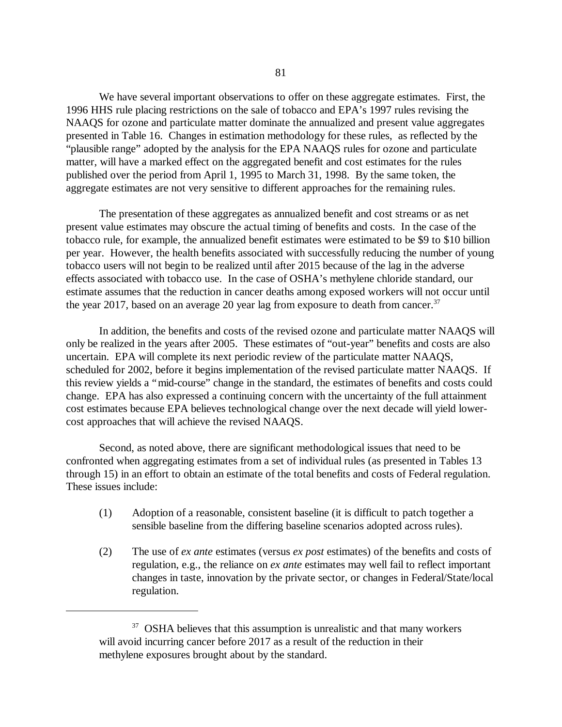We have several important observations to offer on these aggregate estimates. First, the 1996 HHS rule placing restrictions on the sale of tobacco and EPA's 1997 rules revising the NAAQS for ozone and particulate matter dominate the annualized and present value aggregates presented in Table 16. Changes in estimation methodology for these rules, as reflected by the "plausible range" adopted by the analysis for the EPA NAAQS rules for ozone and particulate matter, will have a marked effect on the aggregated benefit and cost estimates for the rules published over the period from April 1, 1995 to March 31, 1998. By the same token, the aggregate estimates are not very sensitive to different approaches for the remaining rules.

The presentation of these aggregates as annualized benefit and cost streams or as net present value estimates may obscure the actual timing of benefits and costs. In the case of the tobacco rule, for example, the annualized benefit estimates were estimated to be $9 to $10 billion per year. However, the health benefits associated with successfully reducing the number of young tobacco users will not begin to be realized until after 2015 because of the lag in the adverse effects associated with tobacco use. In the case of OSHA's methylene chloride standard, our estimate assumes that the reduction in cancer deaths among exposed workers will not occur until the year 2017, based on an average 20 year lag from exposure to death from cancer.[37]

In addition, the benefits and costs of the revised ozone and particulate matter NAAQS will only be realized in the years after 2005. These estimates of "out-year" benefits and costs are also uncertain. EPA will complete its next periodic review of the particulate matter NAAQS, scheduled for 2002, before it begins implementation of the revised particulate matter NAAQS. If this review yields a "mid-course" change in the standard, the estimates of benefits and costs could change. EPA has also expressed a continuing concern with the uncertainty of the full attainment cost estimates because EPA believes technological change over the next decade will yield lower-cost approaches that will achieve the revised NAAQS.

Second, as noted above, there are significant methodological issues that need to be confronted when aggregating estimates from a set of individual rules (as presented in Tables 13 through 15) in an effort to obtain an estimate of the total benefits and costs of Federal regulation. These issues include:

(1) Adoption of a reasonable, consistent baseline (it is difficult to patch together a sensible baseline from the differing baseline scenarios adopted across rules).

(2) The use of *ex ante* estimates (versus *ex post* estimates) of the benefits and costs of regulation, e.g., the reliance on *ex ante* estimates may well fail to reflect important changes in taste, innovation by the private sector, or changes in Federal/State/local regulation.

---

[37] OSHA believes that this assumption is unrealistic and that many workers will avoid incurring cancer before 2017 as a result of the reduction in their methylene exposures brought about by the standard.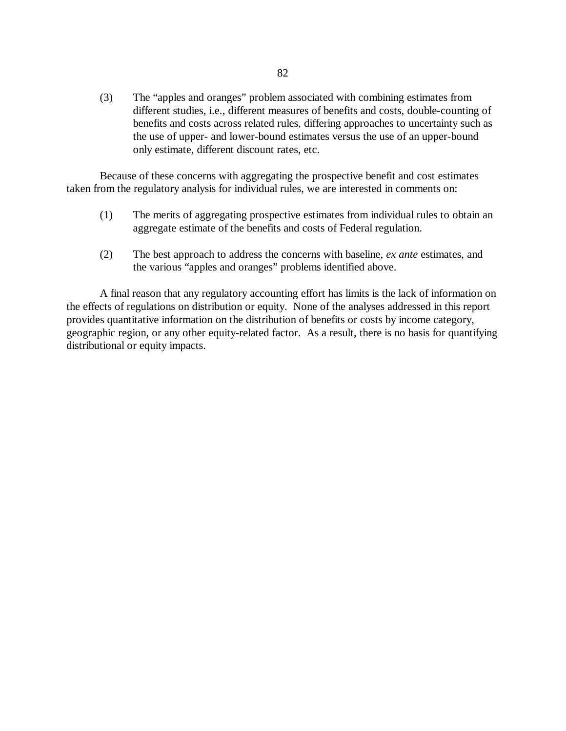(3) The "apples and oranges" problem associated with combining estimates from different studies, i.e., different measures of benefits and costs, double-counting of benefits and costs across related rules, differing approaches to uncertainty such as the use of upper- and lower-bound estimates versus the use of an upper-bound only estimate, different discount rates, etc.

Because of these concerns with aggregating the prospective benefit and cost estimates taken from the regulatory analysis for individual rules, we are interested in comments on:

(1) The merits of aggregating prospective estimates from individual rules to obtain an aggregate estimate of the benefits and costs of Federal regulation.

(2) The best approach to address the concerns with baseline, *ex ante* estimates, and the various "apples and oranges" problems identified above.

A final reason that any regulatory accounting effort has limits is the lack of information on the effects of regulations on distribution or equity. None of the analyses addressed in this report provides quantitative information on the distribution of benefits or costs by income category, geographic region, or any other equity-related factor. As a result, there is no basis for quantifying distributional or equity impacts.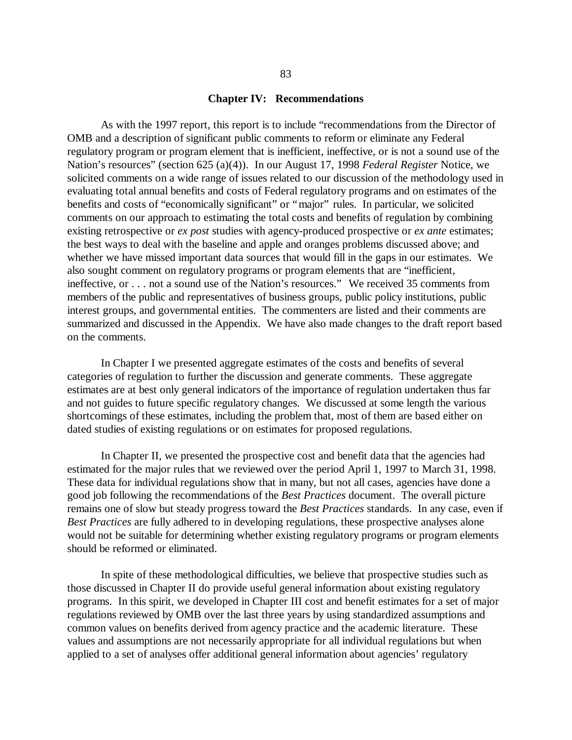## Chapter IV: Recommendations

As with the 1997 report, this report is to include "recommendations from the Director of OMB and a description of significant public comments to reform or eliminate any Federal regulatory program or program element that is inefficient, ineffective, or is not a sound use of the Nation's resources" (section 625 (a)(4)). In our August 17, 1998 *Federal Register* Notice, we solicited comments on a wide range of issues related to our discussion of the methodology used in evaluating total annual benefits and costs of Federal regulatory programs and on estimates of the benefits and costs of "economically significant" or "major" rules. In particular, we solicited comments on our approach to estimating the total costs and benefits of regulation by combining existing retrospective or *ex post* studies with agency-produced prospective or *ex ante* estimates; the best ways to deal with the baseline and apple and oranges problems discussed above; and whether we have missed important data sources that would fill in the gaps in our estimates. We also sought comment on regulatory programs or program elements that are "inefficient, ineffective, or . . . not a sound use of the Nation's resources." We received 35 comments from members of the public and representatives of business groups, public policy institutions, public interest groups, and governmental entities. The commenters are listed and their comments are summarized and discussed in the Appendix. We have also made changes to the draft report based on the comments.

In Chapter I we presented aggregate estimates of the costs and benefits of several categories of regulation to further the discussion and generate comments. These aggregate estimates are at best only general indicators of the importance of regulation undertaken thus far and not guides to future specific regulatory changes. We discussed at some length the various shortcomings of these estimates, including the problem that, most of them are based either on dated studies of existing regulations or on estimates for proposed regulations.

In Chapter II, we presented the prospective cost and benefit data that the agencies had estimated for the major rules that we reviewed over the period April 1, 1997 to March 31, 1998. These data for individual regulations show that in many, but not all cases, agencies have done a good job following the recommendations of the *Best Practices* document. The overall picture remains one of slow but steady progress toward the *Best Practices* standards. In any case, even if *Best Practices* are fully adhered to in developing regulations, these prospective analyses alone would not be suitable for determining whether existing regulatory programs or program elements should be reformed or eliminated.

In spite of these methodological difficulties, we believe that prospective studies such as those discussed in Chapter II do provide useful general information about existing regulatory programs. In this spirit, we developed in Chapter III cost and benefit estimates for a set of major regulations reviewed by OMB over the last three years by using standardized assumptions and common values on benefits derived from agency practice and the academic literature. These values and assumptions are not necessarily appropriate for all individual regulations but when applied to a set of analyses offer additional general information about agencies' regulatory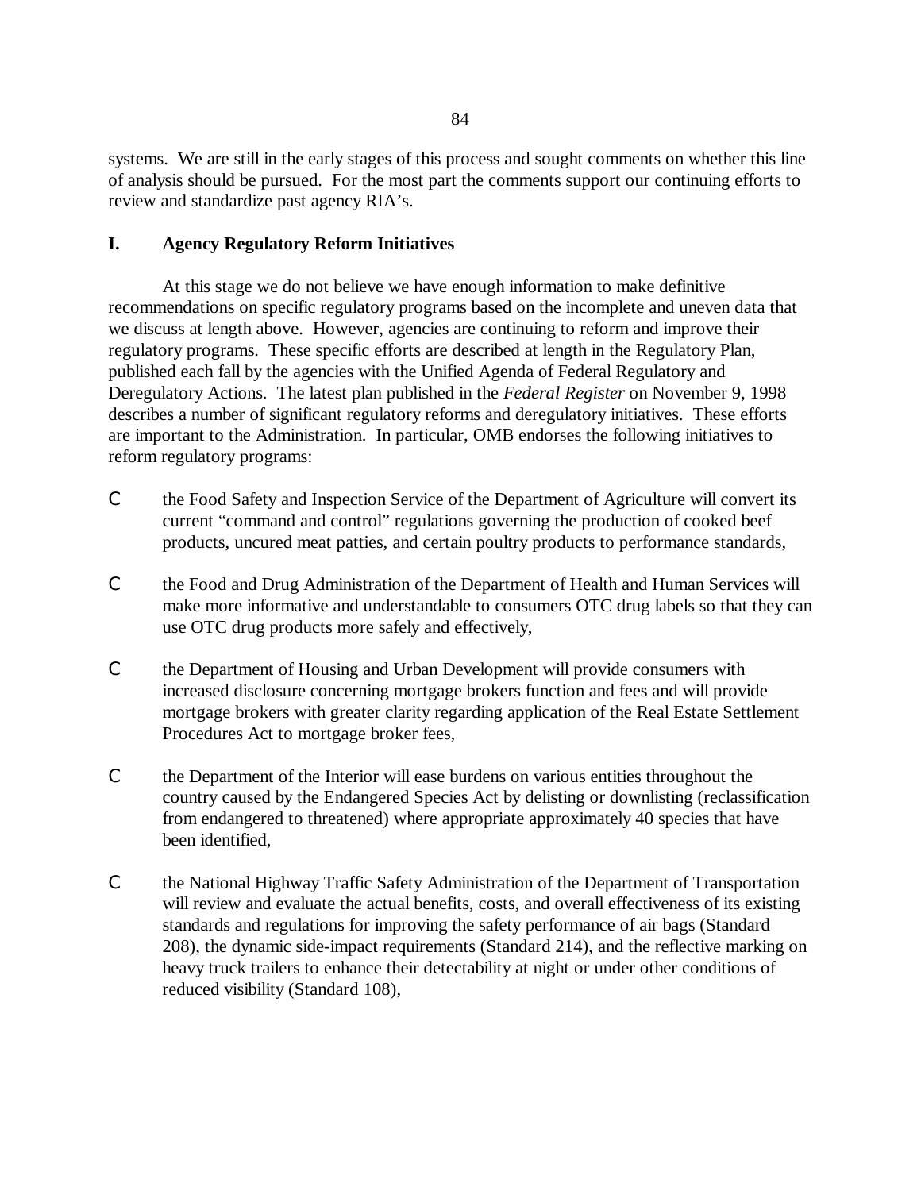systems. We are still in the early stages of this process and sought comments on whether this line of analysis should be pursued. For the most part the comments support our continuing efforts to review and standardize past agency RIA's.

## I. Agency Regulatory Reform Initiatives

At this stage we do not believe we have enough information to make definitive recommendations on specific regulatory programs based on the incomplete and uneven data that we discuss at length above. However, agencies are continuing to reform and improve their regulatory programs. These specific efforts are described at length in the Regulatory Plan, published each fall by the agencies with the Unified Agenda of Federal Regulatory and Deregulatory Actions. The latest plan published in the *Federal Register* on November 9, 1998 describes a number of significant regulatory reforms and deregulatory initiatives. These efforts are important to the Administration. In particular, OMB endorses the following initiatives to reform regulatory programs:

- the Food Safety and Inspection Service of the Department of Agriculture will convert its current "command and control" regulations governing the production of cooked beef products, uncured meat patties, and certain poultry products to performance standards,

- the Food and Drug Administration of the Department of Health and Human Services will make more informative and understandable to consumers OTC drug labels so that they can use OTC drug products more safely and effectively,

- the Department of Housing and Urban Development will provide consumers with increased disclosure concerning mortgage brokers function and fees and will provide mortgage brokers with greater clarity regarding application of the Real Estate Settlement Procedures Act to mortgage broker fees,

- the Department of the Interior will ease burdens on various entities throughout the country caused by the Endangered Species Act by delisting or downlisting (reclassification from endangered to threatened) where appropriate approximately 40 species that have been identified,

- the National Highway Traffic Safety Administration of the Department of Transportation will review and evaluate the actual benefits, costs, and overall effectiveness of its existing standards and regulations for improving the safety performance of air bags (Standard 208), the dynamic side-impact requirements (Standard 214), and the reflective marking on heavy truck trailers to enhance their detectability at night or under other conditions of reduced visibility (Standard 108),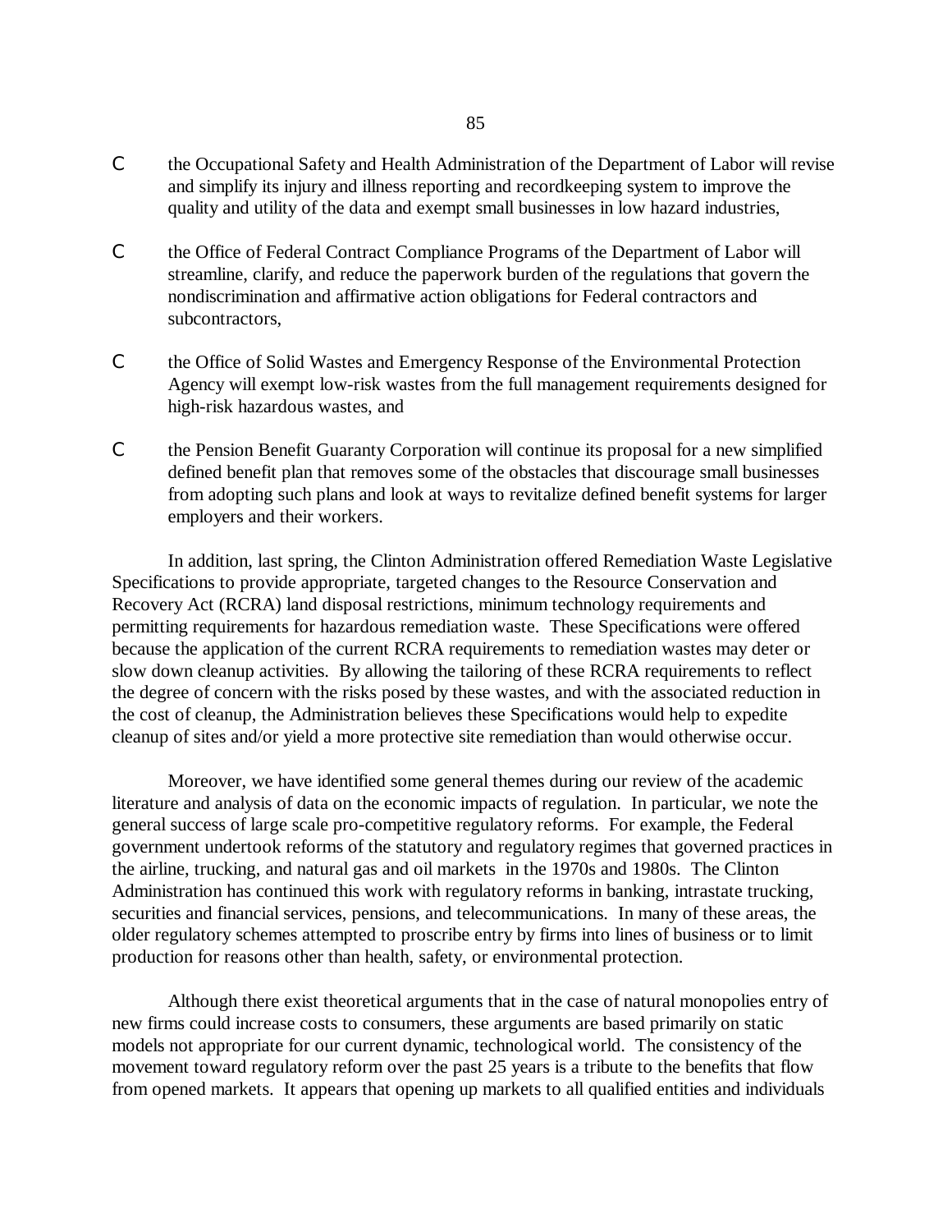- the Occupational Safety and Health Administration of the Department of Labor will revise and simplify its injury and illness reporting and recordkeeping system to improve the quality and utility of the data and exempt small businesses in low hazard industries,

- the Office of Federal Contract Compliance Programs of the Department of Labor will streamline, clarify, and reduce the paperwork burden of the regulations that govern the nondiscrimination and affirmative action obligations for Federal contractors and subcontractors,

- the Office of Solid Wastes and Emergency Response of the Environmental Protection Agency will exempt low-risk wastes from the full management requirements designed for high-risk hazardous wastes, and

- the Pension Benefit Guaranty Corporation will continue its proposal for a new simplified defined benefit plan that removes some of the obstacles that discourage small businesses from adopting such plans and look at ways to revitalize defined benefit systems for larger employers and their workers.

In addition, last spring, the Clinton Administration offered Remediation Waste Legislative Specifications to provide appropriate, targeted changes to the Resource Conservation and Recovery Act (RCRA) land disposal restrictions, minimum technology requirements and permitting requirements for hazardous remediation waste. These Specifications were offered because the application of the current RCRA requirements to remediation wastes may deter or slow down cleanup activities. By allowing the tailoring of these RCRA requirements to reflect the degree of concern with the risks posed by these wastes, and with the associated reduction in the cost of cleanup, the Administration believes these Specifications would help to expedite cleanup of sites and/or yield a more protective site remediation than would otherwise occur.

Moreover, we have identified some general themes during our review of the academic literature and analysis of data on the economic impacts of regulation. In particular, we note the general success of large scale pro-competitive regulatory reforms. For example, the Federal government undertook reforms of the statutory and regulatory regimes that governed practices in the airline, trucking, and natural gas and oil markets in the 1970s and 1980s. The Clinton Administration has continued this work with regulatory reforms in banking, intrastate trucking, securities and financial services, pensions, and telecommunications. In many of these areas, the older regulatory schemes attempted to proscribe entry by firms into lines of business or to limit production for reasons other than health, safety, or environmental protection.

Although there exist theoretical arguments that in the case of natural monopolies entry of new firms could increase costs to consumers, these arguments are based primarily on static models not appropriate for our current dynamic, technological world. The consistency of the movement toward regulatory reform over the past 25 years is a tribute to the benefits that flow from opened markets. It appears that opening up markets to all qualified entities and individuals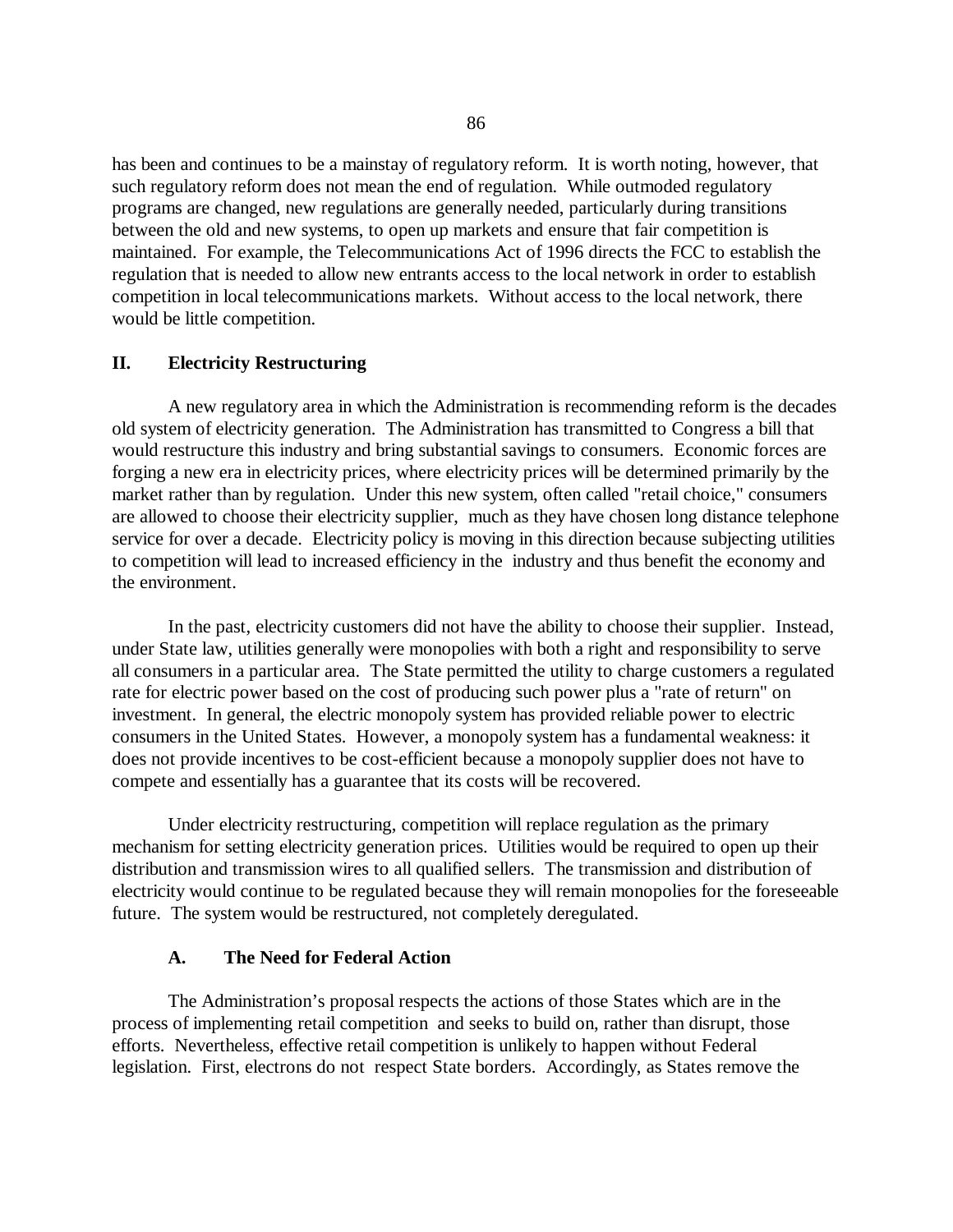has been and continues to be a mainstay of regulatory reform. It is worth noting, however, that such regulatory reform does not mean the end of regulation. While outmoded regulatory programs are changed, new regulations are generally needed, particularly during transitions between the old and new systems, to open up markets and ensure that fair competition is maintained. For example, the Telecommunications Act of 1996 directs the FCC to establish the regulation that is needed to allow new entrants access to the local network in order to establish competition in local telecommunications markets. Without access to the local network, there would be little competition.

## II. Electricity Restructuring

A new regulatory area in which the Administration is recommending reform is the decades old system of electricity generation. The Administration has transmitted to Congress a bill that would restructure this industry and bring substantial savings to consumers. Economic forces are forging a new era in electricity prices, where electricity prices will be determined primarily by the market rather than by regulation. Under this new system, often called "retail choice," consumers are allowed to choose their electricity supplier, much as they have chosen long distance telephone service for over a decade. Electricity policy is moving in this direction because subjecting utilities to competition will lead to increased efficiency in the industry and thus benefit the economy and the environment.

In the past, electricity customers did not have the ability to choose their supplier. Instead, under State law, utilities generally were monopolies with both a right and responsibility to serve all consumers in a particular area. The State permitted the utility to charge customers a regulated rate for electric power based on the cost of producing such power plus a "rate of return" on investment. In general, the electric monopoly system has provided reliable power to electric consumers in the United States. However, a monopoly system has a fundamental weakness: it does not provide incentives to be cost-efficient because a monopoly supplier does not have to compete and essentially has a guarantee that its costs will be recovered.

Under electricity restructuring, competition will replace regulation as the primary mechanism for setting electricity generation prices. Utilities would be required to open up their distribution and transmission wires to all qualified sellers. The transmission and distribution of electricity would continue to be regulated because they will remain monopolies for the foreseeable future. The system would be restructured, not completely deregulated.

### A. The Need for Federal Action

The Administration's proposal respects the actions of those States which are in the process of implementing retail competition and seeks to build on, rather than disrupt, those efforts. Nevertheless, effective retail competition is unlikely to happen without Federal legislation. First, electrons do not respect State borders. Accordingly, as States remove the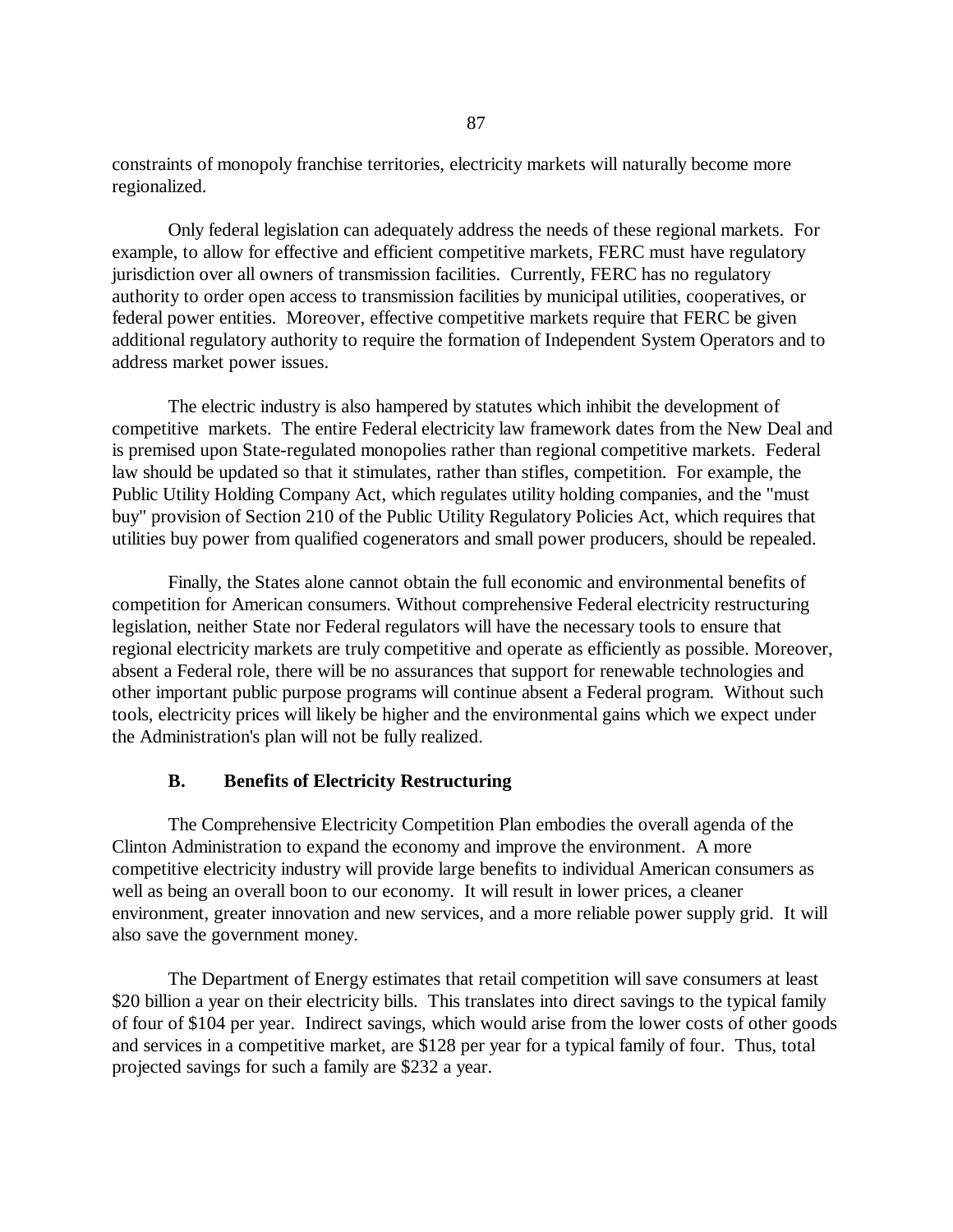constraints of monopoly franchise territories, electricity markets will naturally become more regionalized.

Only federal legislation can adequately address the needs of these regional markets. For example, to allow for effective and efficient competitive markets, FERC must have regulatory jurisdiction over all owners of transmission facilities. Currently, FERC has no regulatory authority to order open access to transmission facilities by municipal utilities, cooperatives, or federal power entities. Moreover, effective competitive markets require that FERC be given additional regulatory authority to require the formation of Independent System Operators and to address market power issues.

The electric industry is also hampered by statutes which inhibit the development of competitive markets. The entire Federal electricity law framework dates from the New Deal and is premised upon State-regulated monopolies rather than regional competitive markets. Federal law should be updated so that it stimulates, rather than stifles, competition. For example, the Public Utility Holding Company Act, which regulates utility holding companies, and the "must buy" provision of Section 210 of the Public Utility Regulatory Policies Act, which requires that utilities buy power from qualified cogenerators and small power producers, should be repealed.

Finally, the States alone cannot obtain the full economic and environmental benefits of competition for American consumers. Without comprehensive Federal electricity restructuring legislation, neither State nor Federal regulators will have the necessary tools to ensure that regional electricity markets are truly competitive and operate as efficiently as possible. Moreover, absent a Federal role, there will be no assurances that support for renewable technologies and other important public purpose programs will continue absent a Federal program. Without such tools, electricity prices will likely be higher and the environmental gains which we expect under the Administration's plan will not be fully realized.

### B. Benefits of Electricity Restructuring

The Comprehensive Electricity Competition Plan embodies the overall agenda of the Clinton Administration to expand the economy and improve the environment. A more competitive electricity industry will provide large benefits to individual American consumers as well as being an overall boon to our economy. It will result in lower prices, a cleaner environment, greater innovation and new services, and a more reliable power supply grid. It will also save the government money.

The Department of Energy estimates that retail competition will save consumers at least $20 billion a year on their electricity bills. This translates into direct savings to the typical family of four of $104 per year. Indirect savings, which would arise from the lower costs of other goods and services in a competitive market, are $128 per year for a typical family of four. Thus, total projected savings for such a family are $232 a year.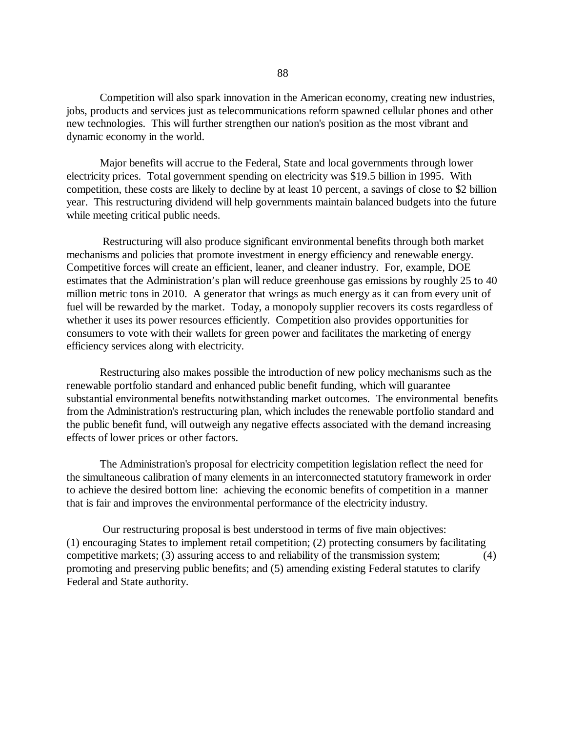Competition will also spark innovation in the American economy, creating new industries, jobs, products and services just as telecommunications reform spawned cellular phones and other new technologies. This will further strengthen our nation's position as the most vibrant and dynamic economy in the world.

Major benefits will accrue to the Federal, State and local governments through lower electricity prices. Total government spending on electricity was $19.5 billion in 1995. With competition, these costs are likely to decline by at least 10 percent, a savings of close to $2 billion year. This restructuring dividend will help governments maintain balanced budgets into the future while meeting critical public needs.

Restructuring will also produce significant environmental benefits through both market mechanisms and policies that promote investment in energy efficiency and renewable energy. Competitive forces will create an efficient, leaner, and cleaner industry. For, example, DOE estimates that the Administration's plan will reduce greenhouse gas emissions by roughly 25 to 40 million metric tons in 2010. A generator that wrings as much energy as it can from every unit of fuel will be rewarded by the market. Today, a monopoly supplier recovers its costs regardless of whether it uses its power resources efficiently. Competition also provides opportunities for consumers to vote with their wallets for green power and facilitates the marketing of energy efficiency services along with electricity.

Restructuring also makes possible the introduction of new policy mechanisms such as the renewable portfolio standard and enhanced public benefit funding, which will guarantee substantial environmental benefits notwithstanding market outcomes. The environmental benefits from the Administration's restructuring plan, which includes the renewable portfolio standard and the public benefit fund, will outweigh any negative effects associated with the demand increasing effects of lower prices or other factors.

The Administration's proposal for electricity competition legislation reflect the need for the simultaneous calibration of many elements in an interconnected statutory framework in order to achieve the desired bottom line: achieving the economic benefits of competition in a manner that is fair and improves the environmental performance of the electricity industry.

Our restructuring proposal is best understood in terms of five main objectives: (1) encouraging States to implement retail competition; (2) protecting consumers by facilitating competitive markets; (3) assuring access to and reliability of the transmission system; (4) promoting and preserving public benefits; and (5) amending existing Federal statutes to clarify Federal and State authority.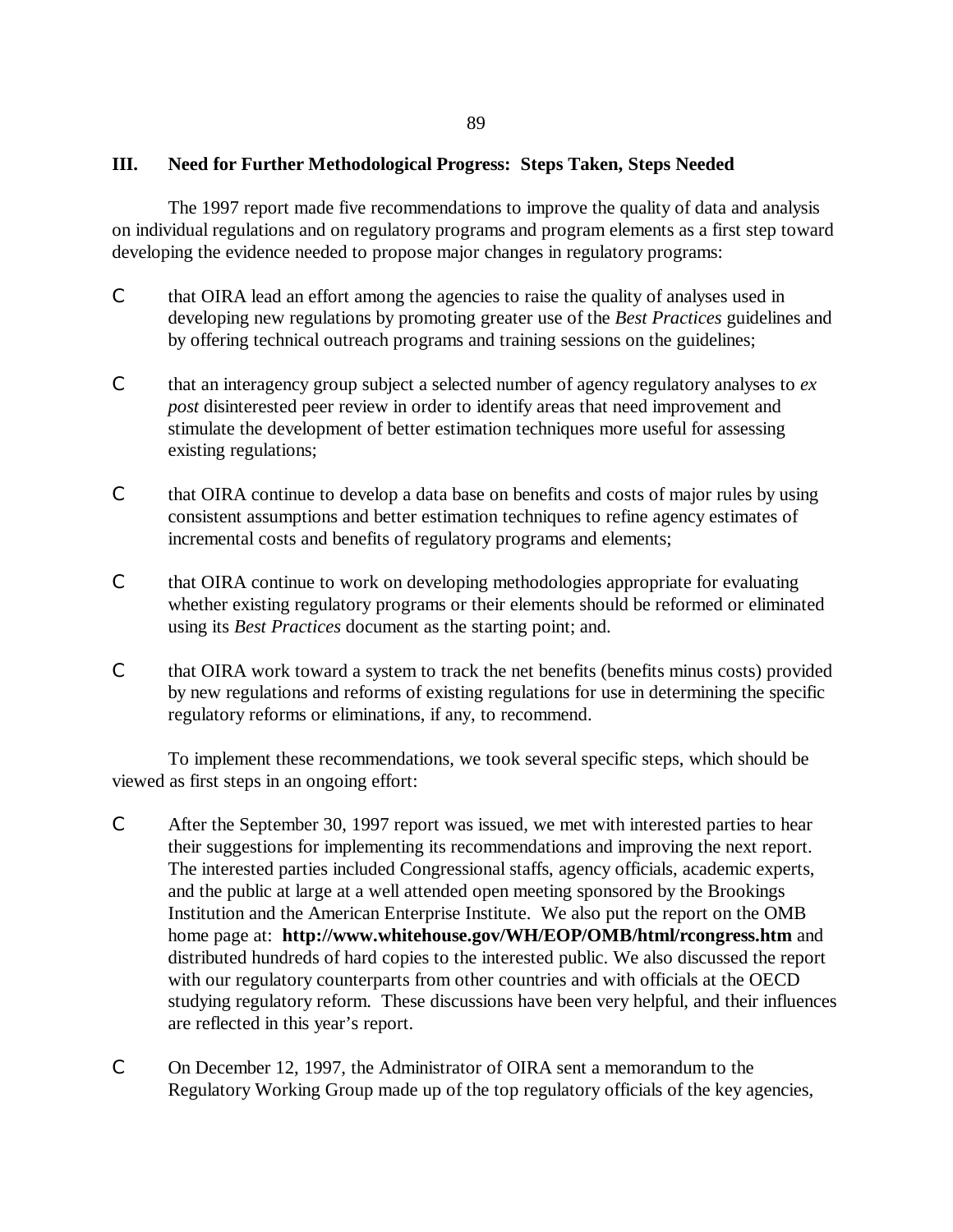## III. Need for Further Methodological Progress: Steps Taken, Steps Needed

The 1997 report made five recommendations to improve the quality of data and analysis on individual regulations and on regulatory programs and program elements as a first step toward developing the evidence needed to propose major changes in regulatory programs:

- that OIRA lead an effort among the agencies to raise the quality of analyses used in developing new regulations by promoting greater use of the *Best Practices* guidelines and by offering technical outreach programs and training sessions on the guidelines;

- that an interagency group subject a selected number of agency regulatory analyses to *ex post* disinterested peer review in order to identify areas that need improvement and stimulate the development of better estimation techniques more useful for assessing existing regulations;

- that OIRA continue to develop a data base on benefits and costs of major rules by using consistent assumptions and better estimation techniques to refine agency estimates of incremental costs and benefits of regulatory programs and elements;

- that OIRA continue to work on developing methodologies appropriate for evaluating whether existing regulatory programs or their elements should be reformed or eliminated using its *Best Practices* document as the starting point; and.

- that OIRA work toward a system to track the net benefits (benefits minus costs) provided by new regulations and reforms of existing regulations for use in determining the specific regulatory reforms or eliminations, if any, to recommend.

To implement these recommendations, we took several specific steps, which should be viewed as first steps in an ongoing effort:

- After the September 30, 1997 report was issued, we met with interested parties to hear their suggestions for implementing its recommendations and improving the next report. The interested parties included Congressional staffs, agency officials, academic experts, and the public at large at a well attended open meeting sponsored by the Brookings Institution and the American Enterprise Institute. We also put the report on the OMB home page at: **http://www.whitehouse.gov/WH/EOP/OMB/html/rcongress.htm** and distributed hundreds of hard copies to the interested public. We also discussed the report with our regulatory counterparts from other countries and with officials at the OECD studying regulatory reform. These discussions have been very helpful, and their influences are reflected in this year's report.

- On December 12, 1997, the Administrator of OIRA sent a memorandum to the Regulatory Working Group made up of the top regulatory officials of the key agencies,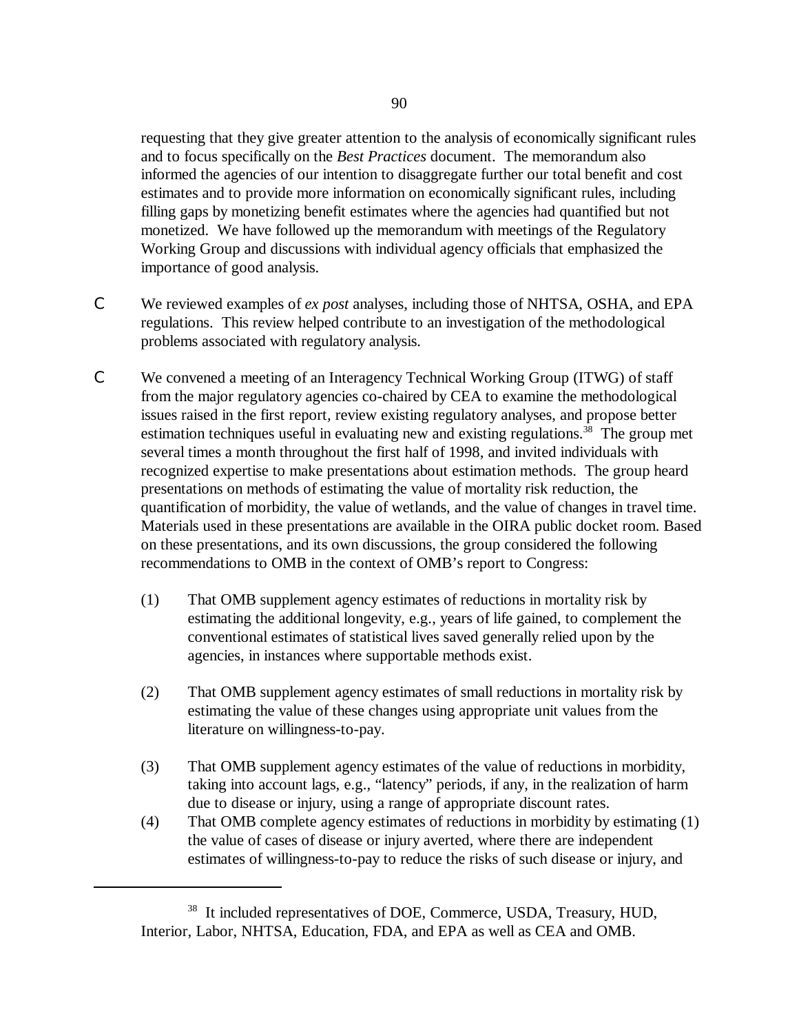requesting that they give greater attention to the analysis of economically significant rules and to focus specifically on the *Best Practices* document. The memorandum also informed the agencies of our intention to disaggregate further our total benefit and cost estimates and to provide more information on economically significant rules, including filling gaps by monetizing benefit estimates where the agencies had quantified but not monetized. We have followed up the memorandum with meetings of the Regulatory Working Group and discussions with individual agency officials that emphasized the importance of good analysis.

- We reviewed examples of *ex post* analyses, including those of NHTSA, OSHA, and EPA regulations. This review helped contribute to an investigation of the methodological problems associated with regulatory analysis.

- We convened a meeting of an Interagency Technical Working Group (ITWG) of staff from the major regulatory agencies co-chaired by CEA to examine the methodological issues raised in the first report, review existing regulatory analyses, and propose better estimation techniques useful in evaluating new and existing regulations.[38] The group met several times a month throughout the first half of 1998, and invited individuals with recognized expertise to make presentations about estimation methods. The group heard presentations on methods of estimating the value of mortality risk reduction, the quantification of morbidity, the value of wetlands, and the value of changes in travel time. Materials used in these presentations are available in the OIRA public docket room. Based on these presentations, and its own discussions, the group considered the following recommendations to OMB in the context of OMB's report to Congress:

  (1) That OMB supplement agency estimates of reductions in mortality risk by estimating the additional longevity, e.g., years of life gained, to complement the conventional estimates of statistical lives saved generally relied upon by the agencies, in instances where supportable methods exist.

  (2) That OMB supplement agency estimates of small reductions in mortality risk by estimating the value of these changes using appropriate unit values from the literature on willingness-to-pay.

  (3) That OMB supplement agency estimates of the value of reductions in morbidity, taking into account lags, e.g., "latency" periods, if any, in the realization of harm due to disease or injury, using a range of appropriate discount rates.

  (4) That OMB complete agency estimates of reductions in morbidity by estimating (1) the value of cases of disease or injury averted, where there are independent estimates of willingness-to-pay to reduce the risks of such disease or injury, and

---

[38] It included representatives of DOE, Commerce, USDA, Treasury, HUD, Interior, Labor, NHTSA, Education, FDA, and EPA as well as CEA and OMB.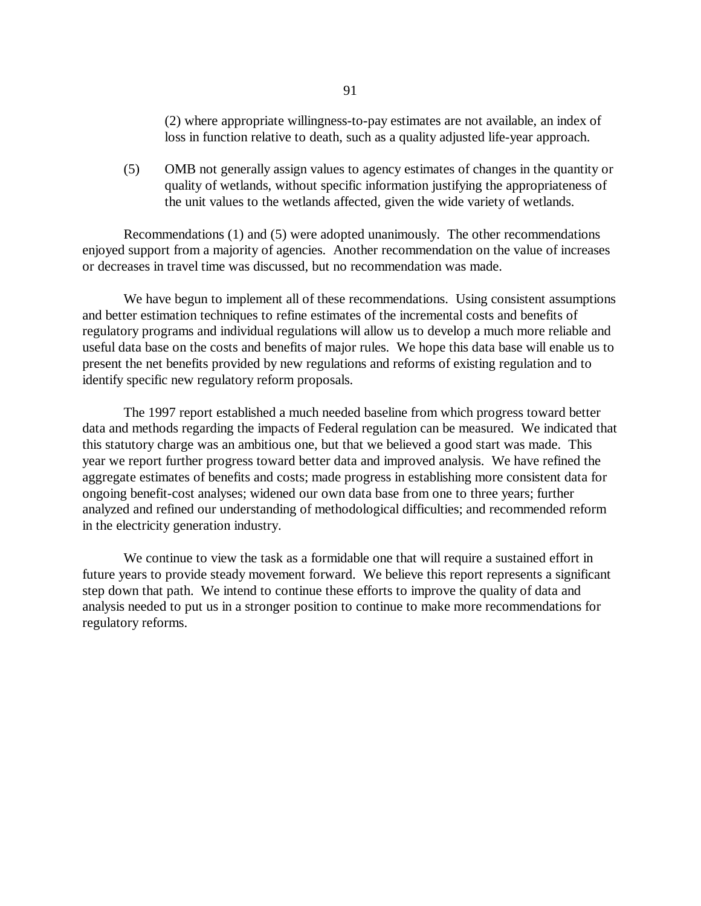(2) where appropriate willingness-to-pay estimates are not available, an index of loss in function relative to death, such as a quality adjusted life-year approach.

(5) OMB not generally assign values to agency estimates of changes in the quantity or quality of wetlands, without specific information justifying the appropriateness of the unit values to the wetlands affected, given the wide variety of wetlands.

Recommendations (1) and (5) were adopted unanimously. The other recommendations enjoyed support from a majority of agencies. Another recommendation on the value of increases or decreases in travel time was discussed, but no recommendation was made.

We have begun to implement all of these recommendations. Using consistent assumptions and better estimation techniques to refine estimates of the incremental costs and benefits of regulatory programs and individual regulations will allow us to develop a much more reliable and useful data base on the costs and benefits of major rules. We hope this data base will enable us to present the net benefits provided by new regulations and reforms of existing regulation and to identify specific new regulatory reform proposals.

The 1997 report established a much needed baseline from which progress toward better data and methods regarding the impacts of Federal regulation can be measured. We indicated that this statutory charge was an ambitious one, but that we believed a good start was made. This year we report further progress toward better data and improved analysis. We have refined the aggregate estimates of benefits and costs; made progress in establishing more consistent data for ongoing benefit-cost analyses; widened our own data base from one to three years; further analyzed and refined our understanding of methodological difficulties; and recommended reform in the electricity generation industry.

We continue to view the task as a formidable one that will require a sustained effort in future years to provide steady movement forward. We believe this report represents a significant step down that path. We intend to continue these efforts to improve the quality of data and analysis needed to put us in a stronger position to continue to make more recommendations for regulatory reforms.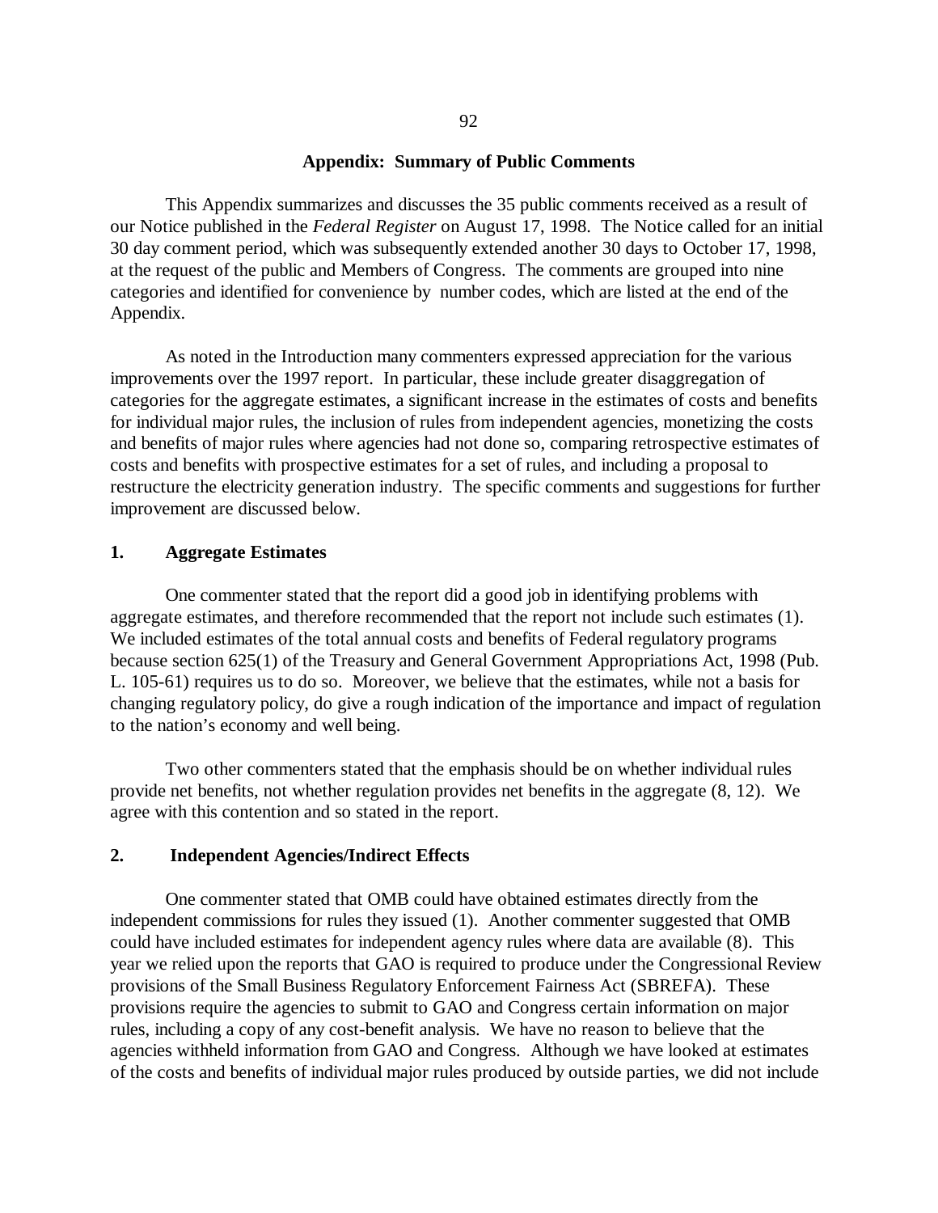## Appendix: Summary of Public Comments

This Appendix summarizes and discusses the 35 public comments received as a result of our Notice published in the *Federal Register* on August 17, 1998. The Notice called for an initial 30 day comment period, which was subsequently extended another 30 days to October 17, 1998, at the request of the public and Members of Congress. The comments are grouped into nine categories and identified for convenience by number codes, which are listed at the end of the Appendix.

As noted in the Introduction many commenters expressed appreciation for the various improvements over the 1997 report. In particular, these include greater disaggregation of categories for the aggregate estimates, a significant increase in the estimates of costs and benefits for individual major rules, the inclusion of rules from independent agencies, monetizing the costs and benefits of major rules where agencies had not done so, comparing retrospective estimates of costs and benefits with prospective estimates for a set of rules, and including a proposal to restructure the electricity generation industry. The specific comments and suggestions for further improvement are discussed below.

### 1. Aggregate Estimates

One commenter stated that the report did a good job in identifying problems with aggregate estimates, and therefore recommended that the report not include such estimates (1). We included estimates of the total annual costs and benefits of Federal regulatory programs because section 625(1) of the Treasury and General Government Appropriations Act, 1998 (Pub. L. 105-61) requires us to do so. Moreover, we believe that the estimates, while not a basis for changing regulatory policy, do give a rough indication of the importance and impact of regulation to the nation's economy and well being.

Two other commenters stated that the emphasis should be on whether individual rules provide net benefits, not whether regulation provides net benefits in the aggregate (8, 12). We agree with this contention and so stated in the report.

### 2. Independent Agencies/Indirect Effects

One commenter stated that OMB could have obtained estimates directly from the independent commissions for rules they issued (1). Another commenter suggested that OMB could have included estimates for independent agency rules where data are available (8). This year we relied upon the reports that GAO is required to produce under the Congressional Review provisions of the Small Business Regulatory Enforcement Fairness Act (SBREFA). These provisions require the agencies to submit to GAO and Congress certain information on major rules, including a copy of any cost-benefit analysis. We have no reason to believe that the agencies withheld information from GAO and Congress. Although we have looked at estimates of the costs and benefits of individual major rules produced by outside parties, we did not include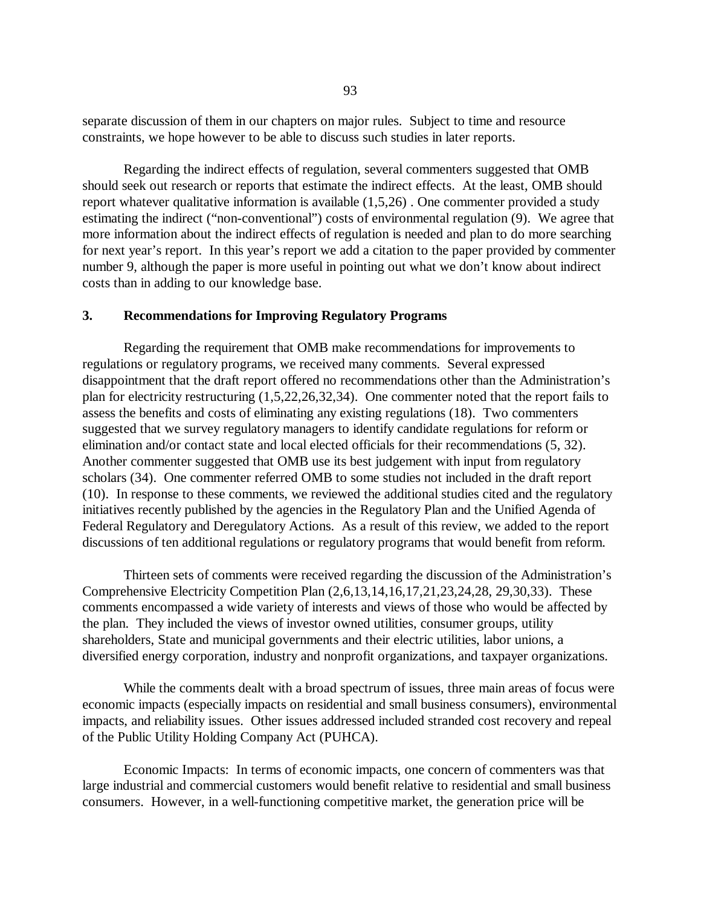separate discussion of them in our chapters on major rules. Subject to time and resource constraints, we hope however to be able to discuss such studies in later reports.

Regarding the indirect effects of regulation, several commenters suggested that OMB should seek out research or reports that estimate the indirect effects. At the least, OMB should report whatever qualitative information is available (1,5,26) . One commenter provided a study estimating the indirect ("non-conventional") costs of environmental regulation (9). We agree that more information about the indirect effects of regulation is needed and plan to do more searching for next year's report. In this year's report we add a citation to the paper provided by commenter number 9, although the paper is more useful in pointing out what we don't know about indirect costs than in adding to our knowledge base.

### 3. Recommendations for Improving Regulatory Programs

Regarding the requirement that OMB make recommendations for improvements to regulations or regulatory programs, we received many comments. Several expressed disappointment that the draft report offered no recommendations other than the Administration's plan for electricity restructuring (1,5,22,26,32,34). One commenter noted that the report fails to assess the benefits and costs of eliminating any existing regulations (18). Two commenters suggested that we survey regulatory managers to identify candidate regulations for reform or elimination and/or contact state and local elected officials for their recommendations (5, 32). Another commenter suggested that OMB use its best judgement with input from regulatory scholars (34). One commenter referred OMB to some studies not included in the draft report (10). In response to these comments, we reviewed the additional studies cited and the regulatory initiatives recently published by the agencies in the Regulatory Plan and the Unified Agenda of Federal Regulatory and Deregulatory Actions. As a result of this review, we added to the report discussions of ten additional regulations or regulatory programs that would benefit from reform.

Thirteen sets of comments were received regarding the discussion of the Administration's Comprehensive Electricity Competition Plan (2,6,13,14,16,17,21,23,24,28, 29,30,33). These comments encompassed a wide variety of interests and views of those who would be affected by the plan. They included the views of investor owned utilities, consumer groups, utility shareholders, State and municipal governments and their electric utilities, labor unions, a diversified energy corporation, industry and nonprofit organizations, and taxpayer organizations.

While the comments dealt with a broad spectrum of issues, three main areas of focus were economic impacts (especially impacts on residential and small business consumers), environmental impacts, and reliability issues. Other issues addressed included stranded cost recovery and repeal of the Public Utility Holding Company Act (PUHCA).

Economic Impacts: In terms of economic impacts, one concern of commenters was that large industrial and commercial customers would benefit relative to residential and small business consumers. However, in a well-functioning competitive market, the generation price will be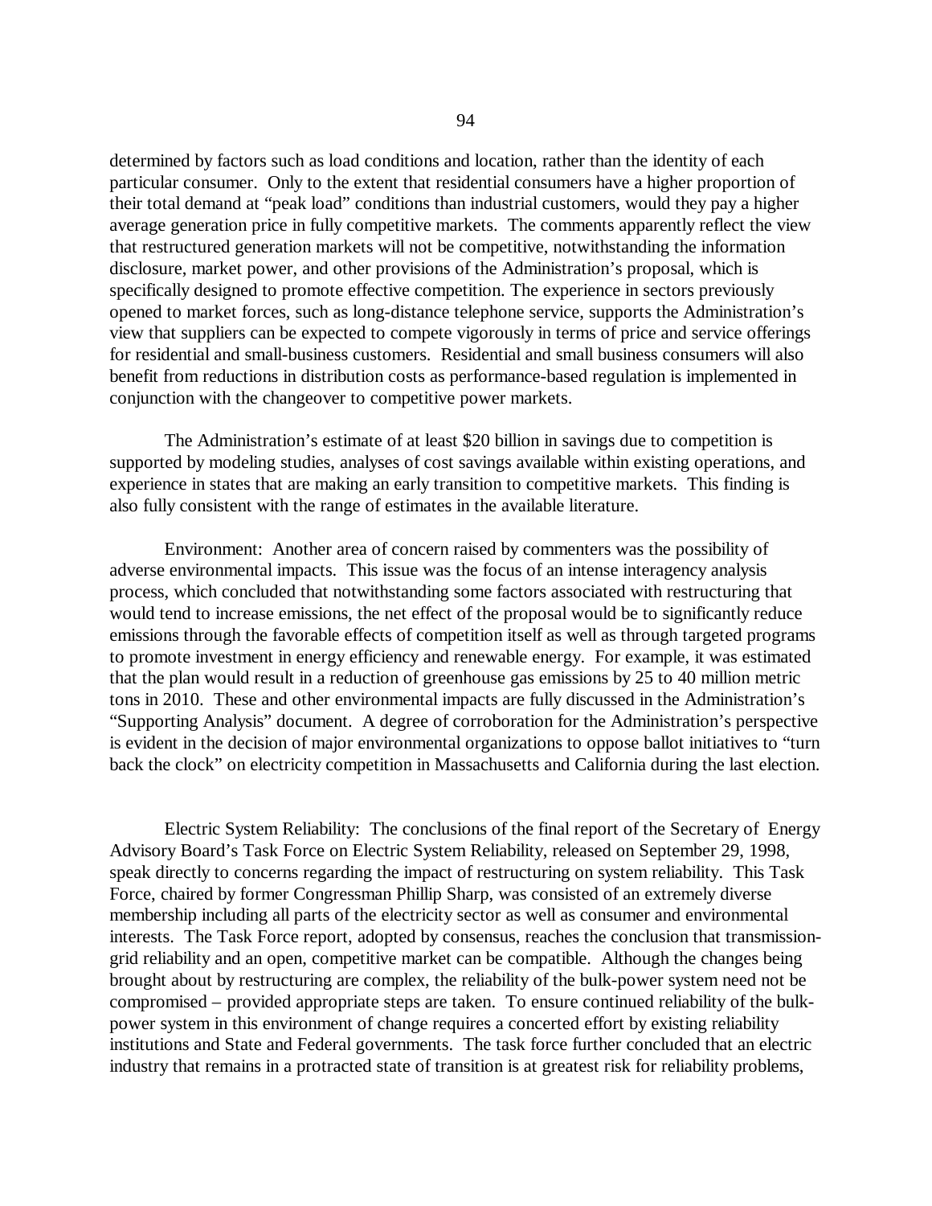determined by factors such as load conditions and location, rather than the identity of each particular consumer. Only to the extent that residential consumers have a higher proportion of their total demand at "peak load" conditions than industrial customers, would they pay a higher average generation price in fully competitive markets. The comments apparently reflect the view that restructured generation markets will not be competitive, notwithstanding the information disclosure, market power, and other provisions of the Administration's proposal, which is specifically designed to promote effective competition. The experience in sectors previously opened to market forces, such as long-distance telephone service, supports the Administration's view that suppliers can be expected to compete vigorously in terms of price and service offerings for residential and small-business customers. Residential and small business consumers will also benefit from reductions in distribution costs as performance-based regulation is implemented in conjunction with the changeover to competitive power markets.

The Administration's estimate of at least $20 billion in savings due to competition is supported by modeling studies, analyses of cost savings available within existing operations, and experience in states that are making an early transition to competitive markets. This finding is also fully consistent with the range of estimates in the available literature.

Environment: Another area of concern raised by commenters was the possibility of adverse environmental impacts. This issue was the focus of an intense interagency analysis process, which concluded that notwithstanding some factors associated with restructuring that would tend to increase emissions, the net effect of the proposal would be to significantly reduce emissions through the favorable effects of competition itself as well as through targeted programs to promote investment in energy efficiency and renewable energy. For example, it was estimated that the plan would result in a reduction of greenhouse gas emissions by 25 to 40 million metric tons in 2010. These and other environmental impacts are fully discussed in the Administration's "Supporting Analysis" document. A degree of corroboration for the Administration's perspective is evident in the decision of major environmental organizations to oppose ballot initiatives to "turn back the clock" on electricity competition in Massachusetts and California during the last election.

Electric System Reliability: The conclusions of the final report of the Secretary of Energy Advisory Board's Task Force on Electric System Reliability, released on September 29, 1998, speak directly to concerns regarding the impact of restructuring on system reliability. This Task Force, chaired by former Congressman Phillip Sharp, was consisted of an extremely diverse membership including all parts of the electricity sector as well as consumer and environmental interests. The Task Force report, adopted by consensus, reaches the conclusion that transmission-grid reliability and an open, competitive market can be compatible. Although the changes being brought about by restructuring are complex, the reliability of the bulk-power system need not be compromised – provided appropriate steps are taken. To ensure continued reliability of the bulk-power system in this environment of change requires a concerted effort by existing reliability institutions and State and Federal governments. The task force further concluded that an electric industry that remains in a protracted state of transition is at greatest risk for reliability problems,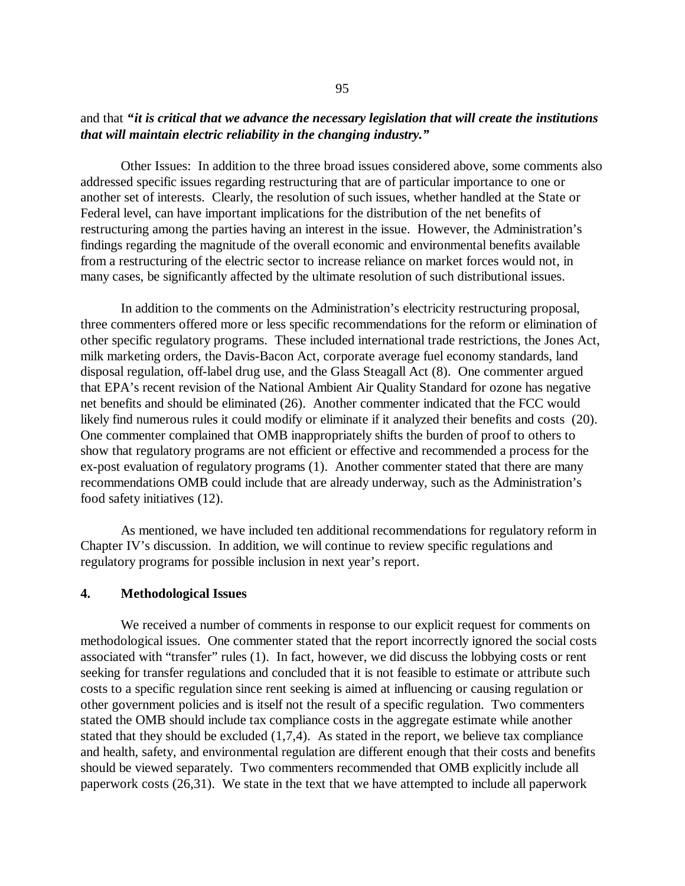and that ***"it is critical that we advance the necessary legislation that will create the institutions that will maintain electric reliability in the changing industry."***

Other Issues: In addition to the three broad issues considered above, some comments also addressed specific issues regarding restructuring that are of particular importance to one or another set of interests. Clearly, the resolution of such issues, whether handled at the State or Federal level, can have important implications for the distribution of the net benefits of restructuring among the parties having an interest in the issue. However, the Administration's findings regarding the magnitude of the overall economic and environmental benefits available from a restructuring of the electric sector to increase reliance on market forces would not, in many cases, be significantly affected by the ultimate resolution of such distributional issues.

In addition to the comments on the Administration's electricity restructuring proposal, three commenters offered more or less specific recommendations for the reform or elimination of other specific regulatory programs. These included international trade restrictions, the Jones Act, milk marketing orders, the Davis-Bacon Act, corporate average fuel economy standards, land disposal regulation, off-label drug use, and the Glass Steagall Act (8). One commenter argued that EPA's recent revision of the National Ambient Air Quality Standard for ozone has negative net benefits and should be eliminated (26). Another commenter indicated that the FCC would likely find numerous rules it could modify or eliminate if it analyzed their benefits and costs (20). One commenter complained that OMB inappropriately shifts the burden of proof to others to show that regulatory programs are not efficient or effective and recommended a process for the ex-post evaluation of regulatory programs (1). Another commenter stated that there are many recommendations OMB could include that are already underway, such as the Administration's food safety initiatives (12).

As mentioned, we have included ten additional recommendations for regulatory reform in Chapter IV's discussion. In addition, we will continue to review specific regulations and regulatory programs for possible inclusion in next year's report.

## 4. Methodological Issues

We received a number of comments in response to our explicit request for comments on methodological issues. One commenter stated that the report incorrectly ignored the social costs associated with "transfer" rules (1). In fact, however, we did discuss the lobbying costs or rent seeking for transfer regulations and concluded that it is not feasible to estimate or attribute such costs to a specific regulation since rent seeking is aimed at influencing or causing regulation or other government policies and is itself not the result of a specific regulation. Two commenters stated the OMB should include tax compliance costs in the aggregate estimate while another stated that they should be excluded (1,7,4). As stated in the report, we believe tax compliance and health, safety, and environmental regulation are different enough that their costs and benefits should be viewed separately. Two commenters recommended that OMB explicitly include all paperwork costs (26,31). We state in the text that we have attempted to include all paperwork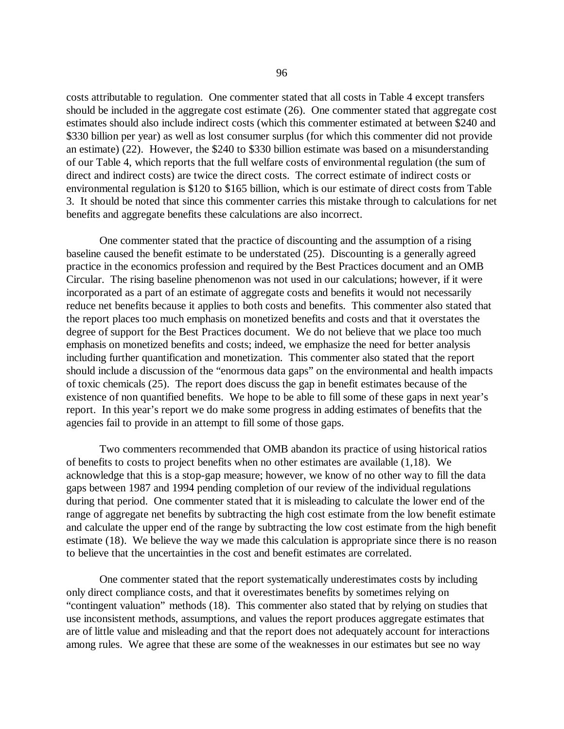costs attributable to regulation. One commenter stated that all costs in Table 4 except transfers should be included in the aggregate cost estimate (26). One commenter stated that aggregate cost estimates should also include indirect costs (which this commenter estimated at between $240 and $330 billion per year) as well as lost consumer surplus (for which this commenter did not provide an estimate) (22). However, the $240 to $330 billion estimate was based on a misunderstanding of our Table 4, which reports that the full welfare costs of environmental regulation (the sum of direct and indirect costs) are twice the direct costs. The correct estimate of indirect costs or environmental regulation is $120 to $165 billion, which is our estimate of direct costs from Table 3. It should be noted that since this commenter carries this mistake through to calculations for net benefits and aggregate benefits these calculations are also incorrect.

One commenter stated that the practice of discounting and the assumption of a rising baseline caused the benefit estimate to be understated (25). Discounting is a generally agreed practice in the economics profession and required by the Best Practices document and an OMB Circular. The rising baseline phenomenon was not used in our calculations; however, if it were incorporated as a part of an estimate of aggregate costs and benefits it would not necessarily reduce net benefits because it applies to both costs and benefits. This commenter also stated that the report places too much emphasis on monetized benefits and costs and that it overstates the degree of support for the Best Practices document. We do not believe that we place too much emphasis on monetized benefits and costs; indeed, we emphasize the need for better analysis including further quantification and monetization. This commenter also stated that the report should include a discussion of the "enormous data gaps" on the environmental and health impacts of toxic chemicals (25). The report does discuss the gap in benefit estimates because of the existence of non quantified benefits. We hope to be able to fill some of these gaps in next year's report. In this year's report we do make some progress in adding estimates of benefits that the agencies fail to provide in an attempt to fill some of those gaps.

Two commenters recommended that OMB abandon its practice of using historical ratios of benefits to costs to project benefits when no other estimates are available (1,18). We acknowledge that this is a stop-gap measure; however, we know of no other way to fill the data gaps between 1987 and 1994 pending completion of our review of the individual regulations during that period. One commenter stated that it is misleading to calculate the lower end of the range of aggregate net benefits by subtracting the high cost estimate from the low benefit estimate and calculate the upper end of the range by subtracting the low cost estimate from the high benefit estimate (18). We believe the way we made this calculation is appropriate since there is no reason to believe that the uncertainties in the cost and benefit estimates are correlated.

One commenter stated that the report systematically underestimates costs by including only direct compliance costs, and that it overestimates benefits by sometimes relying on "contingent valuation" methods (18). This commenter also stated that by relying on studies that use inconsistent methods, assumptions, and values the report produces aggregate estimates that are of little value and misleading and that the report does not adequately account for interactions among rules. We agree that these are some of the weaknesses in our estimates but see no way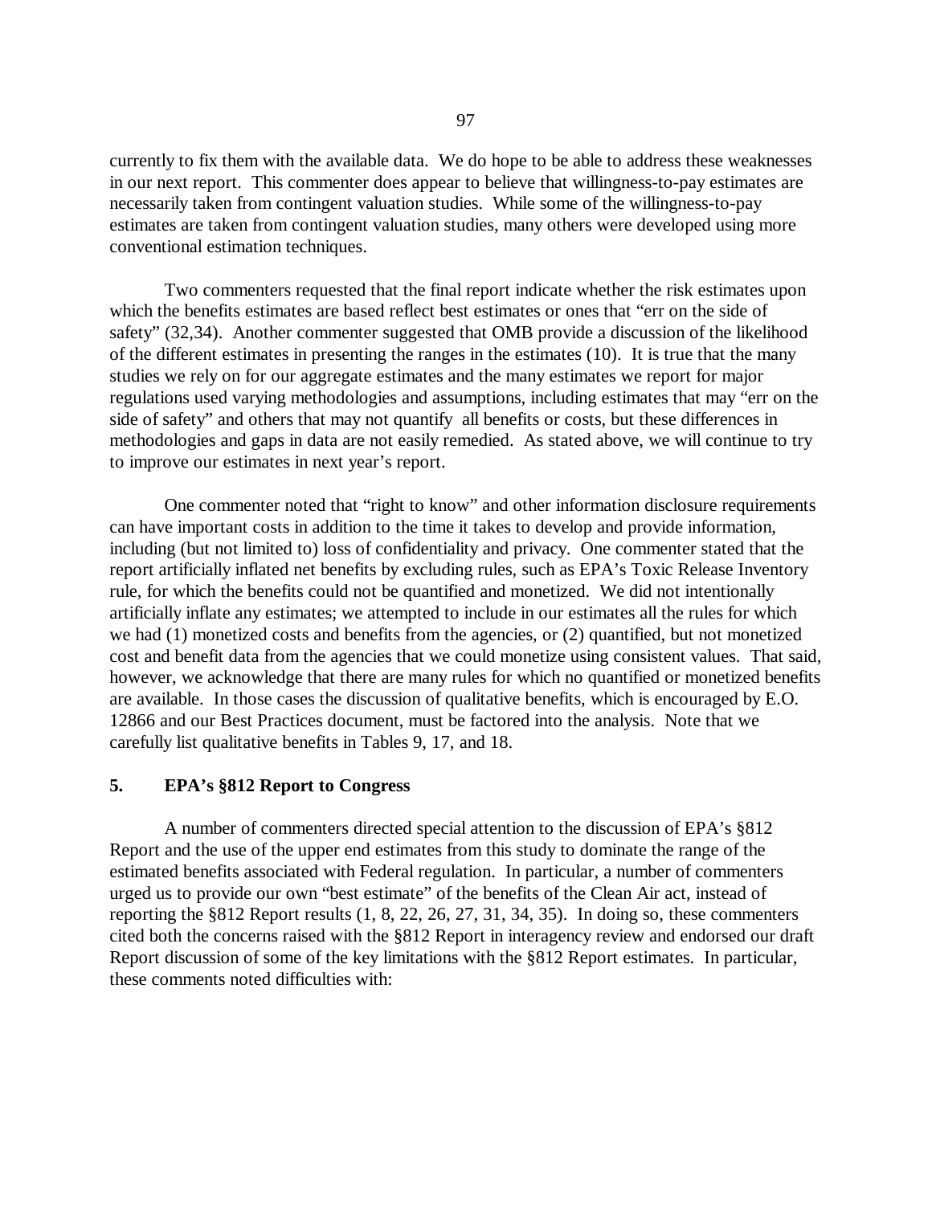currently to fix them with the available data. We do hope to be able to address these weaknesses in our next report. This commenter does appear to believe that willingness-to-pay estimates are necessarily taken from contingent valuation studies. While some of the willingness-to-pay estimates are taken from contingent valuation studies, many others were developed using more conventional estimation techniques.

Two commenters requested that the final report indicate whether the risk estimates upon which the benefits estimates are based reflect best estimates or ones that "err on the side of safety" (32,34). Another commenter suggested that OMB provide a discussion of the likelihood of the different estimates in presenting the ranges in the estimates (10). It is true that the many studies we rely on for our aggregate estimates and the many estimates we report for major regulations used varying methodologies and assumptions, including estimates that may "err on the side of safety" and others that may not quantify all benefits or costs, but these differences in methodologies and gaps in data are not easily remedied. As stated above, we will continue to try to improve our estimates in next year's report.

One commenter noted that "right to know" and other information disclosure requirements can have important costs in addition to the time it takes to develop and provide information, including (but not limited to) loss of confidentiality and privacy. One commenter stated that the report artificially inflated net benefits by excluding rules, such as EPA's Toxic Release Inventory rule, for which the benefits could not be quantified and monetized. We did not intentionally artificially inflate any estimates; we attempted to include in our estimates all the rules for which we had (1) monetized costs and benefits from the agencies, or (2) quantified, but not monetized cost and benefit data from the agencies that we could monetize using consistent values. That said, however, we acknowledge that there are many rules for which no quantified or monetized benefits are available. In those cases the discussion of qualitative benefits, which is encouraged by E.O. 12866 and our Best Practices document, must be factored into the analysis. Note that we carefully list qualitative benefits in Tables 9, 17, and 18.

## 5. EPA's §812 Report to Congress

A number of commenters directed special attention to the discussion of EPA's §812 Report and the use of the upper end estimates from this study to dominate the range of the estimated benefits associated with Federal regulation. In particular, a number of commenters urged us to provide our own "best estimate" of the benefits of the Clean Air act, instead of reporting the §812 Report results (1, 8, 22, 26, 27, 31, 34, 35). In doing so, these commenters cited both the concerns raised with the §812 Report in interagency review and endorsed our draft Report discussion of some of the key limitations with the §812 Report estimates. In particular, these comments noted difficulties with: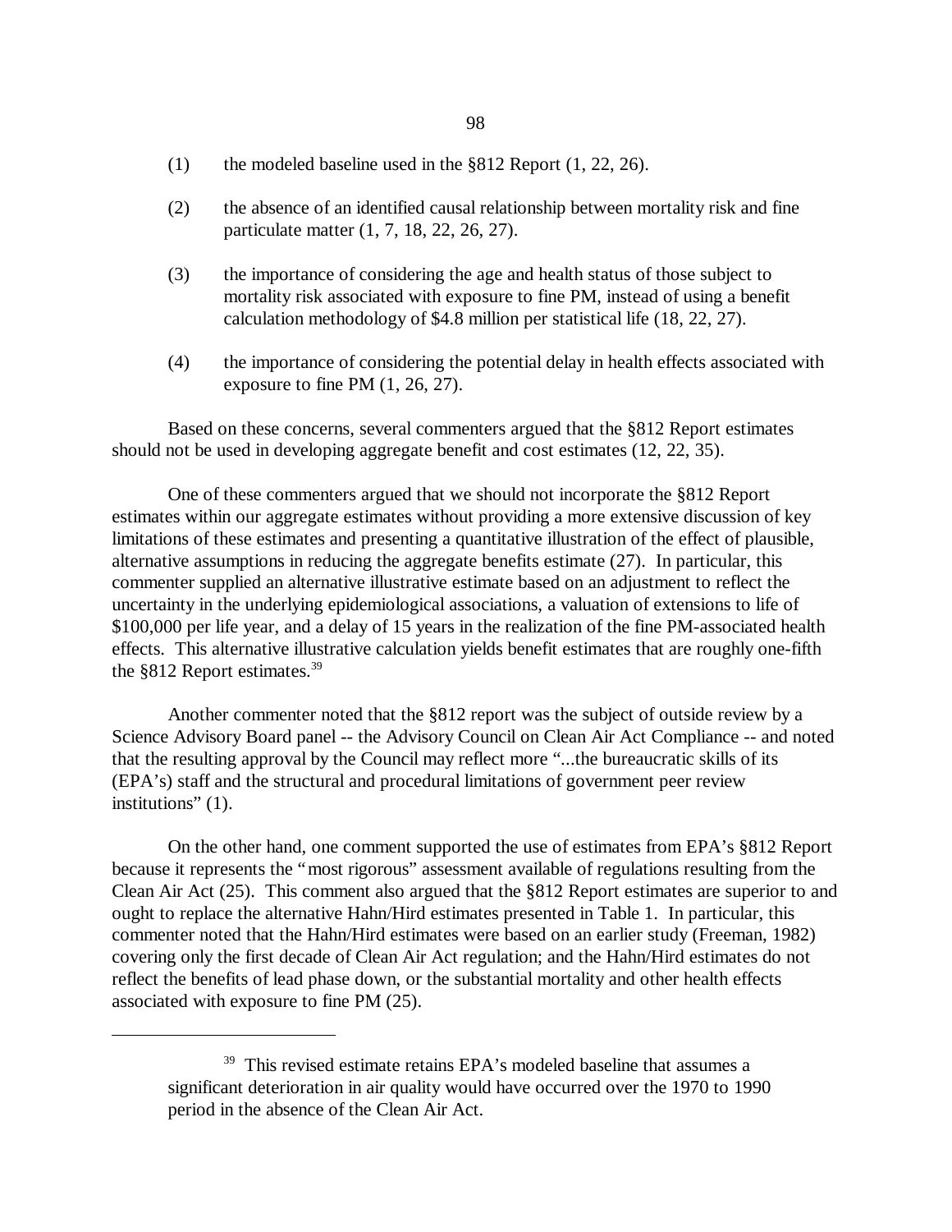(1) the modeled baseline used in the §812 Report (1, 22, 26).

(2) the absence of an identified causal relationship between mortality risk and fine particulate matter (1, 7, 18, 22, 26, 27).

(3) the importance of considering the age and health status of those subject to mortality risk associated with exposure to fine PM, instead of using a benefit calculation methodology of $4.8 million per statistical life (18, 22, 27).

(4) the importance of considering the potential delay in health effects associated with exposure to fine PM (1, 26, 27).

Based on these concerns, several commenters argued that the §812 Report estimates should not be used in developing aggregate benefit and cost estimates (12, 22, 35).

One of these commenters argued that we should not incorporate the §812 Report estimates within our aggregate estimates without providing a more extensive discussion of key limitations of these estimates and presenting a quantitative illustration of the effect of plausible, alternative assumptions in reducing the aggregate benefits estimate (27). In particular, this commenter supplied an alternative illustrative estimate based on an adjustment to reflect the uncertainty in the underlying epidemiological associations, a valuation of extensions to life of $100,000 per life year, and a delay of 15 years in the realization of the fine PM-associated health effects. This alternative illustrative calculation yields benefit estimates that are roughly one-fifth the §812 Report estimates.[39]

Another commenter noted that the §812 report was the subject of outside review by a Science Advisory Board panel -- the Advisory Council on Clean Air Act Compliance -- and noted that the resulting approval by the Council may reflect more "...the bureaucratic skills of its (EPA's) staff and the structural and procedural limitations of government peer review institutions" (1).

On the other hand, one comment supported the use of estimates from EPA's §812 Report because it represents the "most rigorous" assessment available of regulations resulting from the Clean Air Act (25). This comment also argued that the §812 Report estimates are superior to and ought to replace the alternative Hahn/Hird estimates presented in Table 1. In particular, this commenter noted that the Hahn/Hird estimates were based on an earlier study (Freeman, 1982) covering only the first decade of Clean Air Act regulation; and the Hahn/Hird estimates do not reflect the benefits of lead phase down, or the substantial mortality and other health effects associated with exposure to fine PM (25).

---

[39] This revised estimate retains EPA's modeled baseline that assumes a significant deterioration in air quality would have occurred over the 1970 to 1990 period in the absence of the Clean Air Act.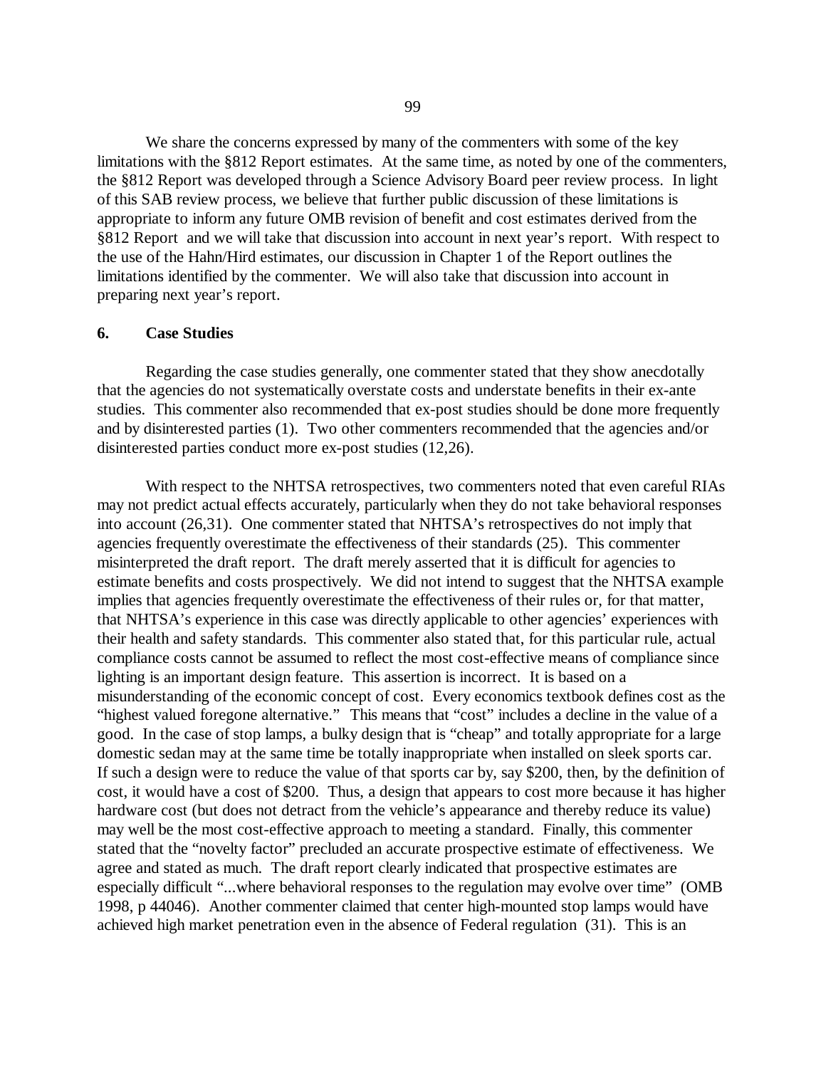We share the concerns expressed by many of the commenters with some of the key limitations with the §812 Report estimates. At the same time, as noted by one of the commenters, the §812 Report was developed through a Science Advisory Board peer review process. In light of this SAB review process, we believe that further public discussion of these limitations is appropriate to inform any future OMB revision of benefit and cost estimates derived from the §812 Report and we will take that discussion into account in next year's report. With respect to the use of the Hahn/Hird estimates, our discussion in Chapter 1 of the Report outlines the limitations identified by the commenter. We will also take that discussion into account in preparing next year's report.

## 6. Case Studies

Regarding the case studies generally, one commenter stated that they show anecdotally that the agencies do not systematically overstate costs and understate benefits in their ex-ante studies. This commenter also recommended that ex-post studies should be done more frequently and by disinterested parties (1). Two other commenters recommended that the agencies and/or disinterested parties conduct more ex-post studies (12,26).

With respect to the NHTSA retrospectives, two commenters noted that even careful RIAs may not predict actual effects accurately, particularly when they do not take behavioral responses into account (26,31). One commenter stated that NHTSA's retrospectives do not imply that agencies frequently overestimate the effectiveness of their standards (25). This commenter misinterpreted the draft report. The draft merely asserted that it is difficult for agencies to estimate benefits and costs prospectively. We did not intend to suggest that the NHTSA example implies that agencies frequently overestimate the effectiveness of their rules or, for that matter, that NHTSA's experience in this case was directly applicable to other agencies' experiences with their health and safety standards. This commenter also stated that, for this particular rule, actual compliance costs cannot be assumed to reflect the most cost-effective means of compliance since lighting is an important design feature. This assertion is incorrect. It is based on a misunderstanding of the economic concept of cost. Every economics textbook defines cost as the "highest valued foregone alternative." This means that "cost" includes a decline in the value of a good. In the case of stop lamps, a bulky design that is "cheap" and totally appropriate for a large domestic sedan may at the same time be totally inappropriate when installed on sleek sports car. If such a design were to reduce the value of that sports car by, say $200, then, by the definition of cost, it would have a cost of $200. Thus, a design that appears to cost more because it has higher hardware cost (but does not detract from the vehicle's appearance and thereby reduce its value) may well be the most cost-effective approach to meeting a standard. Finally, this commenter stated that the "novelty factor" precluded an accurate prospective estimate of effectiveness. We agree and stated as much. The draft report clearly indicated that prospective estimates are especially difficult "...where behavioral responses to the regulation may evolve over time" (OMB 1998, p 44046). Another commenter claimed that center high-mounted stop lamps would have achieved high market penetration even in the absence of Federal regulation (31). This is an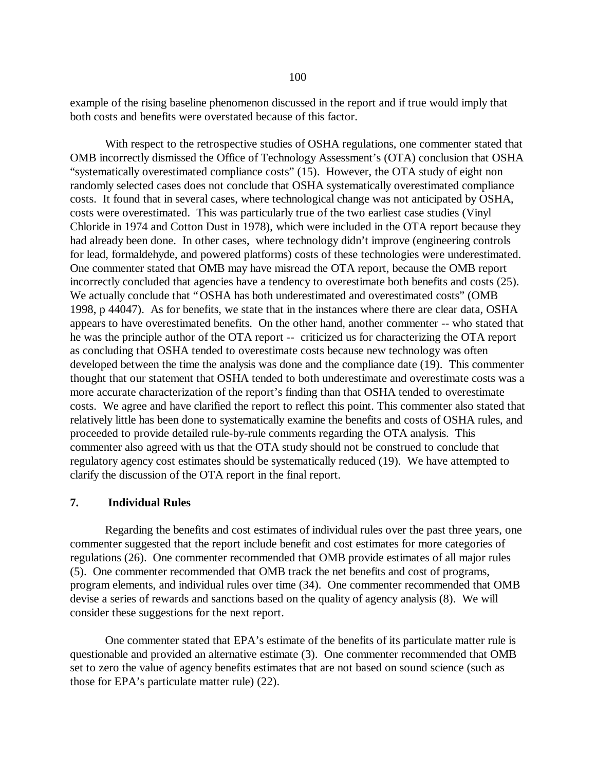example of the rising baseline phenomenon discussed in the report and if true would imply that both costs and benefits were overstated because of this factor.

With respect to the retrospective studies of OSHA regulations, one commenter stated that OMB incorrectly dismissed the Office of Technology Assessment's (OTA) conclusion that OSHA "systematically overestimated compliance costs" (15). However, the OTA study of eight non randomly selected cases does not conclude that OSHA systematically overestimated compliance costs. It found that in several cases, where technological change was not anticipated by OSHA, costs were overestimated. This was particularly true of the two earliest case studies (Vinyl Chloride in 1974 and Cotton Dust in 1978), which were included in the OTA report because they had already been done. In other cases, where technology didn't improve (engineering controls for lead, formaldehyde, and powered platforms) costs of these technologies were underestimated. One commenter stated that OMB may have misread the OTA report, because the OMB report incorrectly concluded that agencies have a tendency to overestimate both benefits and costs (25). We actually conclude that "OSHA has both underestimated and overestimated costs" (OMB 1998, p 44047). As for benefits, we state that in the instances where there are clear data, OSHA appears to have overestimated benefits. On the other hand, another commenter -- who stated that he was the principle author of the OTA report -- criticized us for characterizing the OTA report as concluding that OSHA tended to overestimate costs because new technology was often developed between the time the analysis was done and the compliance date (19). This commenter thought that our statement that OSHA tended to both underestimate and overestimate costs was a more accurate characterization of the report's finding than that OSHA tended to overestimate costs. We agree and have clarified the report to reflect this point. This commenter also stated that relatively little has been done to systematically examine the benefits and costs of OSHA rules, and proceeded to provide detailed rule-by-rule comments regarding the OTA analysis. This commenter also agreed with us that the OTA study should not be construed to conclude that regulatory agency cost estimates should be systematically reduced (19). We have attempted to clarify the discussion of the OTA report in the final report.

## 7. Individual Rules

Regarding the benefits and cost estimates of individual rules over the past three years, one commenter suggested that the report include benefit and cost estimates for more categories of regulations (26). One commenter recommended that OMB provide estimates of all major rules (5). One commenter recommended that OMB track the net benefits and cost of programs, program elements, and individual rules over time (34). One commenter recommended that OMB devise a series of rewards and sanctions based on the quality of agency analysis (8). We will consider these suggestions for the next report.

One commenter stated that EPA's estimate of the benefits of its particulate matter rule is questionable and provided an alternative estimate (3). One commenter recommended that OMB set to zero the value of agency benefits estimates that are not based on sound science (such as those for EPA's particulate matter rule) (22).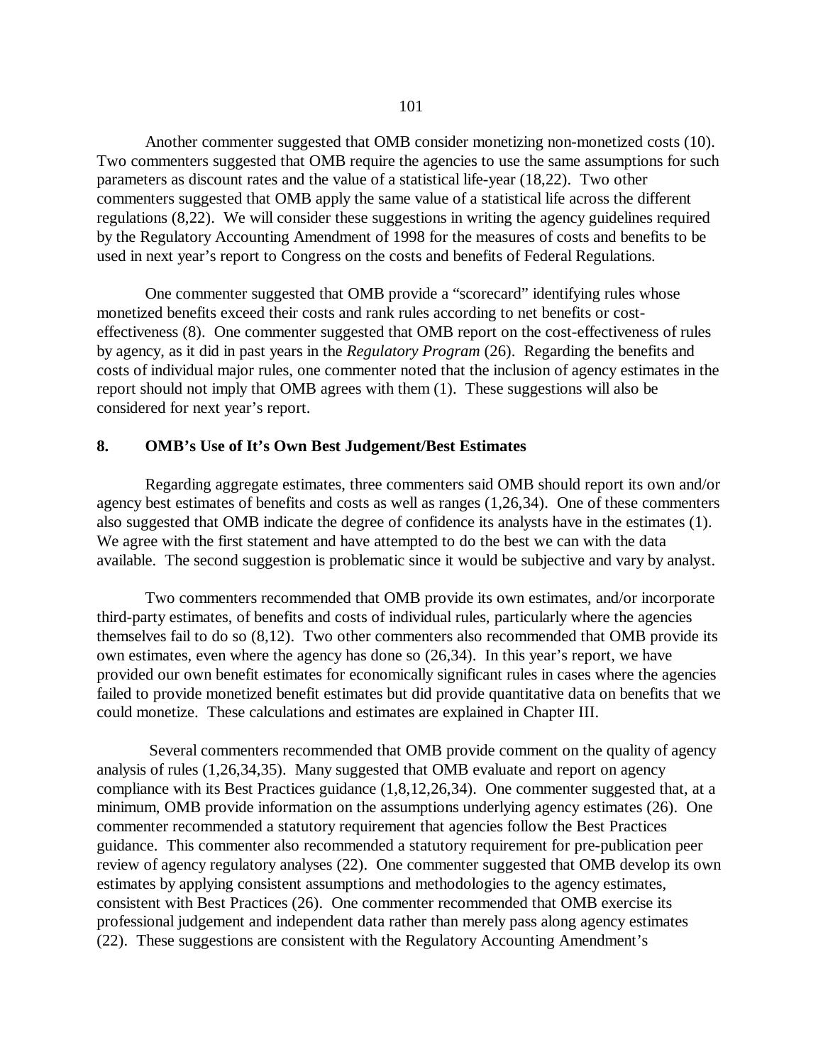Another commenter suggested that OMB consider monetizing non-monetized costs (10). Two commenters suggested that OMB require the agencies to use the same assumptions for such parameters as discount rates and the value of a statistical life-year (18,22). Two other commenters suggested that OMB apply the same value of a statistical life across the different regulations (8,22). We will consider these suggestions in writing the agency guidelines required by the Regulatory Accounting Amendment of 1998 for the measures of costs and benefits to be used in next year's report to Congress on the costs and benefits of Federal Regulations.

One commenter suggested that OMB provide a "scorecard" identifying rules whose monetized benefits exceed their costs and rank rules according to net benefits or cost-effectiveness (8). One commenter suggested that OMB report on the cost-effectiveness of rules by agency, as it did in past years in the *Regulatory Program* (26). Regarding the benefits and costs of individual major rules, one commenter noted that the inclusion of agency estimates in the report should not imply that OMB agrees with them (1). These suggestions will also be considered for next year's report.

## 8. OMB's Use of It's Own Best Judgement/Best Estimates

Regarding aggregate estimates, three commenters said OMB should report its own and/or agency best estimates of benefits and costs as well as ranges (1,26,34). One of these commenters also suggested that OMB indicate the degree of confidence its analysts have in the estimates (1). We agree with the first statement and have attempted to do the best we can with the data available. The second suggestion is problematic since it would be subjective and vary by analyst.

Two commenters recommended that OMB provide its own estimates, and/or incorporate third-party estimates, of benefits and costs of individual rules, particularly where the agencies themselves fail to do so (8,12). Two other commenters also recommended that OMB provide its own estimates, even where the agency has done so (26,34). In this year's report, we have provided our own benefit estimates for economically significant rules in cases where the agencies failed to provide monetized benefit estimates but did provide quantitative data on benefits that we could monetize. These calculations and estimates are explained in Chapter III.

Several commenters recommended that OMB provide comment on the quality of agency analysis of rules (1,26,34,35). Many suggested that OMB evaluate and report on agency compliance with its Best Practices guidance (1,8,12,26,34). One commenter suggested that, at a minimum, OMB provide information on the assumptions underlying agency estimates (26). One commenter recommended a statutory requirement that agencies follow the Best Practices guidance. This commenter also recommended a statutory requirement for pre-publication peer review of agency regulatory analyses (22). One commenter suggested that OMB develop its own estimates by applying consistent assumptions and methodologies to the agency estimates, consistent with Best Practices (26). One commenter recommended that OMB exercise its professional judgement and independent data rather than merely pass along agency estimates (22). These suggestions are consistent with the Regulatory Accounting Amendment's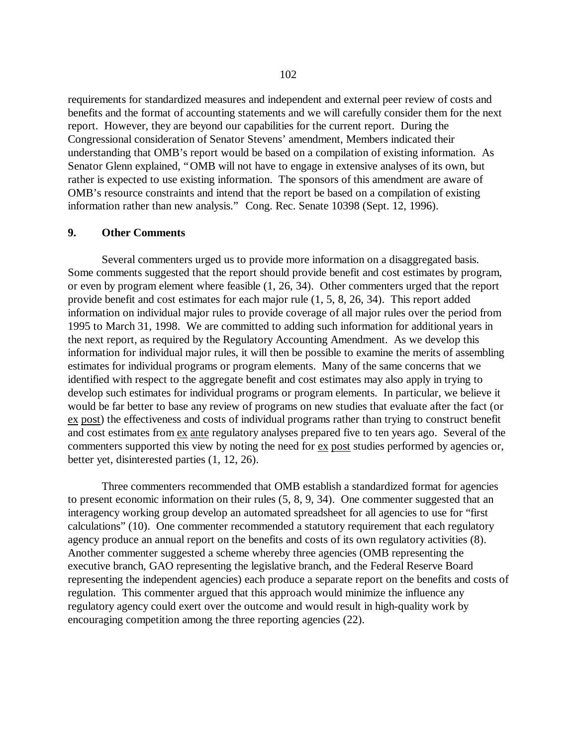requirements for standardized measures and independent and external peer review of costs and benefits and the format of accounting statements and we will carefully consider them for the next report. However, they are beyond our capabilities for the current report. During the Congressional consideration of Senator Stevens' amendment, Members indicated their understanding that OMB's report would be based on a compilation of existing information. As Senator Glenn explained, "OMB will not have to engage in extensive analyses of its own, but rather is expected to use existing information. The sponsors of this amendment are aware of OMB's resource constraints and intend that the report be based on a compilation of existing information rather than new analysis." Cong. Rec. Senate 10398 (Sept. 12, 1996).

## 9. Other Comments

Several commenters urged us to provide more information on a disaggregated basis. Some comments suggested that the report should provide benefit and cost estimates by program, or even by program element where feasible (1, 26, 34). Other commenters urged that the report provide benefit and cost estimates for each major rule (1, 5, 8, 26, 34). This report added information on individual major rules to provide coverage of all major rules over the period from 1995 to March 31, 1998. We are committed to adding such information for additional years in the next report, as required by the Regulatory Accounting Amendment. As we develop this information for individual major rules, it will then be possible to examine the merits of assembling estimates for individual programs or program elements. Many of the same concerns that we identified with respect to the aggregate benefit and cost estimates may also apply in trying to develop such estimates for individual programs or program elements. In particular, we believe it would be far better to base any review of programs on new studies that evaluate after the fact (or ex post) the effectiveness and costs of individual programs rather than trying to construct benefit and cost estimates from ex ante regulatory analyses prepared five to ten years ago. Several of the commenters supported this view by noting the need for ex post studies performed by agencies or, better yet, disinterested parties (1, 12, 26).

Three commenters recommended that OMB establish a standardized format for agencies to present economic information on their rules (5, 8, 9, 34). One commenter suggested that an interagency working group develop an automated spreadsheet for all agencies to use for "first calculations" (10). One commenter recommended a statutory requirement that each regulatory agency produce an annual report on the benefits and costs of its own regulatory activities (8). Another commenter suggested a scheme whereby three agencies (OMB representing the executive branch, GAO representing the legislative branch, and the Federal Reserve Board representing the independent agencies) each produce a separate report on the benefits and costs of regulation. This commenter argued that this approach would minimize the influence any regulatory agency could exert over the outcome and would result in high-quality work by encouraging competition among the three reporting agencies (22).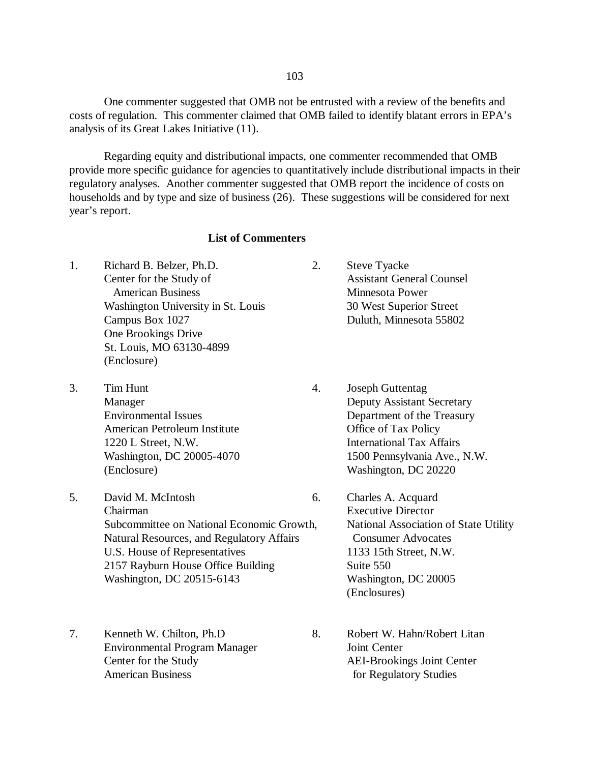One commenter suggested that OMB not be entrusted with a review of the benefits and costs of regulation. This commenter claimed that OMB failed to identify blatant errors in EPA's analysis of its Great Lakes Initiative (11).

Regarding equity and distributional impacts, one commenter recommended that OMB provide more specific guidance for agencies to quantitatively include distributional impacts in their regulatory analyses. Another commenter suggested that OMB report the incidence of costs on households and by type and size of business (26). These suggestions will be considered for next year's report.

### List of Commenters

1. Richard B. Belzer, Ph.D.
   Center for the Study of
   American Business
   Washington University in St. Louis
   Campus Box 1027
   One Brookings Drive
   St. Louis, MO 63130-4899
   (Enclosure)

2. Steve Tyacke
   Assistant General Counsel
   Minnesota Power
   30 West Superior Street
   Duluth, Minnesota 55802

3. Tim Hunt
   Manager
   Environmental Issues
   American Petroleum Institute
   1220 L Street, N.W.
   Washington, DC 20005-4070
   (Enclosure)

4. Joseph Guttentag
   Deputy Assistant Secretary
   Department of the Treasury
   Office of Tax Policy
   International Tax Affairs
   1500 Pennsylvania Ave., N.W.
   Washington, DC 20220

5. David M. McIntosh
   Chairman
   Subcommittee on National Economic Growth,
   Natural Resources, and Regulatory Affairs
   U.S. House of Representatives
   2157 Rayburn House Office Building
   Washington, DC 20515-6143

6. Charles A. Acquard
   Executive Director
   National Association of State Utility
   Consumer Advocates
   1133 15th Street, N.W.
   Suite 550
   Washington, DC 20005
   (Enclosures)

7. Kenneth W. Chilton, Ph.D
   Environmental Program Manager
   Center for the Study
   American Business

8. Robert W. Hahn/Robert Litan
   Joint Center
   AEI-Brookings Joint Center
   for Regulatory Studies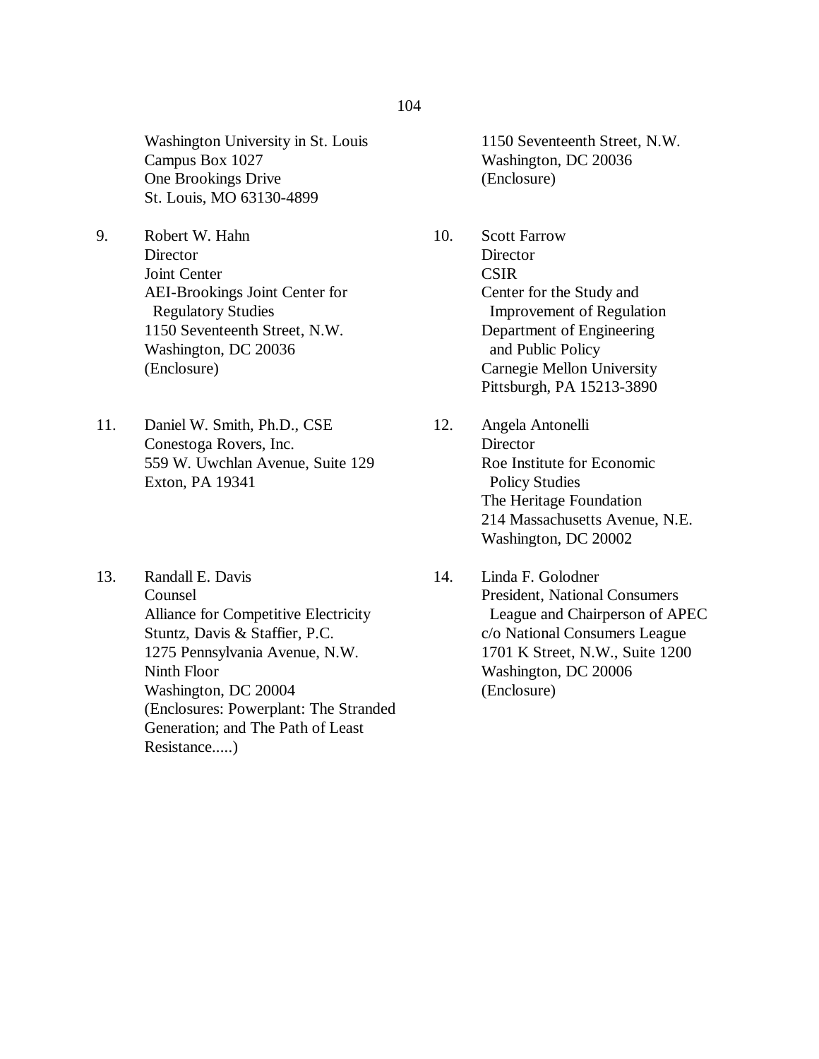Washington University in St. Louis
Campus Box 1027
One Brookings Drive
St. Louis, MO 63130-4899

1150 Seventeenth Street, N.W.
Washington, DC 20036
(Enclosure)

9. Robert W. Hahn
Director
Joint Center
AEI-Brookings Joint Center for Regulatory Studies
1150 Seventeenth Street, N.W.
Washington, DC 20036
(Enclosure)

10. Scott Farrow
Director
CSIR
Center for the Study and Improvement of Regulation
Department of Engineering and Public Policy
Carnegie Mellon University
Pittsburgh, PA 15213-3890

11. Daniel W. Smith, Ph.D., CSE
Conestoga Rovers, Inc.
559 W. Uwchlan Avenue, Suite 129
Exton, PA 19341

12. Angela Antonelli
Director
Roe Institute for Economic Policy Studies
The Heritage Foundation
214 Massachusetts Avenue, N.E.
Washington, DC 20002

13. Randall E. Davis
Counsel
Alliance for Competitive Electricity
Stuntz, Davis & Staffier, P.C.
1275 Pennsylvania Avenue, N.W.
Ninth Floor
Washington, DC 20004
(Enclosures: Powerplant: The Stranded Generation; and The Path of Least Resistance.....)

14. Linda F. Golodner
President, National Consumers League and Chairperson of APEC
c/o National Consumers League
1701 K Street, N.W., Suite 1200
Washington, DC 20006
(Enclosure)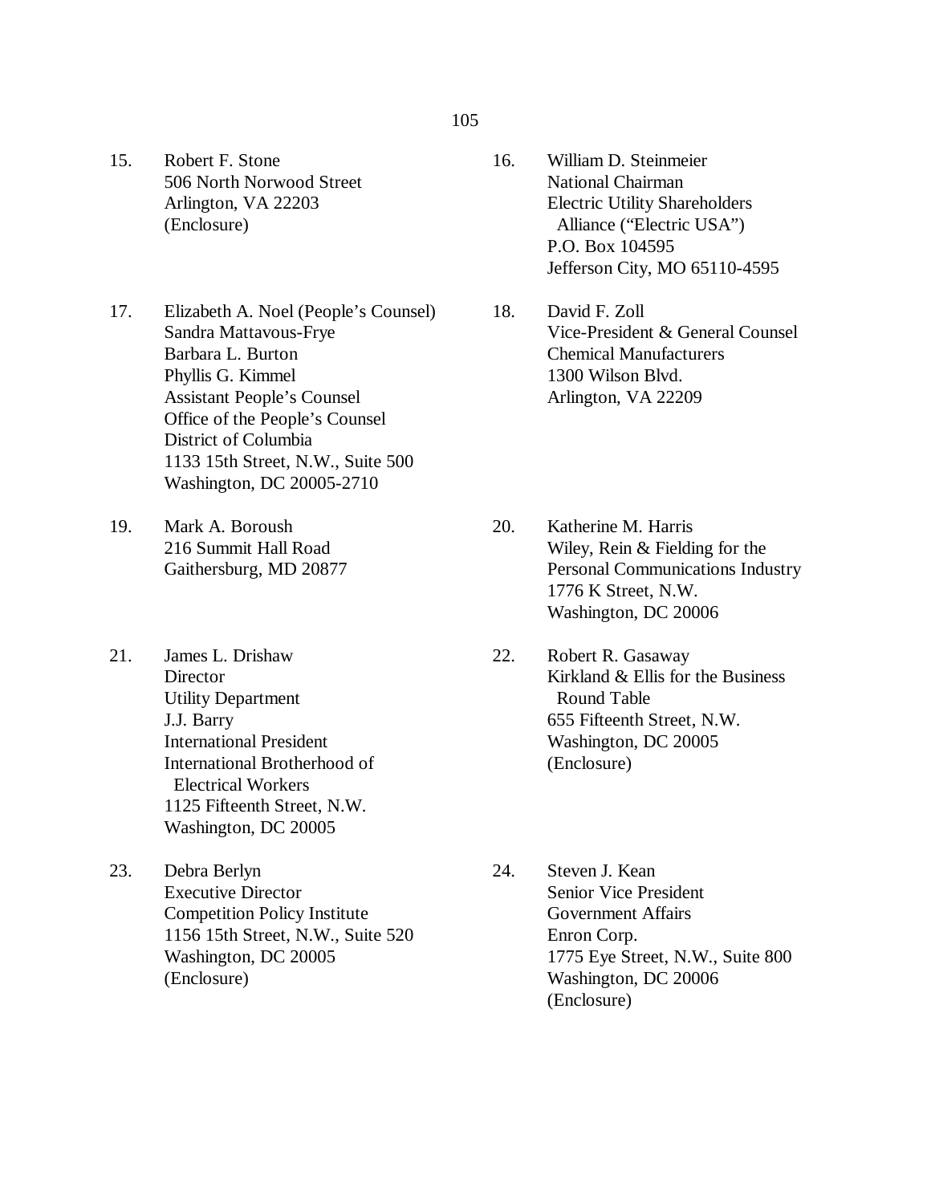15. Robert F. Stone
    506 North Norwood Street
    Arlington, VA 22203
    (Enclosure)

16. William D. Steinmeier
    National Chairman
    Electric Utility Shareholders
    Alliance ("Electric USA")
    P.O. Box 104595
    Jefferson City, MO 65110-4595

17. Elizabeth A. Noel (People's Counsel)
    Sandra Mattavous-Frye
    Barbara L. Burton
    Phyllis G. Kimmel
    Assistant People's Counsel
    Office of the People's Counsel
    District of Columbia
    1133 15th Street, N.W., Suite 500
    Washington, DC 20005-2710

18. David F. Zoll
    Vice-President & General Counsel
    Chemical Manufacturers
    1300 Wilson Blvd.
    Arlington, VA 22209

19. Mark A. Boroush
    216 Summit Hall Road
    Gaithersburg, MD 20877

20. Katherine M. Harris
    Wiley, Rein & Fielding for the
    Personal Communications Industry
    1776 K Street, N.W.
    Washington, DC 20006

21. James L. Drishaw
    Director
    Utility Department
    J.J. Barry
    International President
    International Brotherhood of
    Electrical Workers
    1125 Fifteenth Street, N.W.
    Washington, DC 20005

22. Robert R. Gasaway
    Kirkland & Ellis for the Business
    Round Table
    655 Fifteenth Street, N.W.
    Washington, DC 20005
    (Enclosure)

23. Debra Berlyn
    Executive Director
    Competition Policy Institute
    1156 15th Street, N.W., Suite 520
    Washington, DC 20005
    (Enclosure)

24. Steven J. Kean
    Senior Vice President
    Government Affairs
    Enron Corp.
    1775 Eye Street, N.W., Suite 800
    Washington, DC 20006
    (Enclosure)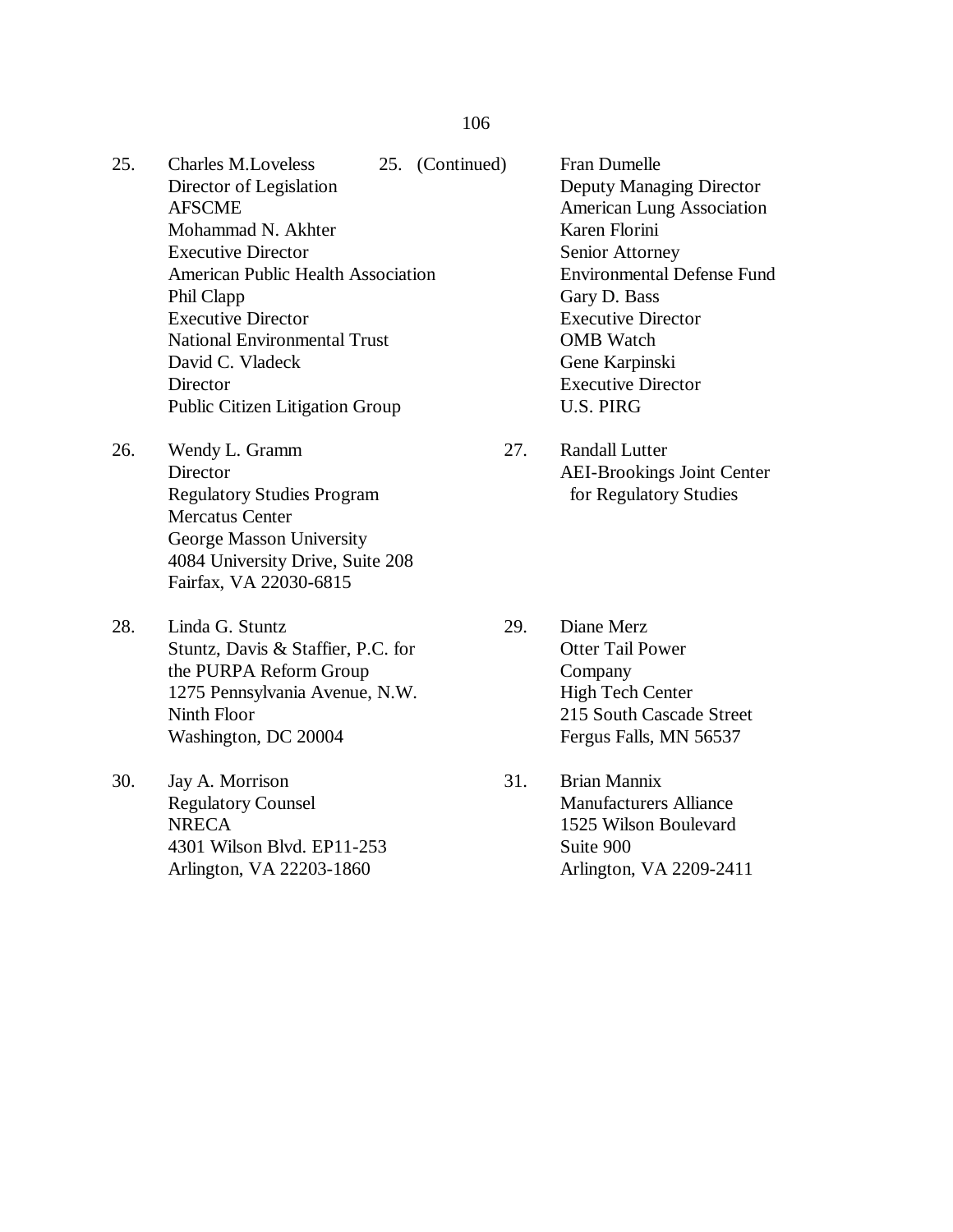25. Charles M.Loveless
    Director of Legislation
    AFSCME
    Mohammad N. Akhter
    Executive Director
    American Public Health Association
    Phil Clapp
    Executive Director
    National Environmental Trust
    David C. Vladeck
    Director
    Public Citizen Litigation Group

25. (Continued)
    Fran Dumelle
    Deputy Managing Director
    American Lung Association
    Karen Florini
    Senior Attorney
    Environmental Defense Fund
    Gary D. Bass
    Executive Director
    OMB Watch
    Gene Karpinski
    Executive Director
    U.S. PIRG

26. Wendy L. Gramm
    Director
    Regulatory Studies Program
    Mercatus Center
    George Masson University
    4084 University Drive, Suite 208
    Fairfax, VA 22030-6815

27. Randall Lutter
    AEI-Brookings Joint Center
    for Regulatory Studies

28. Linda G. Stuntz
    Stuntz, Davis & Staffier, P.C. for
    the PURPA Reform Group
    1275 Pennsylvania Avenue, N.W.
    Ninth Floor
    Washington, DC 20004

29. Diane Merz
    Otter Tail Power
    Company
    High Tech Center
    215 South Cascade Street
    Fergus Falls, MN 56537

30. Jay A. Morrison
    Regulatory Counsel
    NRECA
    4301 Wilson Blvd. EP11-253
    Arlington, VA 22203-1860

31. Brian Mannix
    Manufacturers Alliance
    1525 Wilson Boulevard
    Suite 900
    Arlington, VA 2209-2411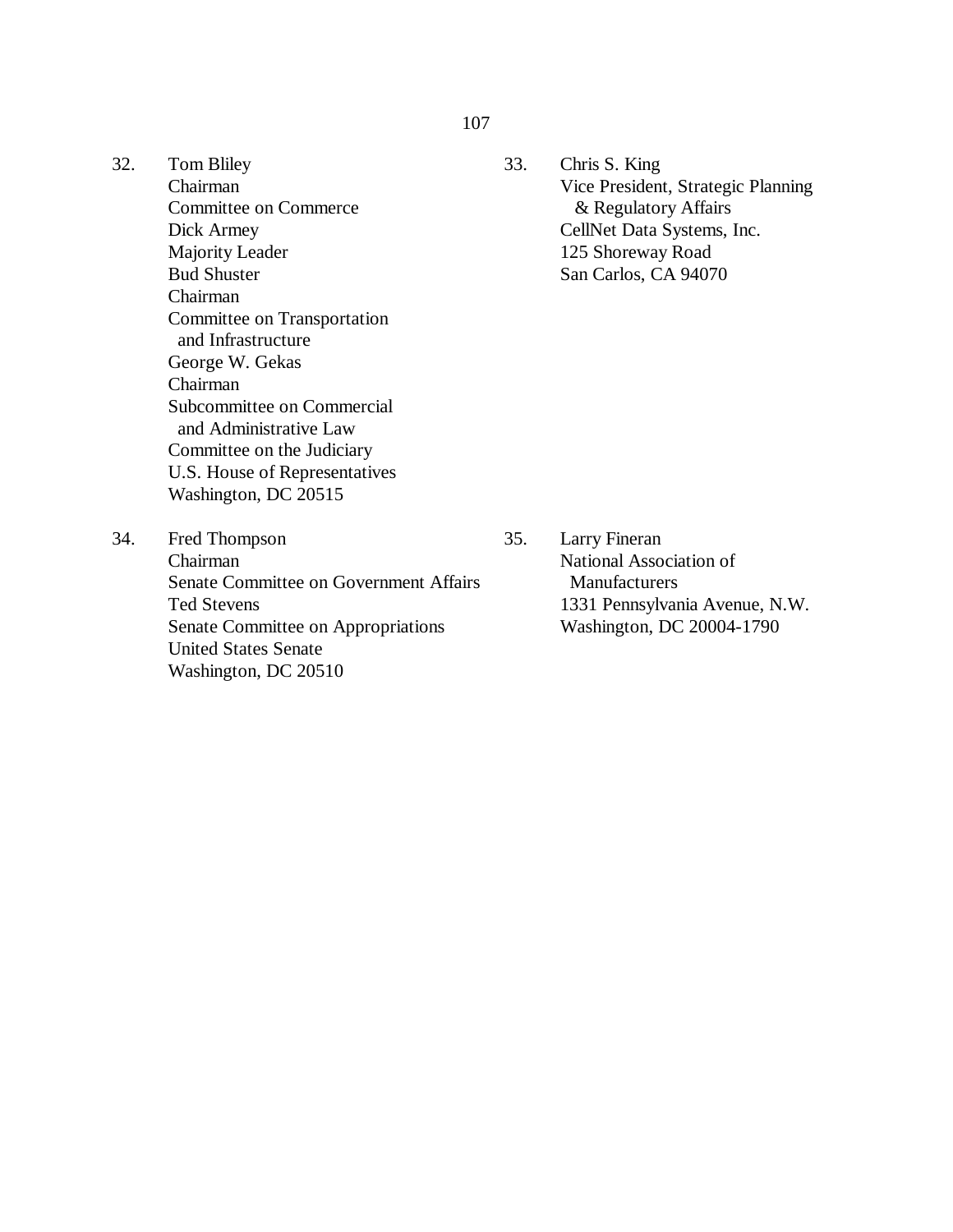32. Tom Bliley
    Chairman
    Committee on Commerce
    Dick Armey
    Majority Leader
    Bud Shuster
    Chairman
    Committee on Transportation
    and Infrastructure
    George W. Gekas
    Chairman
    Subcommittee on Commercial
    and Administrative Law
    Committee on the Judiciary
    U.S. House of Representatives
    Washington, DC 20515

33. Chris S. King
    Vice President, Strategic Planning
    & Regulatory Affairs
    CellNet Data Systems, Inc.
    125 Shoreway Road
    San Carlos, CA 94070

34. Fred Thompson
    Chairman
    Senate Committee on Government Affairs
    Ted Stevens
    Senate Committee on Appropriations
    United States Senate
    Washington, DC 20510

35. Larry Fineran
    National Association of
    Manufacturers
    1331 Pennsylvania Avenue, N.W.
    Washington, DC 20004-1790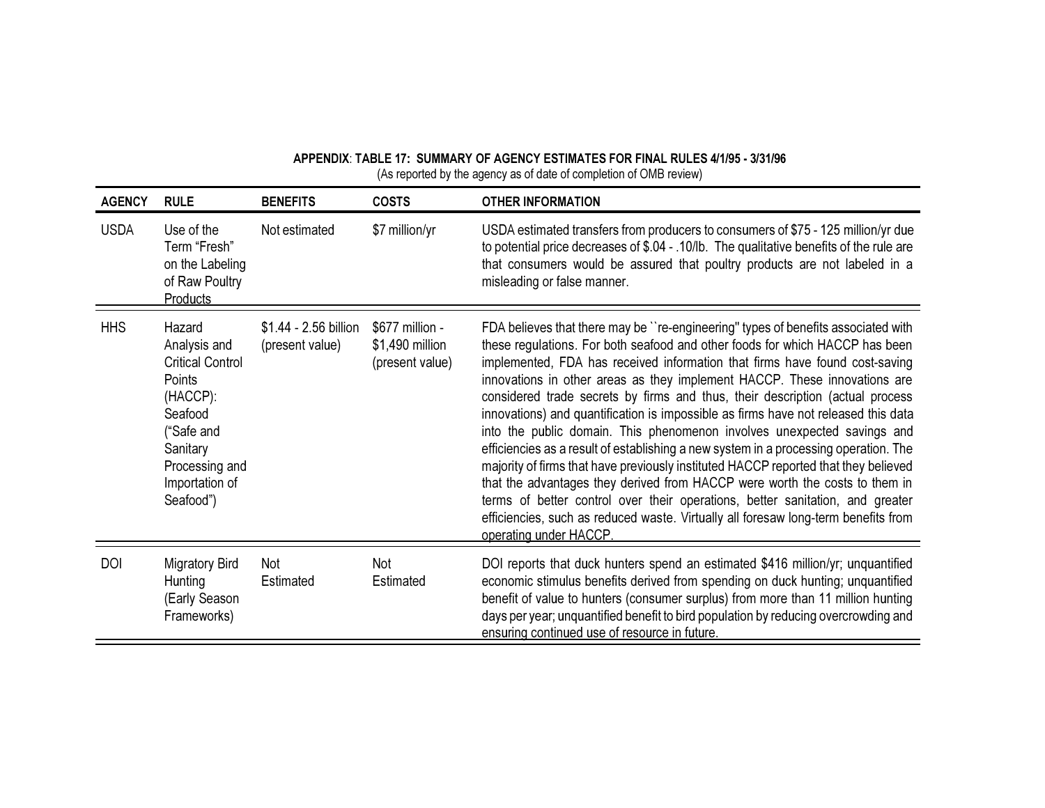**APPENDIX: TABLE 17: SUMMARY OF AGENCY ESTIMATES FOR FINAL RULES 4/1/95 - 3/31/96**

(As reported by the agency as of date of completion of OMB review)

| AGENCY | RULE | BENEFITS | COSTS | OTHER INFORMATION |
|---|---|---|---|---|
| USDA | Use of the Term "Fresh" on the Labeling of Raw Poultry Products | Not estimated | $7 million/yr | USDA estimated transfers from producers to consumers of $75 - 125 million/yr due to potential price decreases of $.04 - .10/lb. The qualitative benefits of the rule are that consumers would be assured that poultry products are not labeled in a misleading or false manner. |
| HHS | Hazard Analysis and Critical Control Points (HACCP): Seafood ("Safe and Sanitary Processing and Importation of Seafood") | $1.44 - 2.56 billion (present value) | $677 million - $1,490 million (present value) | FDA believes that there may be ``re-engineering'' types of benefits associated with these regulations. For both seafood and other foods for which HACCP has been implemented, FDA has received information that firms have found cost-saving innovations in other areas as they implement HACCP. These innovations are considered trade secrets by firms and thus, their description (actual process innovations) and quantification is impossible as firms have not released this data into the public domain. This phenomenon involves unexpected savings and efficiencies as a result of establishing a new system in a processing operation. The majority of firms that have previously instituted HACCP reported that they believed that the advantages they derived from HACCP were worth the costs to them in terms of better control over their operations, better sanitation, and greater efficiencies, such as reduced waste. Virtually all foresaw long-term benefits from operating under HACCP. |
| DOI | Migratory Bird Hunting (Early Season Frameworks) | Not Estimated | Not Estimated | DOI reports that duck hunters spend an estimated $416 million/yr; unquantified economic stimulus benefits derived from spending on duck hunting; unquantified benefit of value to hunters (consumer surplus) from more than 11 million hunting days per year; unquantified benefit to bird population by reducing overcrowding and ensuring continued use of resource in future. |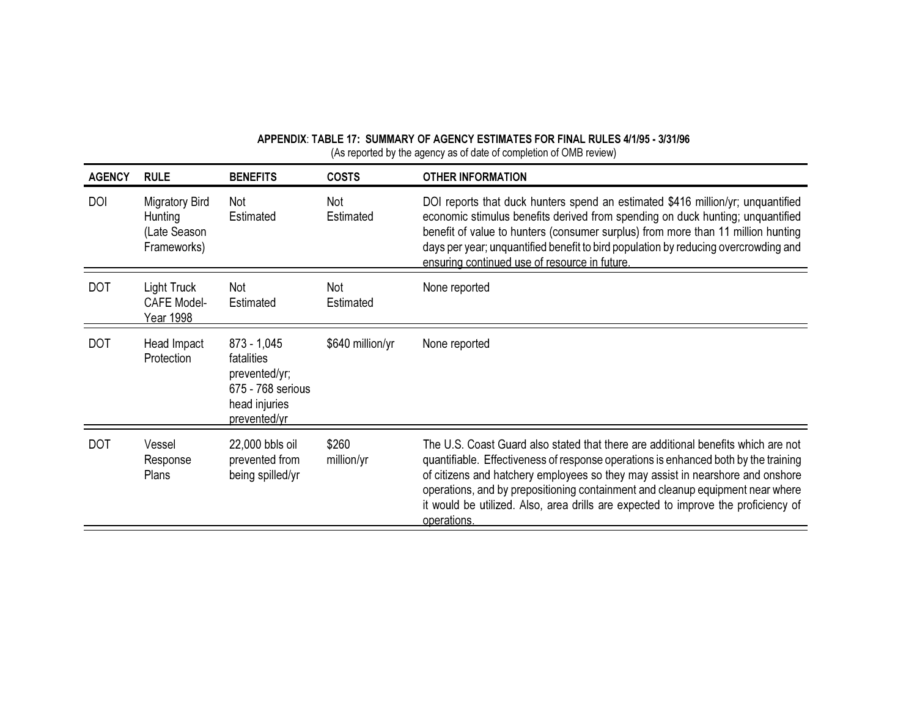**APPENDIX: TABLE 17: SUMMARY OF AGENCY ESTIMATES FOR FINAL RULES 4/1/95 - 3/31/96**

(As reported by the agency as of date of completion of OMB review)

| AGENCY | RULE | BENEFITS | COSTS | OTHER INFORMATION |
|---|---|---|---|---|
| DOI | Migratory Bird Hunting (Late Season Frameworks) | Not Estimated | Not Estimated | DOI reports that duck hunters spend an estimated $416 million/yr; unquantified economic stimulus benefits derived from spending on duck hunting; unquantified benefit of value to hunters (consumer surplus) from more than 11 million hunting days per year; unquantified benefit to bird population by reducing overcrowding and ensuring continued use of resource in future. |
| DOT | Light Truck CAFE Model-Year 1998 | Not Estimated | Not Estimated | None reported |
| DOT | Head Impact Protection | 873 - 1,045 fatalities prevented/yr; 675 - 768 serious head injuries prevented/yr | $640 million/yr | None reported |
| DOT | Vessel Response Plans | 22,000 bbls oil prevented from being spilled/yr | $260 million/yr | The U.S. Coast Guard also stated that there are additional benefits which are not quantifiable. Effectiveness of response operations is enhanced both by the training of citizens and hatchery employees so they may assist in nearshore and onshore operations, and by prepositioning containment and cleanup equipment near where it would be utilized. Also, area drills are expected to improve the proficiency of operations. |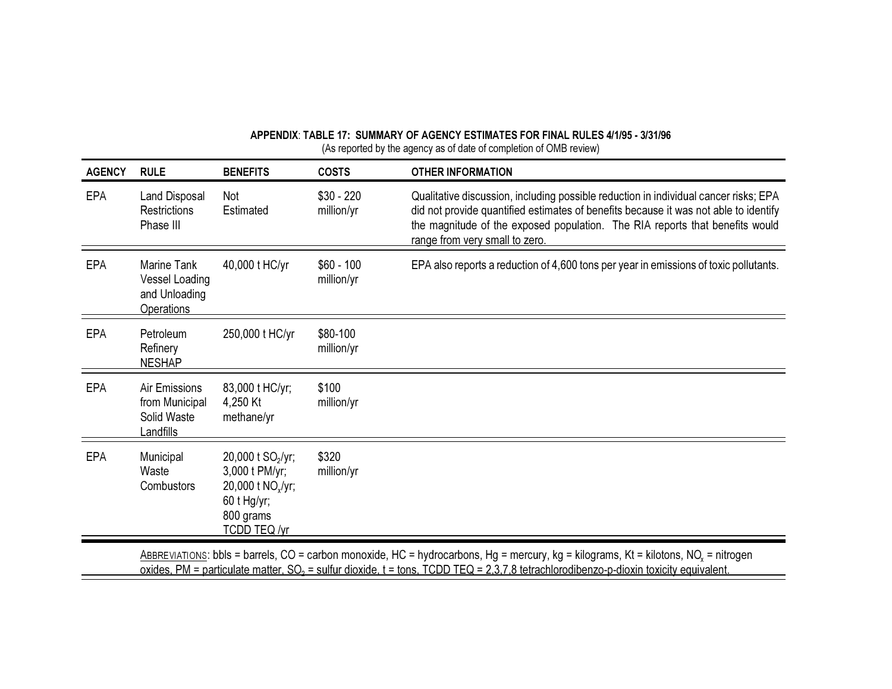**APPENDIX: TABLE 17: SUMMARY OF AGENCY ESTIMATES FOR FINAL RULES 4/1/95 - 3/31/96**

(As reported by the agency as of date of completion of OMB review)

| AGENCY | RULE | BENEFITS | COSTS | OTHER INFORMATION |
|---|---|---|---|---|
| EPA | Land Disposal Restrictions Phase III | Not Estimated | $30 - 220 million/yr | Qualitative discussion, including possible reduction in individual cancer risks; EPA did not provide quantified estimates of benefits because it was not able to identify the magnitude of the exposed population. The RIA reports that benefits would range from very small to zero. |
| EPA | Marine Tank Vessel Loading and Unloading Operations | 40,000 t HC/yr | $60 - 100 million/yr | EPA also reports a reduction of 4,600 tons per year in emissions of toxic pollutants. |
| EPA | Petroleum Refinery NESHAP | 250,000 t HC/yr | $80-100 million/yr | |
| EPA | Air Emissions from Municipal Solid Waste Landfills | 83,000 t HC/yr; 4,250 Kt methane/yr | $100 million/yr | |
| EPA | Municipal Waste Combustors | 20,000 t $SO_2$/yr; 3,000 t PM/yr; 20,000 t $NO_x$/yr; 60 t Hg/yr; 800 grams TCDD TEQ /yr | $320 million/yr | |

ABBREVIATIONS: bbls = barrels, CO = carbon monoxide, HC = hydrocarbons, Hg = mercury, kg = kilograms, Kt = kilotons, $NO_x$ = nitrogen oxides, PM = particulate matter, $SO_2$ = sulfur dioxide, t = tons, TCDD TEQ = 2,3,7,8 tetrachlorodibenzo-p-dioxin toxicity equivalent.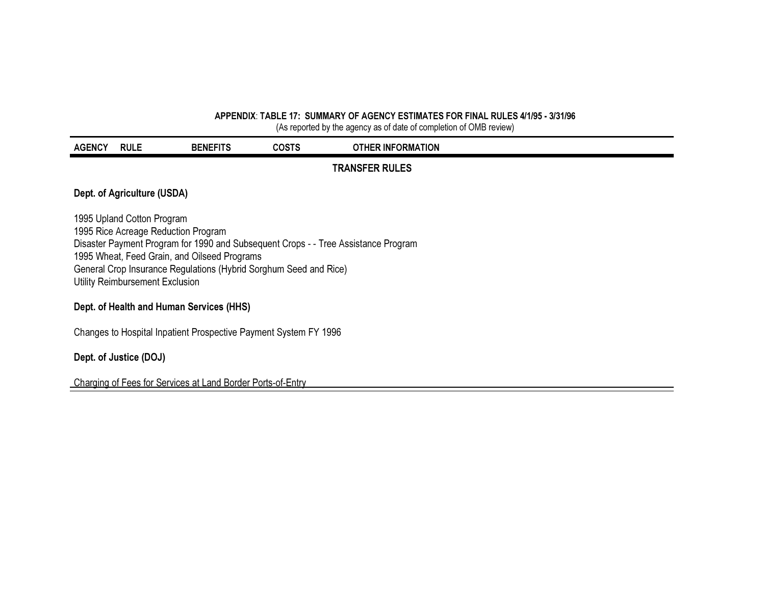**APPENDIX**: **TABLE 17: SUMMARY OF AGENCY ESTIMATES FOR FINAL RULES 4/1/95 - 3/31/96**
(As reported by the agency as of date of completion of OMB review)

| AGENCY | RULE | BENEFITS | COSTS | OTHER INFORMATION |
|---|---|---|---|---|
| | | **TRANSFER RULES** | | |
| **Dept. of Agriculture (USDA)** | | | | |
| 1995 Upland Cotton Program | | | | |
| 1995 Rice Acreage Reduction Program | | | | |
| Disaster Payment Program for 1990 and Subsequent Crops - - Tree Assistance Program | | | | |
| 1995 Wheat, Feed Grain, and Oilseed Programs | | | | |
| General Crop Insurance Regulations (Hybrid Sorghum Seed and Rice) | | | | |
| Utility Reimbursement Exclusion | | | | |
| **Dept. of Health and Human Services (HHS)** | | | | |
| Changes to Hospital Inpatient Prospective Payment System FY 1996 | | | | |
| **Dept. of Justice (DOJ)** | | | | |
| Charging of Fees for Services at Land Border Ports-of-Entry | | | | |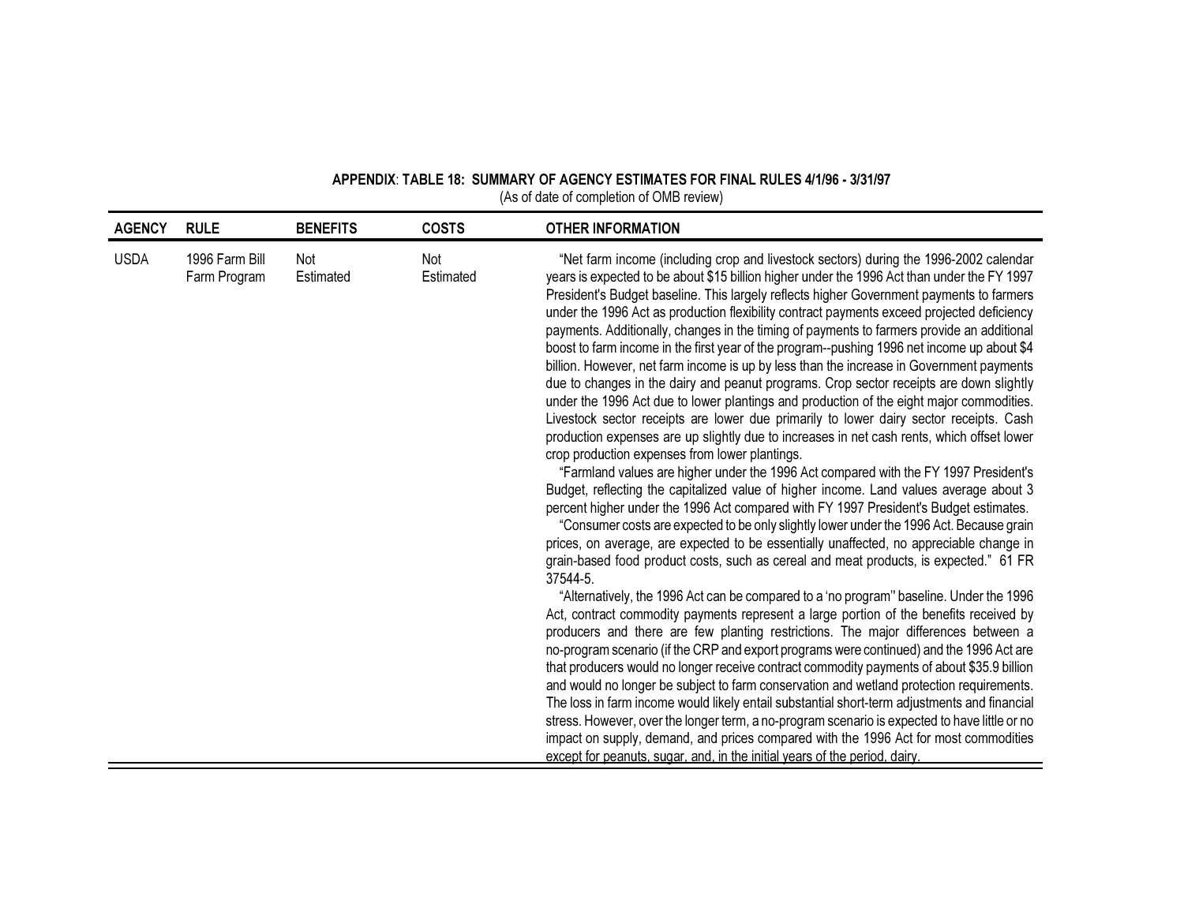**APPENDIX: TABLE 18: SUMMARY OF AGENCY ESTIMATES FOR FINAL RULES 4/1/96 - 3/31/97**

(As of date of completion of OMB review)

| AGENCY | RULE | BENEFITS | COSTS | OTHER INFORMATION |
|---|---|---|---|---|
| USDA | 1996 Farm Bill Farm Program | Not Estimated | Not Estimated | "Net farm income (including crop and livestock sectors) during the 1996-2002 calendar years is expected to be about $15 billion higher under the 1996 Act than under the FY 1997 President's Budget baseline. This largely reflects higher Government payments to farmers under the 1996 Act as production flexibility contract payments exceed projected deficiency payments. Additionally, changes in the timing of payments to farmers provide an additional boost to farm income in the first year of the program--pushing 1996 net income up about $4 billion. However, net farm income is up by less than the increase in Government payments due to changes in the dairy and peanut programs. Crop sector receipts are down slightly under the 1996 Act due to lower plantings and production of the eight major commodities. Livestock sector receipts are lower due primarily to lower dairy sector receipts. Cash production expenses are up slightly due to increases in net cash rents, which offset lower crop production expenses from lower plantings.<br>"Farmland values are higher under the 1996 Act compared with the FY 1997 President's Budget, reflecting the capitalized value of higher income. Land values average about 3 percent higher under the 1996 Act compared with FY 1997 President's Budget estimates.<br>"Consumer costs are expected to be only slightly lower under the 1996 Act. Because grain prices, on average, are expected to be essentially unaffected, no appreciable change in grain-based food product costs, such as cereal and meat products, is expected." 61 FR 37544-5.<br>"Alternatively, the 1996 Act can be compared to a 'no program" baseline. Under the 1996 Act, contract commodity payments represent a large portion of the benefits received by producers and there are few planting restrictions. The major differences between a no-program scenario (if the CRP and export programs were continued) and the 1996 Act are that producers would no longer receive contract commodity payments of about $35.9 billion and would no longer be subject to farm conservation and wetland protection requirements. The loss in farm income would likely entail substantial short-term adjustments and financial stress. However, over the longer term, a no-program scenario is expected to have little or no impact on supply, demand, and prices compared with the 1996 Act for most commodities except for peanuts, sugar, and, in the initial years of the period, dairy. |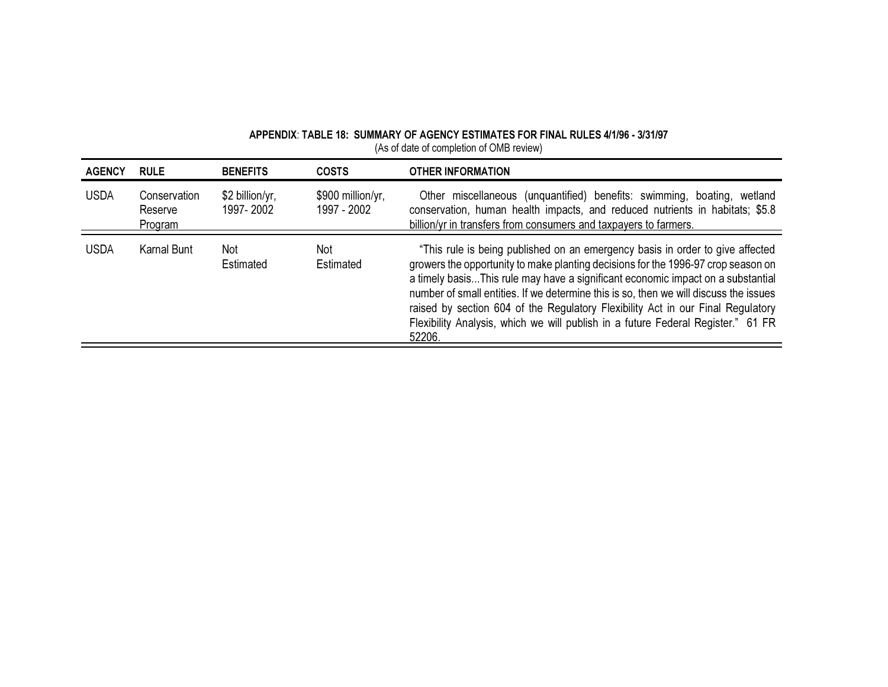**APPENDIX: TABLE 18: SUMMARY OF AGENCY ESTIMATES FOR FINAL RULES 4/1/96 - 3/31/97**

(As of date of completion of OMB review)

| AGENCY | RULE | BENEFITS | COSTS | OTHER INFORMATION |
|---|---|---|---|---|
| USDA | Conservation Reserve Program | $2 billion/yr, 1997- 2002 | $900 million/yr, 1997 - 2002 | Other miscellaneous (unquantified) benefits: swimming, boating, wetland conservation, human health impacts, and reduced nutrients in habitats; $5.8 billion/yr in transfers from consumers and taxpayers to farmers. |
| USDA | Karnal Bunt | Not Estimated | Not Estimated | "This rule is being published on an emergency basis in order to give affected growers the opportunity to make planting decisions for the 1996-97 crop season on a timely basis...This rule may have a significant economic impact on a substantial number of small entities. If we determine this is so, then we will discuss the issues raised by section 604 of the Regulatory Flexibility Act in our Final Regulatory Flexibility Analysis, which we will publish in a future Federal Register." 61 FR 52206. |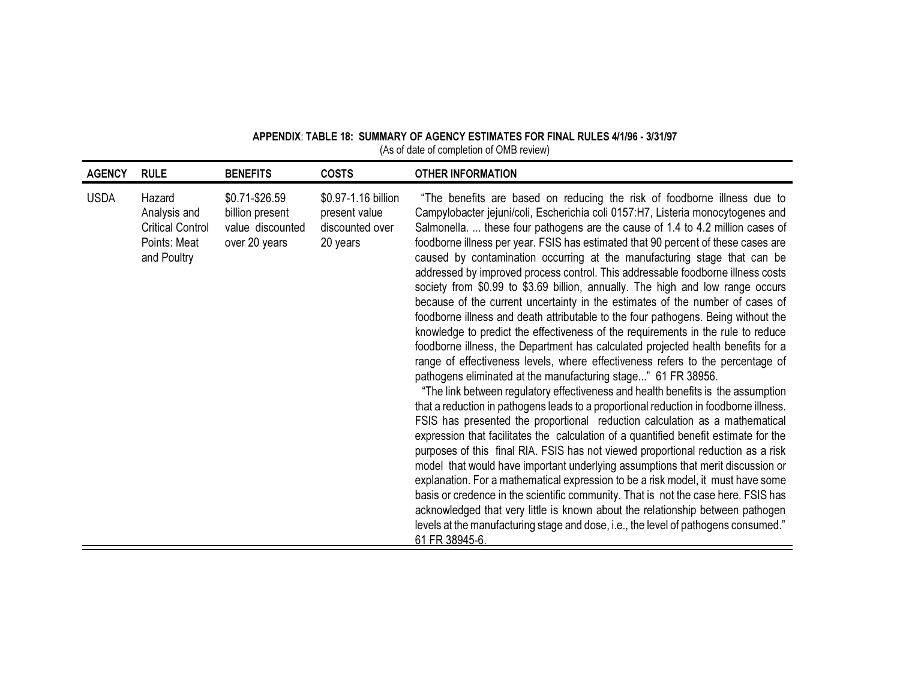**APPENDIX: TABLE 18: SUMMARY OF AGENCY ESTIMATES FOR FINAL RULES 4/1/96 - 3/31/97**

(As of date of completion of OMB review)

| AGENCY | RULE | BENEFITS | COSTS | OTHER INFORMATION |
|---|---|---|---|---|
| USDA | Hazard Analysis and Critical Control Points: Meat and Poultry | $0.71-$26.59 billion present value discounted over 20 years | $0.97-1.16 billion present value discounted over 20 years | "The benefits are based on reducing the risk of foodborne illness due to Campylobacter jejuni/coli, Escherichia coli 0157:H7, Listeria monocytogenes and Salmonella. ... these four pathogens are the cause of 1.4 to 4.2 million cases of foodborne illness per year. FSIS has estimated that 90 percent of these cases are caused by contamination occurring at the manufacturing stage that can be addressed by improved process control. This addressable foodborne illness costs society from $0.99 to $3.69 billion, annually. The high and low range occurs because of the current uncertainty in the estimates of the number of cases of foodborne illness and death attributable to the four pathogens. Being without the knowledge to predict the effectiveness of the requirements in the rule to reduce foodborne illness, the Department has calculated projected health benefits for a range of effectiveness levels, where effectiveness refers to the percentage of pathogens eliminated at the manufacturing stage..." 61 FR 38956.<br>"The link between regulatory effectiveness and health benefits is the assumption that a reduction in pathogens leads to a proportional reduction in foodborne illness. FSIS has presented the proportional reduction calculation as a mathematical expression that facilitates the calculation of a quantified benefit estimate for the purposes of this final RIA. FSIS has not viewed proportional reduction as a risk model that would have important underlying assumptions that merit discussion or explanation. For a mathematical expression to be a risk model, it must have some basis or credence in the scientific community. That is not the case here. FSIS has acknowledged that very little is known about the relationship between pathogen levels at the manufacturing stage and dose, i.e., the level of pathogens consumed." 61 FR 38945-6. |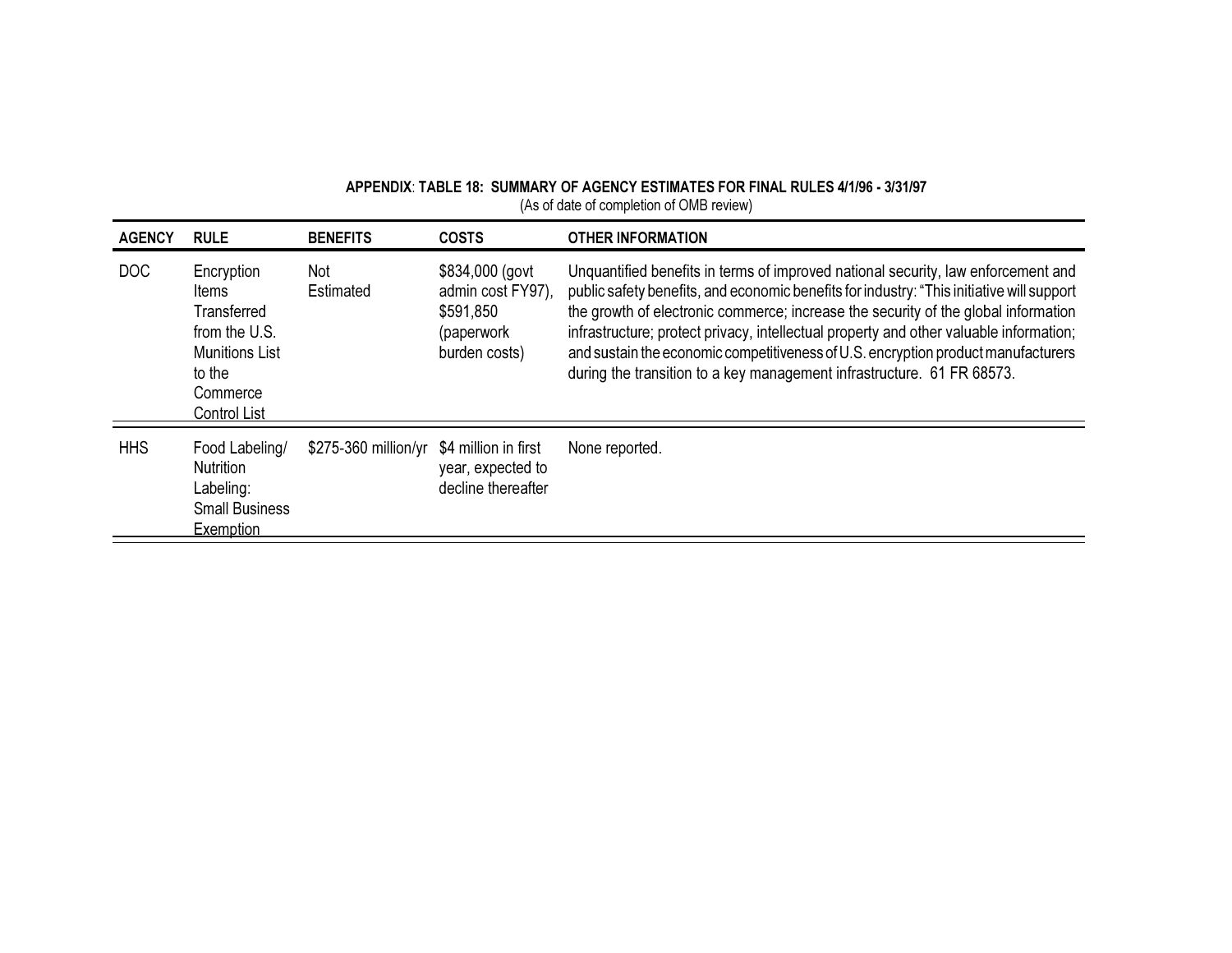**APPENDIX: TABLE 18: SUMMARY OF AGENCY ESTIMATES FOR FINAL RULES 4/1/96 - 3/31/97**

(As of date of completion of OMB review)

| AGENCY | RULE | BENEFITS | COSTS | OTHER INFORMATION |
|---|---|---|---|---|
| DOC | Encryption Items Transferred from the U.S. Munitions List to the Commerce Control List | Not Estimated | $834,000 (govt admin cost FY97), $591,850 (paperwork burden costs) | Unquantified benefits in terms of improved national security, law enforcement and public safety benefits, and economic benefits for industry: "This initiative will support the growth of electronic commerce; increase the security of the global information infrastructure; protect privacy, intellectual property and other valuable information; and sustain the economic competitiveness of U.S. encryption product manufacturers during the transition to a key management infrastructure. 61 FR 68573. |
| HHS | Food Labeling/ Nutrition Labeling: Small Business Exemption | $275-360 million/yr | $4 million in first year, expected to decline thereafter | None reported. |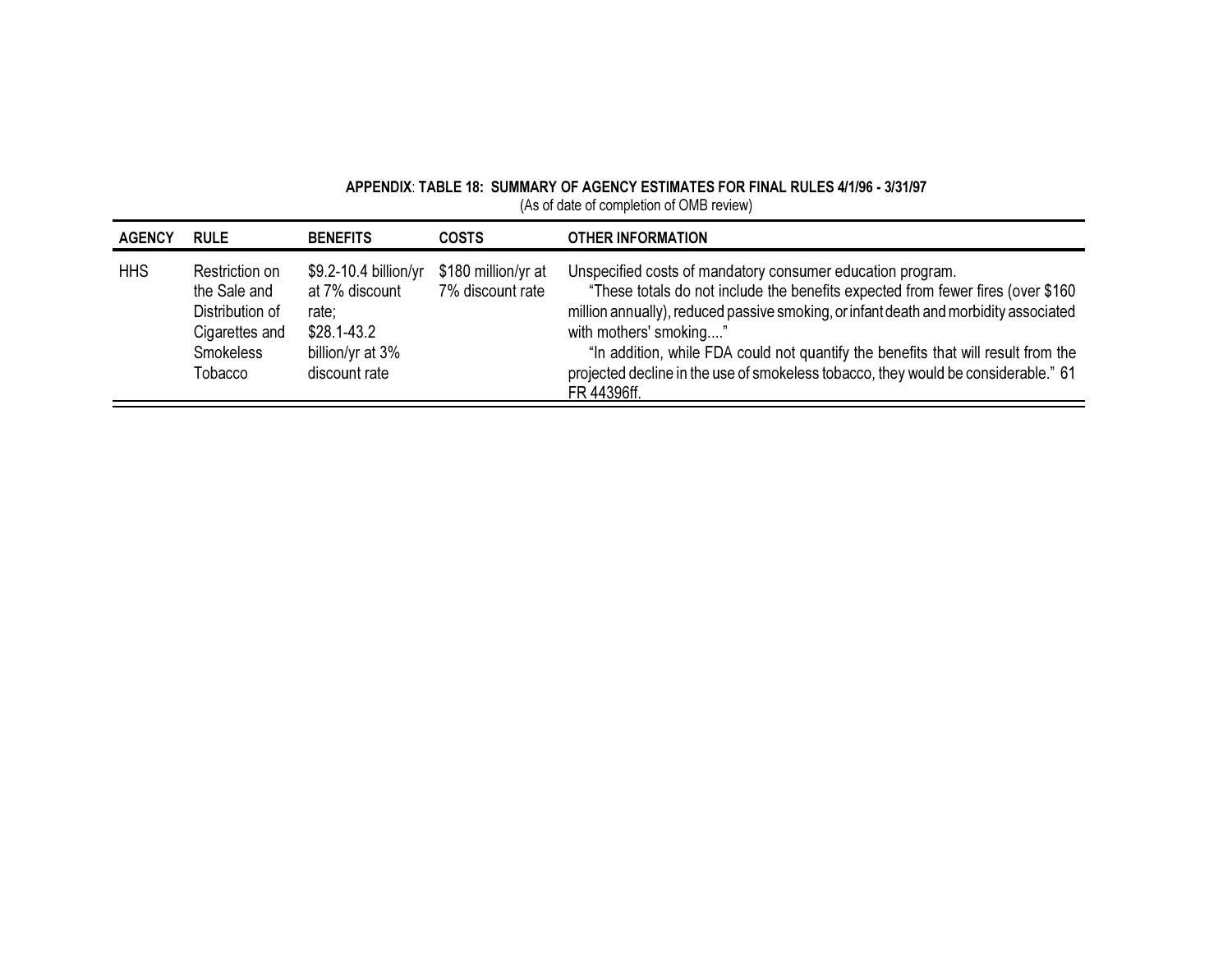**APPENDIX: TABLE 18: SUMMARY OF AGENCY ESTIMATES FOR FINAL RULES 4/1/96 - 3/31/97**
(As of date of completion of OMB review)

| AGENCY | RULE | BENEFITS | COSTS | OTHER INFORMATION |
|---|---|---|---|---|
| HHS | Restriction on the Sale and Distribution of Cigarettes and Smokeless Tobacco | $9.2-10.4 billion/yr at 7% discount rate; $28.1-43.2 billion/yr at 3% discount rate | $180 million/yr at 7% discount rate | Unspecified costs of mandatory consumer education program. "These totals do not include the benefits expected from fewer fires (over $160 million annually), reduced passive smoking, or infant death and morbidity associated with mothers' smoking...." "In addition, while FDA could not quantify the benefits that will result from the projected decline in the use of smokeless tobacco, they would be considerable." 61 FR 44396ff. |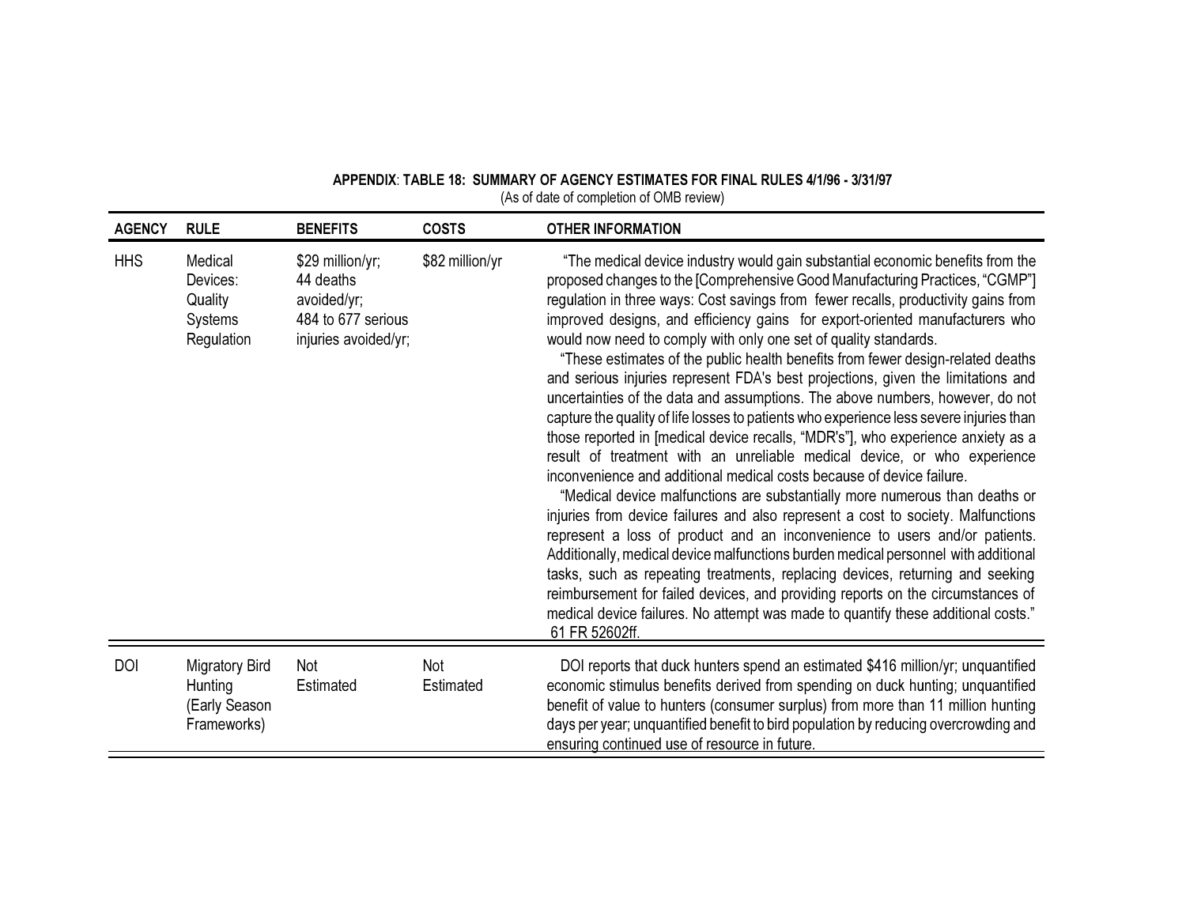**APPENDIX: TABLE 18: SUMMARY OF AGENCY ESTIMATES FOR FINAL RULES 4/1/96 - 3/31/97**

(As of date of completion of OMB review)

| AGENCY | RULE | BENEFITS | COSTS | OTHER INFORMATION |
|---|---|---|---|---|
| HHS | Medical Devices: Quality Systems Regulation | $29 million/yr; 44 deaths avoided/yr; 484 to 677 serious injuries avoided/yr; | $82 million/yr | "The medical device industry would gain substantial economic benefits from the proposed changes to the [Comprehensive Good Manufacturing Practices, "CGMP"] regulation in three ways: Cost savings from fewer recalls, productivity gains from improved designs, and efficiency gains for export-oriented manufacturers who would now need to comply with only one set of quality standards. "These estimates of the public health benefits from fewer design-related deaths and serious injuries represent FDA's best projections, given the limitations and uncertainties of the data and assumptions. The above numbers, however, do not capture the quality of life losses to patients who experience less severe injuries than those reported in [medical device recalls, "MDR's"], who experience anxiety as a result of treatment with an unreliable medical device, or who experience inconvenience and additional medical costs because of device failure. "Medical device malfunctions are substantially more numerous than deaths or injuries from device failures and also represent a cost to society. Malfunctions represent a loss of product and an inconvenience to users and/or patients. Additionally, medical device malfunctions burden medical personnel with additional tasks, such as repeating treatments, replacing devices, returning and seeking reimbursement for failed devices, and providing reports on the circumstances of medical device failures. No attempt was made to quantify these additional costs." 61 FR 52602ff. |
| DOI | Migratory Bird Hunting (Early Season Frameworks) | Not Estimated | Not Estimated | DOI reports that duck hunters spend an estimated $416 million/yr; unquantified economic stimulus benefits derived from spending on duck hunting; unquantified benefit of value to hunters (consumer surplus) from more than 11 million hunting days per year; unquantified benefit to bird population by reducing overcrowding and ensuring continued use of resource in future. |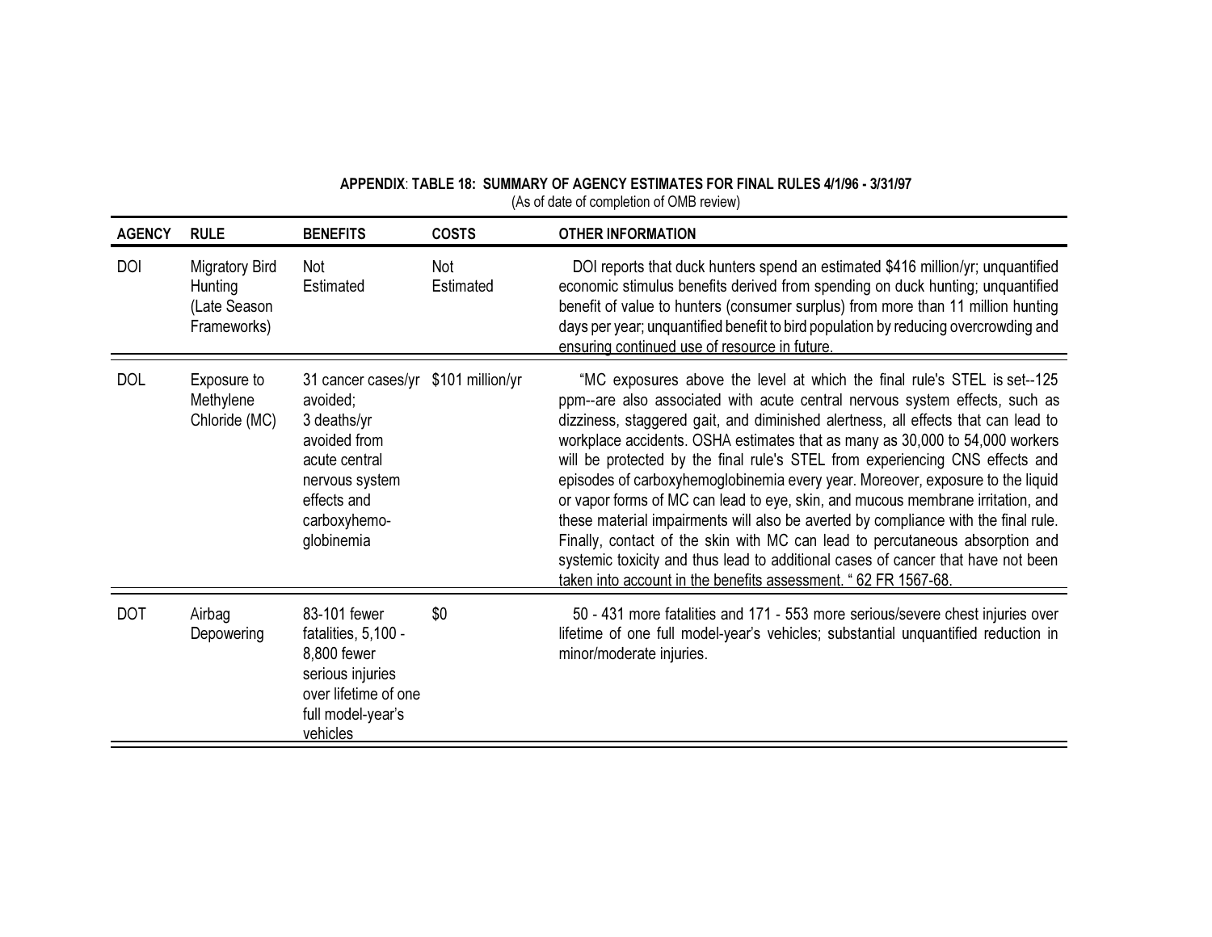**APPENDIX: TABLE 18: SUMMARY OF AGENCY ESTIMATES FOR FINAL RULES 4/1/96 - 3/31/97**

(As of date of completion of OMB review)

| AGENCY | RULE | BENEFITS | COSTS | OTHER INFORMATION |
|---|---|---|---|---|
| DOI | Migratory Bird Hunting (Late Season Frameworks) | Not Estimated | Not Estimated | DOI reports that duck hunters spend an estimated $416 million/yr; unquantified economic stimulus benefits derived from spending on duck hunting; unquantified benefit of value to hunters (consumer surplus) from more than 11 million hunting days per year; unquantified benefit to bird population by reducing overcrowding and ensuring continued use of resource in future. |
| DOL | Exposure to Methylene Chloride (MC) | 31 cancer cases/yr avoided; 3 deaths/yr avoided from acute central nervous system effects and carboxyhemo-globinemia | $101 million/yr | "MC exposures above the level at which the final rule's STEL is set--125 ppm--are also associated with acute central nervous system effects, such as dizziness, staggered gait, and diminished alertness, all effects that can lead to workplace accidents. OSHA estimates that as many as 30,000 to 54,000 workers will be protected by the final rule's STEL from experiencing CNS effects and episodes of carboxyhemoglobinemia every year. Moreover, exposure to the liquid or vapor forms of MC can lead to eye, skin, and mucous membrane irritation, and these material impairments will also be averted by compliance with the final rule. Finally, contact of the skin with MC can lead to percutaneous absorption and systemic toxicity and thus lead to additional cases of cancer that have not been taken into account in the benefits assessment. " 62 FR 1567-68. |
| DOT | Airbag Depowering | 83-101 fewer fatalities, 5,100 - 8,800 fewer serious injuries over lifetime of one full model-year's vehicles | $0 | 50 - 431 more fatalities and 171 - 553 more serious/severe chest injuries over lifetime of one full model-year's vehicles; substantial unquantified reduction in minor/moderate injuries. |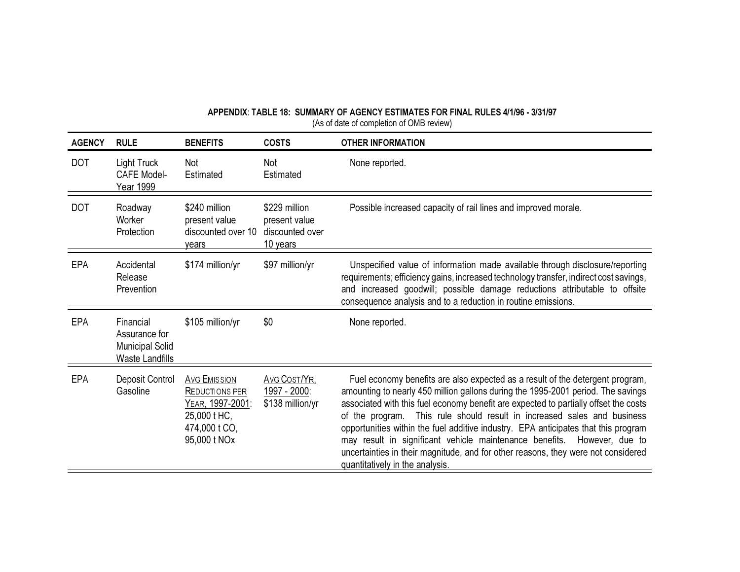**APPENDIX: TABLE 18: SUMMARY OF AGENCY ESTIMATES FOR FINAL RULES 4/1/96 - 3/31/97**

(As of date of completion of OMB review)

| AGENCY | RULE | BENEFITS | COSTS | OTHER INFORMATION |
|---|---|---|---|---|
| DOT | Light Truck CAFE Model-Year 1999 | Not Estimated | Not Estimated | None reported. |
| DOT | Roadway Worker Protection | $240 million present value discounted over 10 years | $229 million present value discounted over 10 years | Possible increased capacity of rail lines and improved morale. |
| EPA | Accidental Release Prevention | $174 million/yr | $97 million/yr | Unspecified value of information made available through disclosure/reporting requirements; efficiency gains, increased technology transfer, indirect cost savings, and increased goodwill; possible damage reductions attributable to offsite consequence analysis and to a reduction in routine emissions. |
| EPA | Financial Assurance for Municipal Solid Waste Landfills | $105 million/yr | $0 | None reported. |
| EPA | Deposit Control Gasoline | AVG EMISSION REDUCTIONS PER YEAR, 1997-2001: 25,000 t HC, 474,000 t CO, 95,000 t NOx | AVG COST/YR, 1997 - 2000: $138 million/yr | Fuel economy benefits are also expected as a result of the detergent program, amounting to nearly 450 million gallons during the 1995-2001 period. The savings associated with this fuel economy benefit are expected to partially offset the costs of the program. This rule should result in increased sales and business opportunities within the fuel additive industry. EPA anticipates that this program may result in significant vehicle maintenance benefits. However, due to uncertainties in their magnitude, and for other reasons, they were not considered quantitatively in the analysis. |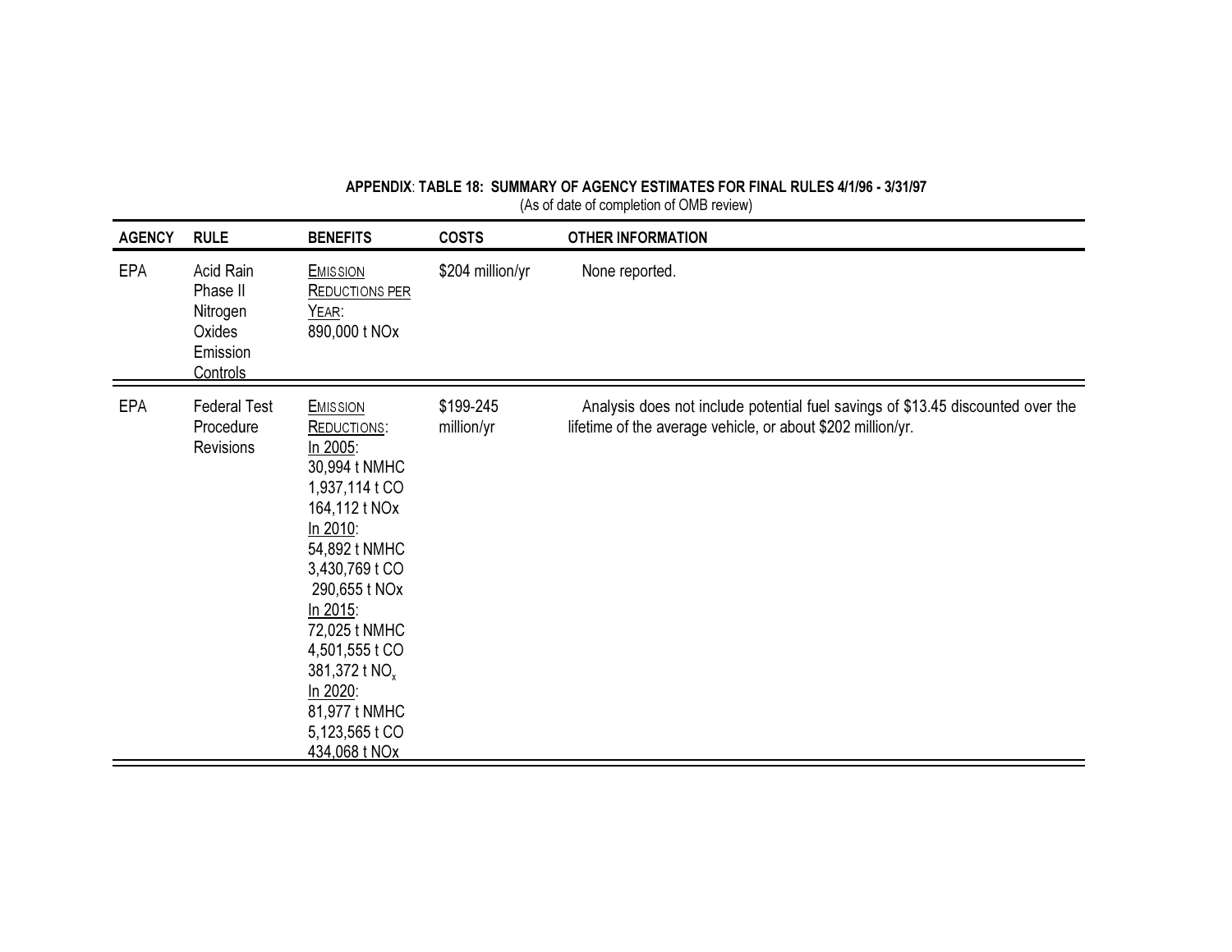**APPENDIX: TABLE 18: SUMMARY OF AGENCY ESTIMATES FOR FINAL RULES 4/1/96 - 3/31/97**
(As of date of completion of OMB review)

| AGENCY | RULE | BENEFITS | COSTS | OTHER INFORMATION |
|---|---|---|---|---|
| EPA | Acid Rain Phase II Nitrogen Oxides Emission Controls | EMISSION REDUCTIONS PER YEAR: 890,000 t NOx | \$204 million/yr | None reported. |
| EPA | Federal Test Procedure Revisions | EMISSION REDUCTIONS: In 2005: 30,994 t NMHC 1,937,114 t CO 164,112 t NOx In 2010: 54,892 t NMHC 3,430,769 t CO 290,655 t NOx In 2015: 72,025 t NMHC 4,501,555 t CO 381,372 t $NO_x$ In 2020: 81,977 t NMHC 5,123,565 t CO 434,068 t NOx | \$199-245 million/yr | Analysis does not include potential fuel savings of \$13.45 discounted over the lifetime of the average vehicle, or about \$202 million/yr. |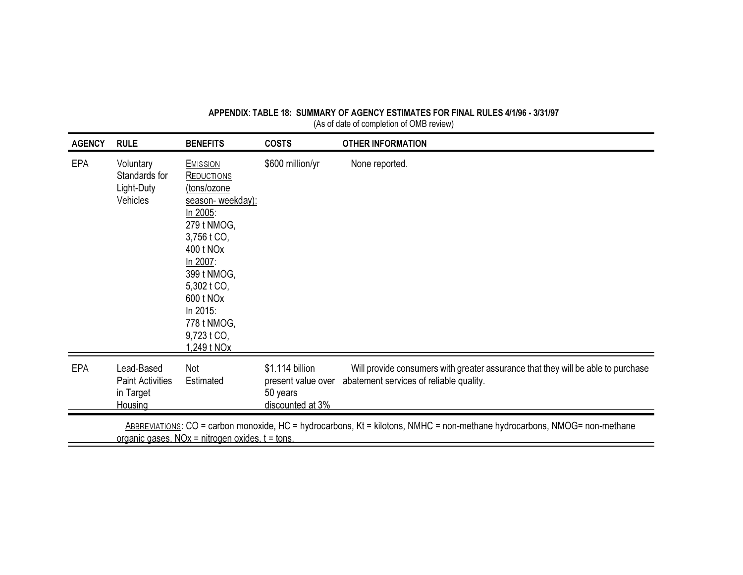**APPENDIX: TABLE 18: SUMMARY OF AGENCY ESTIMATES FOR FINAL RULES 4/1/96 - 3/31/97**

(As of date of completion of OMB review)

| AGENCY | RULE | BENEFITS | COSTS | OTHER INFORMATION |
|---|---|---|---|---|
| EPA | Voluntary Standards for Light-Duty Vehicles | Emission Reductions (tons/ozone season- weekday): In 2005: 279 t NMOG, 3,756 t CO, 400 t NOx In 2007: 399 t NMOG, 5,302 t CO, 600 t NOx In 2015: 778 t NMOG, 9,723 t CO, 1,249 t NOx | $600 million/yr | None reported. |
| EPA | Lead-Based Paint Activities in Target Housing | Not Estimated | $1.114 billion present value over 50 years discounted at 3% | Will provide consumers with greater assurance that they will be able to purchase abatement services of reliable quality. |

ABBREVIATIONS: CO = carbon monoxide, HC = hydrocarbons, Kt = kilotons, NMHC = non-methane hydrocarbons, NMOG= non-methane organic gases, NOx = nitrogen oxides, t = tons.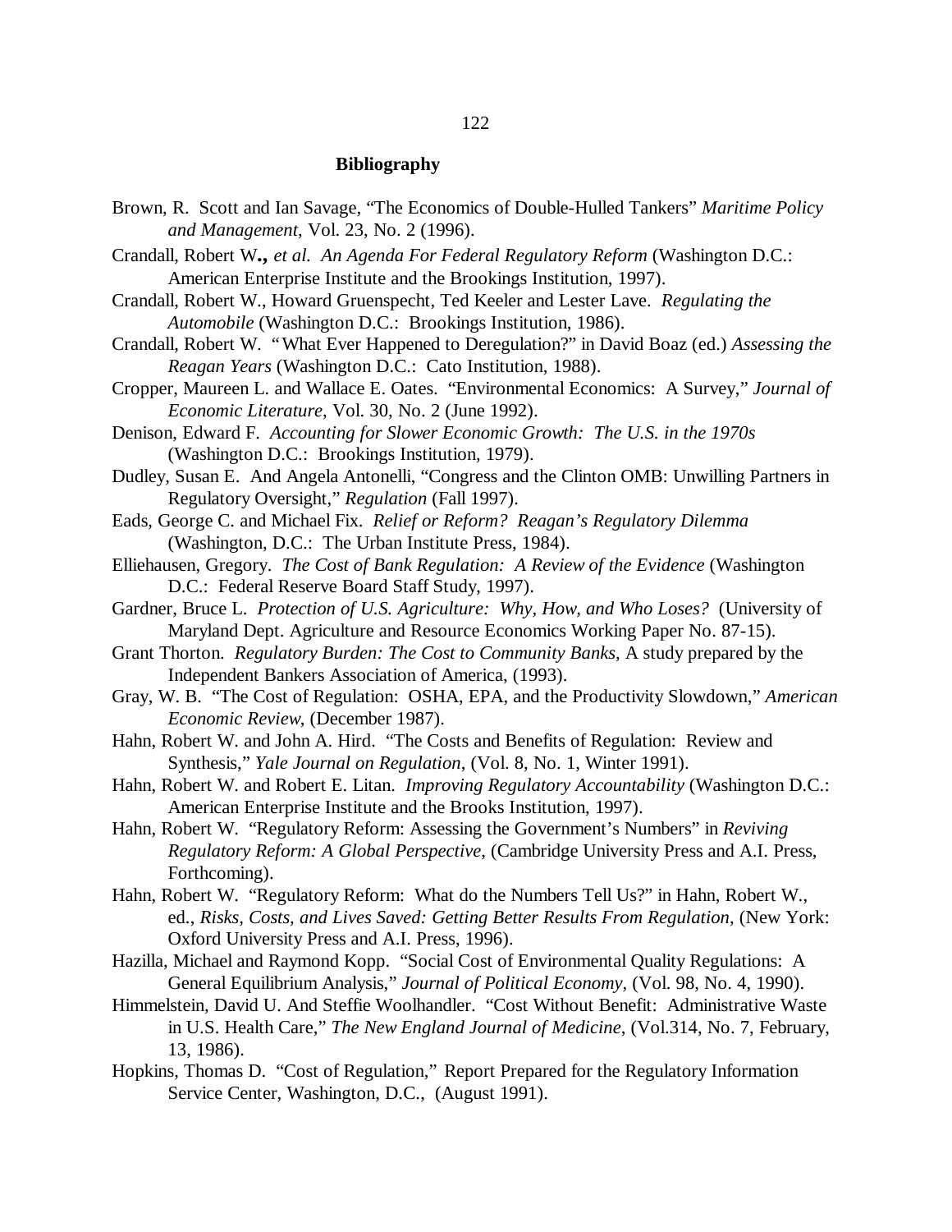## Bibliography

Brown, R. Scott and Ian Savage, "The Economics of Double-Hulled Tankers" *Maritime Policy and Management*, Vol. 23, No. 2 (1996).

Crandall, Robert W**.,** *et al. An Agenda For Federal Regulatory Reform* (Washington D.C.: American Enterprise Institute and the Brookings Institution, 1997).

Crandall, Robert W., Howard Gruenspecht, Ted Keeler and Lester Lave. *Regulating the Automobile* (Washington D.C.: Brookings Institution, 1986).

Crandall, Robert W. "What Ever Happened to Deregulation?" in David Boaz (ed.) *Assessing the Reagan Years* (Washington D.C.: Cato Institution, 1988).

Cropper, Maureen L. and Wallace E. Oates. "Environmental Economics: A Survey," *Journal of Economic Literature*, Vol. 30, No. 2 (June 1992).

Denison, Edward F. *Accounting for Slower Economic Growth: The U.S. in the 1970s* (Washington D.C.: Brookings Institution, 1979).

Dudley, Susan E. And Angela Antonelli, "Congress and the Clinton OMB: Unwilling Partners in Regulatory Oversight," *Regulation* (Fall 1997).

Eads, George C. and Michael Fix. *Relief or Reform? Reagan's Regulatory Dilemma* (Washington, D.C.: The Urban Institute Press, 1984).

Elliehausen, Gregory. *The Cost of Bank Regulation: A Review of the Evidence* (Washington D.C.: Federal Reserve Board Staff Study, 1997).

Gardner, Bruce L. *Protection of U.S. Agriculture: Why, How, and Who Loses?* (University of Maryland Dept. Agriculture and Resource Economics Working Paper No. 87-15).

Grant Thorton. *Regulatory Burden: The Cost to Community Banks*, A study prepared by the Independent Bankers Association of America, (1993).

Gray, W. B. "The Cost of Regulation: OSHA, EPA, and the Productivity Slowdown," *American Economic Review*, (December 1987).

Hahn, Robert W. and John A. Hird. "The Costs and Benefits of Regulation: Review and Synthesis," *Yale Journal on Regulation*, (Vol. 8, No. 1, Winter 1991).

Hahn, Robert W. and Robert E. Litan. *Improving Regulatory Accountability* (Washington D.C.: American Enterprise Institute and the Brooks Institution, 1997).

Hahn, Robert W. "Regulatory Reform: Assessing the Government's Numbers" in *Reviving Regulatory Reform: A Global Perspective*, (Cambridge University Press and A.I. Press, Forthcoming).

Hahn, Robert W. "Regulatory Reform: What do the Numbers Tell Us?" in Hahn, Robert W., ed., *Risks, Costs, and Lives Saved: Getting Better Results From Regulation*, (New York: Oxford University Press and A.I. Press, 1996).

Hazilla, Michael and Raymond Kopp. "Social Cost of Environmental Quality Regulations: A General Equilibrium Analysis," *Journal of Political Economy*, (Vol. 98, No. 4, 1990).

Himmelstein, David U. And Steffie Woolhandler. "Cost Without Benefit: Administrative Waste in U.S. Health Care," *The New England Journal of Medicine*, (Vol.314, No. 7, February, 13, 1986).

Hopkins, Thomas D. "Cost of Regulation," Report Prepared for the Regulatory Information Service Center, Washington, D.C., (August 1991).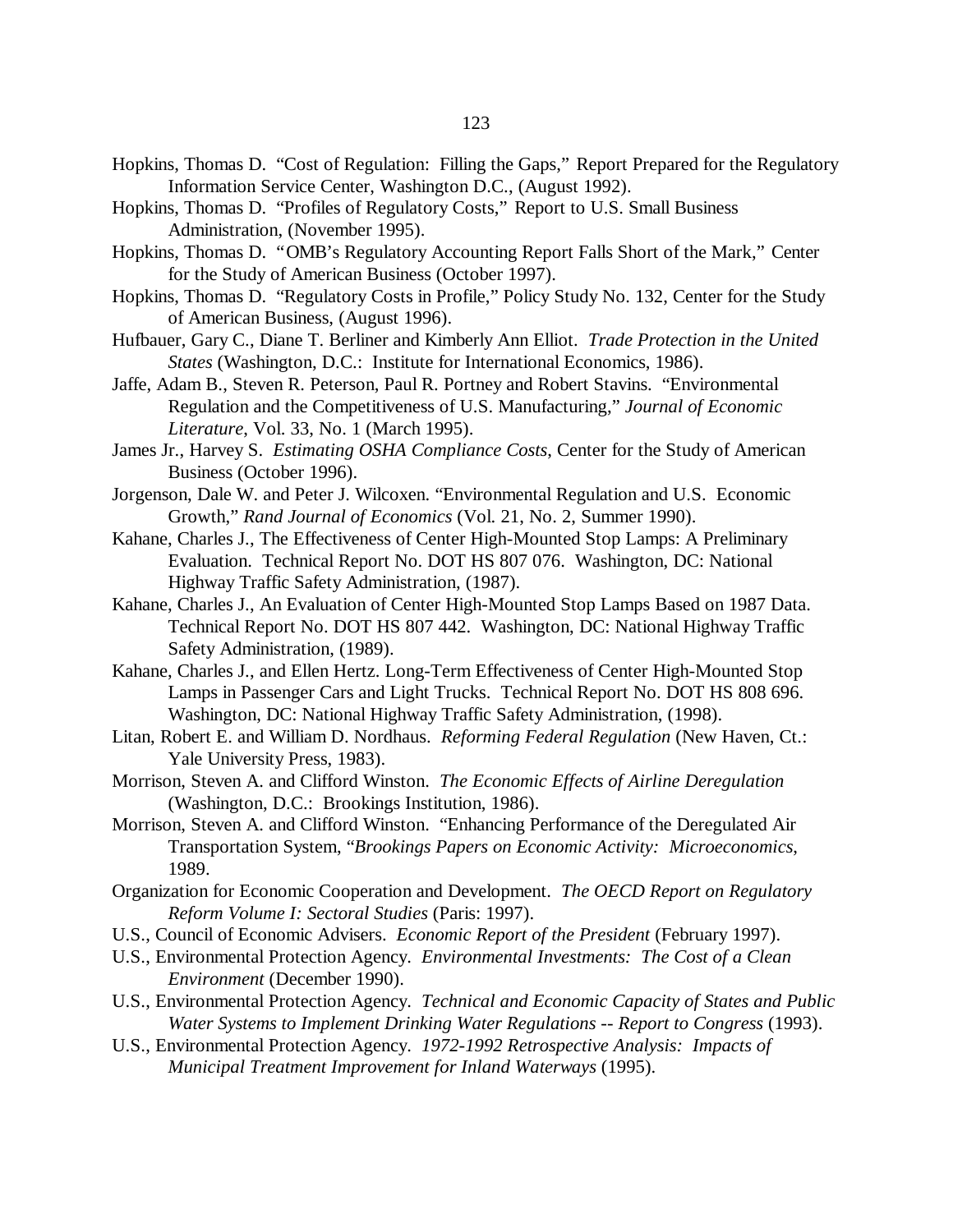Hopkins, Thomas D. "Cost of Regulation: Filling the Gaps," Report Prepared for the Regulatory Information Service Center, Washington D.C., (August 1992).

Hopkins, Thomas D. "Profiles of Regulatory Costs," Report to U.S. Small Business Administration, (November 1995).

Hopkins, Thomas D. "OMB's Regulatory Accounting Report Falls Short of the Mark," Center for the Study of American Business (October 1997).

Hopkins, Thomas D. "Regulatory Costs in Profile," Policy Study No. 132, Center for the Study of American Business, (August 1996).

Hufbauer, Gary C., Diane T. Berliner and Kimberly Ann Elliot. *Trade Protection in the United States* (Washington, D.C.: Institute for International Economics, 1986).

Jaffe, Adam B., Steven R. Peterson, Paul R. Portney and Robert Stavins. "Environmental Regulation and the Competitiveness of U.S. Manufacturing," *Journal of Economic Literature*, Vol. 33, No. 1 (March 1995).

James Jr., Harvey S. *Estimating OSHA Compliance Costs*, Center for the Study of American Business (October 1996).

Jorgenson, Dale W. and Peter J. Wilcoxen. "Environmental Regulation and U.S. Economic Growth," *Rand Journal of Economics* (Vol. 21, No. 2, Summer 1990).

Kahane, Charles J., The Effectiveness of Center High-Mounted Stop Lamps: A Preliminary Evaluation. Technical Report No. DOT HS 807 076. Washington, DC: National Highway Traffic Safety Administration, (1987).

Kahane, Charles J., An Evaluation of Center High-Mounted Stop Lamps Based on 1987 Data. Technical Report No. DOT HS 807 442. Washington, DC: National Highway Traffic Safety Administration, (1989).

Kahane, Charles J., and Ellen Hertz. Long-Term Effectiveness of Center High-Mounted Stop Lamps in Passenger Cars and Light Trucks. Technical Report No. DOT HS 808 696. Washington, DC: National Highway Traffic Safety Administration, (1998).

Litan, Robert E. and William D. Nordhaus. *Reforming Federal Regulation* (New Haven, Ct.: Yale University Press, 1983).

Morrison, Steven A. and Clifford Winston. *The Economic Effects of Airline Deregulation* (Washington, D.C.: Brookings Institution, 1986).

Morrison, Steven A. and Clifford Winston. "Enhancing Performance of the Deregulated Air Transportation System, "*Brookings Papers on Economic Activity: Microeconomics*, 1989.

Organization for Economic Cooperation and Development. *The OECD Report on Regulatory Reform Volume I: Sectoral Studies* (Paris: 1997).

U.S., Council of Economic Advisers. *Economic Report of the President* (February 1997).

U.S., Environmental Protection Agency. *Environmental Investments: The Cost of a Clean Environment* (December 1990).

U.S., Environmental Protection Agency. *Technical and Economic Capacity of States and Public Water Systems to Implement Drinking Water Regulations -- Report to Congress* (1993).

U.S., Environmental Protection Agency. *1972-1992 Retrospective Analysis: Impacts of Municipal Treatment Improvement for Inland Waterways* (1995).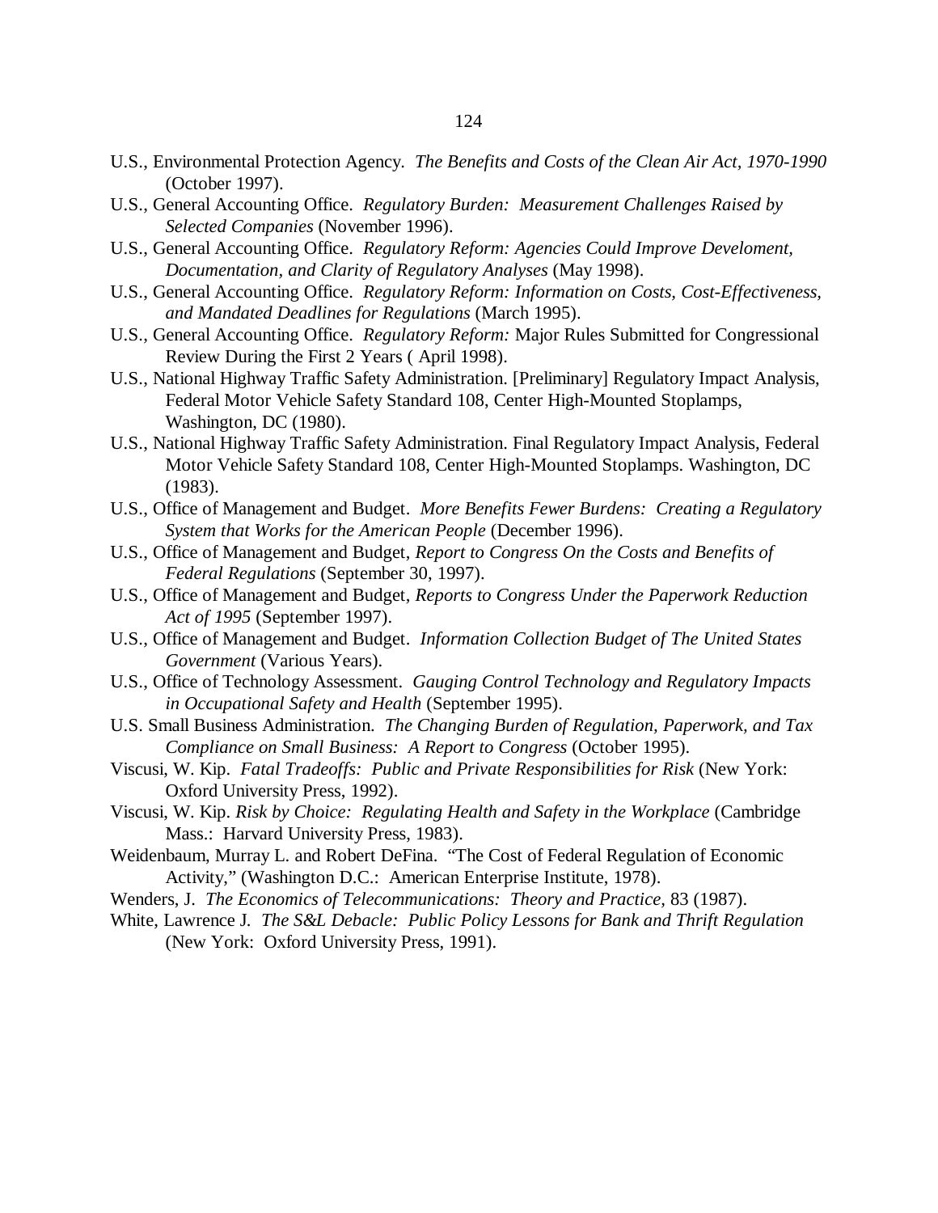U.S., Environmental Protection Agency. *The Benefits and Costs of the Clean Air Act, 1970-1990* (October 1997).

U.S., General Accounting Office. *Regulatory Burden: Measurement Challenges Raised by Selected Companies* (November 1996).

U.S., General Accounting Office. *Regulatory Reform: Agencies Could Improve Develoment, Documentation, and Clarity of Regulatory Analyses* (May 1998).

U.S., General Accounting Office. *Regulatory Reform: Information on Costs, Cost-Effectiveness, and Mandated Deadlines for Regulations* (March 1995).

U.S., General Accounting Office. *Regulatory Reform:* Major Rules Submitted for Congressional Review During the First 2 Years ( April 1998).

U.S., National Highway Traffic Safety Administration. [Preliminary] Regulatory Impact Analysis, Federal Motor Vehicle Safety Standard 108, Center High-Mounted Stoplamps, Washington, DC (1980).

U.S., National Highway Traffic Safety Administration. Final Regulatory Impact Analysis, Federal Motor Vehicle Safety Standard 108, Center High-Mounted Stoplamps. Washington, DC (1983).

U.S., Office of Management and Budget. *More Benefits Fewer Burdens: Creating a Regulatory System that Works for the American People* (December 1996).

U.S., Office of Management and Budget, *Report to Congress On the Costs and Benefits of Federal Regulations* (September 30, 1997).

U.S., Office of Management and Budget, *Reports to Congress Under the Paperwork Reduction Act of 1995* (September 1997).

U.S., Office of Management and Budget. *Information Collection Budget of The United States Government* (Various Years).

U.S., Office of Technology Assessment. *Gauging Control Technology and Regulatory Impacts in Occupational Safety and Health* (September 1995).

U.S. Small Business Administration. *The Changing Burden of Regulation, Paperwork, and Tax Compliance on Small Business: A Report to Congress* (October 1995).

Viscusi, W. Kip. *Fatal Tradeoffs: Public and Private Responsibilities for Risk* (New York: Oxford University Press, 1992).

Viscusi, W. Kip. *Risk by Choice: Regulating Health and Safety in the Workplace* (Cambridge Mass.: Harvard University Press, 1983).

Weidenbaum, Murray L. and Robert DeFina. "The Cost of Federal Regulation of Economic Activity," (Washington D.C.: American Enterprise Institute, 1978).

Wenders, J. *The Economics of Telecommunications: Theory and Practice*, 83 (1987).

White, Lawrence J. *The S&L Debacle: Public Policy Lessons for Bank and Thrift Regulation* (New York: Oxford University Press, 1991).